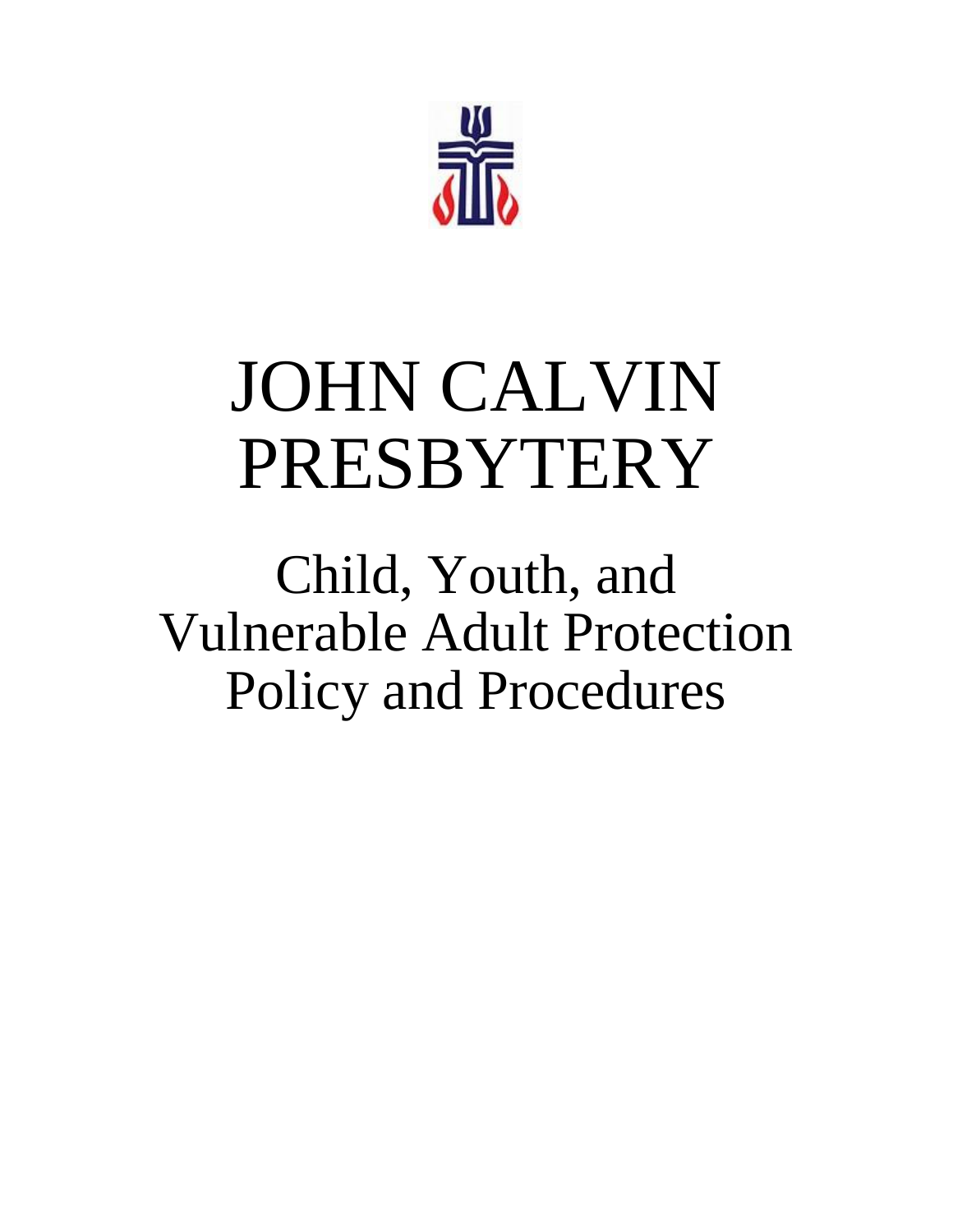# JOHN CALVIN PRESBYTERY

## Child, Youth, and Vulnerable Adult Protection Policy and Procedures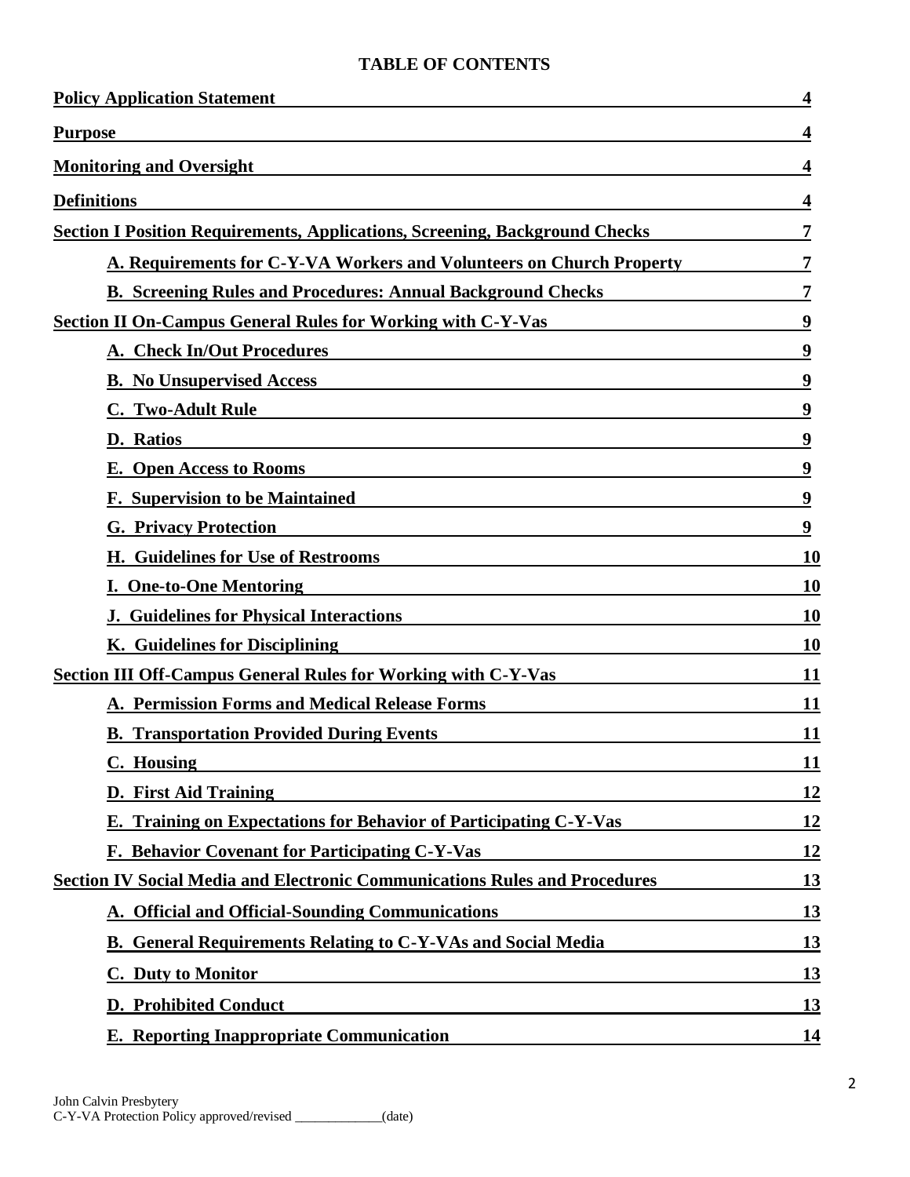**TABLE OF CONTENTS**

| | |
|---|---|
| **Policy Application Statement** | **4** |
| **Purpose** | **4** |
| **Monitoring and Oversight** | **4** |
| **Definitions** | **4** |
| **Section I Position Requirements, Applications, Screening, Background Checks** | **7** |
| &nbsp;&nbsp;&nbsp;&nbsp;**A. Requirements for C-Y-VA Workers and Volunteers on Church Property** | **7** |
| &nbsp;&nbsp;&nbsp;&nbsp;**B. Screening Rules and Procedures: Annual Background Checks** | **7** |
| **Section II On-Campus General Rules for Working with C-Y-Vas** | **9** |
| &nbsp;&nbsp;&nbsp;&nbsp;**A. Check In/Out Procedures** | **9** |
| &nbsp;&nbsp;&nbsp;&nbsp;**B. No Unsupervised Access** | **9** |
| &nbsp;&nbsp;&nbsp;&nbsp;**C. Two-Adult Rule** | **9** |
| &nbsp;&nbsp;&nbsp;&nbsp;**D. Ratios** | **9** |
| &nbsp;&nbsp;&nbsp;&nbsp;**E. Open Access to Rooms** | **9** |
| &nbsp;&nbsp;&nbsp;&nbsp;**F. Supervision to be Maintained** | **9** |
| &nbsp;&nbsp;&nbsp;&nbsp;**G. Privacy Protection** | **9** |
| &nbsp;&nbsp;&nbsp;&nbsp;**H. Guidelines for Use of Restrooms** | **10** |
| &nbsp;&nbsp;&nbsp;&nbsp;**I. One-to-One Mentoring** | **10** |
| &nbsp;&nbsp;&nbsp;&nbsp;**J. Guidelines for Physical Interactions** | **10** |
| &nbsp;&nbsp;&nbsp;&nbsp;**K. Guidelines for Disciplining** | **10** |
| **Section III Off-Campus General Rules for Working with C-Y-Vas** | **11** |
| &nbsp;&nbsp;&nbsp;&nbsp;**A. Permission Forms and Medical Release Forms** | **11** |
| &nbsp;&nbsp;&nbsp;&nbsp;**B. Transportation Provided During Events** | **11** |
| &nbsp;&nbsp;&nbsp;&nbsp;**C. Housing** | **11** |
| &nbsp;&nbsp;&nbsp;&nbsp;**D. First Aid Training** | **12** |
| &nbsp;&nbsp;&nbsp;&nbsp;**E. Training on Expectations for Behavior of Participating C-Y-Vas** | **12** |
| &nbsp;&nbsp;&nbsp;&nbsp;**F. Behavior Covenant for Participating C-Y-Vas** | **12** |
| **Section IV Social Media and Electronic Communications Rules and Procedures** | **13** |
| &nbsp;&nbsp;&nbsp;&nbsp;**A. Official and Official-Sounding Communications** | **13** |
| &nbsp;&nbsp;&nbsp;&nbsp;**B. General Requirements Relating to C-Y-VAs and Social Media** | **13** |
| &nbsp;&nbsp;&nbsp;&nbsp;**C. Duty to Monitor** | **13** |
| &nbsp;&nbsp;&nbsp;&nbsp;**D. Prohibited Conduct** | **13** |
| &nbsp;&nbsp;&nbsp;&nbsp;**E. Reporting Inappropriate Communication** | **14** |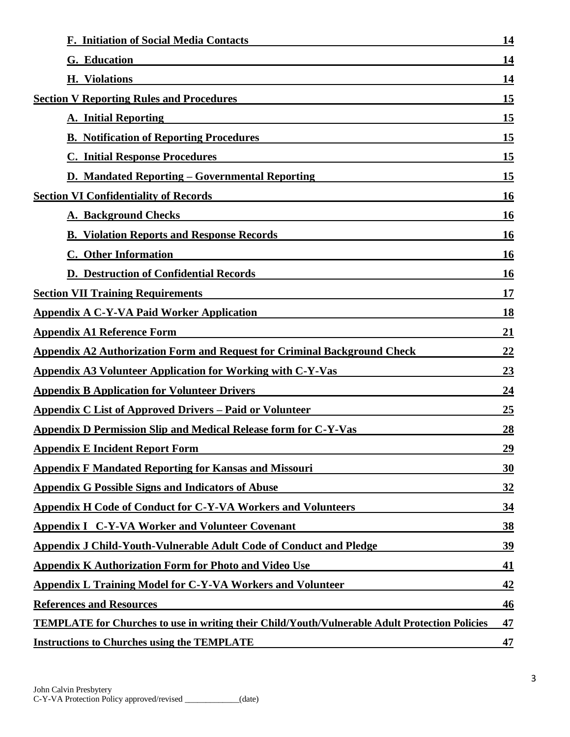**F. Initiation of Social Media Contacts** 14

**G. Education** 14

**H. Violations** 14

**Section V Reporting Rules and Procedures** 15

**A. Initial Reporting** 15

**B. Notification of Reporting Procedures** 15

**C. Initial Response Procedures** 15

**D. Mandated Reporting – Governmental Reporting** 15

**Section VI Confidentiality of Records** 16

**A. Background Checks** 16

**B. Violation Reports and Response Records** 16

**C. Other Information** 16

**D. Destruction of Confidential Records** 16

**Section VII Training Requirements** 17

**Appendix A C-Y-VA Paid Worker Application** 18

**Appendix A1 Reference Form** 21

**Appendix A2 Authorization Form and Request for Criminal Background Check** 22

**Appendix A3 Volunteer Application for Working with C-Y-Vas** 23

**Appendix B Application for Volunteer Drivers** 24

**Appendix C List of Approved Drivers – Paid or Volunteer** 25

**Appendix D Permission Slip and Medical Release form for C-Y-Vas** 28

**Appendix E Incident Report Form** 29

**Appendix F Mandated Reporting for Kansas and Missouri** 30

**Appendix G Possible Signs and Indicators of Abuse** 32

**Appendix H Code of Conduct for C-Y-VA Workers and Volunteers** 34

**Appendix I C-Y-VA Worker and Volunteer Covenant** 38

**Appendix J Child-Youth-Vulnerable Adult Code of Conduct and Pledge** 39

**Appendix K Authorization Form for Photo and Video Use** 41

**Appendix L Training Model for C-Y-VA Workers and Volunteer** 42

**References and Resources** 46

**TEMPLATE for Churches to use in writing their Child/Youth/Vulnerable Adult Protection Policies** 47

**Instructions to Churches using the TEMPLATE** 47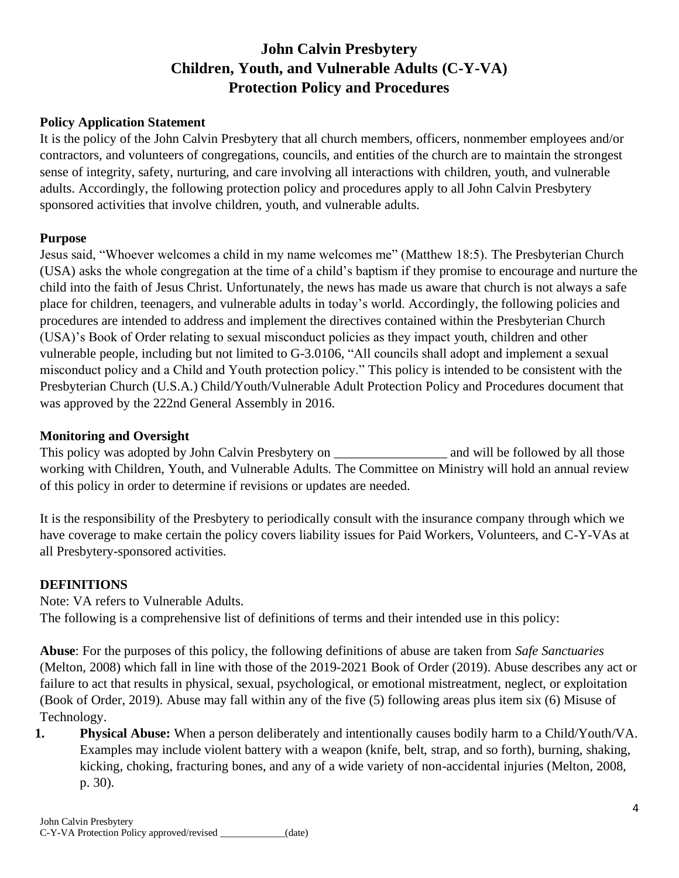# John Calvin Presbytery
# Children, Youth, and Vulnerable Adults (C-Y-VA)
# Protection Policy and Procedures

**Policy Application Statement**

It is the policy of the John Calvin Presbytery that all church members, officers, nonmember employees and/or contractors, and volunteers of congregations, councils, and entities of the church are to maintain the strongest sense of integrity, safety, nurturing, and care involving all interactions with children, youth, and vulnerable adults. Accordingly, the following protection policy and procedures apply to all John Calvin Presbytery sponsored activities that involve children, youth, and vulnerable adults.

**Purpose**

Jesus said, "Whoever welcomes a child in my name welcomes me" (Matthew 18:5). The Presbyterian Church (USA) asks the whole congregation at the time of a child's baptism if they promise to encourage and nurture the child into the faith of Jesus Christ. Unfortunately, the news has made us aware that church is not always a safe place for children, teenagers, and vulnerable adults in today's world. Accordingly, the following policies and procedures are intended to address and implement the directives contained within the Presbyterian Church (USA)'s Book of Order relating to sexual misconduct policies as they impact youth, children and other vulnerable people, including but not limited to G-3.0106, "All councils shall adopt and implement a sexual misconduct policy and a Child and Youth protection policy." This policy is intended to be consistent with the Presbyterian Church (U.S.A.) Child/Youth/Vulnerable Adult Protection Policy and Procedures document that was approved by the 222nd General Assembly in 2016.

**Monitoring and Oversight**

This policy was adopted by John Calvin Presbytery on _________________ and will be followed by all those working with Children, Youth, and Vulnerable Adults. The Committee on Ministry will hold an annual review of this policy in order to determine if revisions or updates are needed.

It is the responsibility of the Presbytery to periodically consult with the insurance company through which we have coverage to make certain the policy covers liability issues for Paid Workers, Volunteers, and C-Y-VAs at all Presbytery-sponsored activities.

**DEFINITIONS**

Note: VA refers to Vulnerable Adults.
The following is a comprehensive list of definitions of terms and their intended use in this policy:

**Abuse**: For the purposes of this policy, the following definitions of abuse are taken from *Safe Sanctuaries* (Melton, 2008) which fall in line with those of the 2019-2021 Book of Order (2019). Abuse describes any act or failure to act that results in physical, sexual, psychological, or emotional mistreatment, neglect, or exploitation (Book of Order, 2019). Abuse may fall within any of the five (5) following areas plus item six (6) Misuse of Technology.

1. **Physical Abuse:** When a person deliberately and intentionally causes bodily harm to a Child/Youth/VA. Examples may include violent battery with a weapon (knife, belt, strap, and so forth), burning, shaking, kicking, choking, fracturing bones, and any of a wide variety of non-accidental injuries (Melton, 2008, p. 30).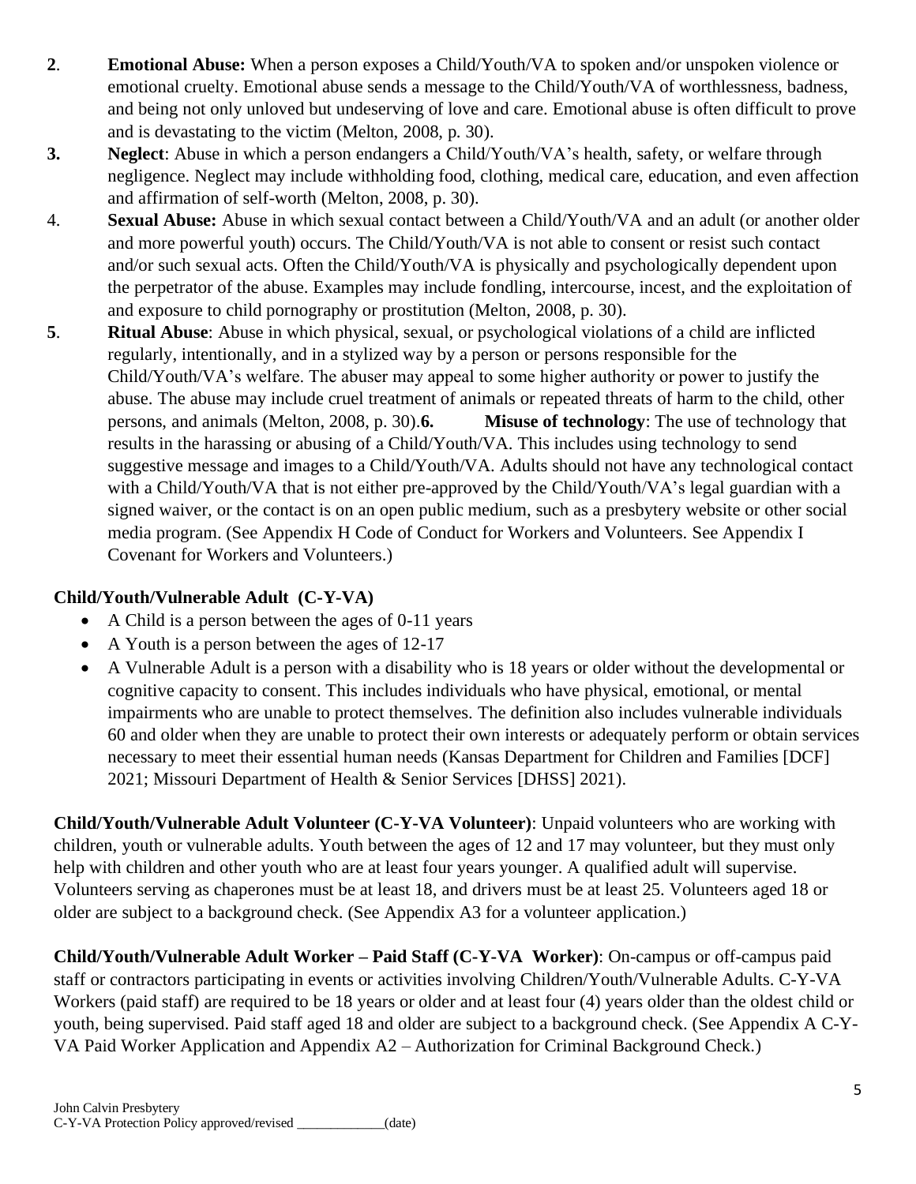2. **Emotional Abuse:** When a person exposes a Child/Youth/VA to spoken and/or unspoken violence or emotional cruelty. Emotional abuse sends a message to the Child/Youth/VA of worthlessness, badness, and being not only unloved but undeserving of love and care. Emotional abuse is often difficult to prove and is devastating to the victim (Melton, 2008, p. 30).
3. **Neglect**: Abuse in which a person endangers a Child/Youth/VA's health, safety, or welfare through negligence. Neglect may include withholding food, clothing, medical care, education, and even affection and affirmation of self-worth (Melton, 2008, p. 30).
4. **Sexual Abuse:** Abuse in which sexual contact between a Child/Youth/VA and an adult (or another older and more powerful youth) occurs. The Child/Youth/VA is not able to consent or resist such contact and/or such sexual acts. Often the Child/Youth/VA is physically and psychologically dependent upon the perpetrator of the abuse. Examples may include fondling, intercourse, incest, and the exploitation of and exposure to child pornography or prostitution (Melton, 2008, p. 30).
5. **Ritual Abuse**: Abuse in which physical, sexual, or psychological violations of a child are inflicted regularly, intentionally, and in a stylized way by a person or persons responsible for the Child/Youth/VA's welfare. The abuser may appeal to some higher authority or power to justify the abuse. The abuse may include cruel treatment of animals or repeated threats of harm to the child, other persons, and animals (Melton, 2008, p. 30).**6. Misuse of technology**: The use of technology that results in the harassing or abusing of a Child/Youth/VA. This includes using technology to send suggestive message and images to a Child/Youth/VA. Adults should not have any technological contact with a Child/Youth/VA that is not either pre-approved by the Child/Youth/VA's legal guardian with a signed waiver, or the contact is on an open public medium, such as a presbytery website or other social media program. (See Appendix H Code of Conduct for Workers and Volunteers. See Appendix I Covenant for Workers and Volunteers.)

**Child/Youth/Vulnerable Adult (C-Y-VA)**

- A Child is a person between the ages of 0-11 years
- A Youth is a person between the ages of 12-17
- A Vulnerable Adult is a person with a disability who is 18 years or older without the developmental or cognitive capacity to consent. This includes individuals who have physical, emotional, or mental impairments who are unable to protect themselves. The definition also includes vulnerable individuals 60 and older when they are unable to protect their own interests or adequately perform or obtain services necessary to meet their essential human needs (Kansas Department for Children and Families [DCF] 2021; Missouri Department of Health & Senior Services [DHSS] 2021).

**Child/Youth/Vulnerable Adult Volunteer (C-Y-VA Volunteer)**: Unpaid volunteers who are working with children, youth or vulnerable adults. Youth between the ages of 12 and 17 may volunteer, but they must only help with children and other youth who are at least four years younger. A qualified adult will supervise. Volunteers serving as chaperones must be at least 18, and drivers must be at least 25. Volunteers aged 18 or older are subject to a background check. (See Appendix A3 for a volunteer application.)

**Child/Youth/Vulnerable Adult Worker – Paid Staff (C-Y-VA Worker)**: On-campus or off-campus paid staff or contractors participating in events or activities involving Children/Youth/Vulnerable Adults. C-Y-VA Workers (paid staff) are required to be 18 years or older and at least four (4) years older than the oldest child or youth, being supervised. Paid staff aged 18 and older are subject to a background check. (See Appendix A C-Y-VA Paid Worker Application and Appendix A2 – Authorization for Criminal Background Check.)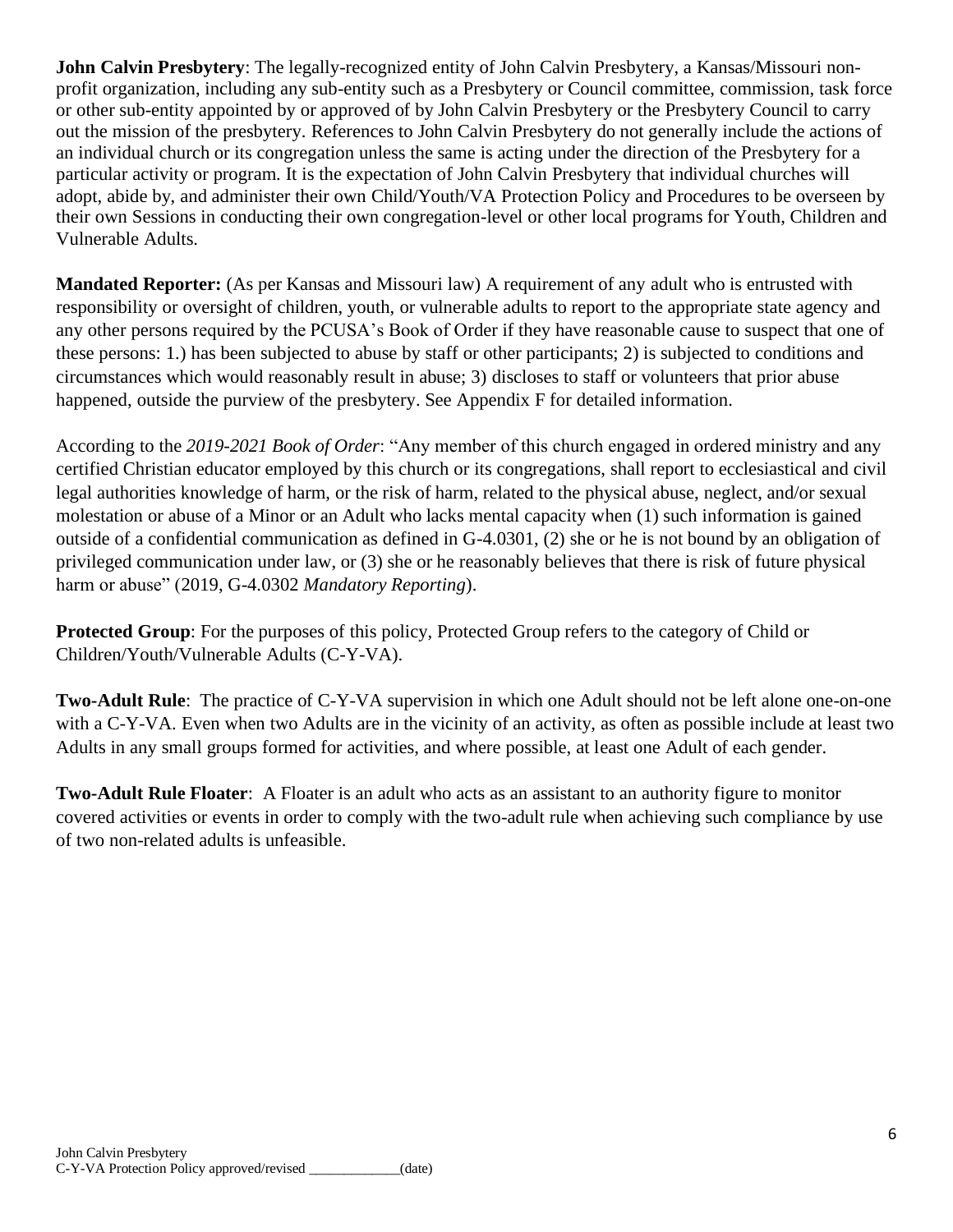**John Calvin Presbytery**: The legally-recognized entity of John Calvin Presbytery, a Kansas/Missouri non-profit organization, including any sub-entity such as a Presbytery or Council committee, commission, task force or other sub-entity appointed by or approved of by John Calvin Presbytery or the Presbytery Council to carry out the mission of the presbytery. References to John Calvin Presbytery do not generally include the actions of an individual church or its congregation unless the same is acting under the direction of the Presbytery for a particular activity or program. It is the expectation of John Calvin Presbytery that individual churches will adopt, abide by, and administer their own Child/Youth/VA Protection Policy and Procedures to be overseen by their own Sessions in conducting their own congregation-level or other local programs for Youth, Children and Vulnerable Adults.

**Mandated Reporter:** (As per Kansas and Missouri law) A requirement of any adult who is entrusted with responsibility or oversight of children, youth, or vulnerable adults to report to the appropriate state agency and any other persons required by the PCUSA's Book of Order if they have reasonable cause to suspect that one of these persons: 1.) has been subjected to abuse by staff or other participants; 2) is subjected to conditions and circumstances which would reasonably result in abuse; 3) discloses to staff or volunteers that prior abuse happened, outside the purview of the presbytery. See Appendix F for detailed information.

According to the *2019-2021 Book of Order*: "Any member of this church engaged in ordered ministry and any certified Christian educator employed by this church or its congregations, shall report to ecclesiastical and civil legal authorities knowledge of harm, or the risk of harm, related to the physical abuse, neglect, and/or sexual molestation or abuse of a Minor or an Adult who lacks mental capacity when (1) such information is gained outside of a confidential communication as defined in G-4.0301, (2) she or he is not bound by an obligation of privileged communication under law, or (3) she or he reasonably believes that there is risk of future physical harm or abuse" (2019, G-4.0302 *Mandatory Reporting*).

**Protected Group**: For the purposes of this policy, Protected Group refers to the category of Child or Children/Youth/Vulnerable Adults (C-Y-VA).

**Two-Adult Rule**: The practice of C-Y-VA supervision in which one Adult should not be left alone one-on-one with a C-Y-VA. Even when two Adults are in the vicinity of an activity, as often as possible include at least two Adults in any small groups formed for activities, and where possible, at least one Adult of each gender.

**Two-Adult Rule Floater**: A Floater is an adult who acts as an assistant to an authority figure to monitor covered activities or events in order to comply with the two-adult rule when achieving such compliance by use of two non-related adults is unfeasible.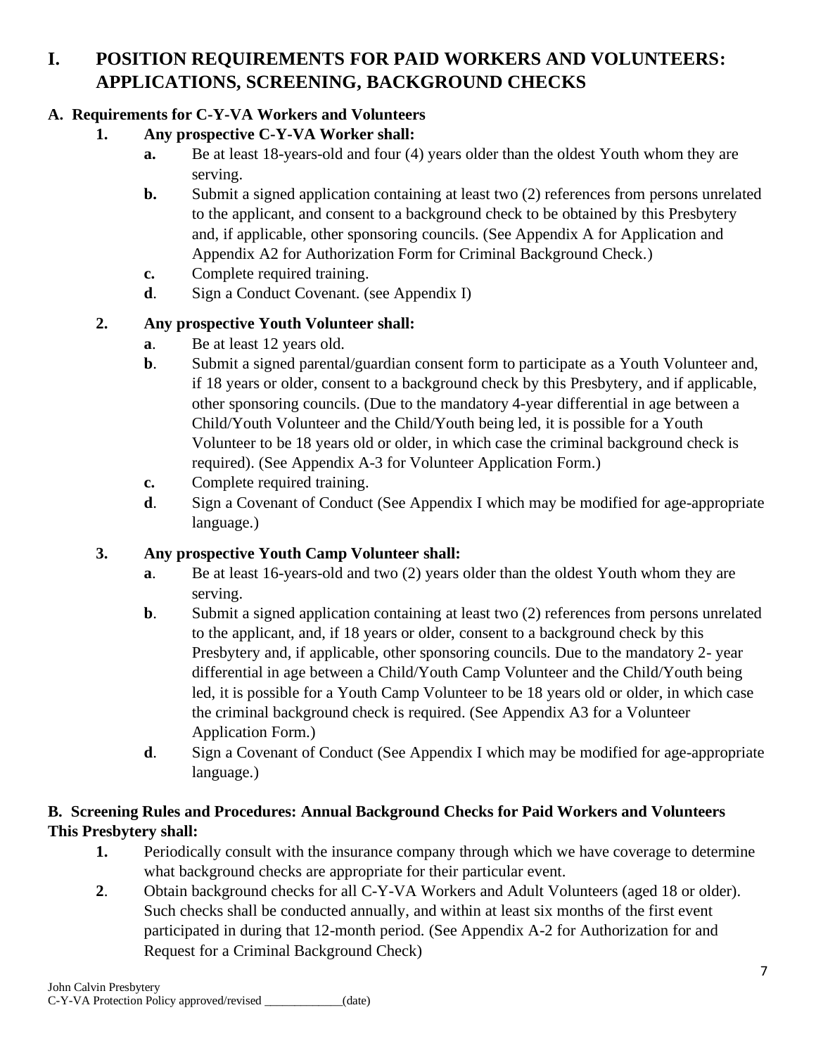# I. POSITION REQUIREMENTS FOR PAID WORKERS AND VOLUNTEERS: APPLICATIONS, SCREENING, BACKGROUND CHECKS

## A. Requirements for C-Y-VA Workers and Volunteers

**1. Any prospective C-Y-VA Worker shall:**

- **a.** Be at least 18-years-old and four (4) years older than the oldest Youth whom they are serving.
- **b.** Submit a signed application containing at least two (2) references from persons unrelated to the applicant, and consent to a background check to be obtained by this Presbytery and, if applicable, other sponsoring councils. (See Appendix A for Application and Appendix A2 for Authorization Form for Criminal Background Check.)
- **c.** Complete required training.
- **d**. Sign a Conduct Covenant. (see Appendix I)

**2. Any prospective Youth Volunteer shall:**

- **a**. Be at least 12 years old.
- **b**. Submit a signed parental/guardian consent form to participate as a Youth Volunteer and, if 18 years or older, consent to a background check by this Presbytery, and if applicable, other sponsoring councils. (Due to the mandatory 4-year differential in age between a Child/Youth Volunteer and the Child/Youth being led, it is possible for a Youth Volunteer to be 18 years old or older, in which case the criminal background check is required). (See Appendix A-3 for Volunteer Application Form.)
- **c.** Complete required training.
- **d**. Sign a Covenant of Conduct (See Appendix I which may be modified for age-appropriate language.)

**3. Any prospective Youth Camp Volunteer shall:**

- **a**. Be at least 16-years-old and two (2) years older than the oldest Youth whom they are serving.
- **b**. Submit a signed application containing at least two (2) references from persons unrelated to the applicant, and, if 18 years or older, consent to a background check by this Presbytery and, if applicable, other sponsoring councils. Due to the mandatory 2- year differential in age between a Child/Youth Camp Volunteer and the Child/Youth being led, it is possible for a Youth Camp Volunteer to be 18 years old or older, in which case the criminal background check is required. (See Appendix A3 for a Volunteer Application Form.)
- **d**. Sign a Covenant of Conduct (See Appendix I which may be modified for age-appropriate language.)

## B. Screening Rules and Procedures: Annual Background Checks for Paid Workers and Volunteers

**This Presbytery shall:**

1. Periodically consult with the insurance company through which we have coverage to determine what background checks are appropriate for their particular event.
2. Obtain background checks for all C-Y-VA Workers and Adult Volunteers (aged 18 or older). Such checks shall be conducted annually, and within at least six months of the first event participated in during that 12-month period. (See Appendix A-2 for Authorization for and Request for a Criminal Background Check)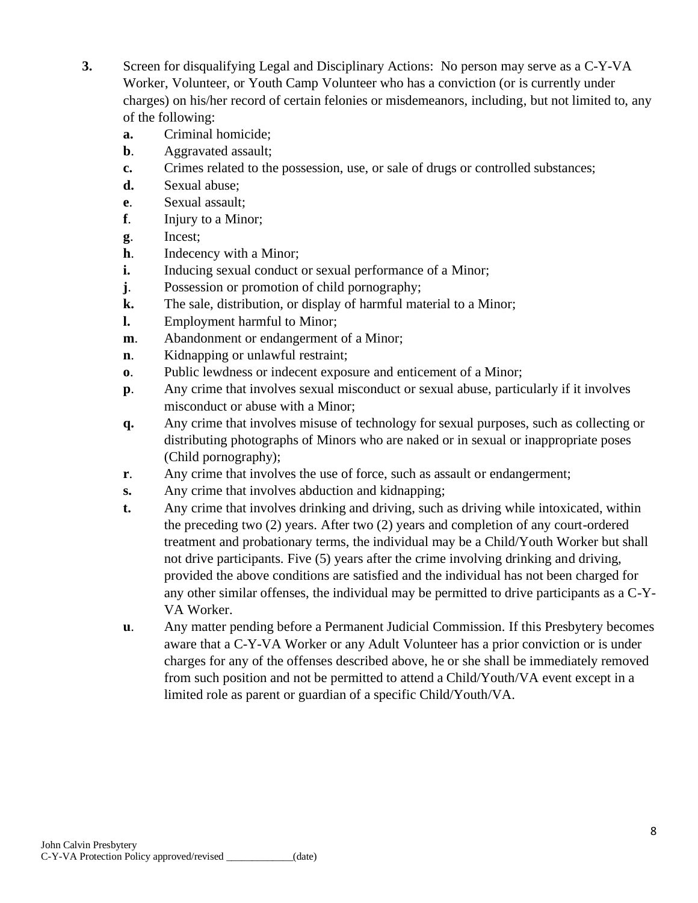**3.** Screen for disqualifying Legal and Disciplinary Actions: No person may serve as a C-Y-VA Worker, Volunteer, or Youth Camp Volunteer who has a conviction (or is currently under charges) on his/her record of certain felonies or misdemeanors, including, but not limited to, any of the following:

- **a.** Criminal homicide;
- **b**. Aggravated assault;
- **c.** Crimes related to the possession, use, or sale of drugs or controlled substances;
- **d.** Sexual abuse;
- **e**. Sexual assault;
- **f**. Injury to a Minor;
- **g**. Incest;
- **h**. Indecency with a Minor;
- **i.** Inducing sexual conduct or sexual performance of a Minor;
- **j**. Possession or promotion of child pornography;
- **k.** The sale, distribution, or display of harmful material to a Minor;
- **l.** Employment harmful to Minor;
- **m**. Abandonment or endangerment of a Minor;
- **n**. Kidnapping or unlawful restraint;
- **o**. Public lewdness or indecent exposure and enticement of a Minor;
- **p**. Any crime that involves sexual misconduct or sexual abuse, particularly if it involves misconduct or abuse with a Minor;
- **q.** Any crime that involves misuse of technology for sexual purposes, such as collecting or distributing photographs of Minors who are naked or in sexual or inappropriate poses (Child pornography);
- **r**. Any crime that involves the use of force, such as assault or endangerment;
- **s.** Any crime that involves abduction and kidnapping;
- **t.** Any crime that involves drinking and driving, such as driving while intoxicated, within the preceding two (2) years. After two (2) years and completion of any court-ordered treatment and probationary terms, the individual may be a Child/Youth Worker but shall not drive participants. Five (5) years after the crime involving drinking and driving, provided the above conditions are satisfied and the individual has not been charged for any other similar offenses, the individual may be permitted to drive participants as a C-Y-VA Worker.
- **u**. Any matter pending before a Permanent Judicial Commission. If this Presbytery becomes aware that a C-Y-VA Worker or any Adult Volunteer has a prior conviction or is under charges for any of the offenses described above, he or she shall be immediately removed from such position and not be permitted to attend a Child/Youth/VA event except in a limited role as parent or guardian of a specific Child/Youth/VA.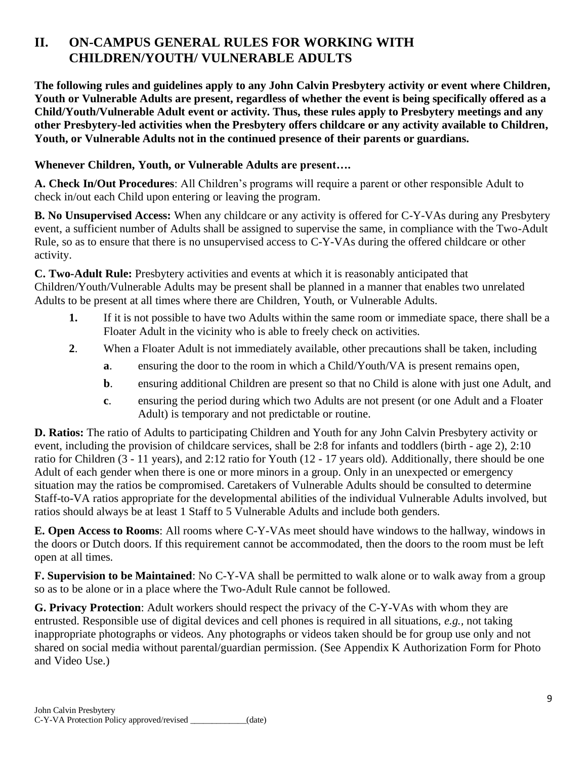## II. ON-CAMPUS GENERAL RULES FOR WORKING WITH CHILDREN/YOUTH/ VULNERABLE ADULTS

**The following rules and guidelines apply to any John Calvin Presbytery activity or event where Children, Youth or Vulnerable Adults are present, regardless of whether the event is being specifically offered as a Child/Youth/Vulnerable Adult event or activity. Thus, these rules apply to Presbytery meetings and any other Presbytery-led activities when the Presbytery offers childcare or any activity available to Children, Youth, or Vulnerable Adults not in the continued presence of their parents or guardians.**

**Whenever Children, Youth, or Vulnerable Adults are present….**

**A. Check In/Out Procedures**: All Children's programs will require a parent or other responsible Adult to check in/out each Child upon entering or leaving the program.

**B. No Unsupervised Access:** When any childcare or any activity is offered for C-Y-VAs during any Presbytery event, a sufficient number of Adults shall be assigned to supervise the same, in compliance with the Two-Adult Rule, so as to ensure that there is no unsupervised access to C-Y-VAs during the offered childcare or other activity.

**C. Two-Adult Rule:** Presbytery activities and events at which it is reasonably anticipated that Children/Youth/Vulnerable Adults may be present shall be planned in a manner that enables two unrelated Adults to be present at all times where there are Children, Youth, or Vulnerable Adults.

1. If it is not possible to have two Adults within the same room or immediate space, there shall be a Floater Adult in the vicinity who is able to freely check on activities.
2. When a Floater Adult is not immediately available, other precautions shall be taken, including
   - **a**. ensuring the door to the room in which a Child/Youth/VA is present remains open,
   - **b**. ensuring additional Children are present so that no Child is alone with just one Adult, and
   - **c**. ensuring the period during which two Adults are not present (or one Adult and a Floater Adult) is temporary and not predictable or routine.

**D. Ratios:** The ratio of Adults to participating Children and Youth for any John Calvin Presbytery activity or event, including the provision of childcare services, shall be 2:8 for infants and toddlers (birth - age 2), 2:10 ratio for Children (3 - 11 years), and 2:12 ratio for Youth (12 - 17 years old). Additionally, there should be one Adult of each gender when there is one or more minors in a group. Only in an unexpected or emergency situation may the ratios be compromised. Caretakers of Vulnerable Adults should be consulted to determine Staff-to-VA ratios appropriate for the developmental abilities of the individual Vulnerable Adults involved, but ratios should always be at least 1 Staff to 5 Vulnerable Adults and include both genders.

**E. Open Access to Rooms**: All rooms where C-Y-VAs meet should have windows to the hallway, windows in the doors or Dutch doors. If this requirement cannot be accommodated, then the doors to the room must be left open at all times.

**F. Supervision to be Maintained**: No C-Y-VA shall be permitted to walk alone or to walk away from a group so as to be alone or in a place where the Two-Adult Rule cannot be followed.

**G. Privacy Protection**: Adult workers should respect the privacy of the C-Y-VAs with whom they are entrusted. Responsible use of digital devices and cell phones is required in all situations, *e.g.,* not taking inappropriate photographs or videos. Any photographs or videos taken should be for group use only and not shared on social media without parental/guardian permission. (See Appendix K Authorization Form for Photo and Video Use.)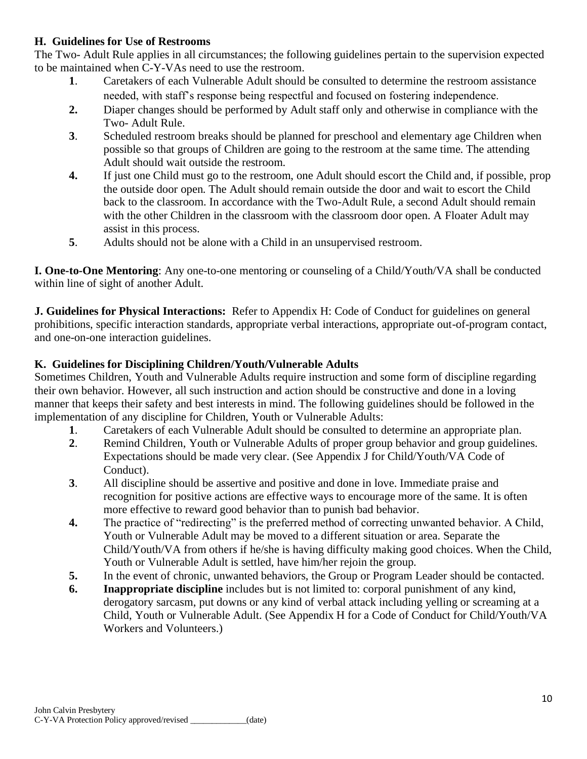### H. Guidelines for Use of Restrooms

The Two- Adult Rule applies in all circumstances; the following guidelines pertain to the supervision expected to be maintained when C-Y-VAs need to use the restroom.

1. Caretakers of each Vulnerable Adult should be consulted to determine the restroom assistance needed, with staff's response being respectful and focused on fostering independence.
2. Diaper changes should be performed by Adult staff only and otherwise in compliance with the Two- Adult Rule.
3. Scheduled restroom breaks should be planned for preschool and elementary age Children when possible so that groups of Children are going to the restroom at the same time. The attending Adult should wait outside the restroom.
4. If just one Child must go to the restroom, one Adult should escort the Child and, if possible, prop the outside door open. The Adult should remain outside the door and wait to escort the Child back to the classroom. In accordance with the Two-Adult Rule, a second Adult should remain with the other Children in the classroom with the classroom door open. A Floater Adult may assist in this process.
5. Adults should not be alone with a Child in an unsupervised restroom.

**I. One-to-One Mentoring**: Any one-to-one mentoring or counseling of a Child/Youth/VA shall be conducted within line of sight of another Adult.

**J. Guidelines for Physical Interactions:** Refer to Appendix H: Code of Conduct for guidelines on general prohibitions, specific interaction standards, appropriate verbal interactions, appropriate out-of-program contact, and one-on-one interaction guidelines.

### K. Guidelines for Disciplining Children/Youth/Vulnerable Adults

Sometimes Children, Youth and Vulnerable Adults require instruction and some form of discipline regarding their own behavior. However, all such instruction and action should be constructive and done in a loving manner that keeps their safety and best interests in mind. The following guidelines should be followed in the implementation of any discipline for Children, Youth or Vulnerable Adults:

1. Caretakers of each Vulnerable Adult should be consulted to determine an appropriate plan.
2. Remind Children, Youth or Vulnerable Adults of proper group behavior and group guidelines. Expectations should be made very clear. (See Appendix J for Child/Youth/VA Code of Conduct).
3. All discipline should be assertive and positive and done in love. Immediate praise and recognition for positive actions are effective ways to encourage more of the same. It is often more effective to reward good behavior than to punish bad behavior.
4. The practice of "redirecting" is the preferred method of correcting unwanted behavior. A Child, Youth or Vulnerable Adult may be moved to a different situation or area. Separate the Child/Youth/VA from others if he/she is having difficulty making good choices. When the Child, Youth or Vulnerable Adult is settled, have him/her rejoin the group.
5. In the event of chronic, unwanted behaviors, the Group or Program Leader should be contacted.
6. **Inappropriate discipline** includes but is not limited to: corporal punishment of any kind, derogatory sarcasm, put downs or any kind of verbal attack including yelling or screaming at a Child, Youth or Vulnerable Adult. (See Appendix H for a Code of Conduct for Child/Youth/VA Workers and Volunteers.)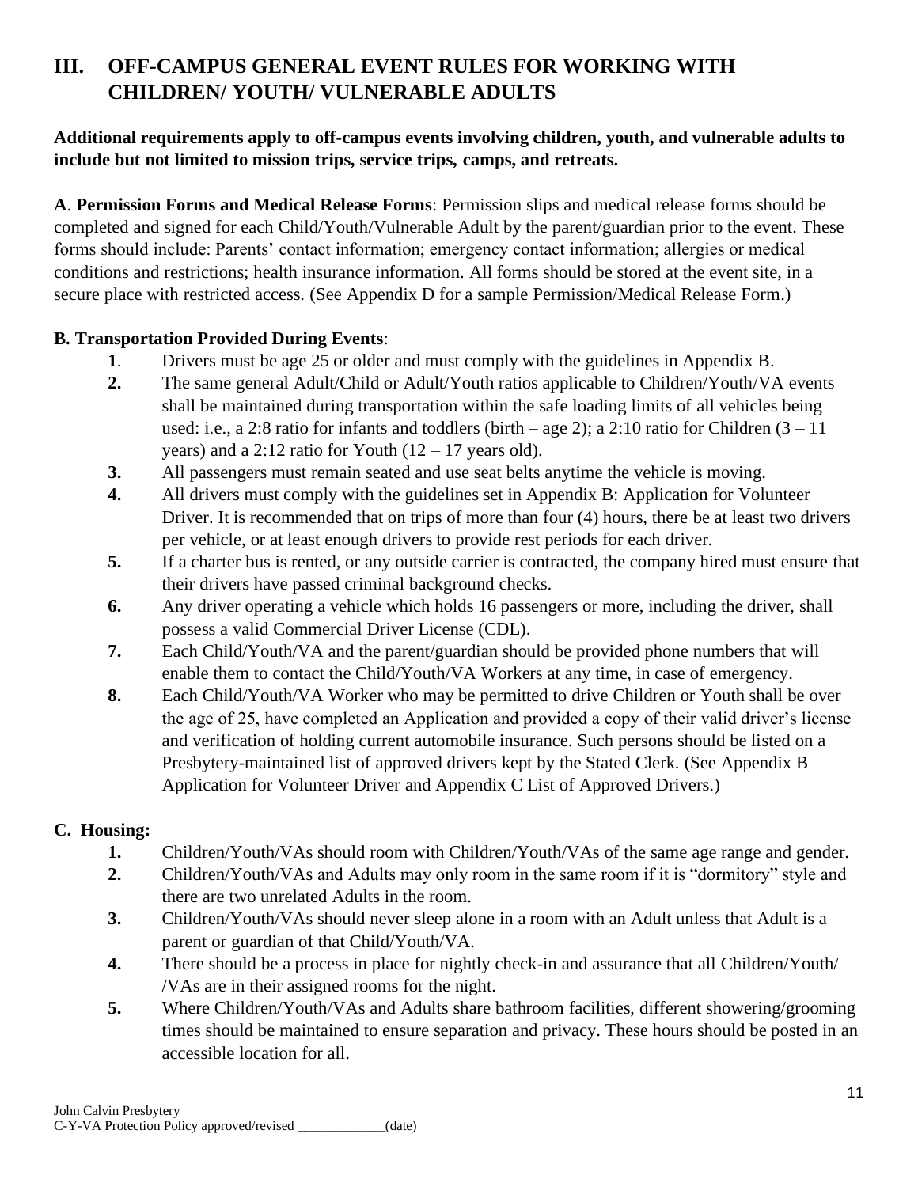## III. OFF-CAMPUS GENERAL EVENT RULES FOR WORKING WITH CHILDREN/ YOUTH/ VULNERABLE ADULTS

**Additional requirements apply to off-campus events involving children, youth, and vulnerable adults to include but not limited to mission trips, service trips, camps, and retreats.**

**A**. **Permission Forms and Medical Release Forms**: Permission slips and medical release forms should be completed and signed for each Child/Youth/Vulnerable Adult by the parent/guardian prior to the event. These forms should include: Parents' contact information; emergency contact information; allergies or medical conditions and restrictions; health insurance information. All forms should be stored at the event site, in a secure place with restricted access. (See Appendix D for a sample Permission/Medical Release Form.)

**B. Transportation Provided During Events**:

1. Drivers must be age 25 or older and must comply with the guidelines in Appendix B.
2. The same general Adult/Child or Adult/Youth ratios applicable to Children/Youth/VA events shall be maintained during transportation within the safe loading limits of all vehicles being used: i.e., a 2:8 ratio for infants and toddlers (birth – age 2); a 2:10 ratio for Children (3 – 11 years) and a 2:12 ratio for Youth (12 – 17 years old).
3. All passengers must remain seated and use seat belts anytime the vehicle is moving.
4. All drivers must comply with the guidelines set in Appendix B: Application for Volunteer Driver. It is recommended that on trips of more than four (4) hours, there be at least two drivers per vehicle, or at least enough drivers to provide rest periods for each driver.
5. If a charter bus is rented, or any outside carrier is contracted, the company hired must ensure that their drivers have passed criminal background checks.
6. Any driver operating a vehicle which holds 16 passengers or more, including the driver, shall possess a valid Commercial Driver License (CDL).
7. Each Child/Youth/VA and the parent/guardian should be provided phone numbers that will enable them to contact the Child/Youth/VA Workers at any time, in case of emergency.
8. Each Child/Youth/VA Worker who may be permitted to drive Children or Youth shall be over the age of 25, have completed an Application and provided a copy of their valid driver's license and verification of holding current automobile insurance. Such persons should be listed on a Presbytery-maintained list of approved drivers kept by the Stated Clerk. (See Appendix B Application for Volunteer Driver and Appendix C List of Approved Drivers.)

**C. Housing:**

1. Children/Youth/VAs should room with Children/Youth/VAs of the same age range and gender.
2. Children/Youth/VAs and Adults may only room in the same room if it is "dormitory" style and there are two unrelated Adults in the room.
3. Children/Youth/VAs should never sleep alone in a room with an Adult unless that Adult is a parent or guardian of that Child/Youth/VA.
4. There should be a process in place for nightly check-in and assurance that all Children/Youth/ /VAs are in their assigned rooms for the night.
5. Where Children/Youth/VAs and Adults share bathroom facilities, different showering/grooming times should be maintained to ensure separation and privacy. These hours should be posted in an accessible location for all.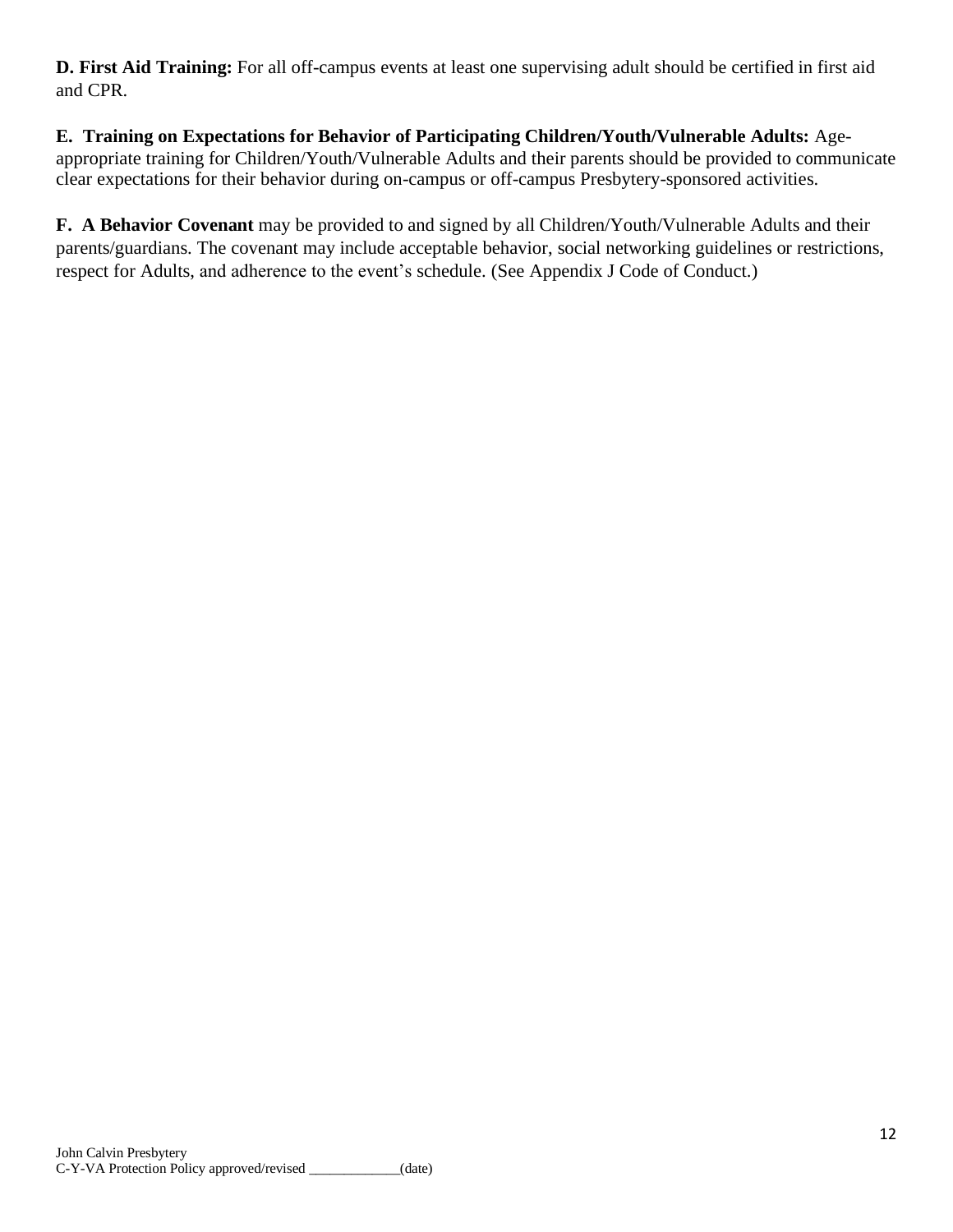**D. First Aid Training:** For all off-campus events at least one supervising adult should be certified in first aid and CPR.

**E. Training on Expectations for Behavior of Participating Children/Youth/Vulnerable Adults:** Age-appropriate training for Children/Youth/Vulnerable Adults and their parents should be provided to communicate clear expectations for their behavior during on-campus or off-campus Presbytery-sponsored activities.

**F. A Behavior Covenant** may be provided to and signed by all Children/Youth/Vulnerable Adults and their parents/guardians. The covenant may include acceptable behavior, social networking guidelines or restrictions, respect for Adults, and adherence to the event's schedule. (See Appendix J Code of Conduct.)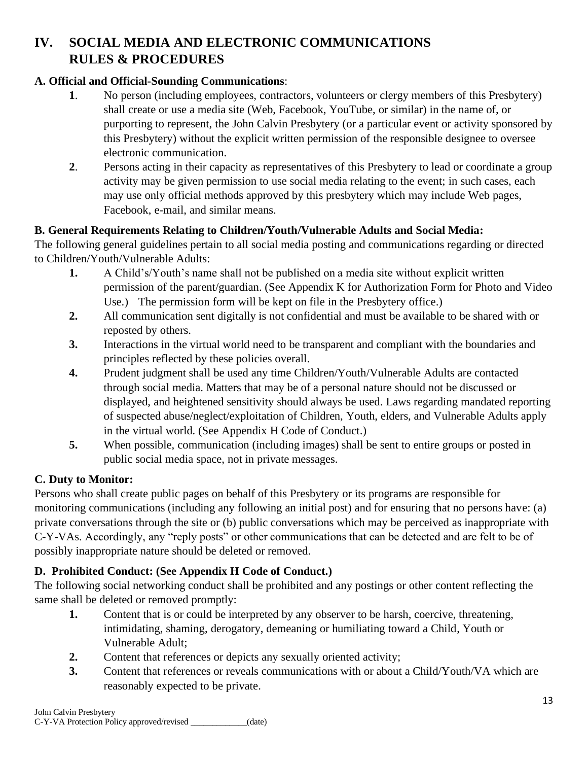# IV. SOCIAL MEDIA AND ELECTRONIC COMMUNICATIONS RULES & PROCEDURES

**A. Official and Official-Sounding Communications**:

1. No person (including employees, contractors, volunteers or clergy members of this Presbytery) shall create or use a media site (Web, Facebook, YouTube, or similar) in the name of, or purporting to represent, the John Calvin Presbytery (or a particular event or activity sponsored by this Presbytery) without the explicit written permission of the responsible designee to oversee electronic communication.
2. Persons acting in their capacity as representatives of this Presbytery to lead or coordinate a group activity may be given permission to use social media relating to the event; in such cases, each may use only official methods approved by this presbytery which may include Web pages, Facebook, e-mail, and similar means.

**B. General Requirements Relating to Children/Youth/Vulnerable Adults and Social Media:**

The following general guidelines pertain to all social media posting and communications regarding or directed to Children/Youth/Vulnerable Adults:

1. A Child's/Youth's name shall not be published on a media site without explicit written permission of the parent/guardian. (See Appendix K for Authorization Form for Photo and Video Use.) The permission form will be kept on file in the Presbytery office.)
2. All communication sent digitally is not confidential and must be available to be shared with or reposted by others.
3. Interactions in the virtual world need to be transparent and compliant with the boundaries and principles reflected by these policies overall.
4. Prudent judgment shall be used any time Children/Youth/Vulnerable Adults are contacted through social media. Matters that may be of a personal nature should not be discussed or displayed, and heightened sensitivity should always be used. Laws regarding mandated reporting of suspected abuse/neglect/exploitation of Children, Youth, elders, and Vulnerable Adults apply in the virtual world. (See Appendix H Code of Conduct.)
5. When possible, communication (including images) shall be sent to entire groups or posted in public social media space, not in private messages.

**C. Duty to Monitor:**

Persons who shall create public pages on behalf of this Presbytery or its programs are responsible for monitoring communications (including any following an initial post) and for ensuring that no persons have: (a) private conversations through the site or (b) public conversations which may be perceived as inappropriate with C-Y-VAs. Accordingly, any "reply posts" or other communications that can be detected and are felt to be of possibly inappropriate nature should be deleted or removed.

**D. Prohibited Conduct: (See Appendix H Code of Conduct.)**

The following social networking conduct shall be prohibited and any postings or other content reflecting the same shall be deleted or removed promptly:

1. Content that is or could be interpreted by any observer to be harsh, coercive, threatening, intimidating, shaming, derogatory, demeaning or humiliating toward a Child, Youth or Vulnerable Adult;
2. Content that references or depicts any sexually oriented activity;
3. Content that references or reveals communications with or about a Child/Youth/VA which are reasonably expected to be private.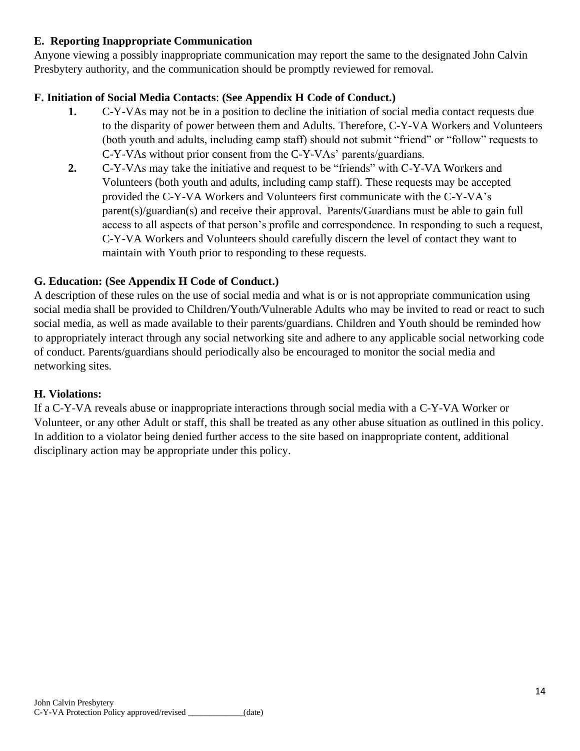**E. Reporting Inappropriate Communication**

Anyone viewing a possibly inappropriate communication may report the same to the designated John Calvin Presbytery authority, and the communication should be promptly reviewed for removal.

**F. Initiation of Social Media Contacts**: **(See Appendix H Code of Conduct.)**

1. C-Y-VAs may not be in a position to decline the initiation of social media contact requests due to the disparity of power between them and Adults. Therefore, C-Y-VA Workers and Volunteers (both youth and adults, including camp staff) should not submit "friend" or "follow" requests to C-Y-VAs without prior consent from the C-Y-VAs' parents/guardians.
2. C-Y-VAs may take the initiative and request to be "friends" with C-Y-VA Workers and Volunteers (both youth and adults, including camp staff). These requests may be accepted provided the C-Y-VA Workers and Volunteers first communicate with the C-Y-VA's parent(s)/guardian(s) and receive their approval. Parents/Guardians must be able to gain full access to all aspects of that person's profile and correspondence. In responding to such a request, C-Y-VA Workers and Volunteers should carefully discern the level of contact they want to maintain with Youth prior to responding to these requests.

**G. Education: (See Appendix H Code of Conduct.)**

A description of these rules on the use of social media and what is or is not appropriate communication using social media shall be provided to Children/Youth/Vulnerable Adults who may be invited to read or react to such social media, as well as made available to their parents/guardians. Children and Youth should be reminded how to appropriately interact through any social networking site and adhere to any applicable social networking code of conduct. Parents/guardians should periodically also be encouraged to monitor the social media and networking sites.

**H. Violations:**

If a C-Y-VA reveals abuse or inappropriate interactions through social media with a C-Y-VA Worker or Volunteer, or any other Adult or staff, this shall be treated as any other abuse situation as outlined in this policy. In addition to a violator being denied further access to the site based on inappropriate content, additional disciplinary action may be appropriate under this policy.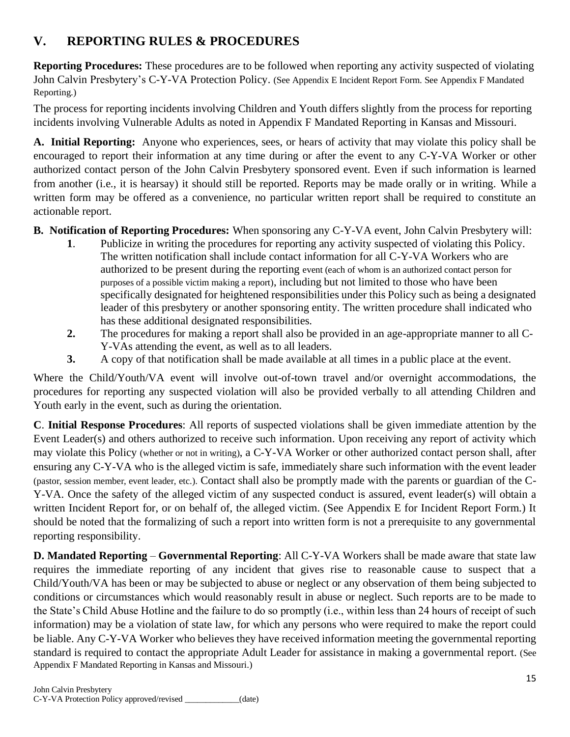## V. REPORTING RULES & PROCEDURES

**Reporting Procedures:** These procedures are to be followed when reporting any activity suspected of violating John Calvin Presbytery's C-Y-VA Protection Policy. (See Appendix E Incident Report Form. See Appendix F Mandated Reporting.)

The process for reporting incidents involving Children and Youth differs slightly from the process for reporting incidents involving Vulnerable Adults as noted in Appendix F Mandated Reporting in Kansas and Missouri.

**A. Initial Reporting:** Anyone who experiences, sees, or hears of activity that may violate this policy shall be encouraged to report their information at any time during or after the event to any C-Y-VA Worker or other authorized contact person of the John Calvin Presbytery sponsored event. Even if such information is learned from another (i.e., it is hearsay) it should still be reported. Reports may be made orally or in writing. While a written form may be offered as a convenience, no particular written report shall be required to constitute an actionable report.

**B. Notification of Reporting Procedures:** When sponsoring any C-Y-VA event, John Calvin Presbytery will:

1. Publicize in writing the procedures for reporting any activity suspected of violating this Policy. The written notification shall include contact information for all C-Y-VA Workers who are authorized to be present during the reporting event (each of whom is an authorized contact person for purposes of a possible victim making a report), including but not limited to those who have been specifically designated for heightened responsibilities under this Policy such as being a designated leader of this presbytery or another sponsoring entity. The written procedure shall indicated who has these additional designated responsibilities.
2. The procedures for making a report shall also be provided in an age-appropriate manner to all C-Y-VAs attending the event, as well as to all leaders.
3. A copy of that notification shall be made available at all times in a public place at the event.

Where the Child/Youth/VA event will involve out-of-town travel and/or overnight accommodations, the procedures for reporting any suspected violation will also be provided verbally to all attending Children and Youth early in the event, such as during the orientation.

**C**. **Initial Response Procedures**: All reports of suspected violations shall be given immediate attention by the Event Leader(s) and others authorized to receive such information. Upon receiving any report of activity which may violate this Policy (whether or not in writing), a C-Y-VA Worker or other authorized contact person shall, after ensuring any C-Y-VA who is the alleged victim is safe, immediately share such information with the event leader (pastor, session member, event leader, etc.). Contact shall also be promptly made with the parents or guardian of the C-Y-VA. Once the safety of the alleged victim of any suspected conduct is assured, event leader(s) will obtain a written Incident Report for, or on behalf of, the alleged victim. (See Appendix E for Incident Report Form.) It should be noted that the formalizing of such a report into written form is not a prerequisite to any governmental reporting responsibility.

**D. Mandated Reporting** – **Governmental Reporting**: All C-Y-VA Workers shall be made aware that state law requires the immediate reporting of any incident that gives rise to reasonable cause to suspect that a Child/Youth/VA has been or may be subjected to abuse or neglect or any observation of them being subjected to conditions or circumstances which would reasonably result in abuse or neglect. Such reports are to be made to the State's Child Abuse Hotline and the failure to do so promptly (i.e., within less than 24 hours of receipt of such information) may be a violation of state law, for which any persons who were required to make the report could be liable. Any C-Y-VA Worker who believes they have received information meeting the governmental reporting standard is required to contact the appropriate Adult Leader for assistance in making a governmental report. (See Appendix F Mandated Reporting in Kansas and Missouri.)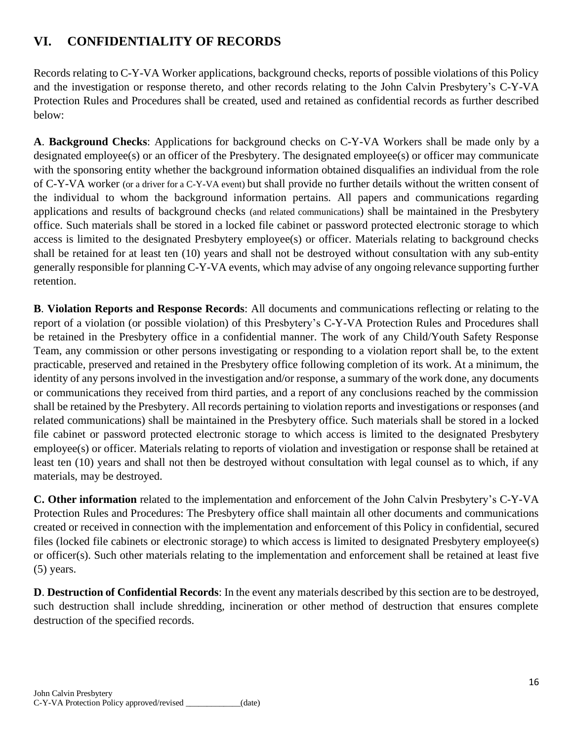## VI. CONFIDENTIALITY OF RECORDS

Records relating to C-Y-VA Worker applications, background checks, reports of possible violations of this Policy and the investigation or response thereto, and other records relating to the John Calvin Presbytery's C-Y-VA Protection Rules and Procedures shall be created, used and retained as confidential records as further described below:

**A**. **Background Checks**: Applications for background checks on C-Y-VA Workers shall be made only by a designated employee(s) or an officer of the Presbytery. The designated employee(s) or officer may communicate with the sponsoring entity whether the background information obtained disqualifies an individual from the role of C-Y-VA worker (or a driver for a C-Y-VA event) but shall provide no further details without the written consent of the individual to whom the background information pertains. All papers and communications regarding applications and results of background checks (and related communications) shall be maintained in the Presbytery office. Such materials shall be stored in a locked file cabinet or password protected electronic storage to which access is limited to the designated Presbytery employee(s) or officer. Materials relating to background checks shall be retained for at least ten (10) years and shall not be destroyed without consultation with any sub-entity generally responsible for planning C-Y-VA events, which may advise of any ongoing relevance supporting further retention.

**B**. **Violation Reports and Response Records**: All documents and communications reflecting or relating to the report of a violation (or possible violation) of this Presbytery's C-Y-VA Protection Rules and Procedures shall be retained in the Presbytery office in a confidential manner. The work of any Child/Youth Safety Response Team, any commission or other persons investigating or responding to a violation report shall be, to the extent practicable, preserved and retained in the Presbytery office following completion of its work. At a minimum, the identity of any persons involved in the investigation and/or response, a summary of the work done, any documents or communications they received from third parties, and a report of any conclusions reached by the commission shall be retained by the Presbytery. All records pertaining to violation reports and investigations or responses (and related communications) shall be maintained in the Presbytery office. Such materials shall be stored in a locked file cabinet or password protected electronic storage to which access is limited to the designated Presbytery employee(s) or officer. Materials relating to reports of violation and investigation or response shall be retained at least ten (10) years and shall not then be destroyed without consultation with legal counsel as to which, if any materials, may be destroyed.

**C. Other information** related to the implementation and enforcement of the John Calvin Presbytery's C-Y-VA Protection Rules and Procedures: The Presbytery office shall maintain all other documents and communications created or received in connection with the implementation and enforcement of this Policy in confidential, secured files (locked file cabinets or electronic storage) to which access is limited to designated Presbytery employee(s) or officer(s). Such other materials relating to the implementation and enforcement shall be retained at least five (5) years.

**D**. **Destruction of Confidential Records**: In the event any materials described by this section are to be destroyed, such destruction shall include shredding, incineration or other method of destruction that ensures complete destruction of the specified records.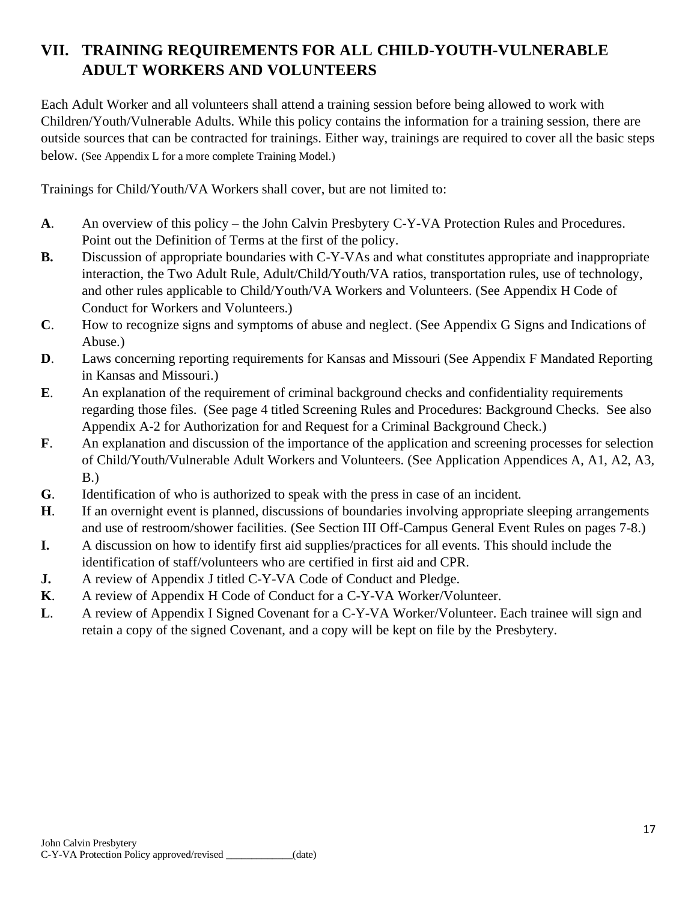## VII. TRAINING REQUIREMENTS FOR ALL CHILD-YOUTH-VULNERABLE ADULT WORKERS AND VOLUNTEERS

Each Adult Worker and all volunteers shall attend a training session before being allowed to work with Children/Youth/Vulnerable Adults. While this policy contains the information for a training session, there are outside sources that can be contracted for trainings. Either way, trainings are required to cover all the basic steps below. (See Appendix L for a more complete Training Model.)

Trainings for Child/Youth/VA Workers shall cover, but are not limited to:

**A**. An overview of this policy – the John Calvin Presbytery C-Y-VA Protection Rules and Procedures. Point out the Definition of Terms at the first of the policy.

**B.** Discussion of appropriate boundaries with C-Y-VAs and what constitutes appropriate and inappropriate interaction, the Two Adult Rule, Adult/Child/Youth/VA ratios, transportation rules, use of technology, and other rules applicable to Child/Youth/VA Workers and Volunteers. (See Appendix H Code of Conduct for Workers and Volunteers.)

**C**. How to recognize signs and symptoms of abuse and neglect. (See Appendix G Signs and Indications of Abuse.)

**D**. Laws concerning reporting requirements for Kansas and Missouri (See Appendix F Mandated Reporting in Kansas and Missouri.)

**E**. An explanation of the requirement of criminal background checks and confidentiality requirements regarding those files. (See page 4 titled Screening Rules and Procedures: Background Checks. See also Appendix A-2 for Authorization for and Request for a Criminal Background Check.)

**F**. An explanation and discussion of the importance of the application and screening processes for selection of Child/Youth/Vulnerable Adult Workers and Volunteers. (See Application Appendices A, A1, A2, A3, B.)

**G**. Identification of who is authorized to speak with the press in case of an incident.

**H**. If an overnight event is planned, discussions of boundaries involving appropriate sleeping arrangements and use of restroom/shower facilities. (See Section III Off-Campus General Event Rules on pages 7-8.)

**I.** A discussion on how to identify first aid supplies/practices for all events. This should include the identification of staff/volunteers who are certified in first aid and CPR.

**J.** A review of Appendix J titled C-Y-VA Code of Conduct and Pledge.

**K**. A review of Appendix H Code of Conduct for a C-Y-VA Worker/Volunteer.

**L**. A review of Appendix I Signed Covenant for a C-Y-VA Worker/Volunteer. Each trainee will sign and retain a copy of the signed Covenant, and a copy will be kept on file by the Presbytery.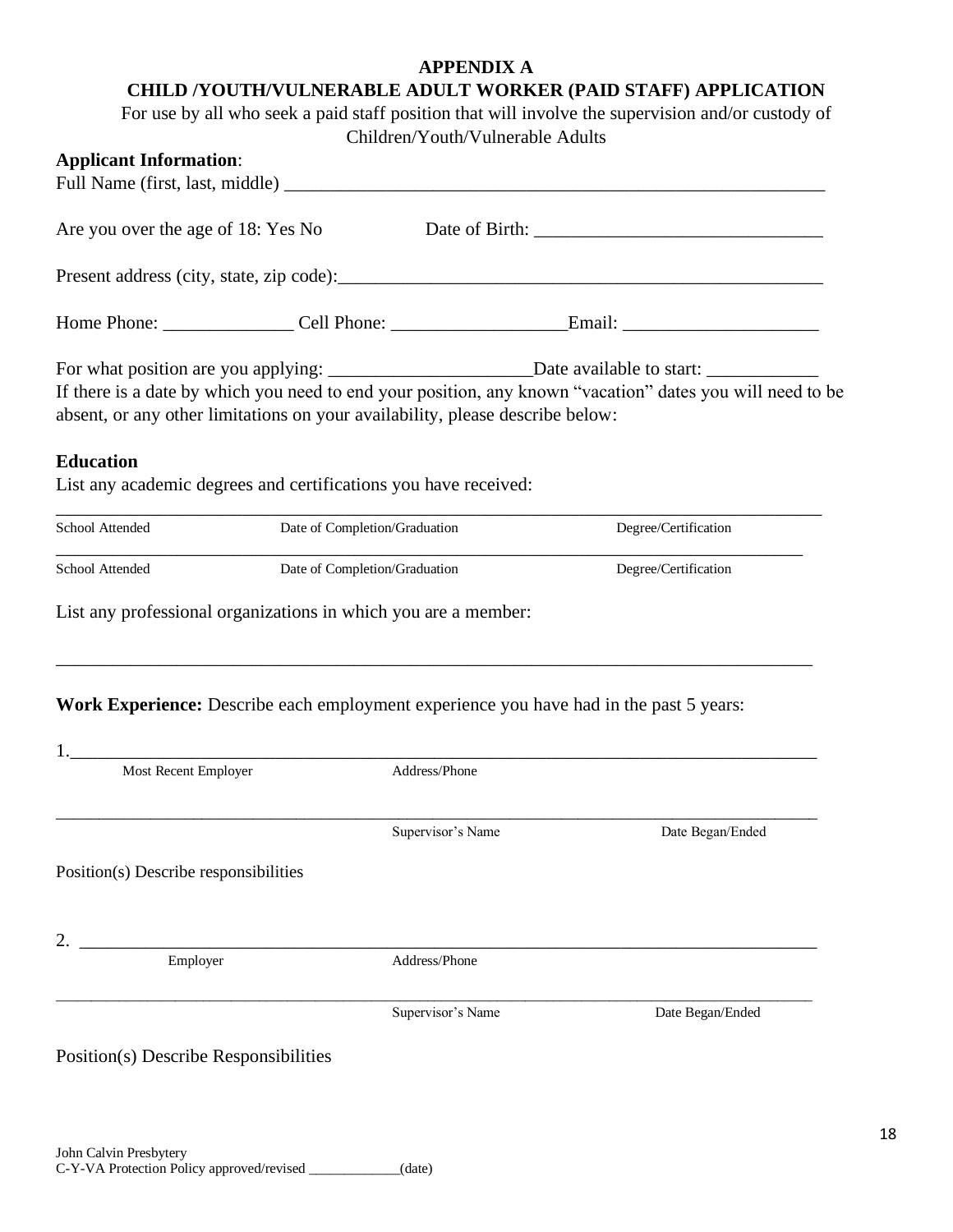# APPENDIX A

## CHILD /YOUTH/VULNERABLE ADULT WORKER (PAID STAFF) APPLICATION

For use by all who seek a paid staff position that will involve the supervision and/or custody of Children/Youth/Vulnerable Adults

**Applicant Information**:

Full Name (first, last, middle) ___________________________________________________________

Are you over the age of 18: Yes No Date of Birth: ______________________________

Present address (city, state, zip code):_____________________________________________________

Home Phone: ______________ Cell Phone: __________________Email: _____________________

For what position are you applying: ______________________Date available to start: ____________

If there is a date by which you need to end your position, any known "vacation" dates you will need to be absent, or any other limitations on your availability, please describe below:

**Education**

List any academic degrees and certifications you have received:

_____________________________________________________________________________________

School Attended Date of Completion/Graduation Degree/Certification

_____________________________________________________________________________________

School Attended Date of Completion/Graduation Degree/Certification

List any professional organizations in which you are a member:

_____________________________________________________________________________________

**Work Experience:** Describe each employment experience you have had in the past 5 years:

1.____________________________________________________________________________________

Most Recent Employer Address/Phone

_____________________________________________________________________________________

Supervisor's Name Date Began/Ended

Position(s) Describe responsibilities

2. ___________________________________________________________________________________

Employer Address/Phone

_____________________________________________________________________________________

Supervisor's Name Date Began/Ended

Position(s) Describe Responsibilities

John Calvin Presbytery
C-Y-VA Protection Policy approved/revised _____________(date)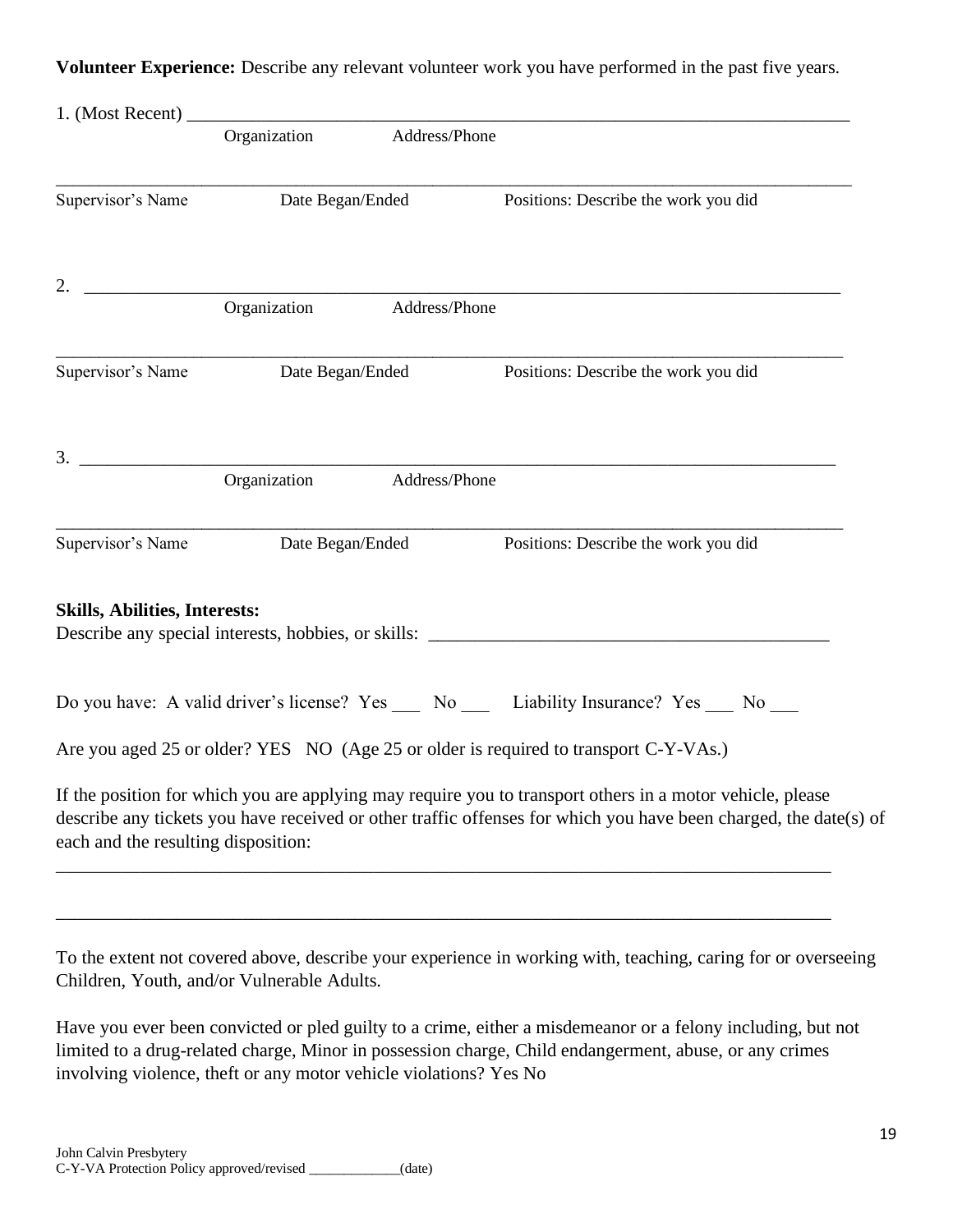**Volunteer Experience:** Describe any relevant volunteer work you have performed in the past five years.

1. (Most Recent) ___________________________________________________________________________

Organization Address/Phone

_______________________________________________________________________________________

Supervisor's Name Date Began/Ended Positions: Describe the work you did

2. ___________________________________________________________________________________

Organization Address/Phone

_______________________________________________________________________________________

Supervisor's Name Date Began/Ended Positions: Describe the work you did

3. ___________________________________________________________________________________

Organization Address/Phone

_______________________________________________________________________________________

Supervisor's Name Date Began/Ended Positions: Describe the work you did

**Skills, Abilities, Interests:**

Describe any special interests, hobbies, or skills: _____________________________________________

Do you have: A valid driver's license? Yes ___ No ___ Liability Insurance? Yes ___ No ___

Are you aged 25 or older? YES NO (Age 25 or older is required to transport C-Y-VAs.)

If the position for which you are applying may require you to transport others in a motor vehicle, please describe any tickets you have received or other traffic offenses for which you have been charged, the date(s) of each and the resulting disposition:

_______________________________________________________________________________________

_______________________________________________________________________________________

To the extent not covered above, describe your experience in working with, teaching, caring for or overseeing Children, Youth, and/or Vulnerable Adults.

Have you ever been convicted or pled guilty to a crime, either a misdemeanor or a felony including, but not limited to a drug-related charge, Minor in possession charge, Child endangerment, abuse, or any crimes involving violence, theft or any motor vehicle violations? Yes No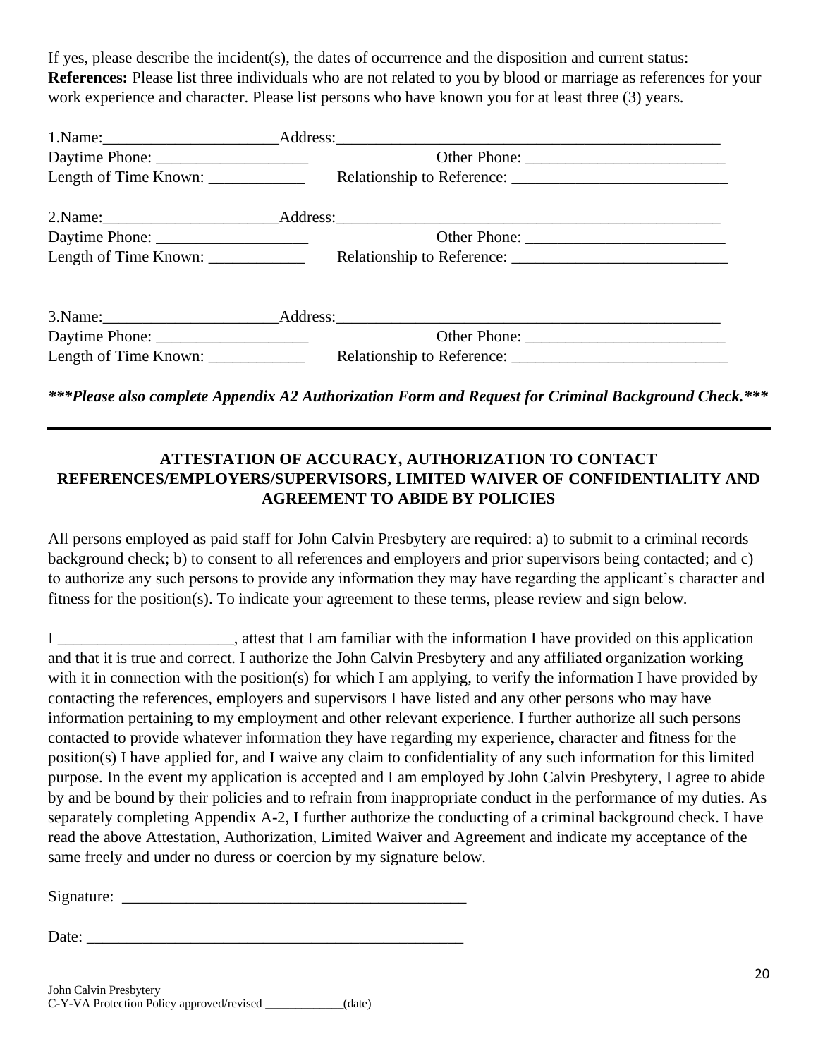If yes, please describe the incident(s), the dates of occurrence and the disposition and current status:
**References:** Please list three individuals who are not related to you by blood or marriage as references for your work experience and character. Please list persons who have known you for at least three (3) years.

1.Name:______________________Address:_______________________________________________
Daytime Phone: ___________________ Other Phone: ________________________
Length of Time Known: ____________ Relationship to Reference: __________________________

2.Name:______________________Address:_______________________________________________
Daytime Phone: ___________________ Other Phone: ________________________
Length of Time Known: ____________ Relationship to Reference: __________________________

3.Name:______________________Address:_______________________________________________
Daytime Phone: ___________________ Other Phone: ________________________
Length of Time Known: ____________ Relationship to Reference: __________________________

***\*\*\*Please also complete Appendix A2 Authorization Form and Request for Criminal Background Check.\*\*\****

---

**ATTESTATION OF ACCURACY, AUTHORIZATION TO CONTACT REFERENCES/EMPLOYERS/SUPERVISORS, LIMITED WAIVER OF CONFIDENTIALITY AND AGREEMENT TO ABIDE BY POLICIES**

All persons employed as paid staff for John Calvin Presbytery are required: a) to submit to a criminal records background check; b) to consent to all references and employers and prior supervisors being contacted; and c) to authorize any such persons to provide any information they may have regarding the applicant's character and fitness for the position(s). To indicate your agreement to these terms, please review and sign below.

I ______________________, attest that I am familiar with the information I have provided on this application and that it is true and correct. I authorize the John Calvin Presbytery and any affiliated organization working with it in connection with the position(s) for which I am applying, to verify the information I have provided by contacting the references, employers and supervisors I have listed and any other persons who may have information pertaining to my employment and other relevant experience. I further authorize all such persons contacted to provide whatever information they have regarding my experience, character and fitness for the position(s) I have applied for, and I waive any claim to confidentiality of any such information for this limited purpose. In the event my application is accepted and I am employed by John Calvin Presbytery, I agree to abide by and be bound by their policies and to refrain from inappropriate conduct in the performance of my duties. As separately completing Appendix A-2, I further authorize the conducting of a criminal background check. I have read the above Attestation, Authorization, Limited Waiver and Agreement and indicate my acceptance of the same freely and under no duress or coercion by my signature below.

Signature: ____________________________________________

Date: _______________________________________________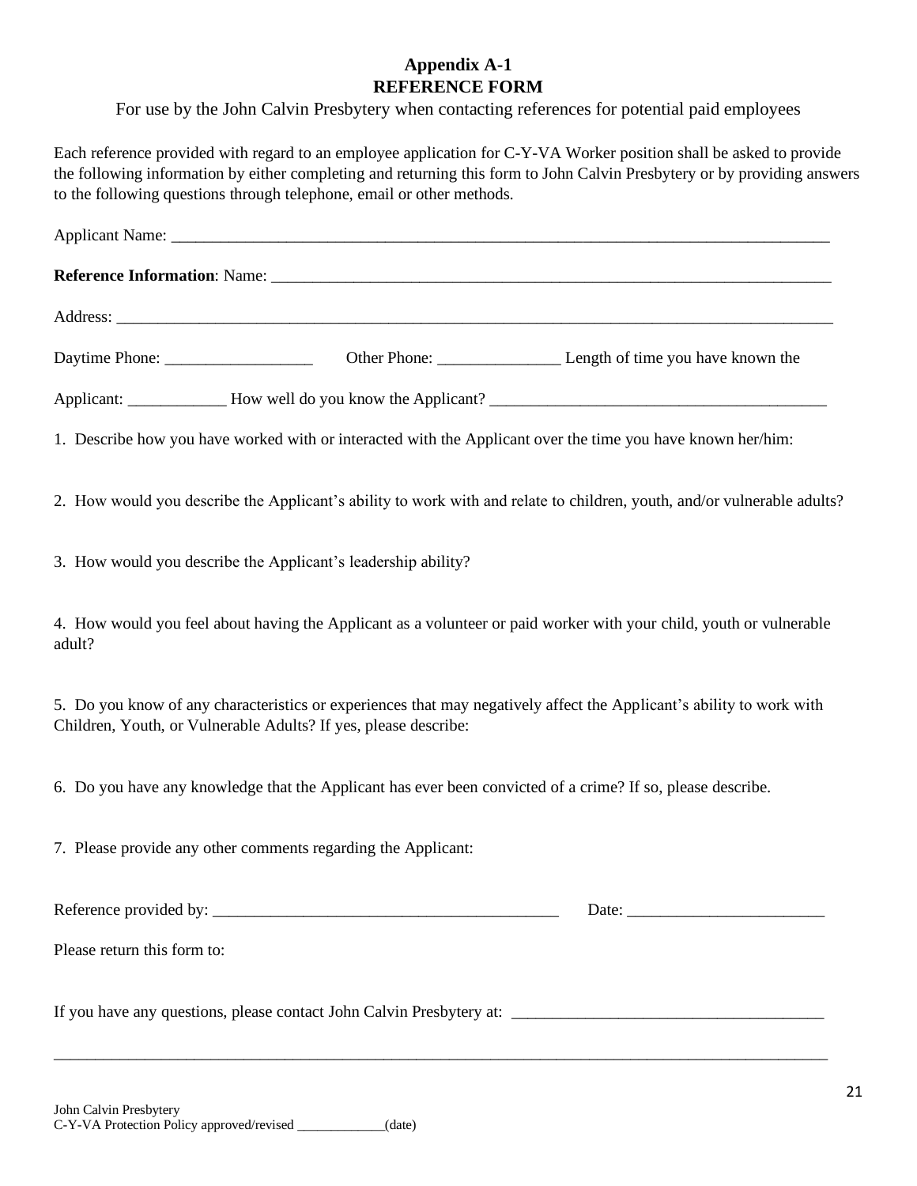# Appendix A-1
# REFERENCE FORM

For use by the John Calvin Presbytery when contacting references for potential paid employees

Each reference provided with regard to an employee application for C-Y-VA Worker position shall be asked to provide the following information by either completing and returning this form to John Calvin Presbytery or by providing answers to the following questions through telephone, email or other methods.

Applicant Name: ____________________________________________________________________________

**Reference Information**: Name: _____________________________________________________________________

Address: _______________________________________________________________________________________

Daytime Phone: __________________ Other Phone: _______________ Length of time you have known the Applicant: ____________ How well do you know the Applicant? _________________________________________

1. Describe how you have worked with or interacted with the Applicant over the time you have known her/him:

2. How would you describe the Applicant's ability to work with and relate to children, youth, and/or vulnerable adults?

3. How would you describe the Applicant's leadership ability?

4. How would you feel about having the Applicant as a volunteer or paid worker with your child, youth or vulnerable adult?

5. Do you know of any characteristics or experiences that may negatively affect the Applicant's ability to work with Children, Youth, or Vulnerable Adults? If yes, please describe:

6. Do you have any knowledge that the Applicant has ever been convicted of a crime? If so, please describe.

7. Please provide any other comments regarding the Applicant:

Reference provided by: __________________________________________ Date: ________________________

Please return this form to:

If you have any questions, please contact John Calvin Presbytery at: ______________________________________

_______________________________________________________________________________________________

John Calvin Presbytery
C-Y-VA Protection Policy approved/revised _____________(date)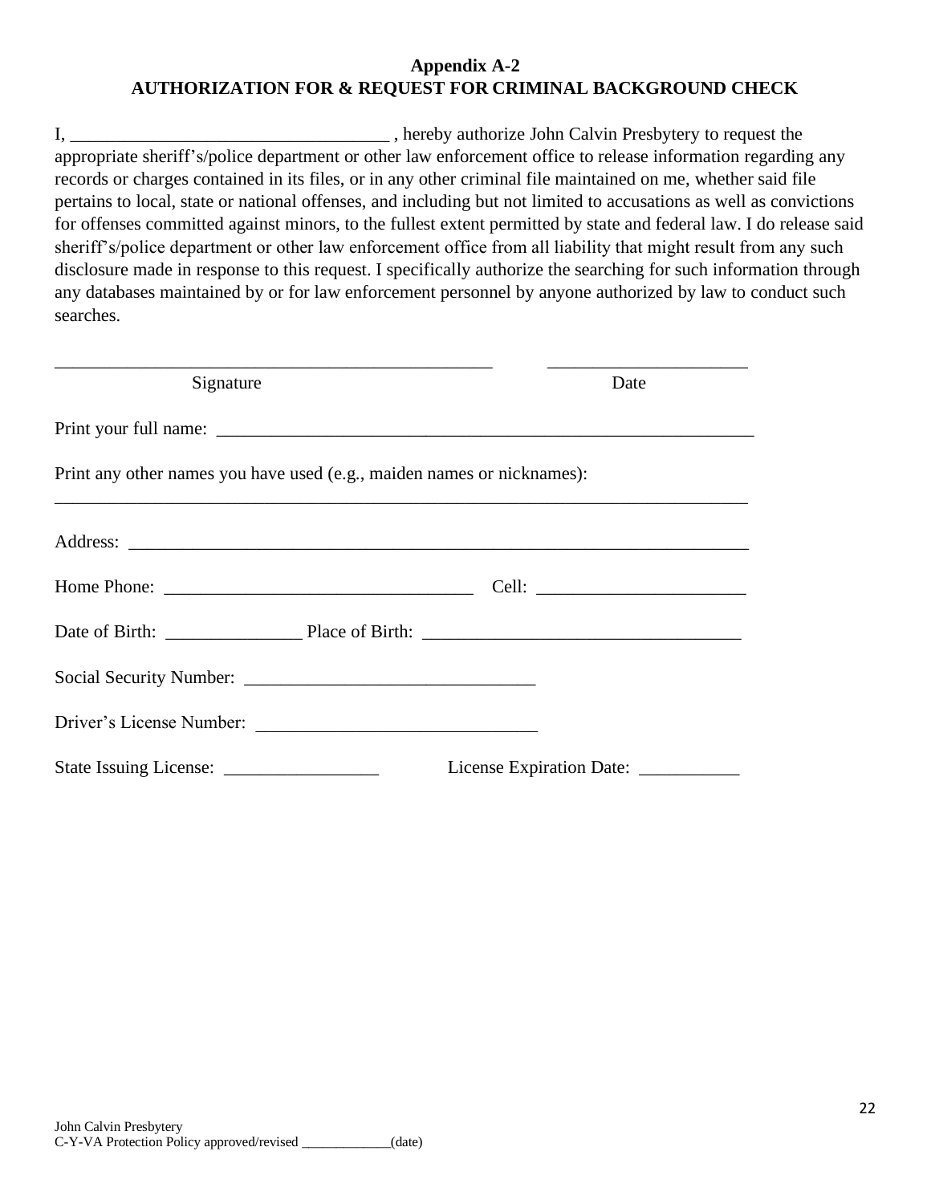## Appendix A-2
## AUTHORIZATION FOR & REQUEST FOR CRIMINAL BACKGROUND CHECK

I, ___________________________________ , hereby authorize John Calvin Presbytery to request the appropriate sheriff's/police department or other law enforcement office to release information regarding any records or charges contained in its files, or in any other criminal file maintained on me, whether said file pertains to local, state or national offenses, and including but not limited to accusations as well as convictions for offenses committed against minors, to the fullest extent permitted by state and federal law. I do release said sheriff's/police department or other law enforcement office from all liability that might result from any such disclosure made in response to this request. I specifically authorize the searching for such information through any databases maintained by or for law enforcement personnel by anyone authorized by law to conduct such searches.

_________________________________________________ _____________________

Signature Date

Print your full name: ___________________________________________________________

Print any other names you have used (e.g., maiden names or nicknames):
_____________________________________________________________________________

Address: ___________________________________________________________________

Home Phone: __________________________________ Cell: _______________________

Date of Birth: _______________ Place of Birth: __________________________________

Social Security Number: ________________________________

Driver's License Number: _______________________________

State Issuing License: _________________ License Expiration Date: ___________

John Calvin Presbytery
C-Y-VA Protection Policy approved/revised _____________(date)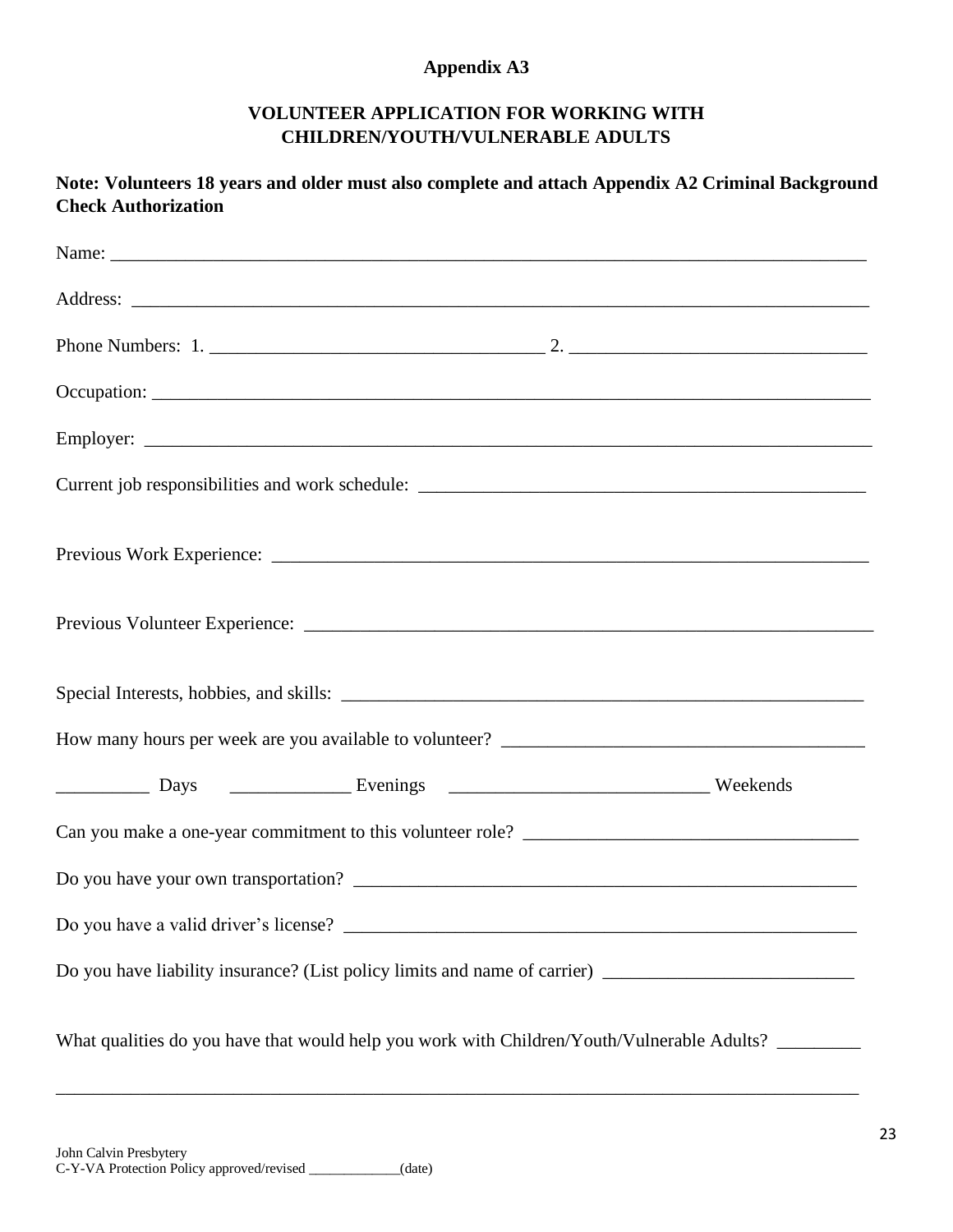## Appendix A3

## VOLUNTEER APPLICATION FOR WORKING WITH CHILDREN/YOUTH/VULNERABLE ADULTS

**Note: Volunteers 18 years and older must also complete and attach Appendix A2 Criminal Background Check Authorization**

Name: ___________________________________________________________________________

Address: _________________________________________________________________________

Phone Numbers: 1. ___________________________________ 2. _______________________________

Occupation: _______________________________________________________________________

Employer: ________________________________________________________________________

Current job responsibilities and work schedule: ________________________________________________

Previous Work Experience: ____________________________________________________________

Previous Volunteer Experience: _________________________________________________________

Special Interests, hobbies, and skills: ____________________________________________________

How many hours per week are you available to volunteer? ____________________________________

__________ Days _____________ Evenings ____________________________ Weekends

Can you make a one-year commitment to this volunteer role? ___________________________________

Do you have your own transportation? ___________________________________________________

Do you have a valid driver's license? ____________________________________________________

Do you have liability insurance? (List policy limits and name of carrier) __________________________

What qualities do you have that would help you work with Children/Youth/Vulnerable Adults? _________

_________________________________________________________________________________

John Calvin Presbytery
C-Y-VA Protection Policy approved/revised _____________(date)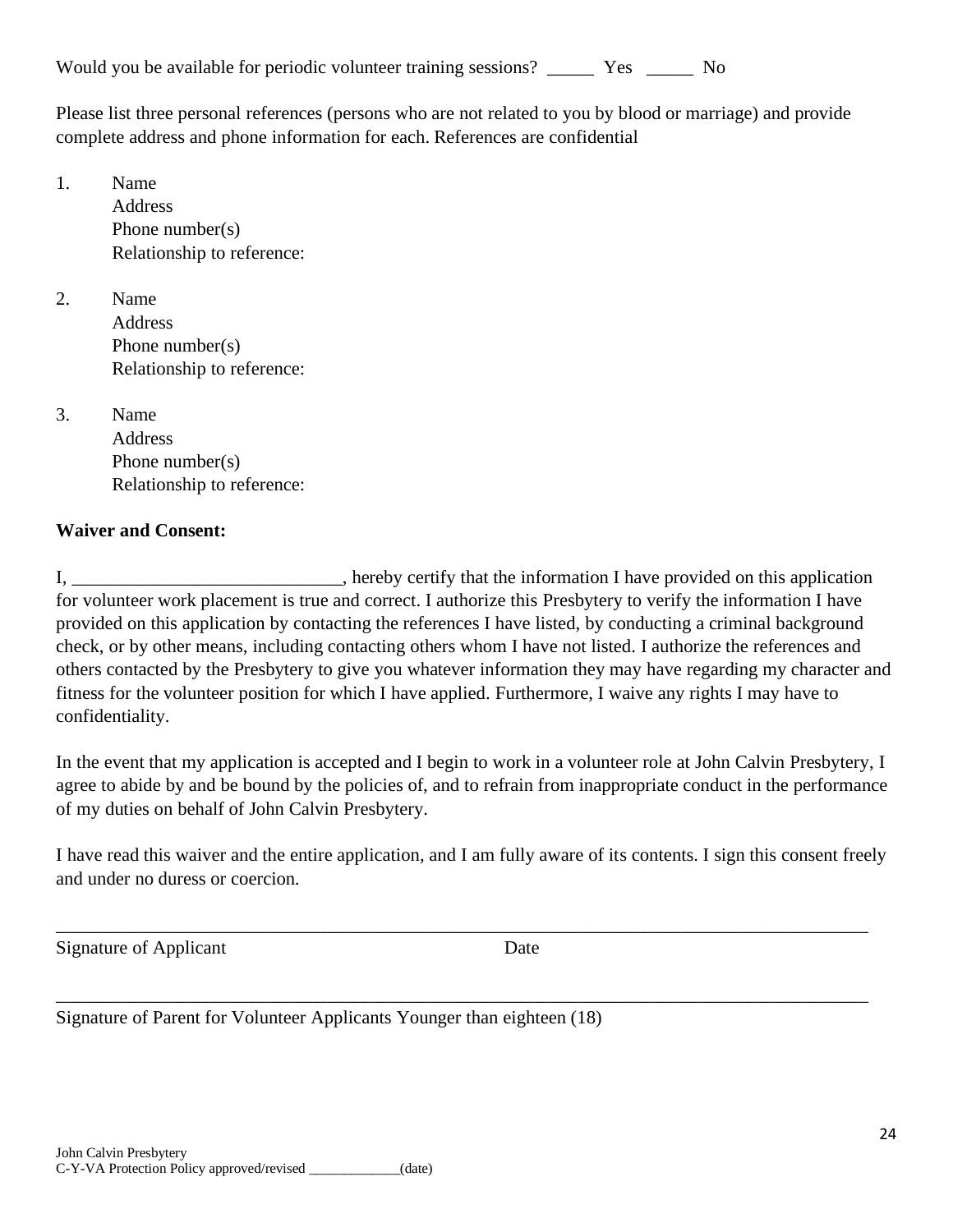Would you be available for periodic volunteer training sessions? _____ Yes _____ No

Please list three personal references (persons who are not related to you by blood or marriage) and provide complete address and phone information for each. References are confidential

1. Name  
   Address  
   Phone number(s)  
   Relationship to reference:

2. Name  
   Address  
   Phone number(s)  
   Relationship to reference:

3. Name  
   Address  
   Phone number(s)  
   Relationship to reference:

**Waiver and Consent:**

I, _____________________________, hereby certify that the information I have provided on this application for volunteer work placement is true and correct. I authorize this Presbytery to verify the information I have provided on this application by contacting the references I have listed, by conducting a criminal background check, or by other means, including contacting others whom I have not listed. I authorize the references and others contacted by the Presbytery to give you whatever information they may have regarding my character and fitness for the volunteer position for which I have applied. Furthermore, I waive any rights I may have to confidentiality.

In the event that my application is accepted and I begin to work in a volunteer role at John Calvin Presbytery, I agree to abide by and be bound by the policies of, and to refrain from inappropriate conduct in the performance of my duties on behalf of John Calvin Presbytery.

I have read this waiver and the entire application, and I am fully aware of its contents. I sign this consent freely and under no duress or coercion.

_____________________________________________________________________________________

Signature of Applicant Date

_____________________________________________________________________________________

Signature of Parent for Volunteer Applicants Younger than eighteen (18)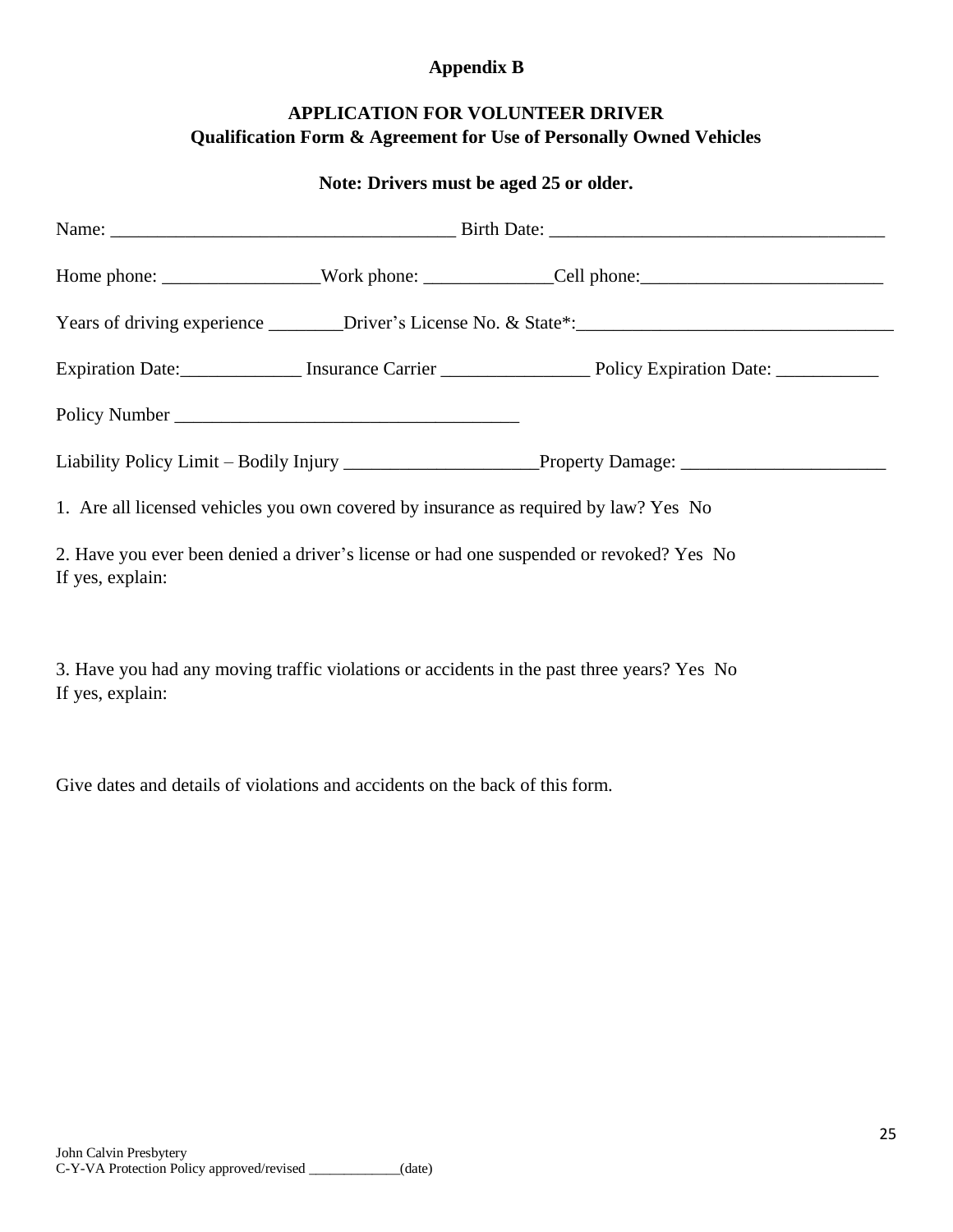**Appendix B**

**APPLICATION FOR VOLUNTEER DRIVER**
**Qualification Form & Agreement for Use of Personally Owned Vehicles**

**Note: Drivers must be aged 25 or older.**

Name: ___________________________________ Birth Date: ___________________________________

Home phone: ________________Work phone: _____________Cell phone:_________________________

Years of driving experience ________Driver's License No. & State*:_________________________________

Expiration Date:____________ Insurance Carrier _______________ Policy Expiration Date: __________

Policy Number ___________________________________

Liability Policy Limit – Bodily Injury ____________________Property Damage: _____________________

1. Are all licensed vehicles you own covered by insurance as required by law? Yes No

2. Have you ever been denied a driver's license or had one suspended or revoked? Yes No
If yes, explain:

3. Have you had any moving traffic violations or accidents in the past three years? Yes No
If yes, explain:

Give dates and details of violations and accidents on the back of this form.

John Calvin Presbytery
C-Y-VA Protection Policy approved/revised ____________(date)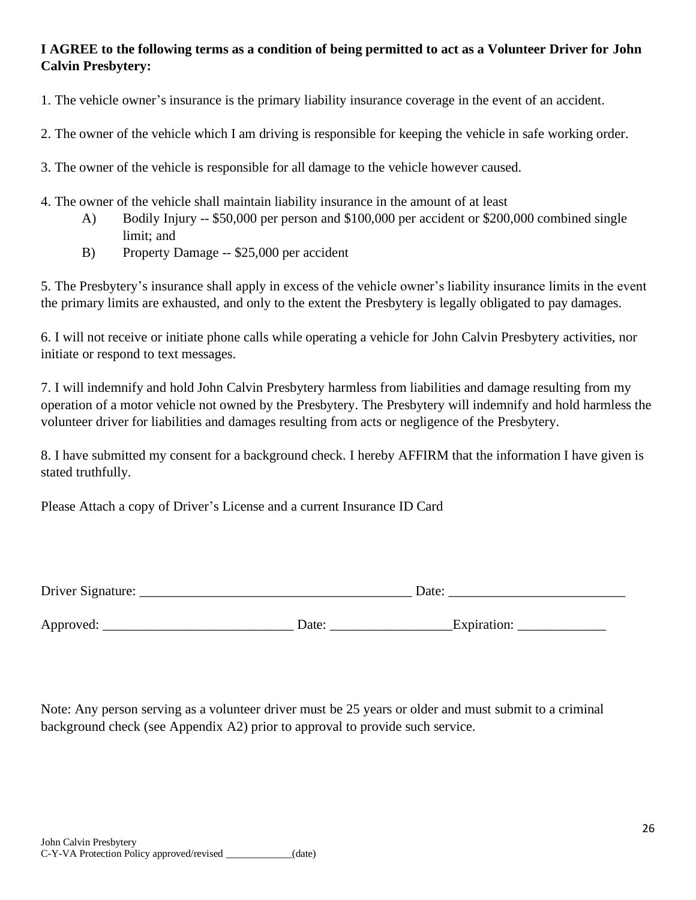**I AGREE to the following terms as a condition of being permitted to act as a Volunteer Driver for John Calvin Presbytery:**

1. The vehicle owner's insurance is the primary liability insurance coverage in the event of an accident.

2. The owner of the vehicle which I am driving is responsible for keeping the vehicle in safe working order.

3. The owner of the vehicle is responsible for all damage to the vehicle however caused.

4. The owner of the vehicle shall maintain liability insurance in the amount of at least
   - A) Bodily Injury -- $50,000 per person and $100,000 per accident or $200,000 combined single limit; and
   - B) Property Damage -- $25,000 per accident

5. The Presbytery's insurance shall apply in excess of the vehicle owner's liability insurance limits in the event the primary limits are exhausted, and only to the extent the Presbytery is legally obligated to pay damages.

6. I will not receive or initiate phone calls while operating a vehicle for John Calvin Presbytery activities, nor initiate or respond to text messages.

7. I will indemnify and hold John Calvin Presbytery harmless from liabilities and damage resulting from my operation of a motor vehicle not owned by the Presbytery. The Presbytery will indemnify and hold harmless the volunteer driver for liabilities and damages resulting from acts or negligence of the Presbytery.

8. I have submitted my consent for a background check. I hereby AFFIRM that the information I have given is stated truthfully.

Please Attach a copy of Driver's License and a current Insurance ID Card

Driver Signature: ________________________________________ Date: __________________________

Approved: ____________________________ Date: __________________Expiration: _____________

Note: Any person serving as a volunteer driver must be 25 years or older and must submit to a criminal background check (see Appendix A2) prior to approval to provide such service.

John Calvin Presbytery
C-Y-VA Protection Policy approved/revised _____________(date)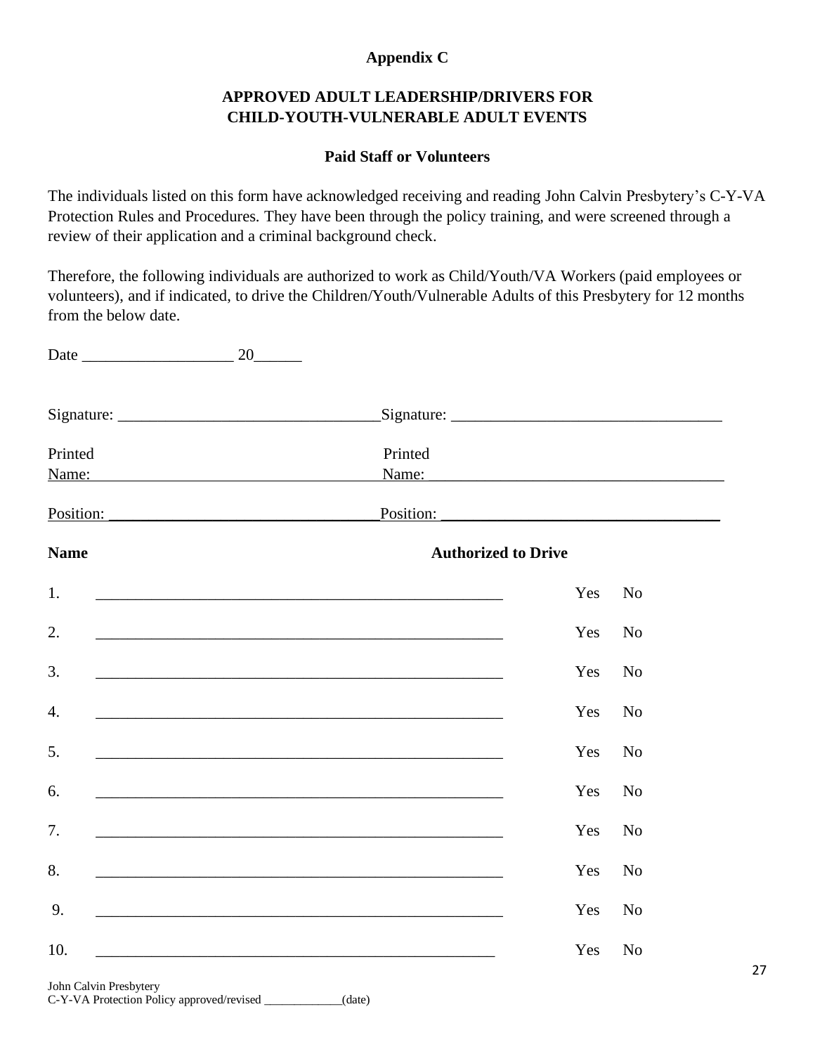**Appendix C**

## APPROVED ADULT LEADERSHIP/DRIVERS FOR CHILD-YOUTH-VULNERABLE ADULT EVENTS

### Paid Staff or Volunteers

The individuals listed on this form have acknowledged receiving and reading John Calvin Presbytery's C-Y-VA Protection Rules and Procedures. They have been through the policy training, and were screened through a review of their application and a criminal background check.

Therefore, the following individuals are authorized to work as Child/Youth/VA Workers (paid employees or volunteers), and if indicated, to drive the Children/Youth/Vulnerable Adults of this Presbytery for 12 months from the below date.

Date ___________________ 20______

Signature: ________________________________ Signature: _________________________________

Printed Name: ________________________________ Printed Name: _________________________________

Position: ________________________________ Position: _________________________________

| Name | Authorized to Drive |
|---|---|
| 1. ____________________________________________________ | Yes No |
| 2. ____________________________________________________ | Yes No |
| 3. ____________________________________________________ | Yes No |
| 4. ____________________________________________________ | Yes No |
| 5. ____________________________________________________ | Yes No |
| 6. ____________________________________________________ | Yes No |
| 7. ____________________________________________________ | Yes No |
| 8. ____________________________________________________ | Yes No |
| 9. ____________________________________________________ | Yes No |
| 10. ____________________________________________________ | Yes No |

John Calvin Presbytery
C-Y-VA Protection Policy approved/revised _____________(date)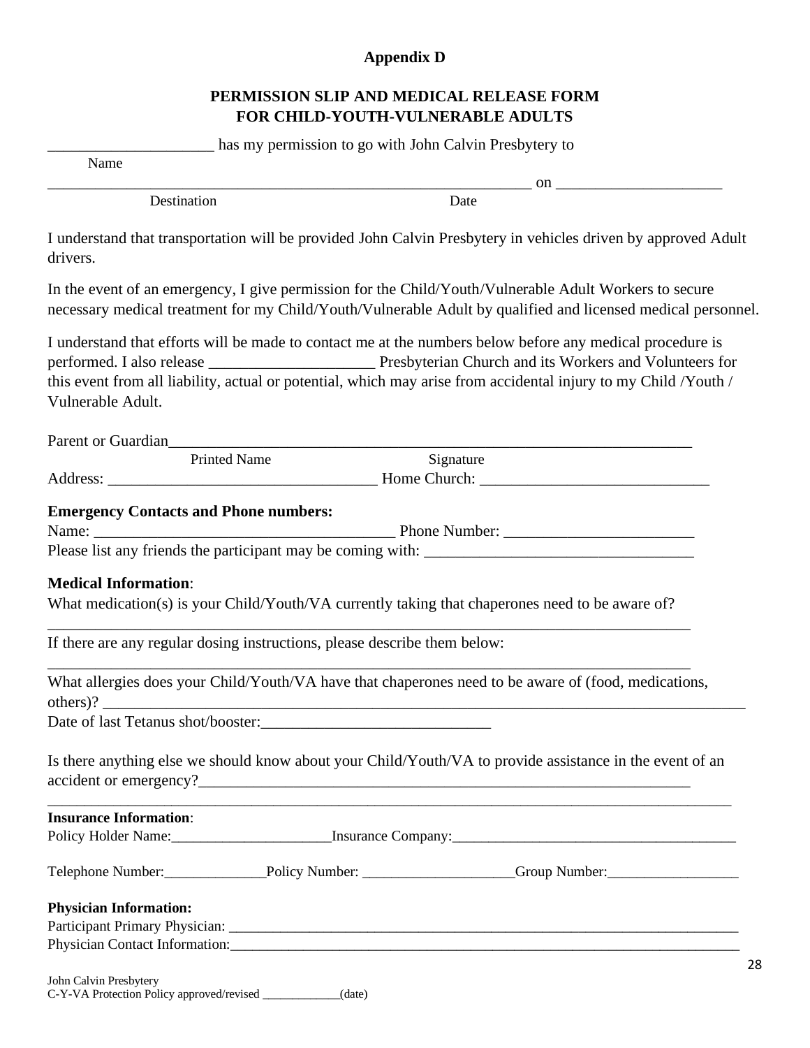**Appendix D**

**PERMISSION SLIP AND MEDICAL RELEASE FORM**
**FOR CHILD-YOUTH-VULNERABLE ADULTS**

_____________________ has my permission to go with John Calvin Presbytery to
Name

_______________________________________________________________ on _____________________
Destination Date

I understand that transportation will be provided John Calvin Presbytery in vehicles driven by approved Adult drivers.

In the event of an emergency, I give permission for the Child/Youth/Vulnerable Adult Workers to secure necessary medical treatment for my Child/Youth/Vulnerable Adult by qualified and licensed medical personnel.

I understand that efforts will be made to contact me at the numbers below before any medical procedure is performed. I also release _____________________ Presbyterian Church and its Workers and Volunteers for this event from all liability, actual or potential, which may arise from accidental injury to my Child /Youth / Vulnerable Adult.

Parent or Guardian_____________________________________________________________________
Printed Name Signature

Address: __________________________________ Home Church: _____________________________

**Emergency Contacts and Phone numbers:**

Name: ______________________________________ Phone Number: ________________________

Please list any friends the participant may be coming with: __________________________________

**Medical Information**:

What medication(s) is your Child/Youth/VA currently taking that chaperones need to be aware of?

_____________________________________________________________________________________

If there are any regular dosing instructions, please describe them below:

_____________________________________________________________________________________

What allergies does your Child/Youth/VA have that chaperones need to be aware of (food, medications, others)? ________________________________________________________________________________

Date of last Tetanus shot/booster:_____________________________

Is there anything else we should know about your Child/Youth/VA to provide assistance in the event of an accident or emergency?_________________________________________________________________

_____________________________________________________________________________________

**Insurance Information**:

Policy Holder Name:______________________Insurance Company:______________________________________

Telephone Number:______________Policy Number: ____________________Group Number:_________________

**Physician Information:**

Participant Primary Physician: ________________________________________________________________________

Physician Contact Information:________________________________________________________________________

John Calvin Presbytery
C-Y-VA Protection Policy approved/revised _____________(date)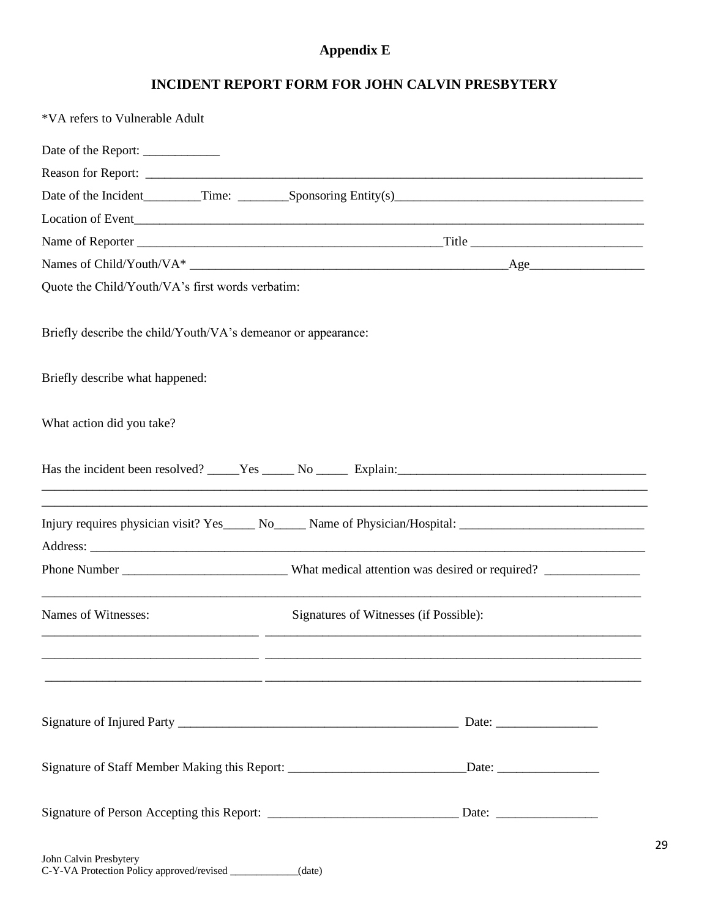**Appendix E**

**INCIDENT REPORT FORM FOR JOHN CALVIN PRESBYTERY**

*VA refers to Vulnerable Adult

Date of the Report: ____________

Reason for Report: ______________________________________________________________________________

Date of the Incident_________Time: ________Sponsoring Entity(s)______________________________________

Location of Event_________________________________________________________________________________

Name of Reporter ________________________________________________Title __________________________

Names of Child/Youth/VA* __________________________________________________Age__________________

Quote the Child/Youth/VA's first words verbatim:

Briefly describe the child/Youth/VA's demeanor or appearance:

Briefly describe what happened:

What action did you take?

Has the incident been resolved? _____Yes _____ No _____ Explain:_______________________________________

____________________________________________________________________________________________

____________________________________________________________________________________________

Injury requires physician visit? Yes_____ No_____ Name of Physician/Hospital: _____________________________

Address: _____________________________________________________________________________________

Phone Number _________________________ What medical attention was desired or required? _______________

____________________________________________________________________________________________

Names of Witnesses: Signatures of Witnesses (if Possible):

_________________________________ ____________________________________________________________

_________________________________ ____________________________________________________________

_________________________________ ____________________________________________________________

Signature of Injured Party ____________________________________________ Date: ________________

Signature of Staff Member Making this Report: ____________________________Date: ________________

Signature of Person Accepting this Report: ______________________________ Date: ________________

John Calvin Presbytery
C-Y-VA Protection Policy approved/revised _____________(date)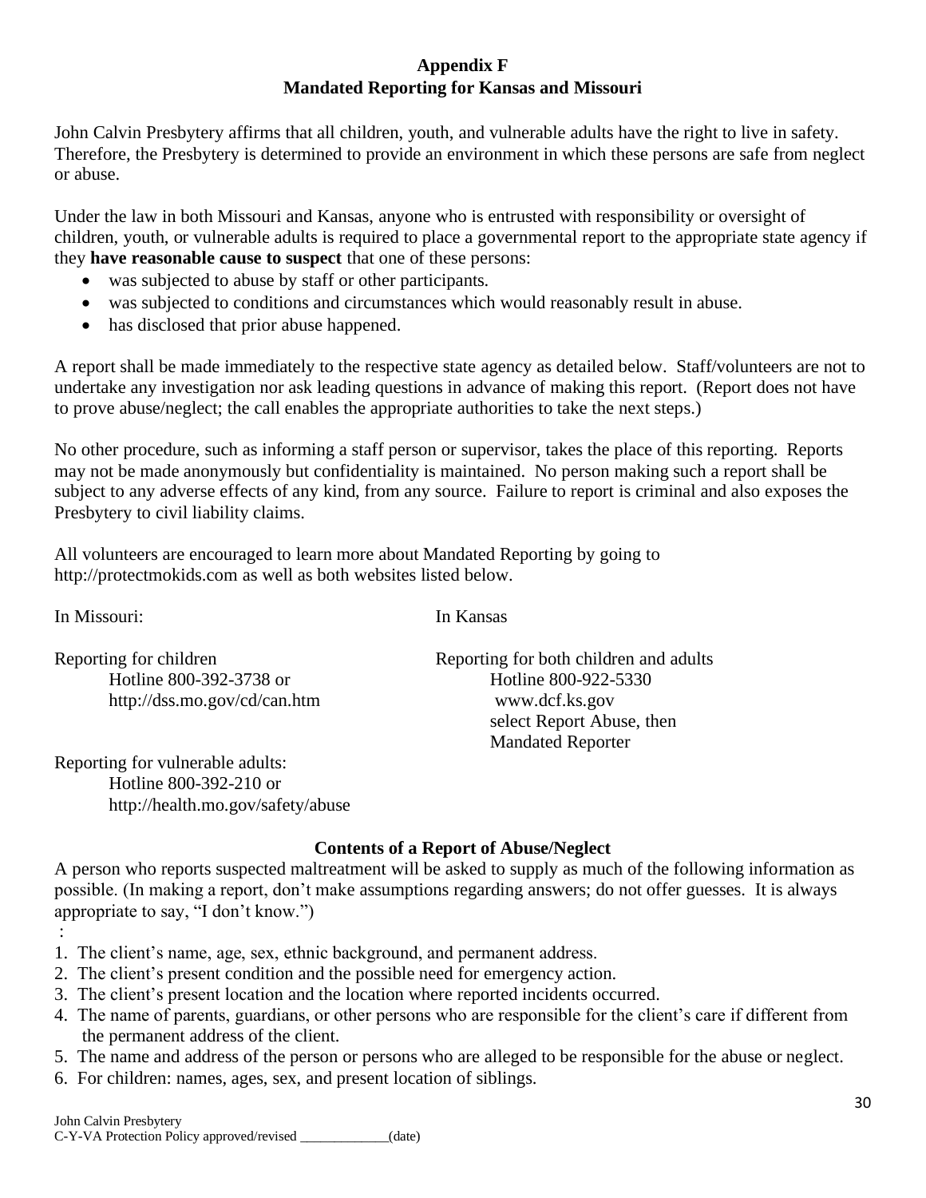## Appendix F
## Mandated Reporting for Kansas and Missouri

John Calvin Presbytery affirms that all children, youth, and vulnerable adults have the right to live in safety. Therefore, the Presbytery is determined to provide an environment in which these persons are safe from neglect or abuse.

Under the law in both Missouri and Kansas, anyone who is entrusted with responsibility or oversight of children, youth, or vulnerable adults is required to place a governmental report to the appropriate state agency if they **have reasonable cause to suspect** that one of these persons:

- was subjected to abuse by staff or other participants.
- was subjected to conditions and circumstances which would reasonably result in abuse.
- has disclosed that prior abuse happened.

A report shall be made immediately to the respective state agency as detailed below. Staff/volunteers are not to undertake any investigation nor ask leading questions in advance of making this report. (Report does not have to prove abuse/neglect; the call enables the appropriate authorities to take the next steps.)

No other procedure, such as informing a staff person or supervisor, takes the place of this reporting. Reports may not be made anonymously but confidentiality is maintained. No person making such a report shall be subject to any adverse effects of any kind, from any source. Failure to report is criminal and also exposes the Presbytery to civil liability claims.

All volunteers are encouraged to learn more about Mandated Reporting by going to http://protectmokids.com as well as both websites listed below.

In Missouri:

Reporting for children
Hotline 800-392-3738 or
http://dss.mo.gov/cd/can.htm

Reporting for vulnerable adults:
Hotline 800-392-210 or
http://health.mo.gov/safety/abuse

In Kansas

Reporting for both children and adults
Hotline 800-922-5330
www.dcf.ks.gov
select Report Abuse, then
Mandated Reporter

### Contents of a Report of Abuse/Neglect

A person who reports suspected maltreatment will be asked to supply as much of the following information as possible. (In making a report, don't make assumptions regarding answers; do not offer guesses. It is always appropriate to say, "I don't know.")
:

1. The client's name, age, sex, ethnic background, and permanent address.
2. The client's present condition and the possible need for emergency action.
3. The client's present location and the location where reported incidents occurred.
4. The name of parents, guardians, or other persons who are responsible for the client's care if different from the permanent address of the client.
5. The name and address of the person or persons who are alleged to be responsible for the abuse or neglect.
6. For children: names, ages, sex, and present location of siblings.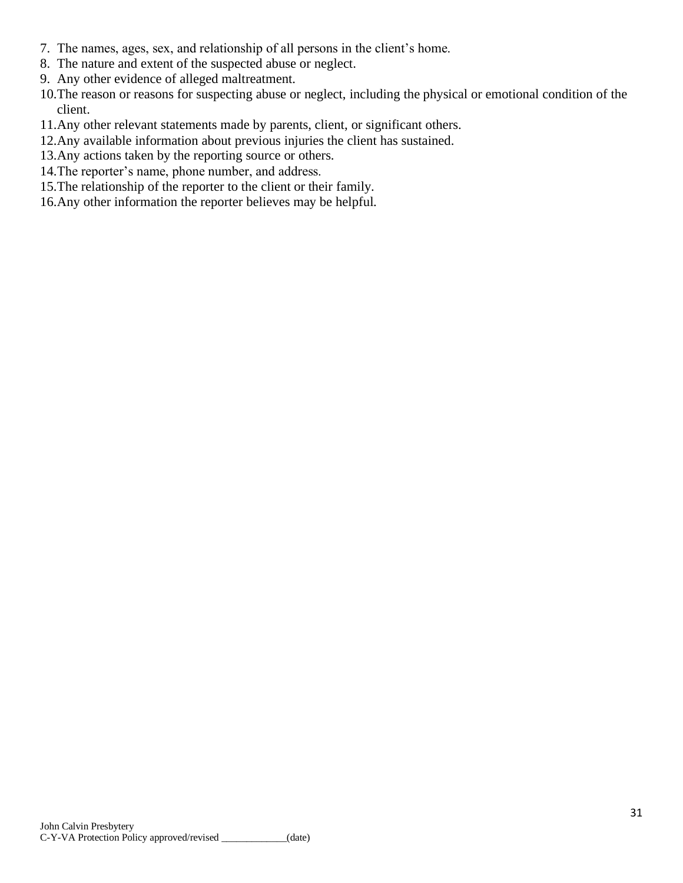7. The names, ages, sex, and relationship of all persons in the client's home.
8. The nature and extent of the suspected abuse or neglect.
9. Any other evidence of alleged maltreatment.
10. The reason or reasons for suspecting abuse or neglect, including the physical or emotional condition of the client.
11. Any other relevant statements made by parents, client, or significant others.
12. Any available information about previous injuries the client has sustained.
13. Any actions taken by the reporting source or others.
14. The reporter's name, phone number, and address.
15. The relationship of the reporter to the client or their family.
16. Any other information the reporter believes may be helpful.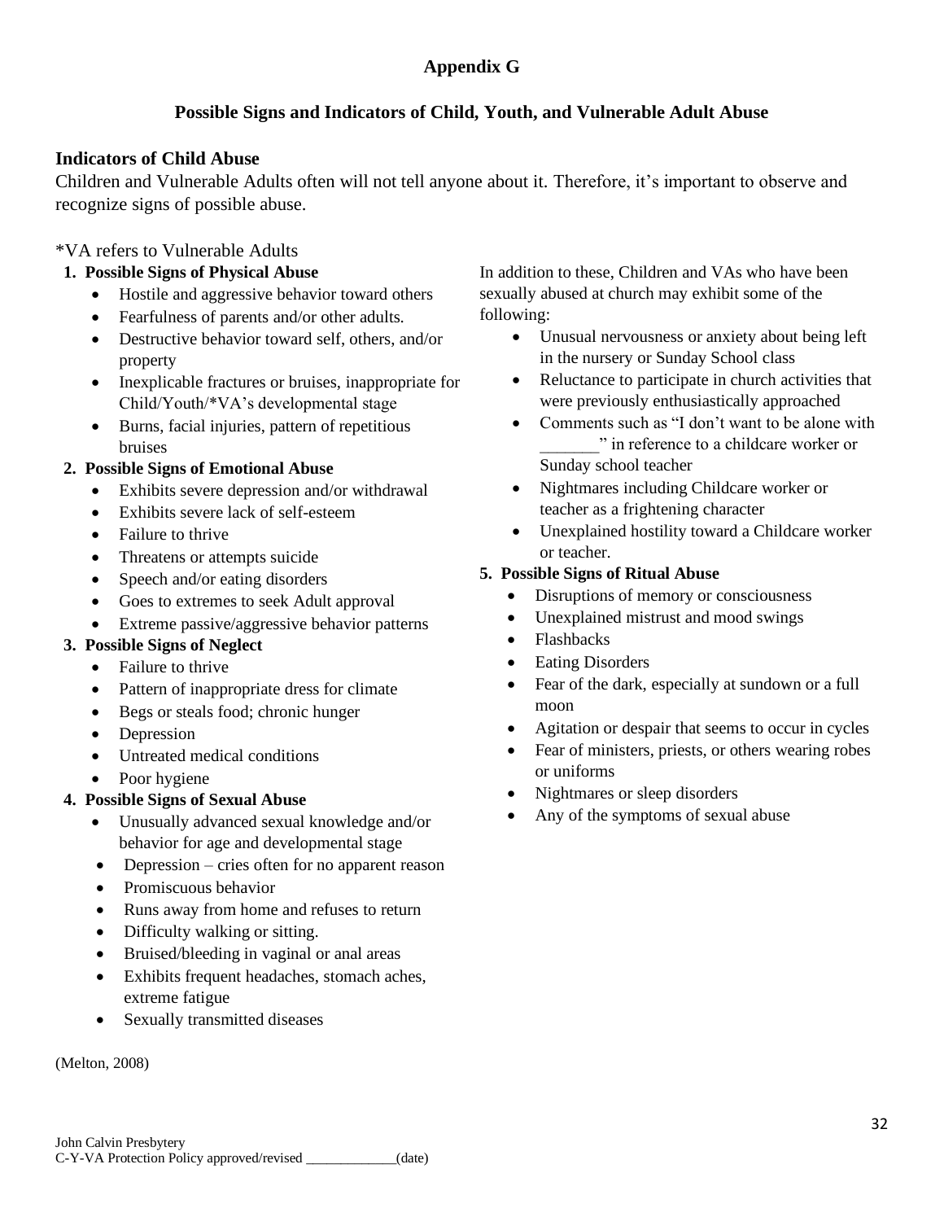## Appendix G

### Possible Signs and Indicators of Child, Youth, and Vulnerable Adult Abuse

**Indicators of Child Abuse**

Children and Vulnerable Adults often will not tell anyone about it. Therefore, it's important to observe and recognize signs of possible abuse.

*VA refers to Vulnerable Adults

1. **Possible Signs of Physical Abuse**
   - Hostile and aggressive behavior toward others
   - Fearfulness of parents and/or other adults.
   - Destructive behavior toward self, others, and/or property
   - Inexplicable fractures or bruises, inappropriate for Child/Youth/*VA's developmental stage
   - Burns, facial injuries, pattern of repetitious bruises
2. **Possible Signs of Emotional Abuse**
   - Exhibits severe depression and/or withdrawal
   - Exhibits severe lack of self-esteem
   - Failure to thrive
   - Threatens or attempts suicide
   - Speech and/or eating disorders
   - Goes to extremes to seek Adult approval
   - Extreme passive/aggressive behavior patterns
3. **Possible Signs of Neglect**
   - Failure to thrive
   - Pattern of inappropriate dress for climate
   - Begs or steals food; chronic hunger
   - Depression
   - Untreated medical conditions
   - Poor hygiene
4. **Possible Signs of Sexual Abuse**
   - Unusually advanced sexual knowledge and/or behavior for age and developmental stage
   - Depression – cries often for no apparent reason
   - Promiscuous behavior
   - Runs away from home and refuses to return
   - Difficulty walking or sitting.
   - Bruised/bleeding in vaginal or anal areas
   - Exhibits frequent headaches, stomach aches, extreme fatigue
   - Sexually transmitted diseases

   In addition to these, Children and VAs who have been sexually abused at church may exhibit some of the following:

   - Unusual nervousness or anxiety about being left in the nursery or Sunday School class
   - Reluctance to participate in church activities that were previously enthusiastically approached
   - Comments such as "I don't want to be alone with _______" in reference to a childcare worker or Sunday school teacher
   - Nightmares including Childcare worker or teacher as a frightening character
   - Unexplained hostility toward a Childcare worker or teacher.
5. **Possible Signs of Ritual Abuse**
   - Disruptions of memory or consciousness
   - Unexplained mistrust and mood swings
   - Flashbacks
   - Eating Disorders
   - Fear of the dark, especially at sundown or a full moon
   - Agitation or despair that seems to occur in cycles
   - Fear of ministers, priests, or others wearing robes or uniforms
   - Nightmares or sleep disorders
   - Any of the symptoms of sexual abuse

(Melton, 2008)

John Calvin Presbytery
C-Y-VA Protection Policy approved/revised _____________(date)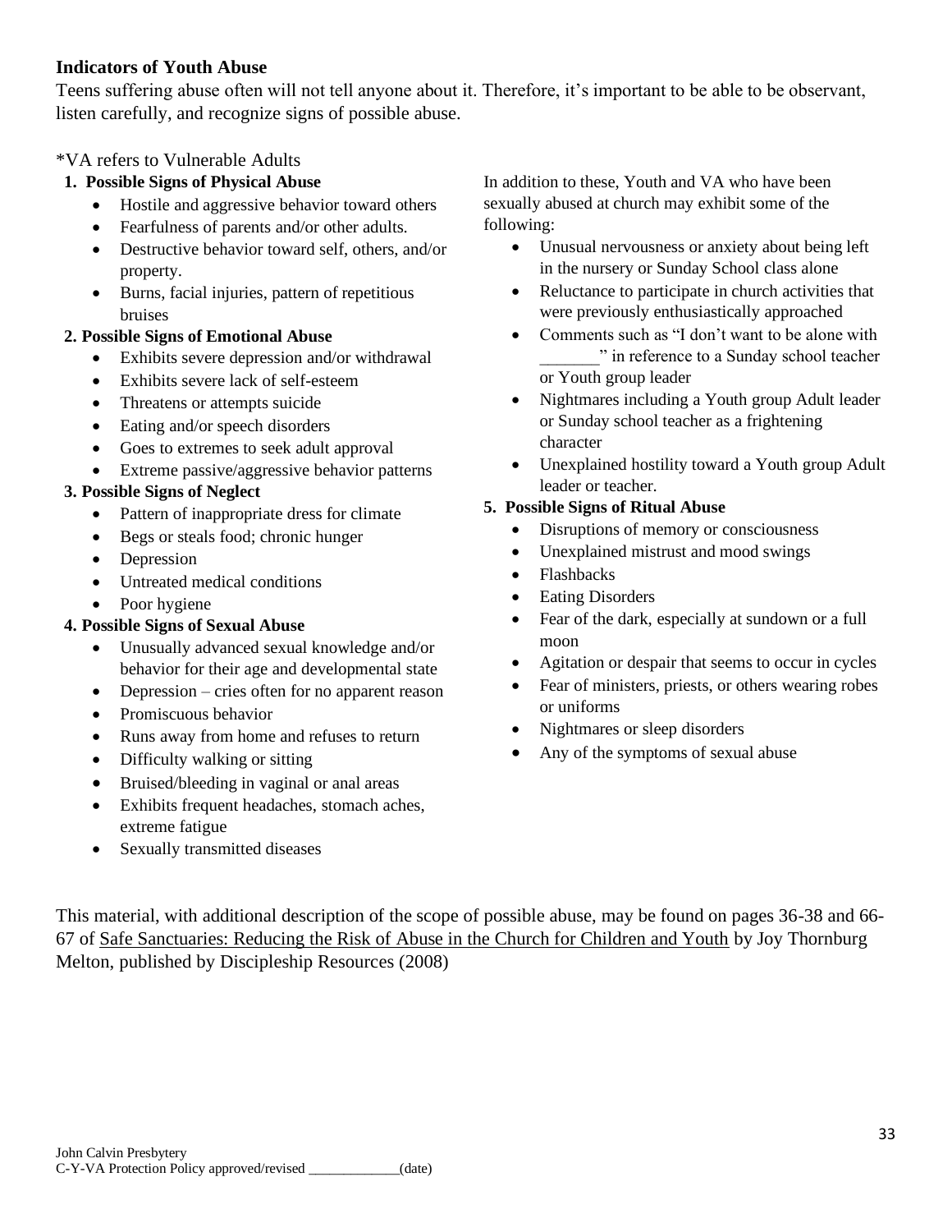## Indicators of Youth Abuse

Teens suffering abuse often will not tell anyone about it. Therefore, it's important to be able to be observant, listen carefully, and recognize signs of possible abuse.

*VA refers to Vulnerable Adults

**1. Possible Signs of Physical Abuse**

- Hostile and aggressive behavior toward others
- Fearfulness of parents and/or other adults.
- Destructive behavior toward self, others, and/or property.
- Burns, facial injuries, pattern of repetitious bruises

**2. Possible Signs of Emotional Abuse**

- Exhibits severe depression and/or withdrawal
- Exhibits severe lack of self-esteem
- Threatens or attempts suicide
- Eating and/or speech disorders
- Goes to extremes to seek adult approval
- Extreme passive/aggressive behavior patterns

**3. Possible Signs of Neglect**

- Pattern of inappropriate dress for climate
- Begs or steals food; chronic hunger
- Depression
- Untreated medical conditions
- Poor hygiene

**4. Possible Signs of Sexual Abuse**

- Unusually advanced sexual knowledge and/or behavior for their age and developmental state
- Depression – cries often for no apparent reason
- Promiscuous behavior
- Runs away from home and refuses to return
- Difficulty walking or sitting
- Bruised/bleeding in vaginal or anal areas
- Exhibits frequent headaches, stomach aches, extreme fatigue
- Sexually transmitted diseases

In addition to these, Youth and VA who have been sexually abused at church may exhibit some of the following:

- Unusual nervousness or anxiety about being left in the nursery or Sunday School class alone
- Reluctance to participate in church activities that were previously enthusiastically approached
- Comments such as "I don't want to be alone with _______" in reference to a Sunday school teacher or Youth group leader
- Nightmares including a Youth group Adult leader or Sunday school teacher as a frightening character
- Unexplained hostility toward a Youth group Adult leader or teacher.

**5. Possible Signs of Ritual Abuse**

- Disruptions of memory or consciousness
- Unexplained mistrust and mood swings
- Flashbacks
- Eating Disorders
- Fear of the dark, especially at sundown or a full moon
- Agitation or despair that seems to occur in cycles
- Fear of ministers, priests, or others wearing robes or uniforms
- Nightmares or sleep disorders
- Any of the symptoms of sexual abuse

This material, with additional description of the scope of possible abuse, may be found on pages 36-38 and 66-67 of Safe Sanctuaries: Reducing the Risk of Abuse in the Church for Children and Youth by Joy Thornburg Melton, published by Discipleship Resources (2008)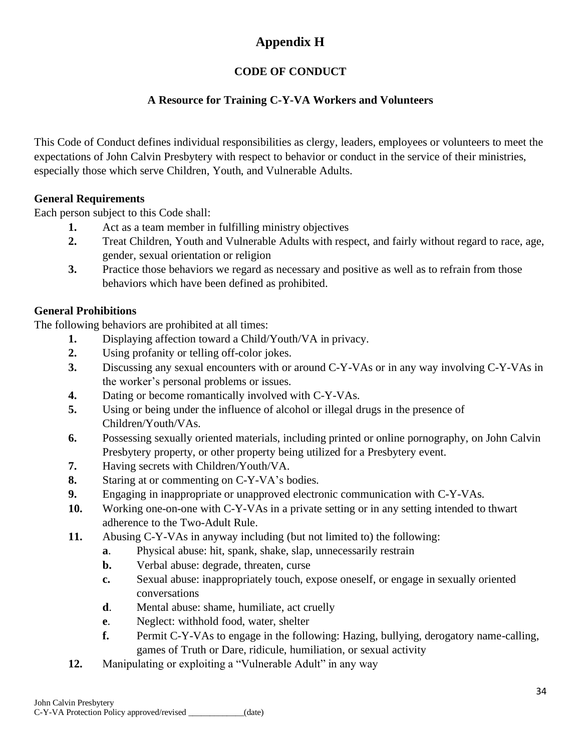# Appendix H

## CODE OF CONDUCT

### A Resource for Training C-Y-VA Workers and Volunteers

This Code of Conduct defines individual responsibilities as clergy, leaders, employees or volunteers to meet the expectations of John Calvin Presbytery with respect to behavior or conduct in the service of their ministries, especially those which serve Children, Youth, and Vulnerable Adults.

**General Requirements**

Each person subject to this Code shall:

1. Act as a team member in fulfilling ministry objectives
2. Treat Children, Youth and Vulnerable Adults with respect, and fairly without regard to race, age, gender, sexual orientation or religion
3. Practice those behaviors we regard as necessary and positive as well as to refrain from those behaviors which have been defined as prohibited.

**General Prohibitions**

The following behaviors are prohibited at all times:

1. Displaying affection toward a Child/Youth/VA in privacy.
2. Using profanity or telling off-color jokes.
3. Discussing any sexual encounters with or around C-Y-VAs or in any way involving C-Y-VAs in the worker's personal problems or issues.
4. Dating or become romantically involved with C-Y-VAs.
5. Using or being under the influence of alcohol or illegal drugs in the presence of Children/Youth/VAs.
6. Possessing sexually oriented materials, including printed or online pornography, on John Calvin Presbytery property, or other property being utilized for a Presbytery event.
7. Having secrets with Children/Youth/VA.
8. Staring at or commenting on C-Y-VA's bodies.
9. Engaging in inappropriate or unapproved electronic communication with C-Y-VAs.
10. Working one-on-one with C-Y-VAs in a private setting or in any setting intended to thwart adherence to the Two-Adult Rule.
11. Abusing C-Y-VAs in anyway including (but not limited to) the following:
    - **a**. Physical abuse: hit, spank, shake, slap, unnecessarily restrain
    - **b.** Verbal abuse: degrade, threaten, curse
    - **c.** Sexual abuse: inappropriately touch, expose oneself, or engage in sexually oriented conversations
    - **d**. Mental abuse: shame, humiliate, act cruelly
    - **e**. Neglect: withhold food, water, shelter
    - **f.** Permit C-Y-VAs to engage in the following: Hazing, bullying, derogatory name-calling, games of Truth or Dare, ridicule, humiliation, or sexual activity
12. Manipulating or exploiting a "Vulnerable Adult" in any way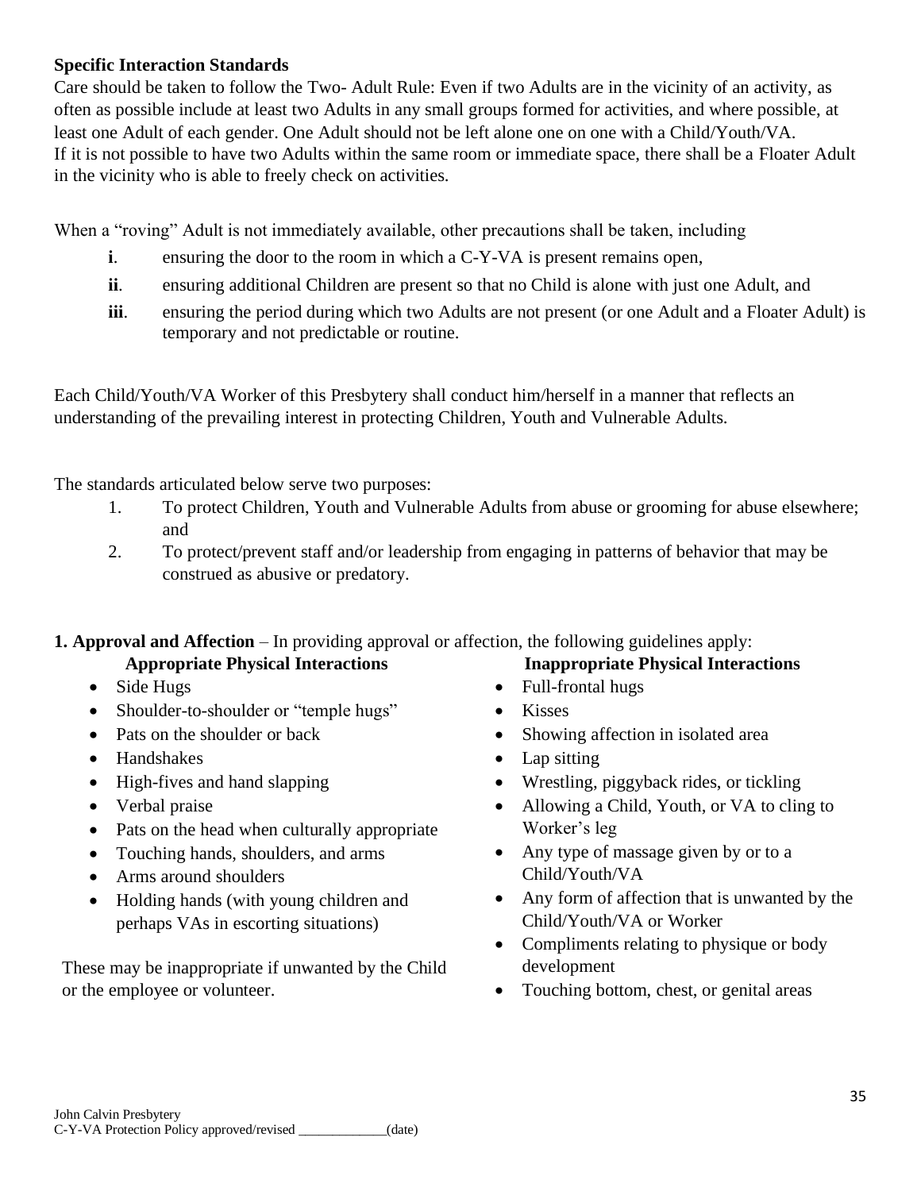**Specific Interaction Standards**

Care should be taken to follow the Two- Adult Rule: Even if two Adults are in the vicinity of an activity, as often as possible include at least two Adults in any small groups formed for activities, and where possible, at least one Adult of each gender. One Adult should not be left alone one on one with a Child/Youth/VA. If it is not possible to have two Adults within the same room or immediate space, there shall be a Floater Adult in the vicinity who is able to freely check on activities.

When a "roving" Adult is not immediately available, other precautions shall be taken, including

- **i**. ensuring the door to the room in which a C-Y-VA is present remains open,
- **ii**. ensuring additional Children are present so that no Child is alone with just one Adult, and
- **iii**. ensuring the period during which two Adults are not present (or one Adult and a Floater Adult) is temporary and not predictable or routine.

Each Child/Youth/VA Worker of this Presbytery shall conduct him/herself in a manner that reflects an understanding of the prevailing interest in protecting Children, Youth and Vulnerable Adults.

The standards articulated below serve two purposes:

1. To protect Children, Youth and Vulnerable Adults from abuse or grooming for abuse elsewhere; and
2. To protect/prevent staff and/or leadership from engaging in patterns of behavior that may be construed as abusive or predatory.

**1. Approval and Affection** – In providing approval or affection, the following guidelines apply:

**Appropriate Physical Interactions**

- Side Hugs
- Shoulder-to-shoulder or "temple hugs"
- Pats on the shoulder or back
- Handshakes
- High-fives and hand slapping
- Verbal praise
- Pats on the head when culturally appropriate
- Touching hands, shoulders, and arms
- Arms around shoulders
- Holding hands (with young children and perhaps VAs in escorting situations)

These may be inappropriate if unwanted by the Child or the employee or volunteer.

**Inappropriate Physical Interactions**

- Full-frontal hugs
- Kisses
- Showing affection in isolated area
- Lap sitting
- Wrestling, piggyback rides, or tickling
- Allowing a Child, Youth, or VA to cling to Worker's leg
- Any type of massage given by or to a Child/Youth/VA
- Any form of affection that is unwanted by the Child/Youth/VA or Worker
- Compliments relating to physique or body development
- Touching bottom, chest, or genital areas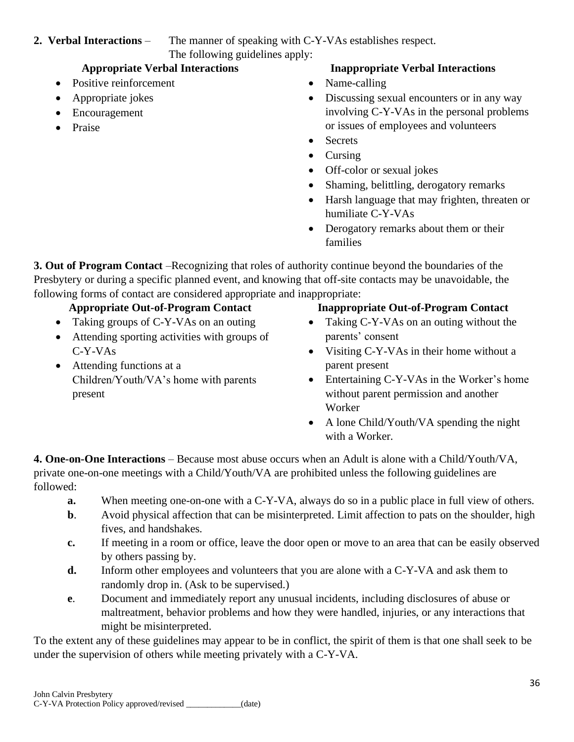**2. Verbal Interactions** – The manner of speaking with C-Y-VAs establishes respect. The following guidelines apply:

**Appropriate Verbal Interactions**

- Positive reinforcement
- Appropriate jokes
- Encouragement
- Praise

**Inappropriate Verbal Interactions**

- Name-calling
- Discussing sexual encounters or in any way involving C-Y-VAs in the personal problems or issues of employees and volunteers
- Secrets
- Cursing
- Off-color or sexual jokes
- Shaming, belittling, derogatory remarks
- Harsh language that may frighten, threaten or humiliate C-Y-VAs
- Derogatory remarks about them or their families

**3. Out of Program Contact** –Recognizing that roles of authority continue beyond the boundaries of the Presbytery or during a specific planned event, and knowing that off-site contacts may be unavoidable, the following forms of contact are considered appropriate and inappropriate:

**Appropriate Out-of-Program Contact**

- Taking groups of C-Y-VAs on an outing
- Attending sporting activities with groups of C-Y-VAs
- Attending functions at a Children/Youth/VA's home with parents present

**Inappropriate Out-of-Program Contact**

- Taking C-Y-VAs on an outing without the parents' consent
- Visiting C-Y-VAs in their home without a parent present
- Entertaining C-Y-VAs in the Worker's home without parent permission and another Worker
- A lone Child/Youth/VA spending the night with a Worker.

**4. One-on-One Interactions** – Because most abuse occurs when an Adult is alone with a Child/Youth/VA, private one-on-one meetings with a Child/Youth/VA are prohibited unless the following guidelines are followed:

**a.** When meeting one-on-one with a C-Y-VA, always do so in a public place in full view of others.

**b**. Avoid physical affection that can be misinterpreted. Limit affection to pats on the shoulder, high fives, and handshakes.

**c.** If meeting in a room or office, leave the door open or move to an area that can be easily observed by others passing by.

**d.** Inform other employees and volunteers that you are alone with a C-Y-VA and ask them to randomly drop in. (Ask to be supervised.)

**e**. Document and immediately report any unusual incidents, including disclosures of abuse or maltreatment, behavior problems and how they were handled, injuries, or any interactions that might be misinterpreted.

To the extent any of these guidelines may appear to be in conflict, the spirit of them is that one shall seek to be under the supervision of others while meeting privately with a C-Y-VA.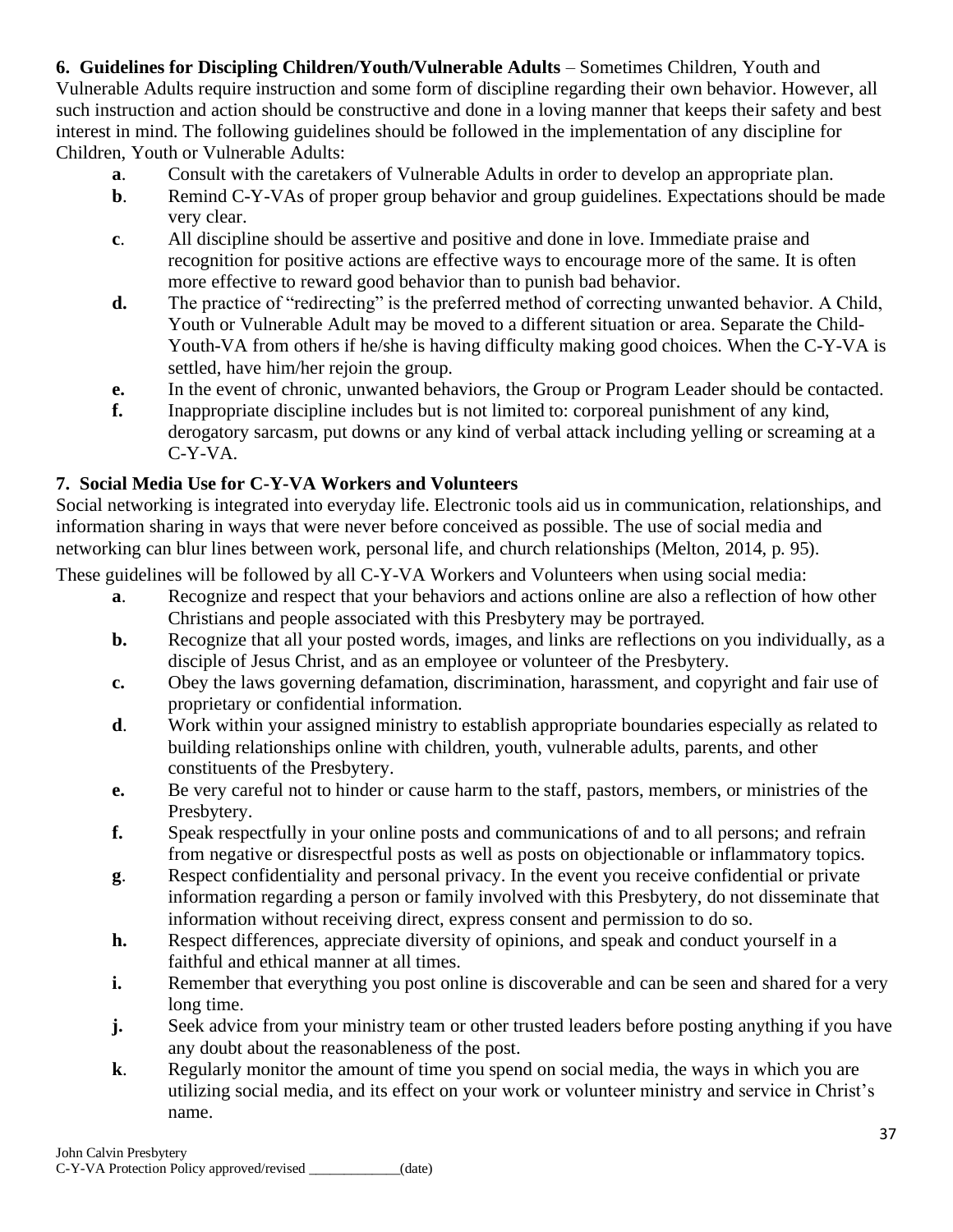**6. Guidelines for Discipling Children/Youth/Vulnerable Adults** – Sometimes Children, Youth and Vulnerable Adults require instruction and some form of discipline regarding their own behavior. However, all such instruction and action should be constructive and done in a loving manner that keeps their safety and best interest in mind. The following guidelines should be followed in the implementation of any discipline for Children, Youth or Vulnerable Adults:

- **a**. Consult with the caretakers of Vulnerable Adults in order to develop an appropriate plan.
- **b**. Remind C-Y-VAs of proper group behavior and group guidelines. Expectations should be made very clear.
- **c**. All discipline should be assertive and positive and done in love. Immediate praise and recognition for positive actions are effective ways to encourage more of the same. It is often more effective to reward good behavior than to punish bad behavior.
- **d.** The practice of "redirecting" is the preferred method of correcting unwanted behavior. A Child, Youth or Vulnerable Adult may be moved to a different situation or area. Separate the Child-Youth-VA from others if he/she is having difficulty making good choices. When the C-Y-VA is settled, have him/her rejoin the group.
- **e.** In the event of chronic, unwanted behaviors, the Group or Program Leader should be contacted.
- **f.** Inappropriate discipline includes but is not limited to: corporeal punishment of any kind, derogatory sarcasm, put downs or any kind of verbal attack including yelling or screaming at a C-Y-VA.

**7. Social Media Use for C-Y-VA Workers and Volunteers**

Social networking is integrated into everyday life. Electronic tools aid us in communication, relationships, and information sharing in ways that were never before conceived as possible. The use of social media and networking can blur lines between work, personal life, and church relationships (Melton, 2014, p. 95).

These guidelines will be followed by all C-Y-VA Workers and Volunteers when using social media:

- **a**. Recognize and respect that your behaviors and actions online are also a reflection of how other Christians and people associated with this Presbytery may be portrayed.
- **b.** Recognize that all your posted words, images, and links are reflections on you individually, as a disciple of Jesus Christ, and as an employee or volunteer of the Presbytery.
- **c.** Obey the laws governing defamation, discrimination, harassment, and copyright and fair use of proprietary or confidential information.
- **d**. Work within your assigned ministry to establish appropriate boundaries especially as related to building relationships online with children, youth, vulnerable adults, parents, and other constituents of the Presbytery.
- **e.** Be very careful not to hinder or cause harm to the staff, pastors, members, or ministries of the Presbytery.
- **f.** Speak respectfully in your online posts and communications of and to all persons; and refrain from negative or disrespectful posts as well as posts on objectionable or inflammatory topics.
- **g**. Respect confidentiality and personal privacy. In the event you receive confidential or private information regarding a person or family involved with this Presbytery, do not disseminate that information without receiving direct, express consent and permission to do so.
- **h.** Respect differences, appreciate diversity of opinions, and speak and conduct yourself in a faithful and ethical manner at all times.
- **i.** Remember that everything you post online is discoverable and can be seen and shared for a very long time.
- **j.** Seek advice from your ministry team or other trusted leaders before posting anything if you have any doubt about the reasonableness of the post.
- **k**. Regularly monitor the amount of time you spend on social media, the ways in which you are utilizing social media, and its effect on your work or volunteer ministry and service in Christ's name.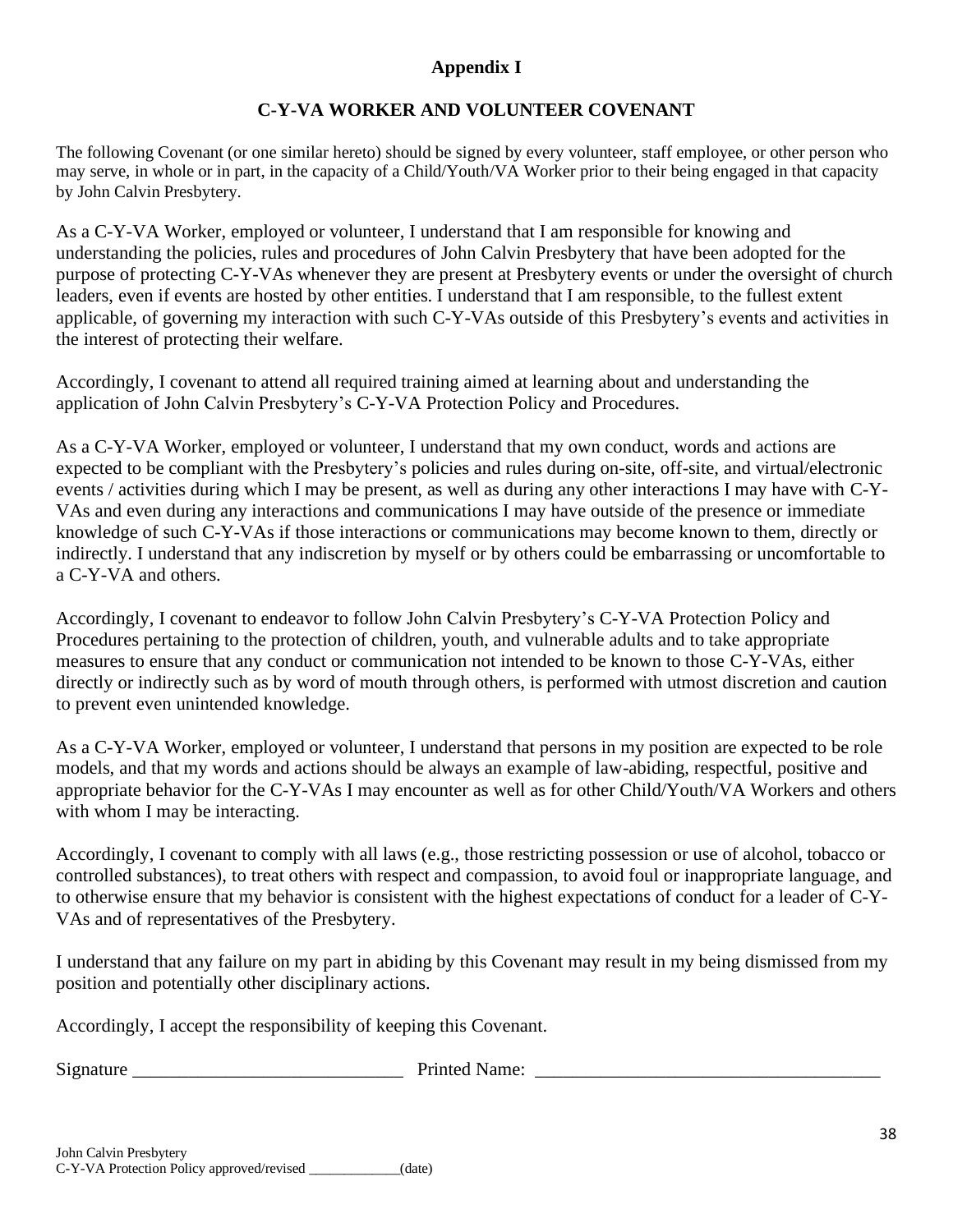## Appendix I

## C-Y-VA WORKER AND VOLUNTEER COVENANT

The following Covenant (or one similar hereto) should be signed by every volunteer, staff employee, or other person who may serve, in whole or in part, in the capacity of a Child/Youth/VA Worker prior to their being engaged in that capacity by John Calvin Presbytery.

As a C-Y-VA Worker, employed or volunteer, I understand that I am responsible for knowing and understanding the policies, rules and procedures of John Calvin Presbytery that have been adopted for the purpose of protecting C-Y-VAs whenever they are present at Presbytery events or under the oversight of church leaders, even if events are hosted by other entities. I understand that I am responsible, to the fullest extent applicable, of governing my interaction with such C-Y-VAs outside of this Presbytery's events and activities in the interest of protecting their welfare.

Accordingly, I covenant to attend all required training aimed at learning about and understanding the application of John Calvin Presbytery's C-Y-VA Protection Policy and Procedures.

As a C-Y-VA Worker, employed or volunteer, I understand that my own conduct, words and actions are expected to be compliant with the Presbytery's policies and rules during on-site, off-site, and virtual/electronic events / activities during which I may be present, as well as during any other interactions I may have with C-Y-VAs and even during any interactions and communications I may have outside of the presence or immediate knowledge of such C-Y-VAs if those interactions or communications may become known to them, directly or indirectly. I understand that any indiscretion by myself or by others could be embarrassing or uncomfortable to a C-Y-VA and others.

Accordingly, I covenant to endeavor to follow John Calvin Presbytery's C-Y-VA Protection Policy and Procedures pertaining to the protection of children, youth, and vulnerable adults and to take appropriate measures to ensure that any conduct or communication not intended to be known to those C-Y-VAs, either directly or indirectly such as by word of mouth through others, is performed with utmost discretion and caution to prevent even unintended knowledge.

As a C-Y-VA Worker, employed or volunteer, I understand that persons in my position are expected to be role models, and that my words and actions should be always an example of law-abiding, respectful, positive and appropriate behavior for the C-Y-VAs I may encounter as well as for other Child/Youth/VA Workers and others with whom I may be interacting.

Accordingly, I covenant to comply with all laws (e.g., those restricting possession or use of alcohol, tobacco or controlled substances), to treat others with respect and compassion, to avoid foul or inappropriate language, and to otherwise ensure that my behavior is consistent with the highest expectations of conduct for a leader of C-Y-VAs and of representatives of the Presbytery.

I understand that any failure on my part in abiding by this Covenant may result in my being dismissed from my position and potentially other disciplinary actions.

Accordingly, I accept the responsibility of keeping this Covenant.

Signature _____________________________ Printed Name: _____________________________________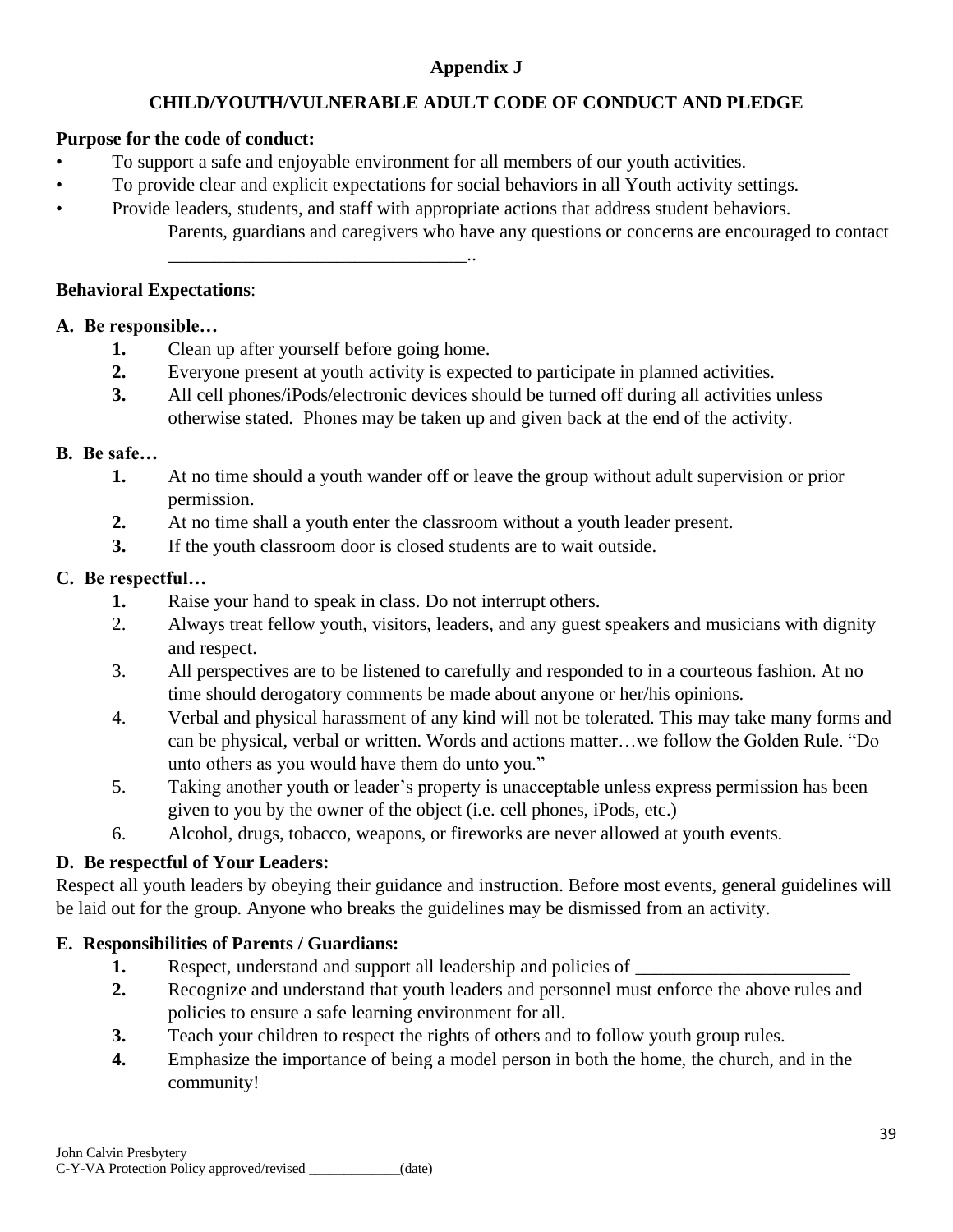**Appendix J**

**CHILD/YOUTH/VULNERABLE ADULT CODE OF CONDUCT AND PLEDGE**

**Purpose for the code of conduct:**

- To support a safe and enjoyable environment for all members of our youth activities.
- To provide clear and explicit expectations for social behaviors in all Youth activity settings.
- Provide leaders, students, and staff with appropriate actions that address student behaviors.

Parents, guardians and caregivers who have any questions or concerns are encouraged to contact \_\_\_\_\_\_\_\_\_\_\_\_\_\_\_\_\_\_\_\_\_\_\_\_\_\_\_\_\_\_\_\_..

**Behavioral Expectations**:

**A. Be responsible…**

1. Clean up after yourself before going home.
2. Everyone present at youth activity is expected to participate in planned activities.
3. All cell phones/iPods/electronic devices should be turned off during all activities unless otherwise stated. Phones may be taken up and given back at the end of the activity.

**B. Be safe…**

1. At no time should a youth wander off or leave the group without adult supervision or prior permission.
2. At no time shall a youth enter the classroom without a youth leader present.
3. If the youth classroom door is closed students are to wait outside.

**C. Be respectful…**

1. Raise your hand to speak in class. Do not interrupt others.
2. Always treat fellow youth, visitors, leaders, and any guest speakers and musicians with dignity and respect.
3. All perspectives are to be listened to carefully and responded to in a courteous fashion. At no time should derogatory comments be made about anyone or her/his opinions.
4. Verbal and physical harassment of any kind will not be tolerated. This may take many forms and can be physical, verbal or written. Words and actions matter…we follow the Golden Rule. "Do unto others as you would have them do unto you."
5. Taking another youth or leader's property is unacceptable unless express permission has been given to you by the owner of the object (i.e. cell phones, iPods, etc.)
6. Alcohol, drugs, tobacco, weapons, or fireworks are never allowed at youth events.

**D. Be respectful of Your Leaders:**

Respect all youth leaders by obeying their guidance and instruction. Before most events, general guidelines will be laid out for the group. Anyone who breaks the guidelines may be dismissed from an activity.

**E. Responsibilities of Parents / Guardians:**

1. Respect, understand and support all leadership and policies of \_\_\_\_\_\_\_\_\_\_\_\_\_\_\_\_\_\_\_\_\_\_\_
2. Recognize and understand that youth leaders and personnel must enforce the above rules and policies to ensure a safe learning environment for all.
3. Teach your children to respect the rights of others and to follow youth group rules.
4. Emphasize the importance of being a model person in both the home, the church, and in the community!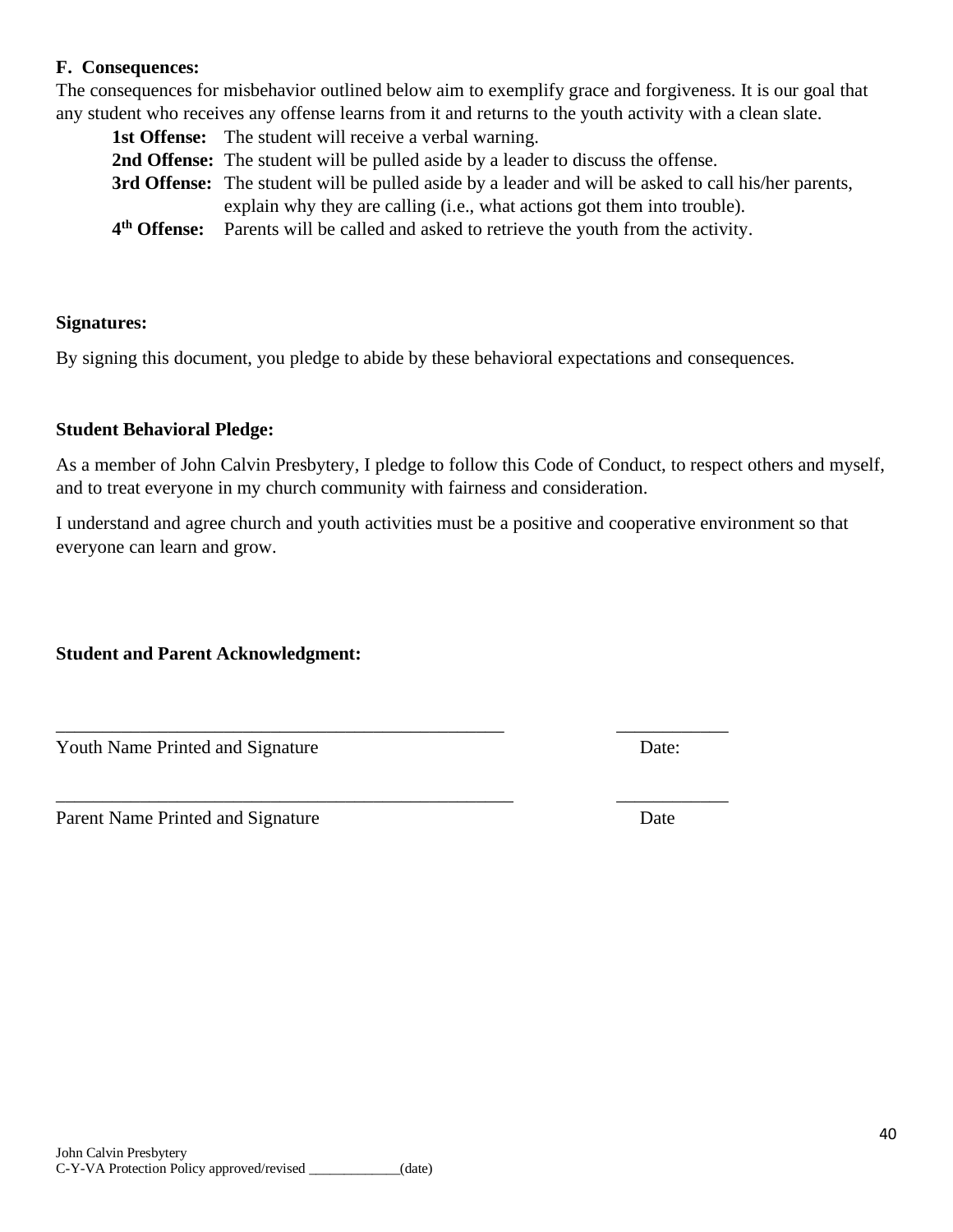**F. Consequences:**

The consequences for misbehavior outlined below aim to exemplify grace and forgiveness. It is our goal that any student who receives any offense learns from it and returns to the youth activity with a clean slate.

- **1st Offense:** The student will receive a verbal warning.
- **2nd Offense:** The student will be pulled aside by a leader to discuss the offense.
- **3rd Offense:** The student will be pulled aside by a leader and will be asked to call his/her parents, explain why they are calling (i.e., what actions got them into trouble).
- **4th Offense:** Parents will be called and asked to retrieve the youth from the activity.

**Signatures:**

By signing this document, you pledge to abide by these behavioral expectations and consequences.

**Student Behavioral Pledge:**

As a member of John Calvin Presbytery, I pledge to follow this Code of Conduct, to respect others and myself, and to treat everyone in my church community with fairness and consideration.

I understand and agree church and youth activities must be a positive and cooperative environment so that everyone can learn and grow.

**Student and Parent Acknowledgment:**

_________________________________________________ ____________

Youth Name Printed and Signature Date:

__________________________________________________ ____________

Parent Name Printed and Signature Date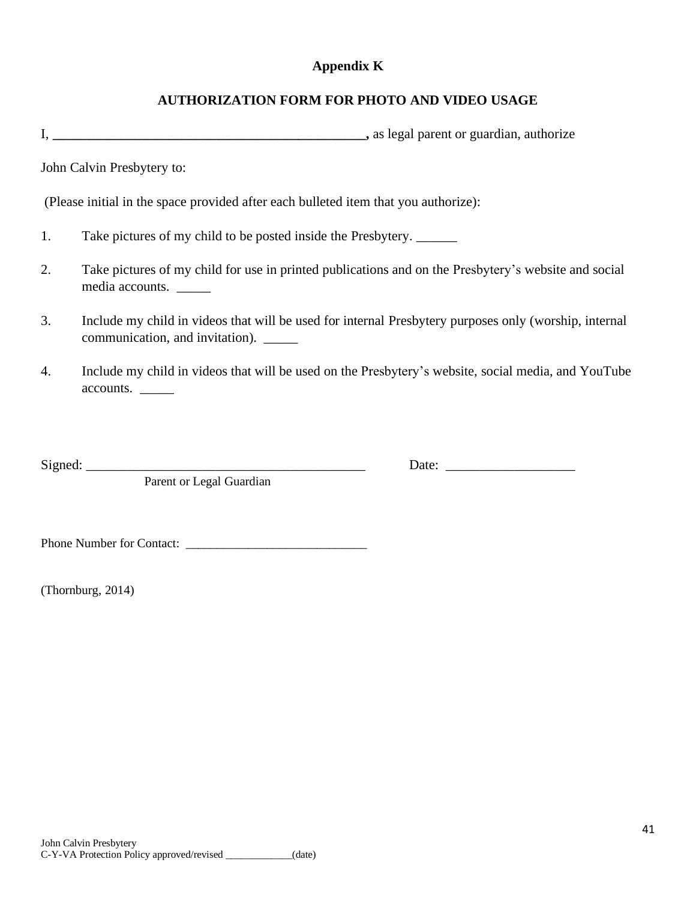**Appendix K**

**AUTHORIZATION FORM FOR PHOTO AND VIDEO USAGE**

I, **_______________________________________________,** as legal parent or guardian, authorize

John Calvin Presbytery to:

(Please initial in the space provided after each bulleted item that you authorize):

1. Take pictures of my child to be posted inside the Presbytery. ______

2. Take pictures of my child for use in printed publications and on the Presbytery's website and social media accounts. _____

3. Include my child in videos that will be used for internal Presbytery purposes only (worship, internal communication, and invitation). _____

4. Include my child in videos that will be used on the Presbytery's website, social media, and YouTube accounts. _____

Signed: __________________________________________ Date: ___________________
Parent or Legal Guardian

Phone Number for Contact: _____________________________

(Thornburg, 2014)

John Calvin Presbytery
C-Y-VA Protection Policy approved/revised _____________(date)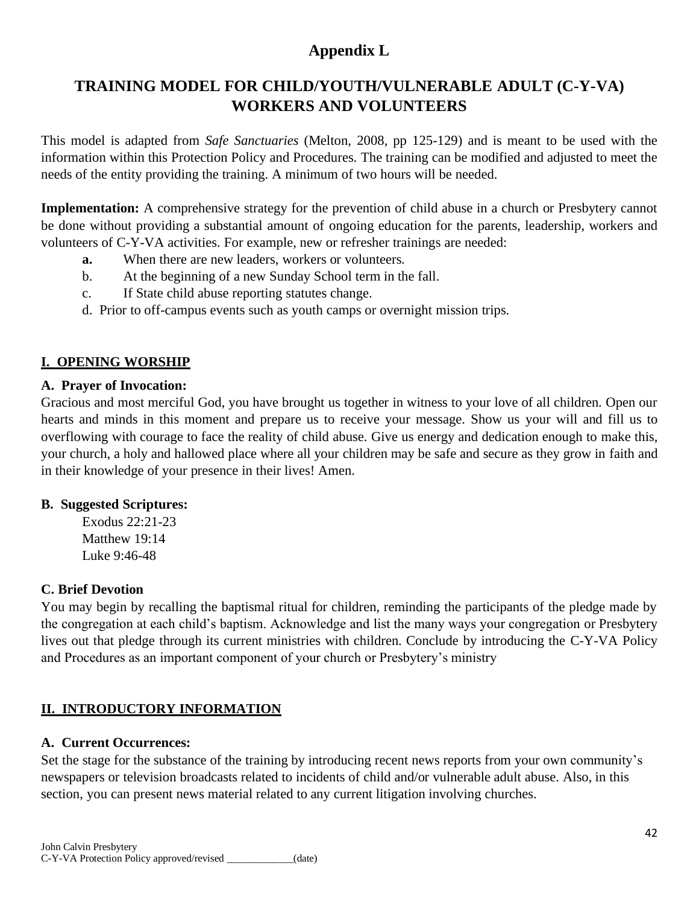# Appendix L

## TRAINING MODEL FOR CHILD/YOUTH/VULNERABLE ADULT (C-Y-VA) WORKERS AND VOLUNTEERS

This model is adapted from *Safe Sanctuaries* (Melton, 2008, pp 125-129) and is meant to be used with the information within this Protection Policy and Procedures. The training can be modified and adjusted to meet the needs of the entity providing the training. A minimum of two hours will be needed.

**Implementation:** A comprehensive strategy for the prevention of child abuse in a church or Presbytery cannot be done without providing a substantial amount of ongoing education for the parents, leadership, workers and volunteers of C-Y-VA activities. For example, new or refresher trainings are needed:

- **a.** When there are new leaders, workers or volunteers.
- b. At the beginning of a new Sunday School term in the fall.
- c. If State child abuse reporting statutes change.
- d. Prior to off-campus events such as youth camps or overnight mission trips.

### I. OPENING WORSHIP

**A. Prayer of Invocation:**

Gracious and most merciful God, you have brought us together in witness to your love of all children. Open our hearts and minds in this moment and prepare us to receive your message. Show us your will and fill us to overflowing with courage to face the reality of child abuse. Give us energy and dedication enough to make this, your church, a holy and hallowed place where all your children may be safe and secure as they grow in faith and in their knowledge of your presence in their lives! Amen.

**B. Suggested Scriptures:**

Exodus 22:21-23
Matthew 19:14
Luke 9:46-48

**C. Brief Devotion**

You may begin by recalling the baptismal ritual for children, reminding the participants of the pledge made by the congregation at each child's baptism. Acknowledge and list the many ways your congregation or Presbytery lives out that pledge through its current ministries with children. Conclude by introducing the C-Y-VA Policy and Procedures as an important component of your church or Presbytery's ministry

### II. INTRODUCTORY INFORMATION

**A. Current Occurrences:**

Set the stage for the substance of the training by introducing recent news reports from your own community's newspapers or television broadcasts related to incidents of child and/or vulnerable adult abuse. Also, in this section, you can present news material related to any current litigation involving churches.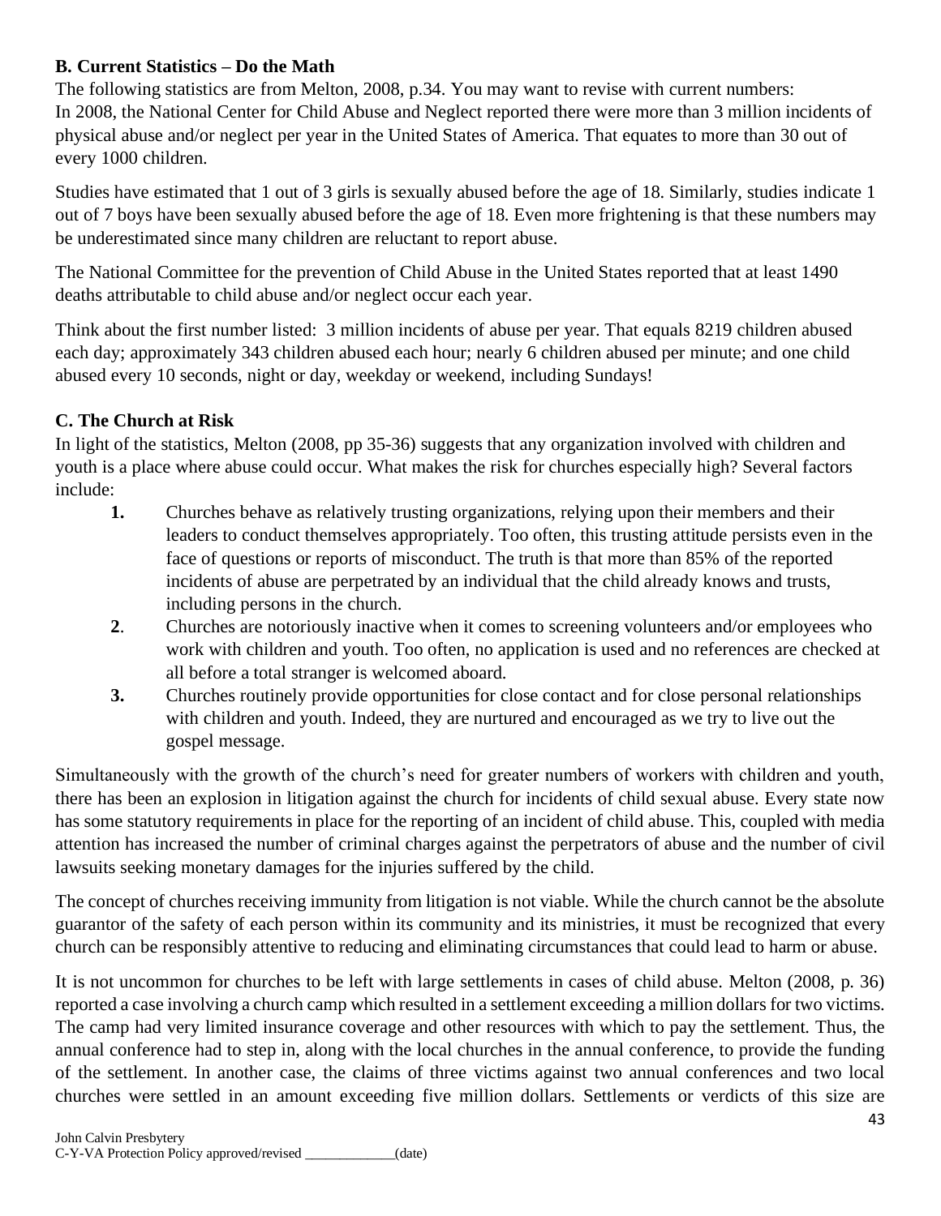**B. Current Statistics – Do the Math**

The following statistics are from Melton, 2008, p.34. You may want to revise with current numbers: In 2008, the National Center for Child Abuse and Neglect reported there were more than 3 million incidents of physical abuse and/or neglect per year in the United States of America. That equates to more than 30 out of every 1000 children.

Studies have estimated that 1 out of 3 girls is sexually abused before the age of 18. Similarly, studies indicate 1 out of 7 boys have been sexually abused before the age of 18. Even more frightening is that these numbers may be underestimated since many children are reluctant to report abuse.

The National Committee for the prevention of Child Abuse in the United States reported that at least 1490 deaths attributable to child abuse and/or neglect occur each year.

Think about the first number listed: 3 million incidents of abuse per year. That equals 8219 children abused each day; approximately 343 children abused each hour; nearly 6 children abused per minute; and one child abused every 10 seconds, night or day, weekday or weekend, including Sundays!

**C. The Church at Risk**

In light of the statistics, Melton (2008, pp 35-36) suggests that any organization involved with children and youth is a place where abuse could occur. What makes the risk for churches especially high? Several factors include:

1. Churches behave as relatively trusting organizations, relying upon their members and their leaders to conduct themselves appropriately. Too often, this trusting attitude persists even in the face of questions or reports of misconduct. The truth is that more than 85% of the reported incidents of abuse are perpetrated by an individual that the child already knows and trusts, including persons in the church.
2. Churches are notoriously inactive when it comes to screening volunteers and/or employees who work with children and youth. Too often, no application is used and no references are checked at all before a total stranger is welcomed aboard.
3. Churches routinely provide opportunities for close contact and for close personal relationships with children and youth. Indeed, they are nurtured and encouraged as we try to live out the gospel message.

Simultaneously with the growth of the church's need for greater numbers of workers with children and youth, there has been an explosion in litigation against the church for incidents of child sexual abuse. Every state now has some statutory requirements in place for the reporting of an incident of child abuse. This, coupled with media attention has increased the number of criminal charges against the perpetrators of abuse and the number of civil lawsuits seeking monetary damages for the injuries suffered by the child.

The concept of churches receiving immunity from litigation is not viable. While the church cannot be the absolute guarantor of the safety of each person within its community and its ministries, it must be recognized that every church can be responsibly attentive to reducing and eliminating circumstances that could lead to harm or abuse.

It is not uncommon for churches to be left with large settlements in cases of child abuse. Melton (2008, p. 36) reported a case involving a church camp which resulted in a settlement exceeding a million dollars for two victims. The camp had very limited insurance coverage and other resources with which to pay the settlement. Thus, the annual conference had to step in, along with the local churches in the annual conference, to provide the funding of the settlement. In another case, the claims of three victims against two annual conferences and two local churches were settled in an amount exceeding five million dollars. Settlements or verdicts of this size are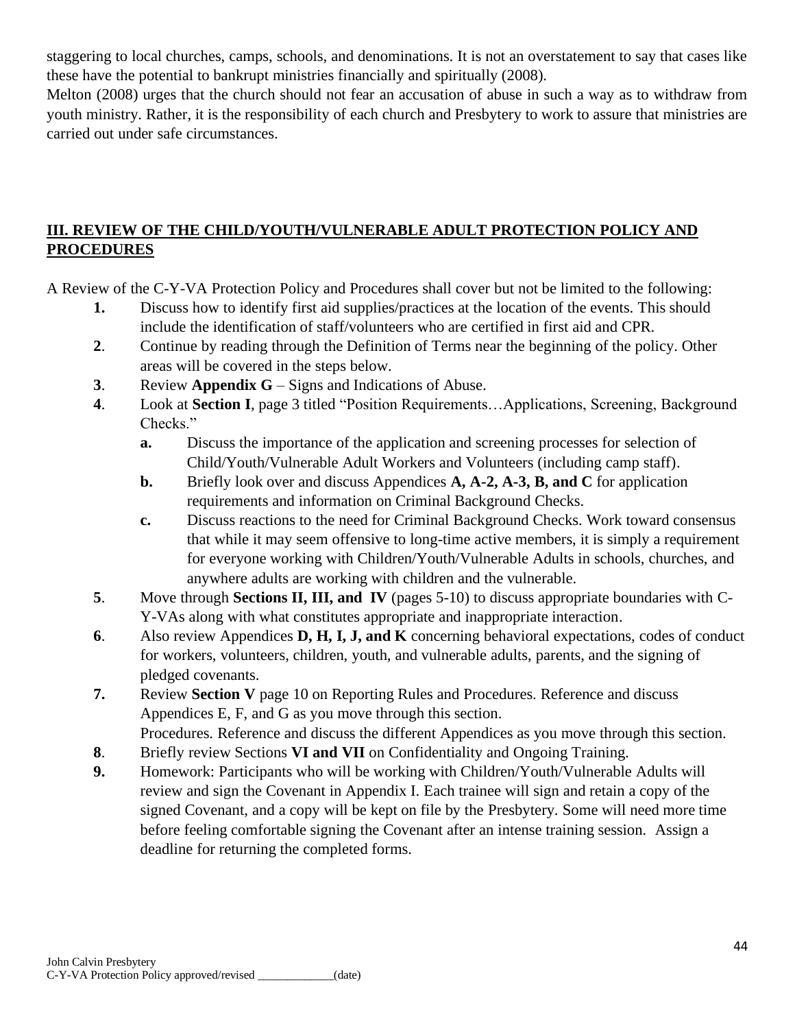staggering to local churches, camps, schools, and denominations. It is not an overstatement to say that cases like these have the potential to bankrupt ministries financially and spiritually (2008).

Melton (2008) urges that the church should not fear an accusation of abuse in such a way as to withdraw from youth ministry. Rather, it is the responsibility of each church and Presbytery to work to assure that ministries are carried out under safe circumstances.

## III. REVIEW OF THE CHILD/YOUTH/VULNERABLE ADULT PROTECTION POLICY AND PROCEDURES

A Review of the C-Y-VA Protection Policy and Procedures shall cover but not be limited to the following:

1. Discuss how to identify first aid supplies/practices at the location of the events. This should include the identification of staff/volunteers who are certified in first aid and CPR.
2. Continue by reading through the Definition of Terms near the beginning of the policy. Other areas will be covered in the steps below.
3. Review **Appendix G** – Signs and Indications of Abuse.
4. Look at **Section I**, page 3 titled "Position Requirements…Applications, Screening, Background Checks."
   - **a.** Discuss the importance of the application and screening processes for selection of Child/Youth/Vulnerable Adult Workers and Volunteers (including camp staff).
   - **b.** Briefly look over and discuss Appendices **A, A-2, A-3, B, and C** for application requirements and information on Criminal Background Checks.
   - **c.** Discuss reactions to the need for Criminal Background Checks. Work toward consensus that while it may seem offensive to long-time active members, it is simply a requirement for everyone working with Children/Youth/Vulnerable Adults in schools, churches, and anywhere adults are working with children and the vulnerable.
5. Move through **Sections II, III, and IV** (pages 5-10) to discuss appropriate boundaries with C-Y-VAs along with what constitutes appropriate and inappropriate interaction.
6. Also review Appendices **D, H, I, J, and K** concerning behavioral expectations, codes of conduct for workers, volunteers, children, youth, and vulnerable adults, parents, and the signing of pledged covenants.
7. Review **Section V** page 10 on Reporting Rules and Procedures. Reference and discuss Appendices E, F, and G as you move through this section.
   Procedures. Reference and discuss the different Appendices as you move through this section.
8. Briefly review Sections **VI and VII** on Confidentiality and Ongoing Training.
9. Homework: Participants who will be working with Children/Youth/Vulnerable Adults will review and sign the Covenant in Appendix I. Each trainee will sign and retain a copy of the signed Covenant, and a copy will be kept on file by the Presbytery. Some will need more time before feeling comfortable signing the Covenant after an intense training session. Assign a deadline for returning the completed forms.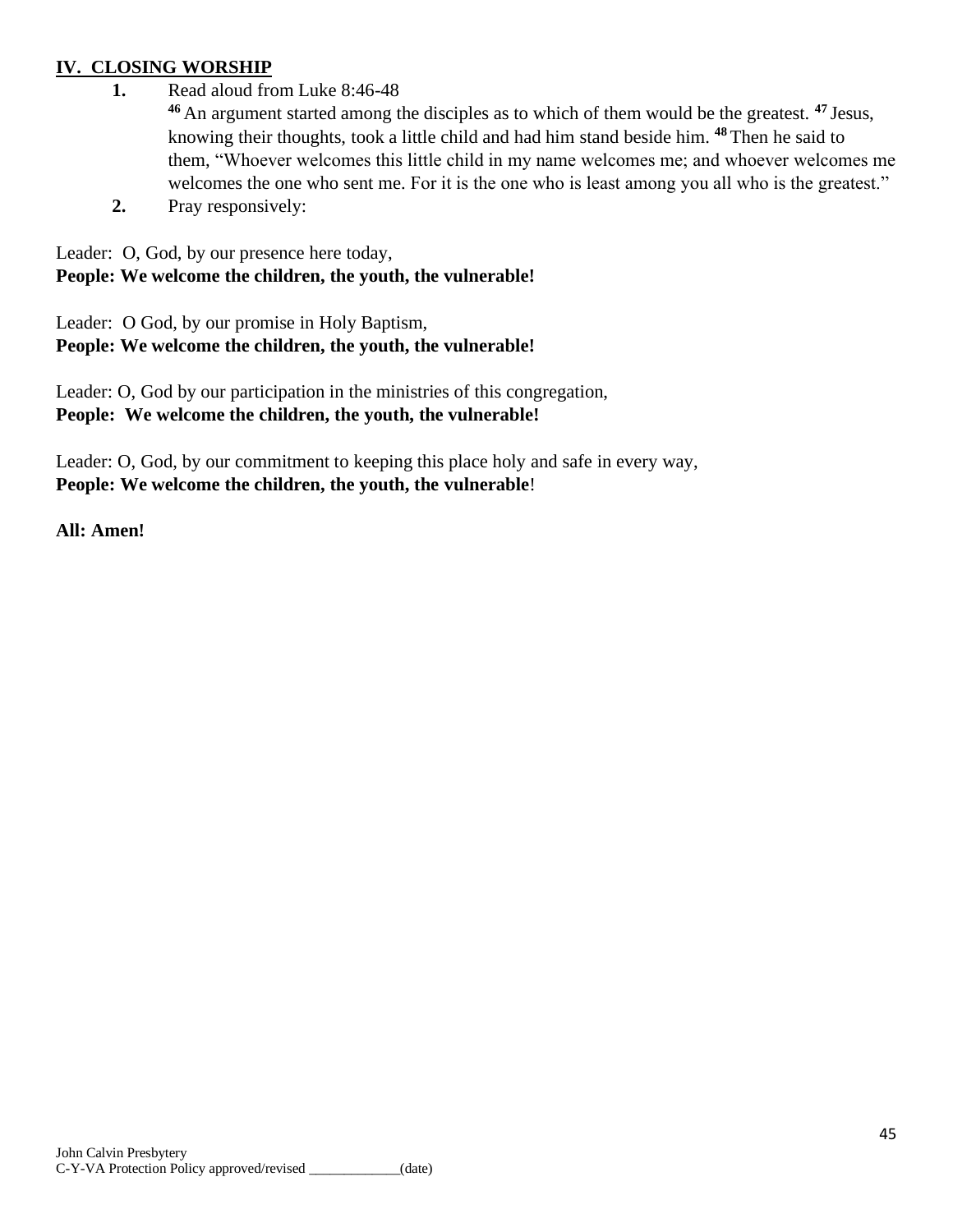## IV. CLOSING WORSHIP

1. Read aloud from Luke 8:46-48

   [46] An argument started among the disciples as to which of them would be the greatest. [47] Jesus, knowing their thoughts, took a little child and had him stand beside him. [48] Then he said to them, "Whoever welcomes this little child in my name welcomes me; and whoever welcomes me welcomes the one who sent me. For it is the one who is least among you all who is the greatest."

2. Pray responsively:

Leader: O, God, by our presence here today,
**People: We welcome the children, the youth, the vulnerable!**

Leader: O God, by our promise in Holy Baptism,
**People: We welcome the children, the youth, the vulnerable!**

Leader: O, God by our participation in the ministries of this congregation,
**People: We welcome the children, the youth, the vulnerable!**

Leader: O, God, by our commitment to keeping this place holy and safe in every way,
**People: We welcome the children, the youth, the vulnerable**!

**All: Amen!**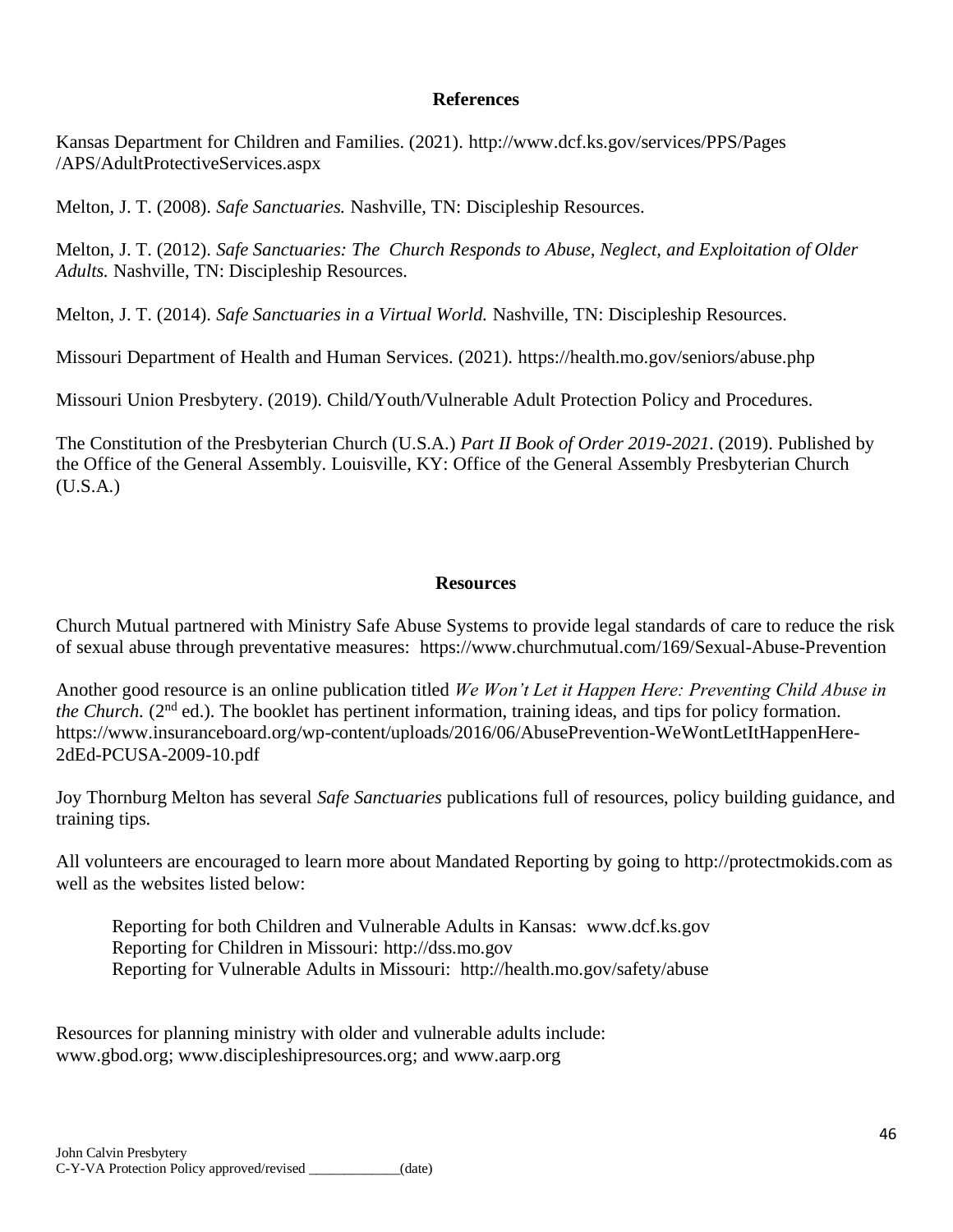## References

Kansas Department for Children and Families. (2021). http://www.dcf.ks.gov/services/PPS/Pages /APS/AdultProtectiveServices.aspx

Melton, J. T. (2008). *Safe Sanctuaries.* Nashville, TN: Discipleship Resources.

Melton, J. T. (2012). *Safe Sanctuaries: The Church Responds to Abuse, Neglect, and Exploitation of Older Adults.* Nashville, TN: Discipleship Resources.

Melton, J. T. (2014). *Safe Sanctuaries in a Virtual World.* Nashville, TN: Discipleship Resources.

Missouri Department of Health and Human Services. (2021). https://health.mo.gov/seniors/abuse.php

Missouri Union Presbytery. (2019). Child/Youth/Vulnerable Adult Protection Policy and Procedures.

The Constitution of the Presbyterian Church (U.S.A.) *Part II Book of Order 2019-2021.* (2019). Published by the Office of the General Assembly. Louisville, KY: Office of the General Assembly Presbyterian Church (U.S.A.)

## Resources

Church Mutual partnered with Ministry Safe Abuse Systems to provide legal standards of care to reduce the risk of sexual abuse through preventative measures: https://www.churchmutual.com/169/Sexual-Abuse-Prevention

Another good resource is an online publication titled *We Won't Let it Happen Here: Preventing Child Abuse in the Church.* (2nd ed.). The booklet has pertinent information, training ideas, and tips for policy formation. https://www.insuranceboard.org/wp-content/uploads/2016/06/AbusePrevention-WeWontLetItHappenHere-2dEd-PCUSA-2009-10.pdf

Joy Thornburg Melton has several *Safe Sanctuaries* publications full of resources, policy building guidance, and training tips.

All volunteers are encouraged to learn more about Mandated Reporting by going to http://protectmokids.com as well as the websites listed below:

Reporting for both Children and Vulnerable Adults in Kansas: www.dcf.ks.gov
Reporting for Children in Missouri: http://dss.mo.gov
Reporting for Vulnerable Adults in Missouri: http://health.mo.gov/safety/abuse

Resources for planning ministry with older and vulnerable adults include:
www.gbod.org; www.discipleshipresources.org; and www.aarp.org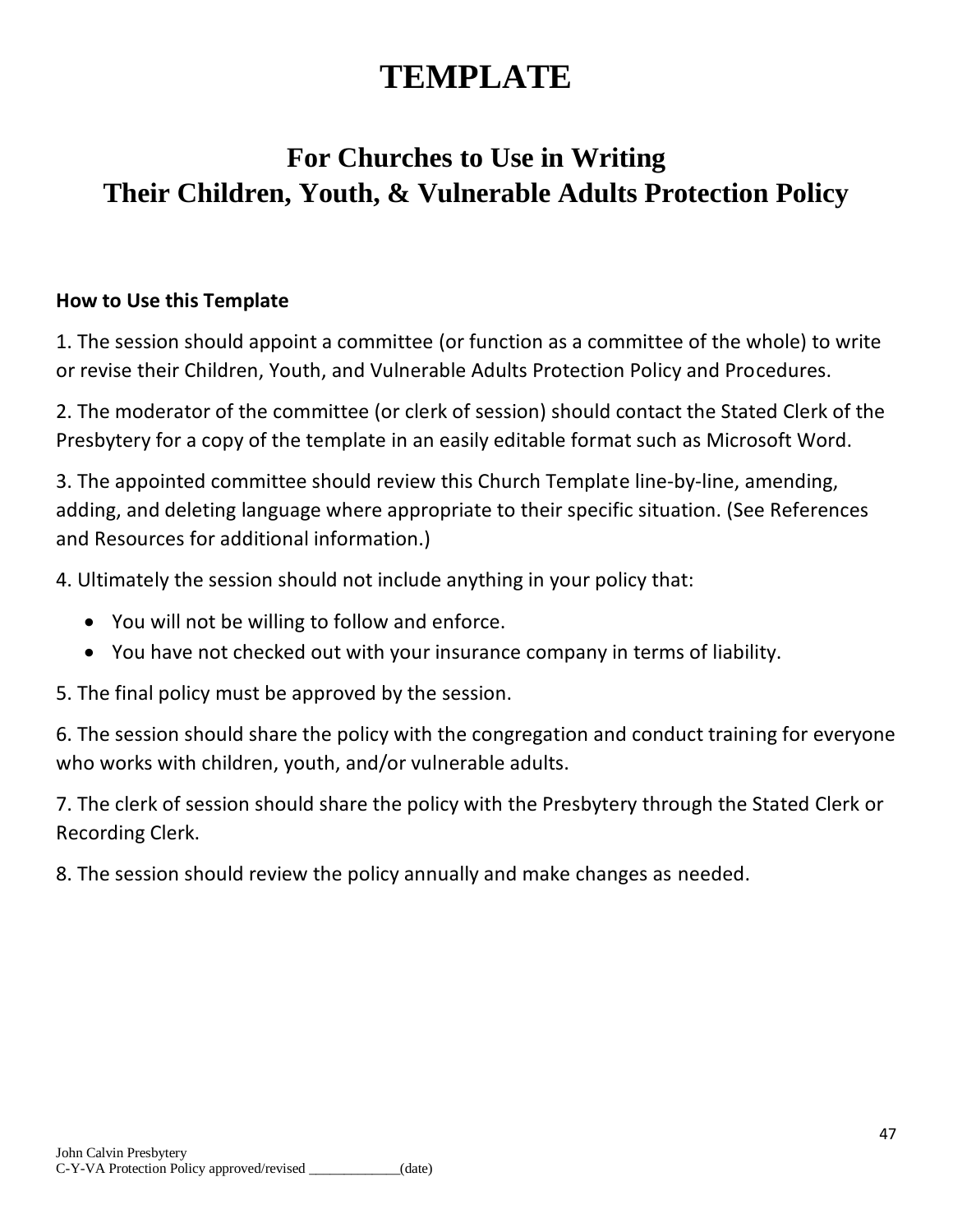# TEMPLATE

## For Churches to Use in Writing Their Children, Youth, & Vulnerable Adults Protection Policy

**How to Use this Template**

1. The session should appoint a committee (or function as a committee of the whole) to write or revise their Children, Youth, and Vulnerable Adults Protection Policy and Procedures.

2. The moderator of the committee (or clerk of session) should contact the Stated Clerk of the Presbytery for a copy of the template in an easily editable format such as Microsoft Word.

3. The appointed committee should review this Church Template line-by-line, amending, adding, and deleting language where appropriate to their specific situation. (See References and Resources for additional information.)

4. Ultimately the session should not include anything in your policy that:

- You will not be willing to follow and enforce.
- You have not checked out with your insurance company in terms of liability.

5. The final policy must be approved by the session.

6. The session should share the policy with the congregation and conduct training for everyone who works with children, youth, and/or vulnerable adults.

7. The clerk of session should share the policy with the Presbytery through the Stated Clerk or Recording Clerk.

8. The session should review the policy annually and make changes as needed.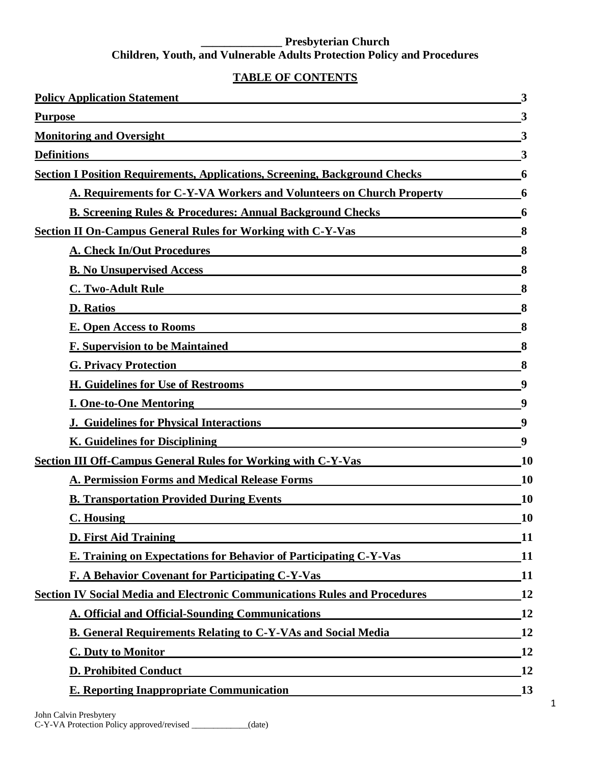**______________ Presbyterian Church**
**Children, Youth, and Vulnerable Adults Protection Policy and Procedures**

**TABLE OF CONTENTS**

| | |
|---|---|
| **Policy Application Statement** | **3** |
| **Purpose** | **3** |
| **Monitoring and Oversight** | **3** |
| **Definitions** | **3** |
| **Section I Position Requirements, Applications, Screening, Background Checks** | **6** |
| &nbsp;&nbsp;&nbsp;&nbsp;**A. Requirements for C-Y-VA Workers and Volunteers on Church Property** | **6** |
| &nbsp;&nbsp;&nbsp;&nbsp;**B. Screening Rules & Procedures: Annual Background Checks** | **6** |
| **Section II On-Campus General Rules for Working with C-Y-Vas** | **8** |
| &nbsp;&nbsp;&nbsp;&nbsp;**A. Check In/Out Procedures** | **8** |
| &nbsp;&nbsp;&nbsp;&nbsp;**B. No Unsupervised Access** | **8** |
| &nbsp;&nbsp;&nbsp;&nbsp;**C. Two-Adult Rule** | **8** |
| &nbsp;&nbsp;&nbsp;&nbsp;**D. Ratios** | **8** |
| &nbsp;&nbsp;&nbsp;&nbsp;**E. Open Access to Rooms** | **8** |
| &nbsp;&nbsp;&nbsp;&nbsp;**F. Supervision to be Maintained** | **8** |
| &nbsp;&nbsp;&nbsp;&nbsp;**G. Privacy Protection** | **8** |
| &nbsp;&nbsp;&nbsp;&nbsp;**H. Guidelines for Use of Restrooms** | **9** |
| &nbsp;&nbsp;&nbsp;&nbsp;**I. One-to-One Mentoring** | **9** |
| &nbsp;&nbsp;&nbsp;&nbsp;**J. Guidelines for Physical Interactions** | **9** |
| &nbsp;&nbsp;&nbsp;&nbsp;**K. Guidelines for Disciplining** | **9** |
| **Section III Off-Campus General Rules for Working with C-Y-Vas** | **10** |
| &nbsp;&nbsp;&nbsp;&nbsp;**A. Permission Forms and Medical Release Forms** | **10** |
| &nbsp;&nbsp;&nbsp;&nbsp;**B. Transportation Provided During Events** | **10** |
| &nbsp;&nbsp;&nbsp;&nbsp;**C. Housing** | **10** |
| &nbsp;&nbsp;&nbsp;&nbsp;**D. First Aid Training** | **11** |
| &nbsp;&nbsp;&nbsp;&nbsp;**E. Training on Expectations for Behavior of Participating C-Y-Vas** | **11** |
| &nbsp;&nbsp;&nbsp;&nbsp;**F. A Behavior Covenant for Participating C-Y-Vas** | **11** |
| **Section IV Social Media and Electronic Communications Rules and Procedures** | **12** |
| &nbsp;&nbsp;&nbsp;&nbsp;**A. Official and Official-Sounding Communications** | **12** |
| &nbsp;&nbsp;&nbsp;&nbsp;**B. General Requirements Relating to C-Y-VAs and Social Media** | **12** |
| &nbsp;&nbsp;&nbsp;&nbsp;**C. Duty to Monitor** | **12** |
| &nbsp;&nbsp;&nbsp;&nbsp;**D. Prohibited Conduct** | **12** |
| &nbsp;&nbsp;&nbsp;&nbsp;**E. Reporting Inappropriate Communication** | **13** |

John Calvin Presbytery
C-Y-VA Protection Policy approved/revised _____________(date)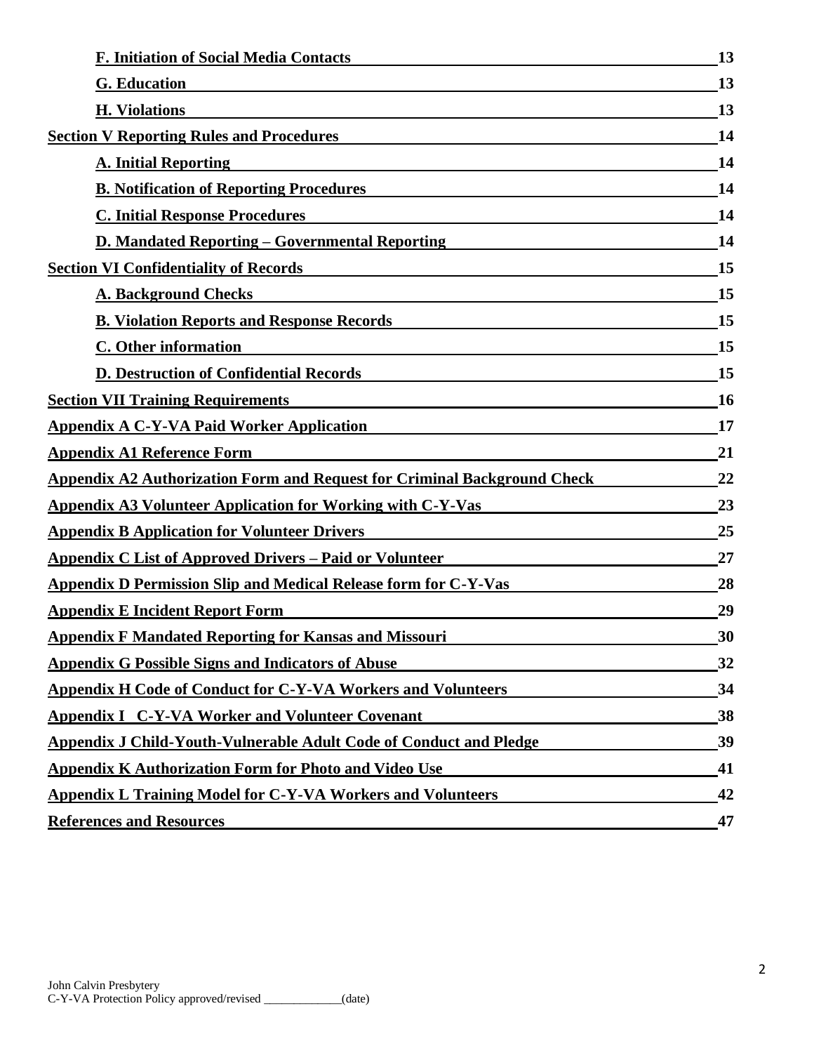**F. Initiation of Social Media Contacts** 13

**G. Education** 13

**H. Violations** 13

**Section V Reporting Rules and Procedures** 14

**A. Initial Reporting** 14

**B. Notification of Reporting Procedures** 14

**C. Initial Response Procedures** 14

**D. Mandated Reporting – Governmental Reporting** 14

**Section VI Confidentiality of Records** 15

**A. Background Checks** 15

**B. Violation Reports and Response Records** 15

**C. Other information** 15

**D. Destruction of Confidential Records** 15

**Section VII Training Requirements** 16

**Appendix A C-Y-VA Paid Worker Application** 17

**Appendix A1 Reference Form** 21

**Appendix A2 Authorization Form and Request for Criminal Background Check** 22

**Appendix A3 Volunteer Application for Working with C-Y-Vas** 23

**Appendix B Application for Volunteer Drivers** 25

**Appendix C List of Approved Drivers – Paid or Volunteer** 27

**Appendix D Permission Slip and Medical Release form for C-Y-Vas** 28

**Appendix E Incident Report Form** 29

**Appendix F Mandated Reporting for Kansas and Missouri** 30

**Appendix G Possible Signs and Indicators of Abuse** 32

**Appendix H Code of Conduct for C-Y-VA Workers and Volunteers** 34

**Appendix I C-Y-VA Worker and Volunteer Covenant** 38

**Appendix J Child-Youth-Vulnerable Adult Code of Conduct and Pledge** 39

**Appendix K Authorization Form for Photo and Video Use** 41

**Appendix L Training Model for C-Y-VA Workers and Volunteers** 42

**References and Resources** 47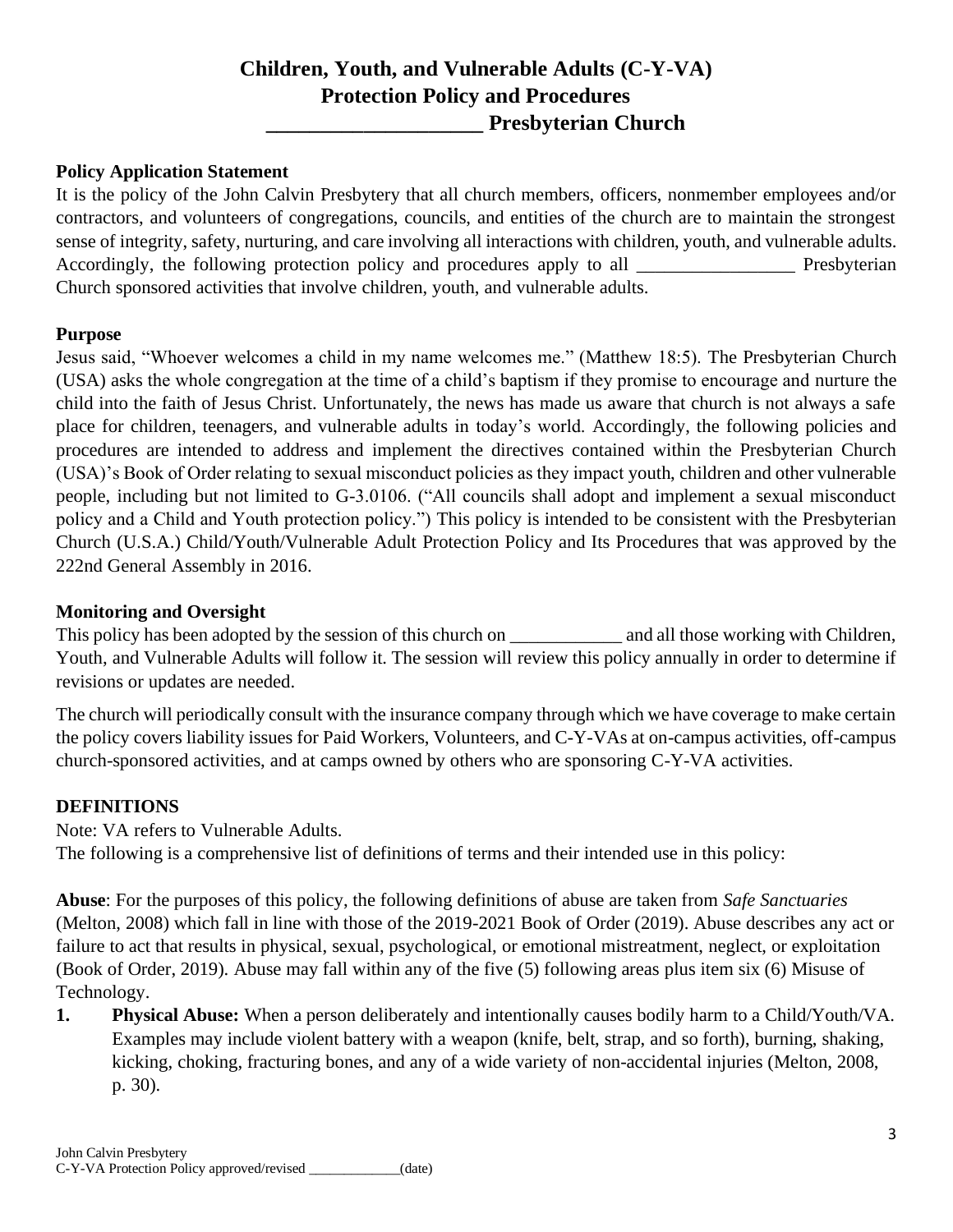# Children, Youth, and Vulnerable Adults (C-Y-VA) Protection Policy and Procedures ____________________ Presbyterian Church

**Policy Application Statement**

It is the policy of the John Calvin Presbytery that all church members, officers, nonmember employees and/or contractors, and volunteers of congregations, councils, and entities of the church are to maintain the strongest sense of integrity, safety, nurturing, and care involving all interactions with children, youth, and vulnerable adults. Accordingly, the following protection policy and procedures apply to all _________________ Presbyterian Church sponsored activities that involve children, youth, and vulnerable adults.

**Purpose**

Jesus said, "Whoever welcomes a child in my name welcomes me." (Matthew 18:5). The Presbyterian Church (USA) asks the whole congregation at the time of a child's baptism if they promise to encourage and nurture the child into the faith of Jesus Christ. Unfortunately, the news has made us aware that church is not always a safe place for children, teenagers, and vulnerable adults in today's world. Accordingly, the following policies and procedures are intended to address and implement the directives contained within the Presbyterian Church (USA)'s Book of Order relating to sexual misconduct policies as they impact youth, children and other vulnerable people, including but not limited to G-3.0106. ("All councils shall adopt and implement a sexual misconduct policy and a Child and Youth protection policy.") This policy is intended to be consistent with the Presbyterian Church (U.S.A.) Child/Youth/Vulnerable Adult Protection Policy and Its Procedures that was approved by the 222nd General Assembly in 2016.

**Monitoring and Oversight**

This policy has been adopted by the session of this church on ____________ and all those working with Children, Youth, and Vulnerable Adults will follow it. The session will review this policy annually in order to determine if revisions or updates are needed.

The church will periodically consult with the insurance company through which we have coverage to make certain the policy covers liability issues for Paid Workers, Volunteers, and C-Y-VAs at on-campus activities, off-campus church-sponsored activities, and at camps owned by others who are sponsoring C-Y-VA activities.

**DEFINITIONS**

Note: VA refers to Vulnerable Adults.
The following is a comprehensive list of definitions of terms and their intended use in this policy:

**Abuse**: For the purposes of this policy, the following definitions of abuse are taken from *Safe Sanctuaries* (Melton, 2008) which fall in line with those of the 2019-2021 Book of Order (2019). Abuse describes any act or failure to act that results in physical, sexual, psychological, or emotional mistreatment, neglect, or exploitation (Book of Order, 2019). Abuse may fall within any of the five (5) following areas plus item six (6) Misuse of Technology.

1. **Physical Abuse:** When a person deliberately and intentionally causes bodily harm to a Child/Youth/VA. Examples may include violent battery with a weapon (knife, belt, strap, and so forth), burning, shaking, kicking, choking, fracturing bones, and any of a wide variety of non-accidental injuries (Melton, 2008, p. 30).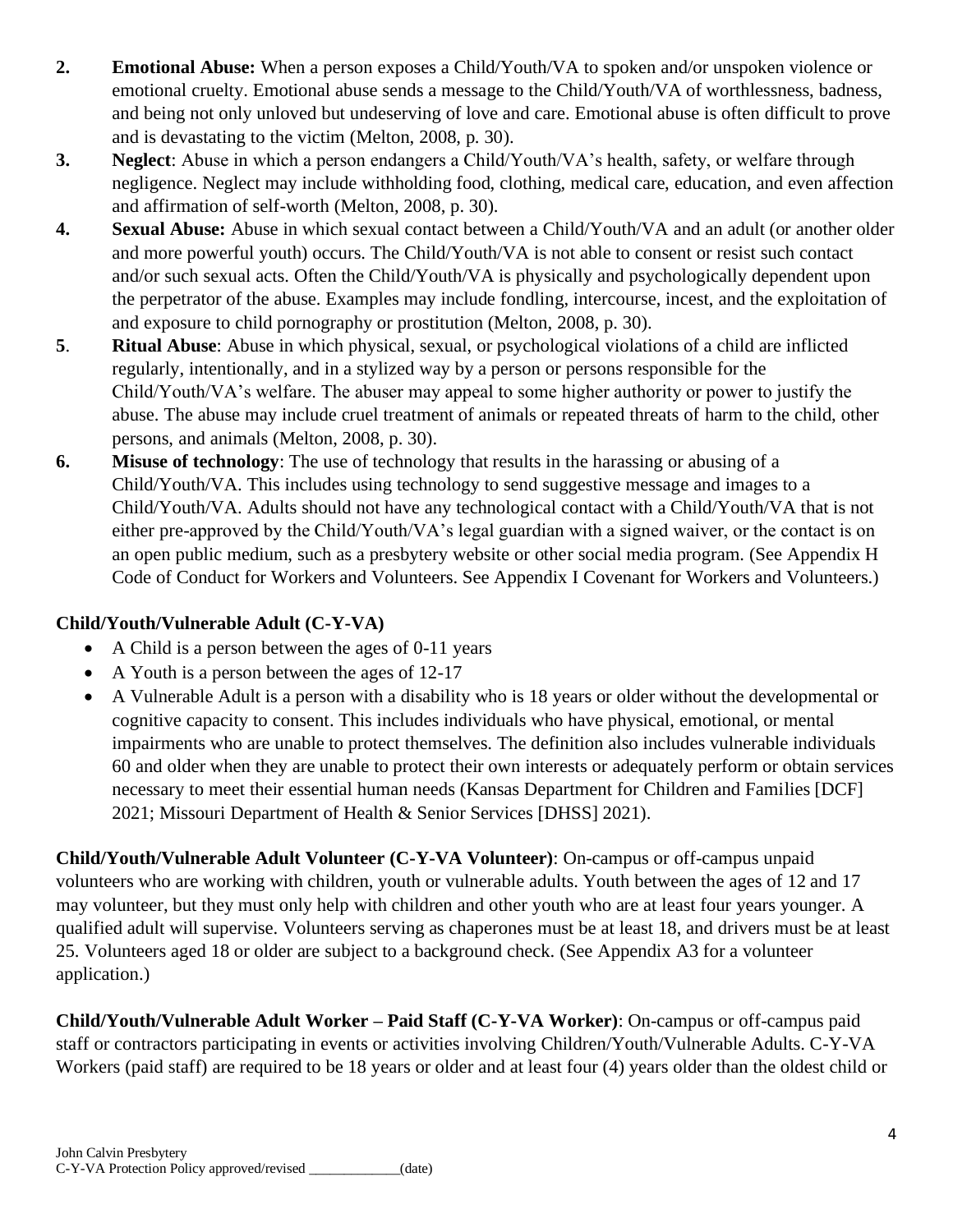2. **Emotional Abuse:** When a person exposes a Child/Youth/VA to spoken and/or unspoken violence or emotional cruelty. Emotional abuse sends a message to the Child/Youth/VA of worthlessness, badness, and being not only unloved but undeserving of love and care. Emotional abuse is often difficult to prove and is devastating to the victim (Melton, 2008, p. 30).
3. **Neglect**: Abuse in which a person endangers a Child/Youth/VA's health, safety, or welfare through negligence. Neglect may include withholding food, clothing, medical care, education, and even affection and affirmation of self-worth (Melton, 2008, p. 30).
4. **Sexual Abuse:** Abuse in which sexual contact between a Child/Youth/VA and an adult (or another older and more powerful youth) occurs. The Child/Youth/VA is not able to consent or resist such contact and/or such sexual acts. Often the Child/Youth/VA is physically and psychologically dependent upon the perpetrator of the abuse. Examples may include fondling, intercourse, incest, and the exploitation of and exposure to child pornography or prostitution (Melton, 2008, p. 30).
5. **Ritual Abuse**: Abuse in which physical, sexual, or psychological violations of a child are inflicted regularly, intentionally, and in a stylized way by a person or persons responsible for the Child/Youth/VA's welfare. The abuser may appeal to some higher authority or power to justify the abuse. The abuse may include cruel treatment of animals or repeated threats of harm to the child, other persons, and animals (Melton, 2008, p. 30).
6. **Misuse of technology**: The use of technology that results in the harassing or abusing of a Child/Youth/VA. This includes using technology to send suggestive message and images to a Child/Youth/VA. Adults should not have any technological contact with a Child/Youth/VA that is not either pre-approved by the Child/Youth/VA's legal guardian with a signed waiver, or the contact is on an open public medium, such as a presbytery website or other social media program. (See Appendix H Code of Conduct for Workers and Volunteers. See Appendix I Covenant for Workers and Volunteers.)

**Child/Youth/Vulnerable Adult (C-Y-VA)**

- A Child is a person between the ages of 0-11 years
- A Youth is a person between the ages of 12-17
- A Vulnerable Adult is a person with a disability who is 18 years or older without the developmental or cognitive capacity to consent. This includes individuals who have physical, emotional, or mental impairments who are unable to protect themselves. The definition also includes vulnerable individuals 60 and older when they are unable to protect their own interests or adequately perform or obtain services necessary to meet their essential human needs (Kansas Department for Children and Families [DCF] 2021; Missouri Department of Health & Senior Services [DHSS] 2021).

**Child/Youth/Vulnerable Adult Volunteer (C-Y-VA Volunteer)**: On-campus or off-campus unpaid volunteers who are working with children, youth or vulnerable adults. Youth between the ages of 12 and 17 may volunteer, but they must only help with children and other youth who are at least four years younger. A qualified adult will supervise. Volunteers serving as chaperones must be at least 18, and drivers must be at least 25. Volunteers aged 18 or older are subject to a background check. (See Appendix A3 for a volunteer application.)

**Child/Youth/Vulnerable Adult Worker – Paid Staff (C-Y-VA Worker)**: On-campus or off-campus paid staff or contractors participating in events or activities involving Children/Youth/Vulnerable Adults. C-Y-VA Workers (paid staff) are required to be 18 years or older and at least four (4) years older than the oldest child or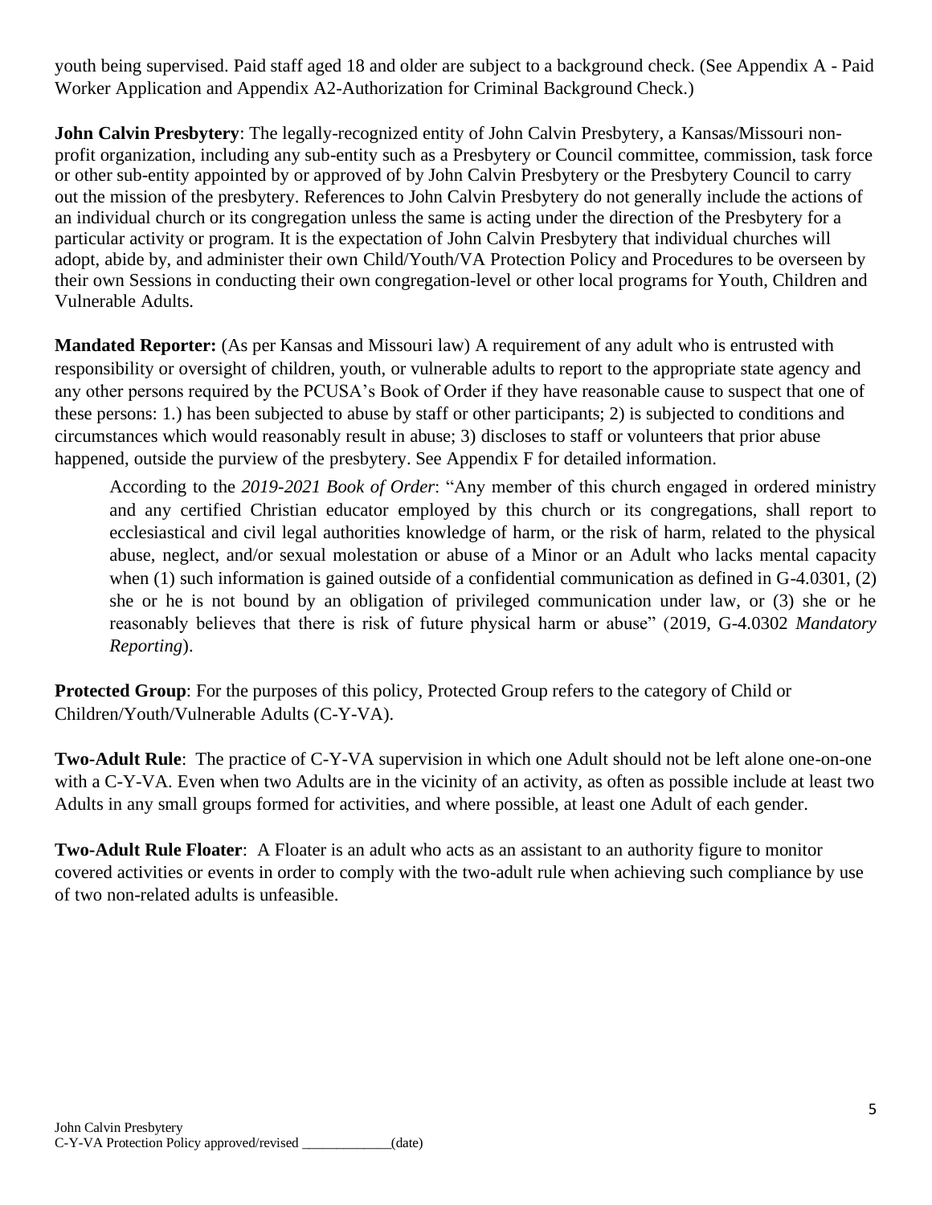youth being supervised. Paid staff aged 18 and older are subject to a background check. (See Appendix A - Paid Worker Application and Appendix A2-Authorization for Criminal Background Check.)

**John Calvin Presbytery**: The legally-recognized entity of John Calvin Presbytery, a Kansas/Missouri non-profit organization, including any sub-entity such as a Presbytery or Council committee, commission, task force or other sub-entity appointed by or approved of by John Calvin Presbytery or the Presbytery Council to carry out the mission of the presbytery. References to John Calvin Presbytery do not generally include the actions of an individual church or its congregation unless the same is acting under the direction of the Presbytery for a particular activity or program. It is the expectation of John Calvin Presbytery that individual churches will adopt, abide by, and administer their own Child/Youth/VA Protection Policy and Procedures to be overseen by their own Sessions in conducting their own congregation-level or other local programs for Youth, Children and Vulnerable Adults.

**Mandated Reporter:** (As per Kansas and Missouri law) A requirement of any adult who is entrusted with responsibility or oversight of children, youth, or vulnerable adults to report to the appropriate state agency and any other persons required by the PCUSA's Book of Order if they have reasonable cause to suspect that one of these persons: 1.) has been subjected to abuse by staff or other participants; 2) is subjected to conditions and circumstances which would reasonably result in abuse; 3) discloses to staff or volunteers that prior abuse happened, outside the purview of the presbytery. See Appendix F for detailed information.

> According to the *2019-2021 Book of Order*: "Any member of this church engaged in ordered ministry and any certified Christian educator employed by this church or its congregations, shall report to ecclesiastical and civil legal authorities knowledge of harm, or the risk of harm, related to the physical abuse, neglect, and/or sexual molestation or abuse of a Minor or an Adult who lacks mental capacity when (1) such information is gained outside of a confidential communication as defined in G-4.0301, (2) she or he is not bound by an obligation of privileged communication under law, or (3) she or he reasonably believes that there is risk of future physical harm or abuse" (2019, G-4.0302 *Mandatory Reporting*).

**Protected Group**: For the purposes of this policy, Protected Group refers to the category of Child or Children/Youth/Vulnerable Adults (C-Y-VA).

**Two-Adult Rule**: The practice of C-Y-VA supervision in which one Adult should not be left alone one-on-one with a C-Y-VA. Even when two Adults are in the vicinity of an activity, as often as possible include at least two Adults in any small groups formed for activities, and where possible, at least one Adult of each gender.

**Two-Adult Rule Floater**: A Floater is an adult who acts as an assistant to an authority figure to monitor covered activities or events in order to comply with the two-adult rule when achieving such compliance by use of two non-related adults is unfeasible.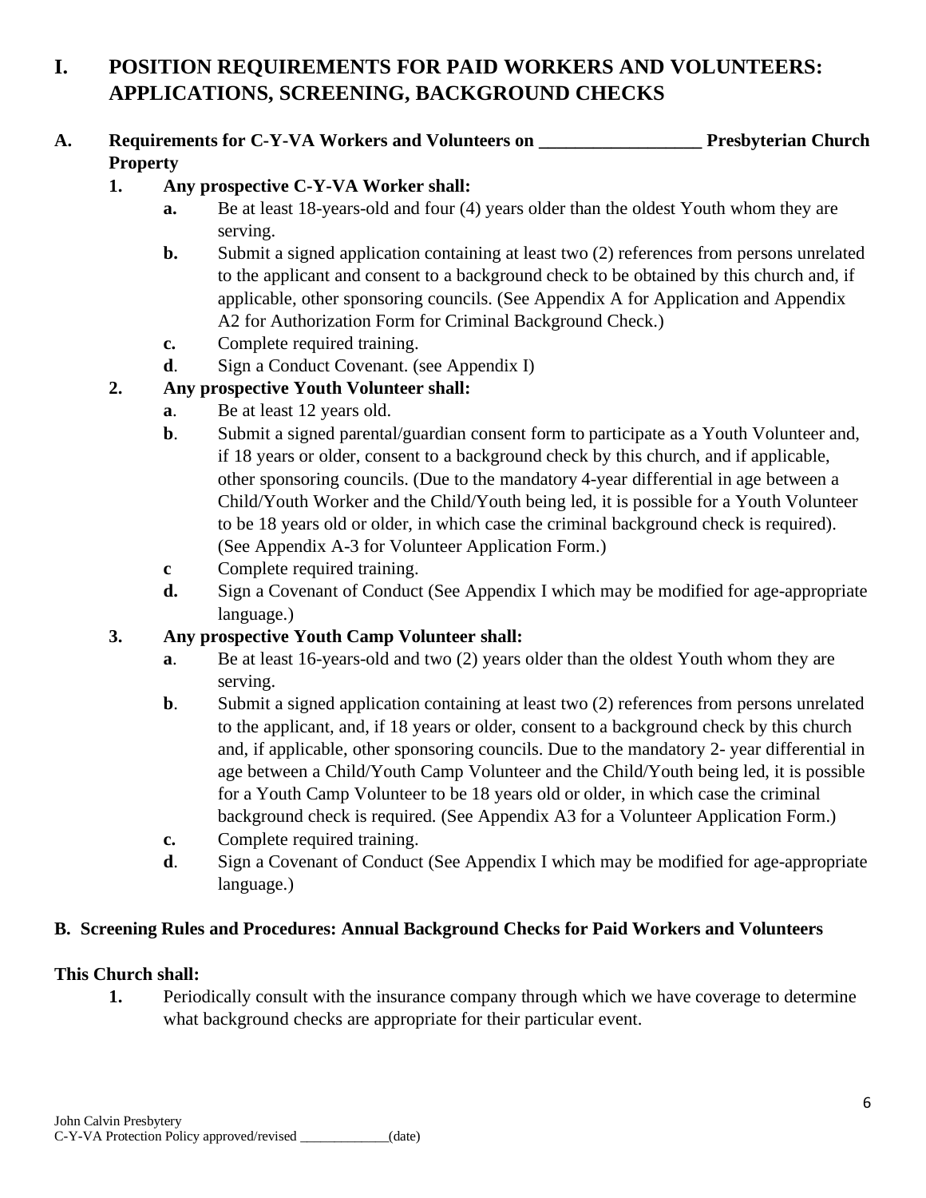# I. POSITION REQUIREMENTS FOR PAID WORKERS AND VOLUNTEERS: APPLICATIONS, SCREENING, BACKGROUND CHECKS

## A. Requirements for C-Y-VA Workers and Volunteers on __________________ Presbyterian Church Property

**1. Any prospective C-Y-VA Worker shall:**

- **a.** Be at least 18-years-old and four (4) years older than the oldest Youth whom they are serving.
- **b.** Submit a signed application containing at least two (2) references from persons unrelated to the applicant and consent to a background check to be obtained by this church and, if applicable, other sponsoring councils. (See Appendix A for Application and Appendix A2 for Authorization Form for Criminal Background Check.)
- **c.** Complete required training.
- **d**. Sign a Conduct Covenant. (see Appendix I)

**2. Any prospective Youth Volunteer shall:**

- **a**. Be at least 12 years old.
- **b**. Submit a signed parental/guardian consent form to participate as a Youth Volunteer and, if 18 years or older, consent to a background check by this church, and if applicable, other sponsoring councils. (Due to the mandatory 4-year differential in age between a Child/Youth Worker and the Child/Youth being led, it is possible for a Youth Volunteer to be 18 years old or older, in which case the criminal background check is required). (See Appendix A-3 for Volunteer Application Form.)
- **c** Complete required training.
- **d.** Sign a Covenant of Conduct (See Appendix I which may be modified for age-appropriate language.)

**3. Any prospective Youth Camp Volunteer shall:**

- **a**. Be at least 16-years-old and two (2) years older than the oldest Youth whom they are serving.
- **b**. Submit a signed application containing at least two (2) references from persons unrelated to the applicant, and, if 18 years or older, consent to a background check by this church and, if applicable, other sponsoring councils. Due to the mandatory 2- year differential in age between a Child/Youth Camp Volunteer and the Child/Youth being led, it is possible for a Youth Camp Volunteer to be 18 years old or older, in which case the criminal background check is required. (See Appendix A3 for a Volunteer Application Form.)
- **c.** Complete required training.
- **d**. Sign a Covenant of Conduct (See Appendix I which may be modified for age-appropriate language.)

## B. Screening Rules and Procedures: Annual Background Checks for Paid Workers and Volunteers

**This Church shall:**

1. Periodically consult with the insurance company through which we have coverage to determine what background checks are appropriate for their particular event.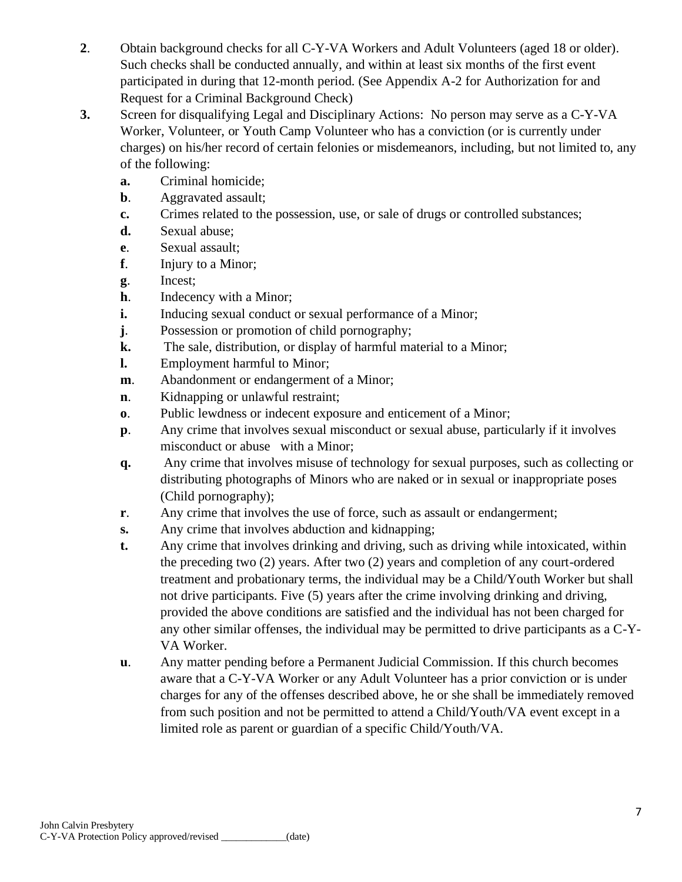**2**. Obtain background checks for all C-Y-VA Workers and Adult Volunteers (aged 18 or older). Such checks shall be conducted annually, and within at least six months of the first event participated in during that 12-month period. (See Appendix A-2 for Authorization for and Request for a Criminal Background Check)

**3.** Screen for disqualifying Legal and Disciplinary Actions: No person may serve as a C-Y-VA Worker, Volunteer, or Youth Camp Volunteer who has a conviction (or is currently under charges) on his/her record of certain felonies or misdemeanors, including, but not limited to, any of the following:

- **a.** Criminal homicide;
- **b**. Aggravated assault;
- **c.** Crimes related to the possession, use, or sale of drugs or controlled substances;
- **d.** Sexual abuse;
- **e**. Sexual assault;
- **f**. Injury to a Minor;
- **g**. Incest;
- **h**. Indecency with a Minor;
- **i.** Inducing sexual conduct or sexual performance of a Minor;
- **j**. Possession or promotion of child pornography;
- **k.** The sale, distribution, or display of harmful material to a Minor;
- **l.** Employment harmful to Minor;
- **m**. Abandonment or endangerment of a Minor;
- **n**. Kidnapping or unlawful restraint;
- **o**. Public lewdness or indecent exposure and enticement of a Minor;
- **p**. Any crime that involves sexual misconduct or sexual abuse, particularly if it involves misconduct or abuse with a Minor;
- **q.** Any crime that involves misuse of technology for sexual purposes, such as collecting or distributing photographs of Minors who are naked or in sexual or inappropriate poses (Child pornography);
- **r**. Any crime that involves the use of force, such as assault or endangerment;
- **s.** Any crime that involves abduction and kidnapping;
- **t.** Any crime that involves drinking and driving, such as driving while intoxicated, within the preceding two (2) years. After two (2) years and completion of any court-ordered treatment and probationary terms, the individual may be a Child/Youth Worker but shall not drive participants. Five (5) years after the crime involving drinking and driving, provided the above conditions are satisfied and the individual has not been charged for any other similar offenses, the individual may be permitted to drive participants as a C-Y-VA Worker.
- **u**. Any matter pending before a Permanent Judicial Commission. If this church becomes aware that a C-Y-VA Worker or any Adult Volunteer has a prior conviction or is under charges for any of the offenses described above, he or she shall be immediately removed from such position and not be permitted to attend a Child/Youth/VA event except in a limited role as parent or guardian of a specific Child/Youth/VA.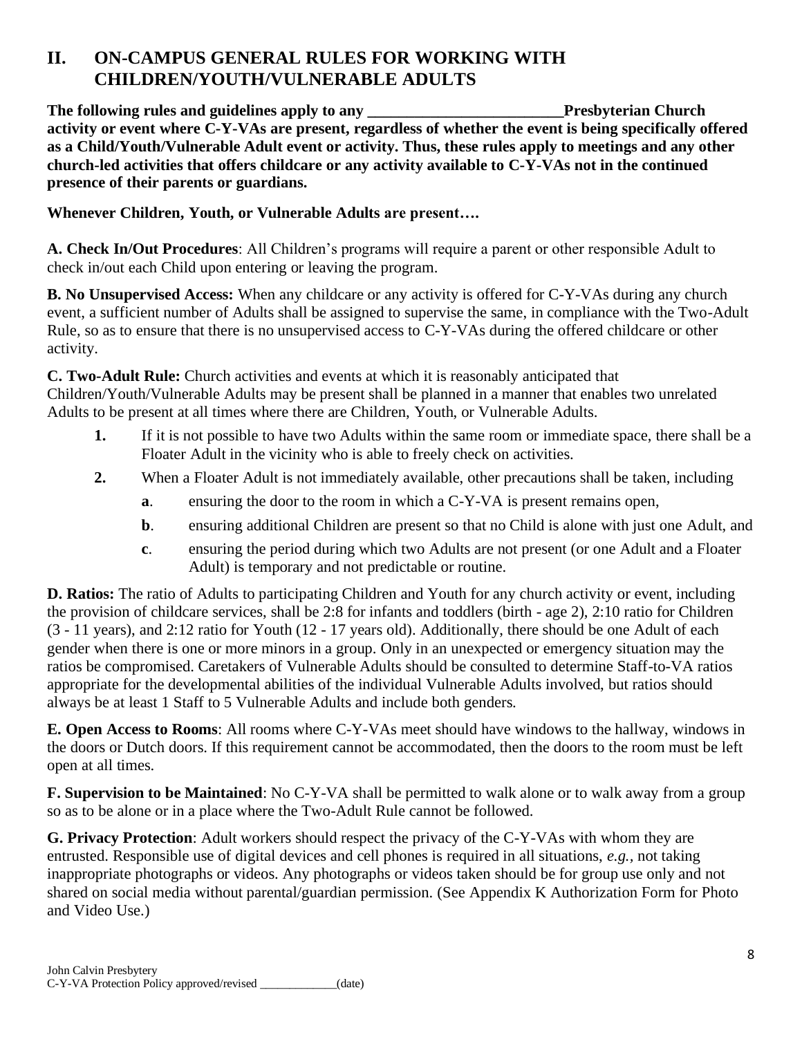## II. ON-CAMPUS GENERAL RULES FOR WORKING WITH CHILDREN/YOUTH/VULNERABLE ADULTS

**The following rules and guidelines apply to any _________________________Presbyterian Church activity or event where C-Y-VAs are present, regardless of whether the event is being specifically offered as a Child/Youth/Vulnerable Adult event or activity. Thus, these rules apply to meetings and any other church-led activities that offers childcare or any activity available to C-Y-VAs not in the continued presence of their parents or guardians.**

**Whenever Children, Youth, or Vulnerable Adults are present….**

**A. Check In/Out Procedures**: All Children's programs will require a parent or other responsible Adult to check in/out each Child upon entering or leaving the program.

**B. No Unsupervised Access:** When any childcare or any activity is offered for C-Y-VAs during any church event, a sufficient number of Adults shall be assigned to supervise the same, in compliance with the Two-Adult Rule, so as to ensure that there is no unsupervised access to C-Y-VAs during the offered childcare or other activity.

**C. Two-Adult Rule:** Church activities and events at which it is reasonably anticipated that Children/Youth/Vulnerable Adults may be present shall be planned in a manner that enables two unrelated Adults to be present at all times where there are Children, Youth, or Vulnerable Adults.

1. If it is not possible to have two Adults within the same room or immediate space, there shall be a Floater Adult in the vicinity who is able to freely check on activities.
2. When a Floater Adult is not immediately available, other precautions shall be taken, including
   - **a**. ensuring the door to the room in which a C-Y-VA is present remains open,
   - **b**. ensuring additional Children are present so that no Child is alone with just one Adult, and
   - **c**. ensuring the period during which two Adults are not present (or one Adult and a Floater Adult) is temporary and not predictable or routine.

**D. Ratios:** The ratio of Adults to participating Children and Youth for any church activity or event, including the provision of childcare services, shall be 2:8 for infants and toddlers (birth - age 2), 2:10 ratio for Children (3 - 11 years), and 2:12 ratio for Youth (12 - 17 years old). Additionally, there should be one Adult of each gender when there is one or more minors in a group. Only in an unexpected or emergency situation may the ratios be compromised. Caretakers of Vulnerable Adults should be consulted to determine Staff-to-VA ratios appropriate for the developmental abilities of the individual Vulnerable Adults involved, but ratios should always be at least 1 Staff to 5 Vulnerable Adults and include both genders.

**E. Open Access to Rooms**: All rooms where C-Y-VAs meet should have windows to the hallway, windows in the doors or Dutch doors. If this requirement cannot be accommodated, then the doors to the room must be left open at all times.

**F. Supervision to be Maintained**: No C-Y-VA shall be permitted to walk alone or to walk away from a group so as to be alone or in a place where the Two-Adult Rule cannot be followed.

**G. Privacy Protection**: Adult workers should respect the privacy of the C-Y-VAs with whom they are entrusted. Responsible use of digital devices and cell phones is required in all situations, *e.g.*, not taking inappropriate photographs or videos. Any photographs or videos taken should be for group use only and not shared on social media without parental/guardian permission. (See Appendix K Authorization Form for Photo and Video Use.)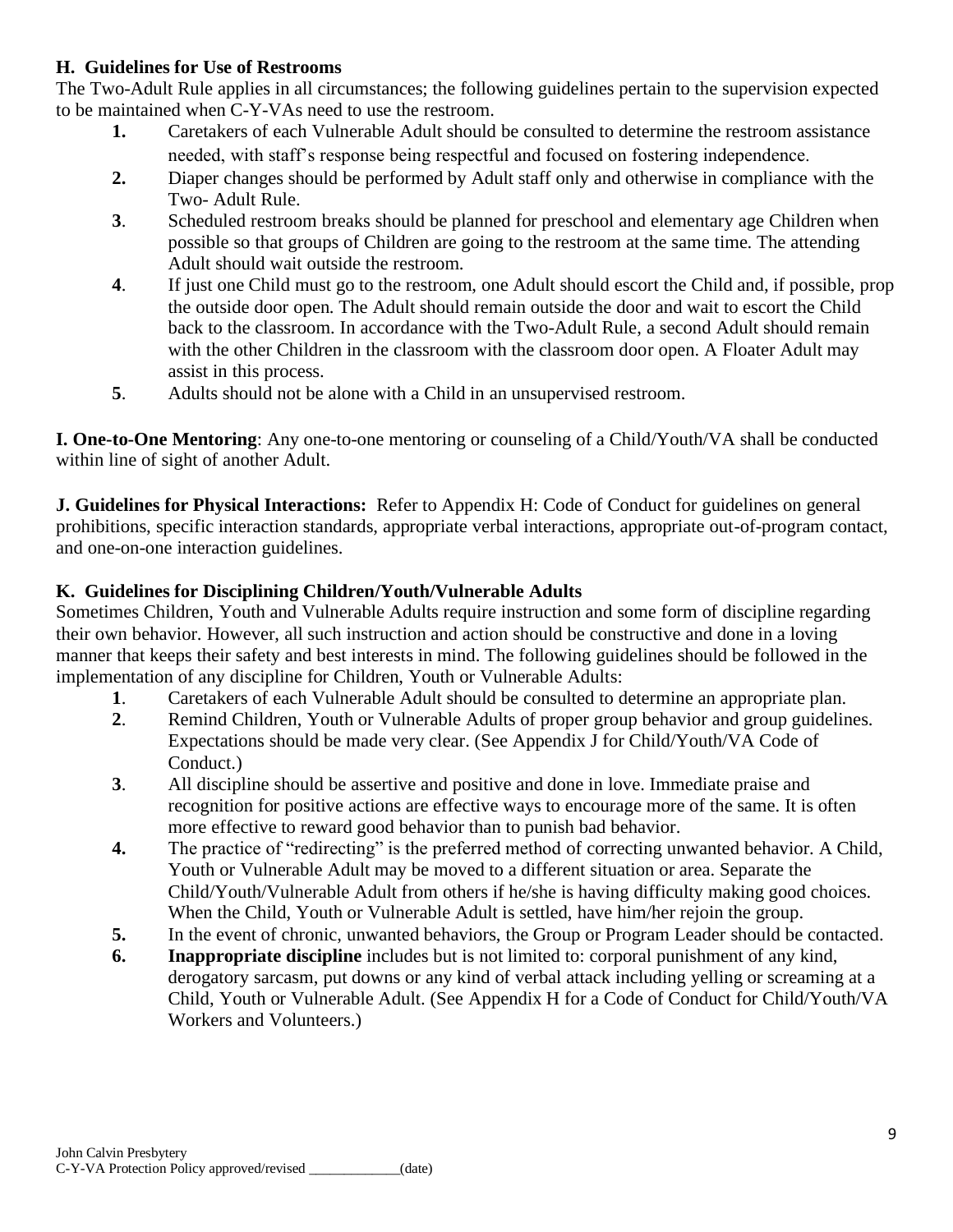**H. Guidelines for Use of Restrooms**

The Two-Adult Rule applies in all circumstances; the following guidelines pertain to the supervision expected to be maintained when C-Y-VAs need to use the restroom.

1. Caretakers of each Vulnerable Adult should be consulted to determine the restroom assistance needed, with staff's response being respectful and focused on fostering independence.
2. Diaper changes should be performed by Adult staff only and otherwise in compliance with the Two- Adult Rule.
3. Scheduled restroom breaks should be planned for preschool and elementary age Children when possible so that groups of Children are going to the restroom at the same time. The attending Adult should wait outside the restroom.
4. If just one Child must go to the restroom, one Adult should escort the Child and, if possible, prop the outside door open. The Adult should remain outside the door and wait to escort the Child back to the classroom. In accordance with the Two-Adult Rule, a second Adult should remain with the other Children in the classroom with the classroom door open. A Floater Adult may assist in this process.
5. Adults should not be alone with a Child in an unsupervised restroom.

**I. One-to-One Mentoring**: Any one-to-one mentoring or counseling of a Child/Youth/VA shall be conducted within line of sight of another Adult.

**J. Guidelines for Physical Interactions:** Refer to Appendix H: Code of Conduct for guidelines on general prohibitions, specific interaction standards, appropriate verbal interactions, appropriate out-of-program contact, and one-on-one interaction guidelines.

**K. Guidelines for Disciplining Children/Youth/Vulnerable Adults**

Sometimes Children, Youth and Vulnerable Adults require instruction and some form of discipline regarding their own behavior. However, all such instruction and action should be constructive and done in a loving manner that keeps their safety and best interests in mind. The following guidelines should be followed in the implementation of any discipline for Children, Youth or Vulnerable Adults:

1. Caretakers of each Vulnerable Adult should be consulted to determine an appropriate plan.
2. Remind Children, Youth or Vulnerable Adults of proper group behavior and group guidelines. Expectations should be made very clear. (See Appendix J for Child/Youth/VA Code of Conduct.)
3. All discipline should be assertive and positive and done in love. Immediate praise and recognition for positive actions are effective ways to encourage more of the same. It is often more effective to reward good behavior than to punish bad behavior.
4. The practice of "redirecting" is the preferred method of correcting unwanted behavior. A Child, Youth or Vulnerable Adult may be moved to a different situation or area. Separate the Child/Youth/Vulnerable Adult from others if he/she is having difficulty making good choices. When the Child, Youth or Vulnerable Adult is settled, have him/her rejoin the group.
5. In the event of chronic, unwanted behaviors, the Group or Program Leader should be contacted.
6. **Inappropriate discipline** includes but is not limited to: corporal punishment of any kind, derogatory sarcasm, put downs or any kind of verbal attack including yelling or screaming at a Child, Youth or Vulnerable Adult. (See Appendix H for a Code of Conduct for Child/Youth/VA Workers and Volunteers.)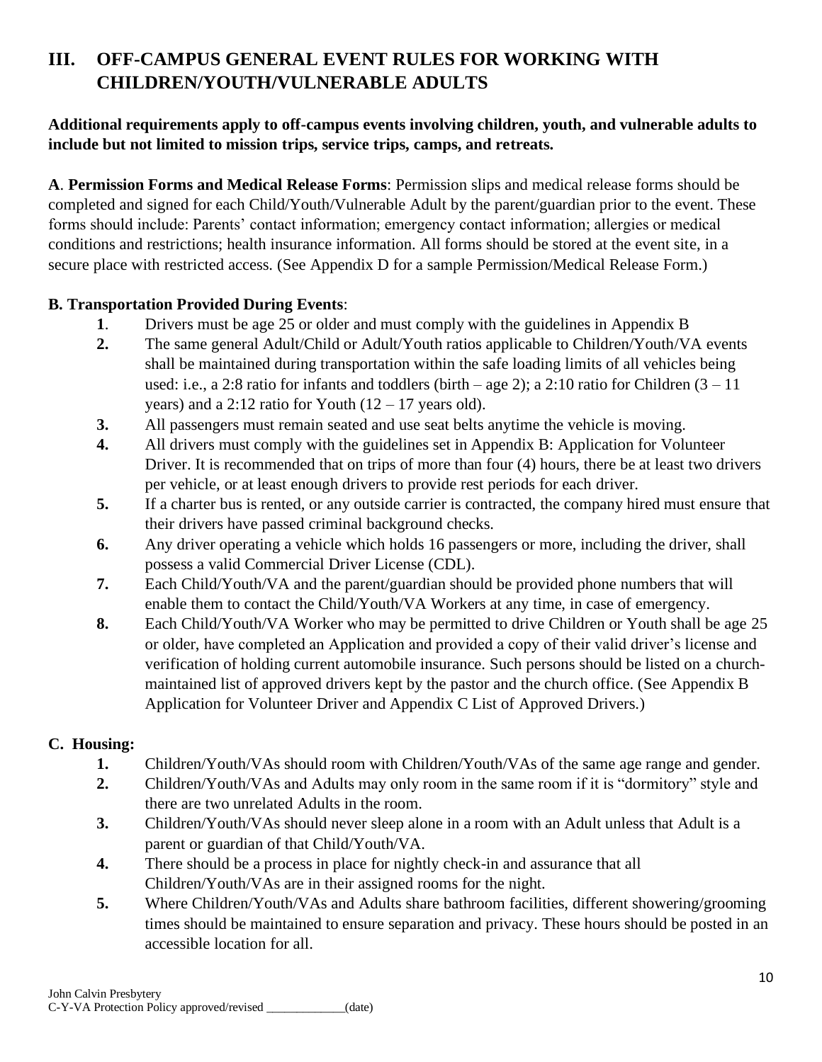## III. OFF-CAMPUS GENERAL EVENT RULES FOR WORKING WITH CHILDREN/YOUTH/VULNERABLE ADULTS

**Additional requirements apply to off-campus events involving children, youth, and vulnerable adults to include but not limited to mission trips, service trips, camps, and retreats.**

**A**. **Permission Forms and Medical Release Forms**: Permission slips and medical release forms should be completed and signed for each Child/Youth/Vulnerable Adult by the parent/guardian prior to the event. These forms should include: Parents' contact information; emergency contact information; allergies or medical conditions and restrictions; health insurance information. All forms should be stored at the event site, in a secure place with restricted access. (See Appendix D for a sample Permission/Medical Release Form.)

**B. Transportation Provided During Events**:

1. Drivers must be age 25 or older and must comply with the guidelines in Appendix B
2. The same general Adult/Child or Adult/Youth ratios applicable to Children/Youth/VA events shall be maintained during transportation within the safe loading limits of all vehicles being used: i.e., a 2:8 ratio for infants and toddlers (birth – age 2); a 2:10 ratio for Children (3 – 11 years) and a 2:12 ratio for Youth (12 – 17 years old).
3. All passengers must remain seated and use seat belts anytime the vehicle is moving.
4. All drivers must comply with the guidelines set in Appendix B: Application for Volunteer Driver. It is recommended that on trips of more than four (4) hours, there be at least two drivers per vehicle, or at least enough drivers to provide rest periods for each driver.
5. If a charter bus is rented, or any outside carrier is contracted, the company hired must ensure that their drivers have passed criminal background checks.
6. Any driver operating a vehicle which holds 16 passengers or more, including the driver, shall possess a valid Commercial Driver License (CDL).
7. Each Child/Youth/VA and the parent/guardian should be provided phone numbers that will enable them to contact the Child/Youth/VA Workers at any time, in case of emergency.
8. Each Child/Youth/VA Worker who may be permitted to drive Children or Youth shall be age 25 or older, have completed an Application and provided a copy of their valid driver's license and verification of holding current automobile insurance. Such persons should be listed on a church-maintained list of approved drivers kept by the pastor and the church office. (See Appendix B Application for Volunteer Driver and Appendix C List of Approved Drivers.)

**C. Housing:**

1. Children/Youth/VAs should room with Children/Youth/VAs of the same age range and gender.
2. Children/Youth/VAs and Adults may only room in the same room if it is "dormitory" style and there are two unrelated Adults in the room.
3. Children/Youth/VAs should never sleep alone in a room with an Adult unless that Adult is a parent or guardian of that Child/Youth/VA.
4. There should be a process in place for nightly check-in and assurance that all Children/Youth/VAs are in their assigned rooms for the night.
5. Where Children/Youth/VAs and Adults share bathroom facilities, different showering/grooming times should be maintained to ensure separation and privacy. These hours should be posted in an accessible location for all.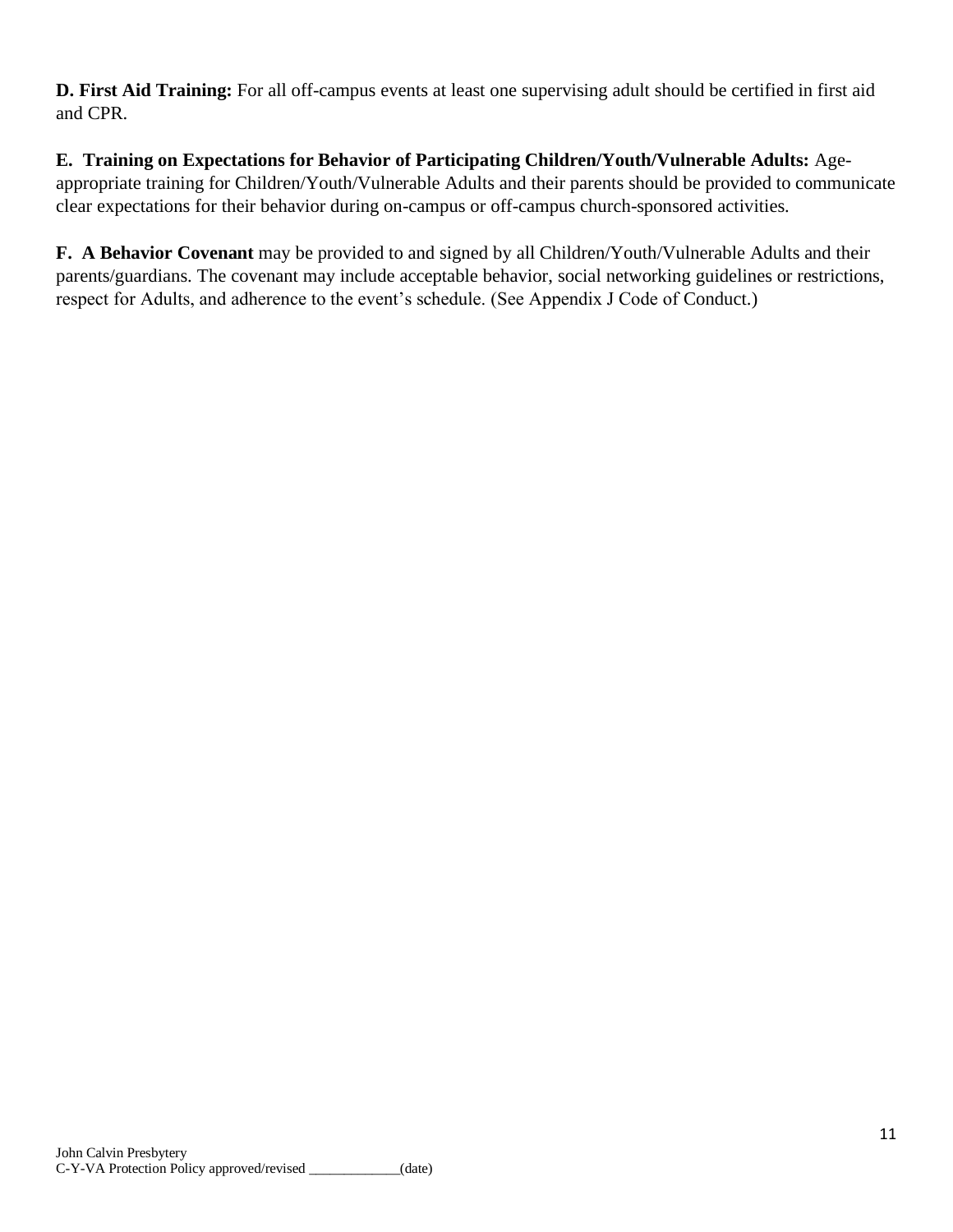**D. First Aid Training:** For all off-campus events at least one supervising adult should be certified in first aid and CPR.

**E. Training on Expectations for Behavior of Participating Children/Youth/Vulnerable Adults:** Age-appropriate training for Children/Youth/Vulnerable Adults and their parents should be provided to communicate clear expectations for their behavior during on-campus or off-campus church-sponsored activities.

**F. A Behavior Covenant** may be provided to and signed by all Children/Youth/Vulnerable Adults and their parents/guardians. The covenant may include acceptable behavior, social networking guidelines or restrictions, respect for Adults, and adherence to the event's schedule. (See Appendix J Code of Conduct.)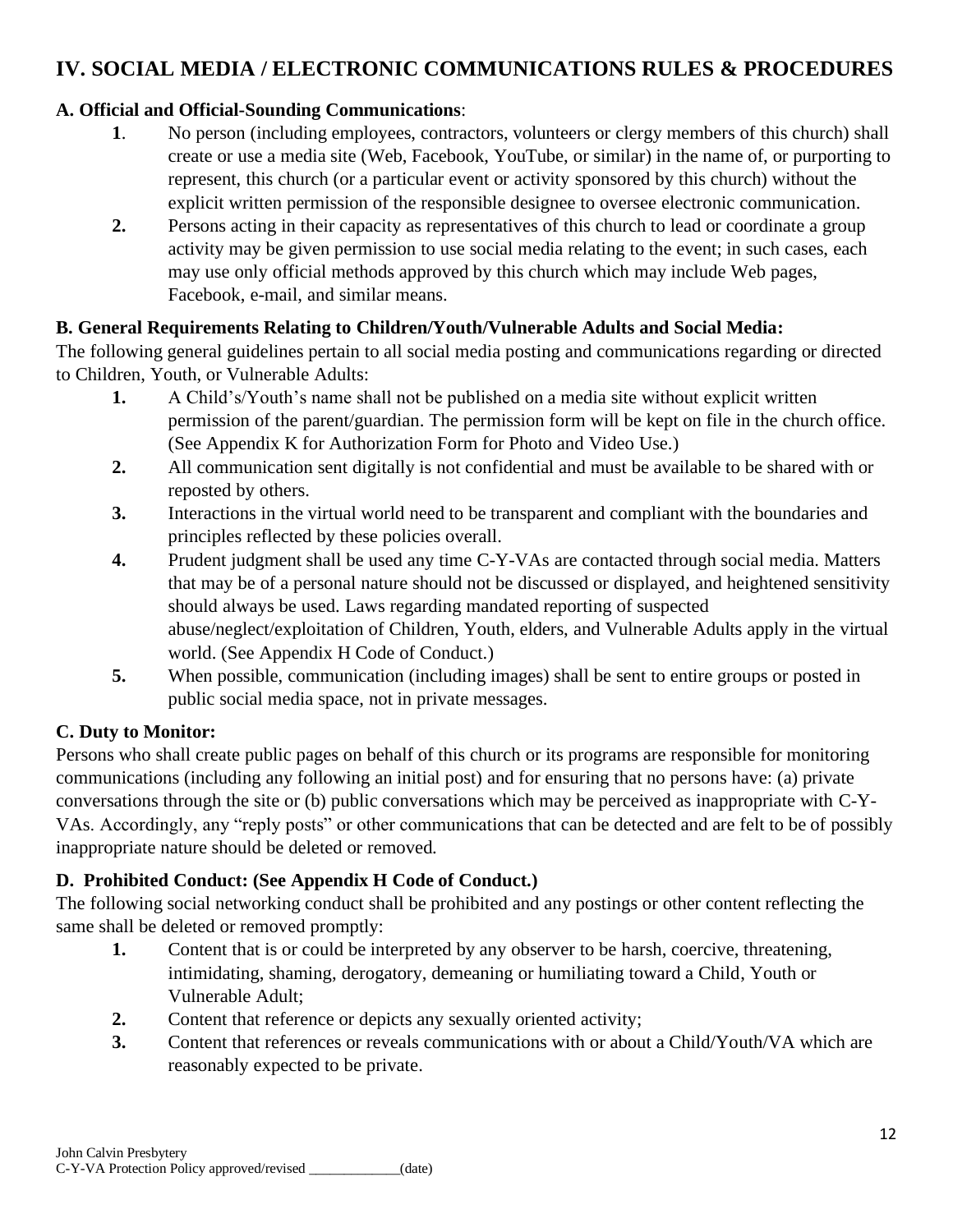## IV. SOCIAL MEDIA / ELECTRONIC COMMUNICATIONS RULES & PROCEDURES

**A. Official and Official-Sounding Communications**:

1. No person (including employees, contractors, volunteers or clergy members of this church) shall create or use a media site (Web, Facebook, YouTube, or similar) in the name of, or purporting to represent, this church (or a particular event or activity sponsored by this church) without the explicit written permission of the responsible designee to oversee electronic communication.
2. Persons acting in their capacity as representatives of this church to lead or coordinate a group activity may be given permission to use social media relating to the event; in such cases, each may use only official methods approved by this church which may include Web pages, Facebook, e-mail, and similar means.

**B. General Requirements Relating to Children/Youth/Vulnerable Adults and Social Media:**

The following general guidelines pertain to all social media posting and communications regarding or directed to Children, Youth, or Vulnerable Adults:

1. A Child's/Youth's name shall not be published on a media site without explicit written permission of the parent/guardian. The permission form will be kept on file in the church office. (See Appendix K for Authorization Form for Photo and Video Use.)
2. All communication sent digitally is not confidential and must be available to be shared with or reposted by others.
3. Interactions in the virtual world need to be transparent and compliant with the boundaries and principles reflected by these policies overall.
4. Prudent judgment shall be used any time C-Y-VAs are contacted through social media. Matters that may be of a personal nature should not be discussed or displayed, and heightened sensitivity should always be used. Laws regarding mandated reporting of suspected abuse/neglect/exploitation of Children, Youth, elders, and Vulnerable Adults apply in the virtual world. (See Appendix H Code of Conduct.)
5. When possible, communication (including images) shall be sent to entire groups or posted in public social media space, not in private messages.

**C. Duty to Monitor:**

Persons who shall create public pages on behalf of this church or its programs are responsible for monitoring communications (including any following an initial post) and for ensuring that no persons have: (a) private conversations through the site or (b) public conversations which may be perceived as inappropriate with C-Y-VAs. Accordingly, any "reply posts" or other communications that can be detected and are felt to be of possibly inappropriate nature should be deleted or removed.

**D. Prohibited Conduct: (See Appendix H Code of Conduct.)**

The following social networking conduct shall be prohibited and any postings or other content reflecting the same shall be deleted or removed promptly:

1. Content that is or could be interpreted by any observer to be harsh, coercive, threatening, intimidating, shaming, derogatory, demeaning or humiliating toward a Child, Youth or Vulnerable Adult;
2. Content that reference or depicts any sexually oriented activity;
3. Content that references or reveals communications with or about a Child/Youth/VA which are reasonably expected to be private.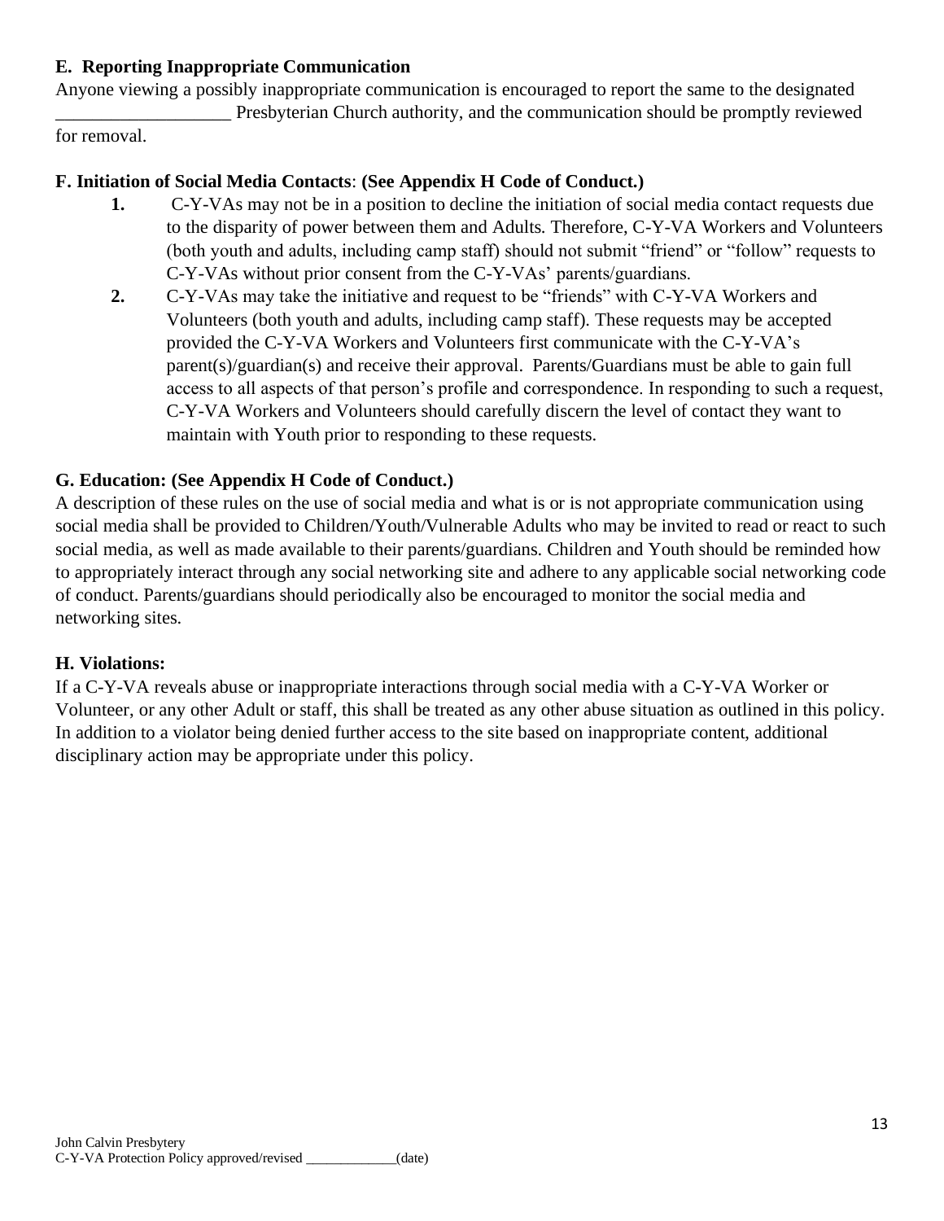**E. Reporting Inappropriate Communication**

Anyone viewing a possibly inappropriate communication is encouraged to report the same to the designated ___________________ Presbyterian Church authority, and the communication should be promptly reviewed for removal.

**F. Initiation of Social Media Contacts**: **(See Appendix H Code of Conduct.)**

1. C-Y-VAs may not be in a position to decline the initiation of social media contact requests due to the disparity of power between them and Adults. Therefore, C-Y-VA Workers and Volunteers (both youth and adults, including camp staff) should not submit "friend" or "follow" requests to C-Y-VAs without prior consent from the C-Y-VAs' parents/guardians.
2. C-Y-VAs may take the initiative and request to be "friends" with C-Y-VA Workers and Volunteers (both youth and adults, including camp staff). These requests may be accepted provided the C-Y-VA Workers and Volunteers first communicate with the C-Y-VA's parent(s)/guardian(s) and receive their approval. Parents/Guardians must be able to gain full access to all aspects of that person's profile and correspondence. In responding to such a request, C-Y-VA Workers and Volunteers should carefully discern the level of contact they want to maintain with Youth prior to responding to these requests.

**G. Education: (See Appendix H Code of Conduct.)**

A description of these rules on the use of social media and what is or is not appropriate communication using social media shall be provided to Children/Youth/Vulnerable Adults who may be invited to read or react to such social media, as well as made available to their parents/guardians. Children and Youth should be reminded how to appropriately interact through any social networking site and adhere to any applicable social networking code of conduct. Parents/guardians should periodically also be encouraged to monitor the social media and networking sites.

**H. Violations:**

If a C-Y-VA reveals abuse or inappropriate interactions through social media with a C-Y-VA Worker or Volunteer, or any other Adult or staff, this shall be treated as any other abuse situation as outlined in this policy. In addition to a violator being denied further access to the site based on inappropriate content, additional disciplinary action may be appropriate under this policy.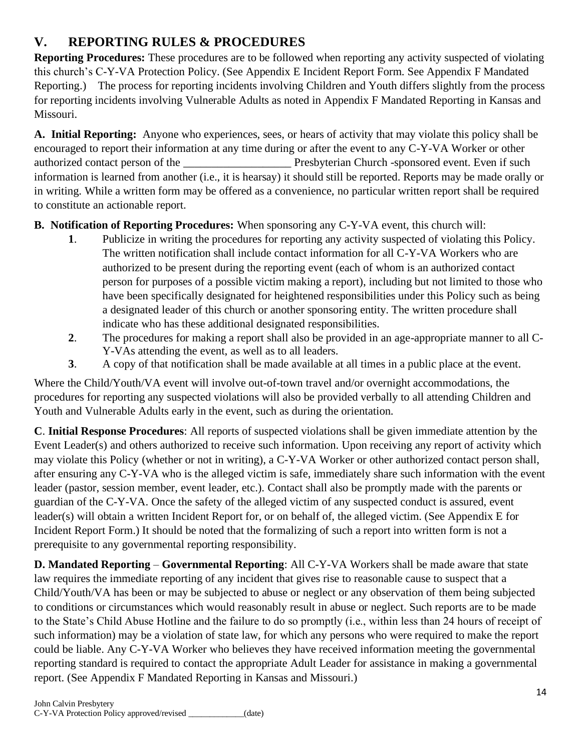## V. REPORTING RULES & PROCEDURES

**Reporting Procedures:** These procedures are to be followed when reporting any activity suspected of violating this church's C-Y-VA Protection Policy. (See Appendix E Incident Report Form. See Appendix F Mandated Reporting.) The process for reporting incidents involving Children and Youth differs slightly from the process for reporting incidents involving Vulnerable Adults as noted in Appendix F Mandated Reporting in Kansas and Missouri.

**A. Initial Reporting:** Anyone who experiences, sees, or hears of activity that may violate this policy shall be encouraged to report their information at any time during or after the event to any C-Y-VA Worker or other authorized contact person of the __________________ Presbyterian Church -sponsored event. Even if such information is learned from another (i.e., it is hearsay) it should still be reported. Reports may be made orally or in writing. While a written form may be offered as a convenience, no particular written report shall be required to constitute an actionable report.

**B. Notification of Reporting Procedures:** When sponsoring any C-Y-VA event, this church will:

1. Publicize in writing the procedures for reporting any activity suspected of violating this Policy. The written notification shall include contact information for all C-Y-VA Workers who are authorized to be present during the reporting event (each of whom is an authorized contact person for purposes of a possible victim making a report), including but not limited to those who have been specifically designated for heightened responsibilities under this Policy such as being a designated leader of this church or another sponsoring entity. The written procedure shall indicate who has these additional designated responsibilities.
2. The procedures for making a report shall also be provided in an age-appropriate manner to all C-Y-VAs attending the event, as well as to all leaders.
3. A copy of that notification shall be made available at all times in a public place at the event.

Where the Child/Youth/VA event will involve out-of-town travel and/or overnight accommodations, the procedures for reporting any suspected violations will also be provided verbally to all attending Children and Youth and Vulnerable Adults early in the event, such as during the orientation.

**C. Initial Response Procedures**: All reports of suspected violations shall be given immediate attention by the Event Leader(s) and others authorized to receive such information. Upon receiving any report of activity which may violate this Policy (whether or not in writing), a C-Y-VA Worker or other authorized contact person shall, after ensuring any C-Y-VA who is the alleged victim is safe, immediately share such information with the event leader (pastor, session member, event leader, etc.). Contact shall also be promptly made with the parents or guardian of the C-Y-VA. Once the safety of the alleged victim of any suspected conduct is assured, event leader(s) will obtain a written Incident Report for, or on behalf of, the alleged victim. (See Appendix E for Incident Report Form.) It should be noted that the formalizing of such a report into written form is not a prerequisite to any governmental reporting responsibility.

**D. Mandated Reporting – Governmental Reporting**: All C-Y-VA Workers shall be made aware that state law requires the immediate reporting of any incident that gives rise to reasonable cause to suspect that a Child/Youth/VA has been or may be subjected to abuse or neglect or any observation of them being subjected to conditions or circumstances which would reasonably result in abuse or neglect. Such reports are to be made to the State's Child Abuse Hotline and the failure to do so promptly (i.e., within less than 24 hours of receipt of such information) may be a violation of state law, for which any persons who were required to make the report could be liable. Any C-Y-VA Worker who believes they have received information meeting the governmental reporting standard is required to contact the appropriate Adult Leader for assistance in making a governmental report. (See Appendix F Mandated Reporting in Kansas and Missouri.)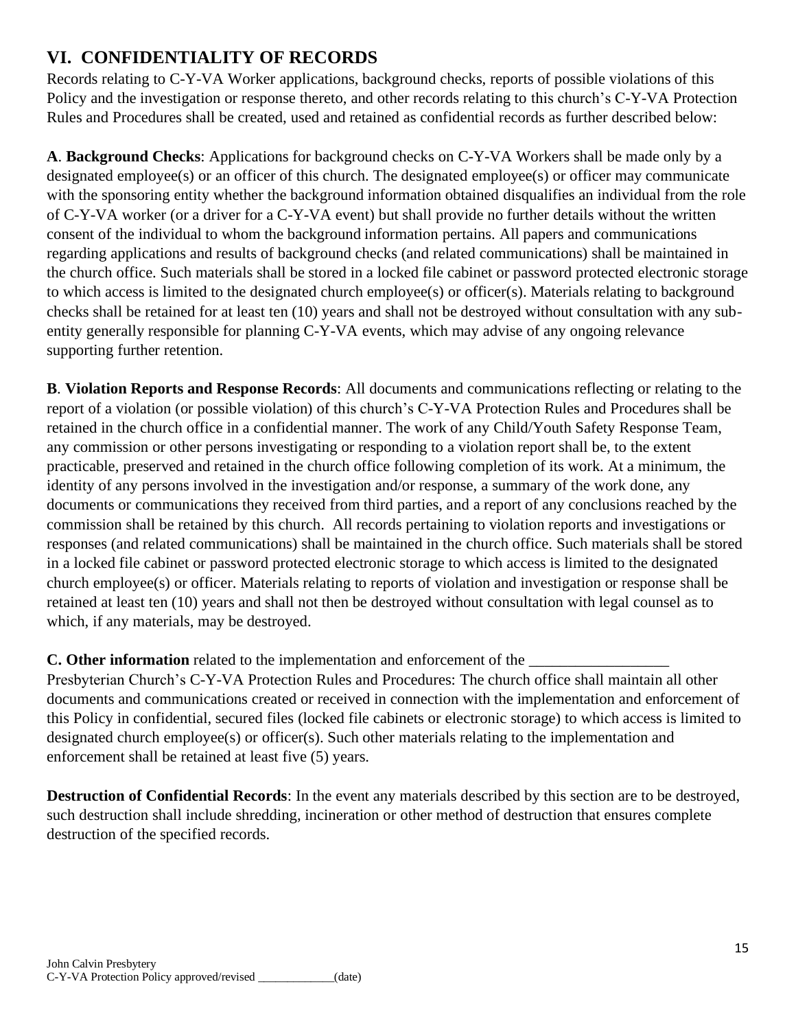## VI. CONFIDENTIALITY OF RECORDS

Records relating to C-Y-VA Worker applications, background checks, reports of possible violations of this Policy and the investigation or response thereto, and other records relating to this church's C-Y-VA Protection Rules and Procedures shall be created, used and retained as confidential records as further described below:

**A**. **Background Checks**: Applications for background checks on C-Y-VA Workers shall be made only by a designated employee(s) or an officer of this church. The designated employee(s) or officer may communicate with the sponsoring entity whether the background information obtained disqualifies an individual from the role of C-Y-VA worker (or a driver for a C-Y-VA event) but shall provide no further details without the written consent of the individual to whom the background information pertains. All papers and communications regarding applications and results of background checks (and related communications) shall be maintained in the church office. Such materials shall be stored in a locked file cabinet or password protected electronic storage to which access is limited to the designated church employee(s) or officer(s). Materials relating to background checks shall be retained for at least ten (10) years and shall not be destroyed without consultation with any sub-entity generally responsible for planning C-Y-VA events, which may advise of any ongoing relevance supporting further retention.

**B**. **Violation Reports and Response Records**: All documents and communications reflecting or relating to the report of a violation (or possible violation) of this church's C-Y-VA Protection Rules and Procedures shall be retained in the church office in a confidential manner. The work of any Child/Youth Safety Response Team, any commission or other persons investigating or responding to a violation report shall be, to the extent practicable, preserved and retained in the church office following completion of its work. At a minimum, the identity of any persons involved in the investigation and/or response, a summary of the work done, any documents or communications they received from third parties, and a report of any conclusions reached by the commission shall be retained by this church. All records pertaining to violation reports and investigations or responses (and related communications) shall be maintained in the church office. Such materials shall be stored in a locked file cabinet or password protected electronic storage to which access is limited to the designated church employee(s) or officer. Materials relating to reports of violation and investigation or response shall be retained at least ten (10) years and shall not then be destroyed without consultation with legal counsel as to which, if any materials, may be destroyed.

**C. Other information** related to the implementation and enforcement of the __________________ Presbyterian Church's C-Y-VA Protection Rules and Procedures: The church office shall maintain all other documents and communications created or received in connection with the implementation and enforcement of this Policy in confidential, secured files (locked file cabinets or electronic storage) to which access is limited to designated church employee(s) or officer(s). Such other materials relating to the implementation and enforcement shall be retained at least five (5) years.

**Destruction of Confidential Records**: In the event any materials described by this section are to be destroyed, such destruction shall include shredding, incineration or other method of destruction that ensures complete destruction of the specified records.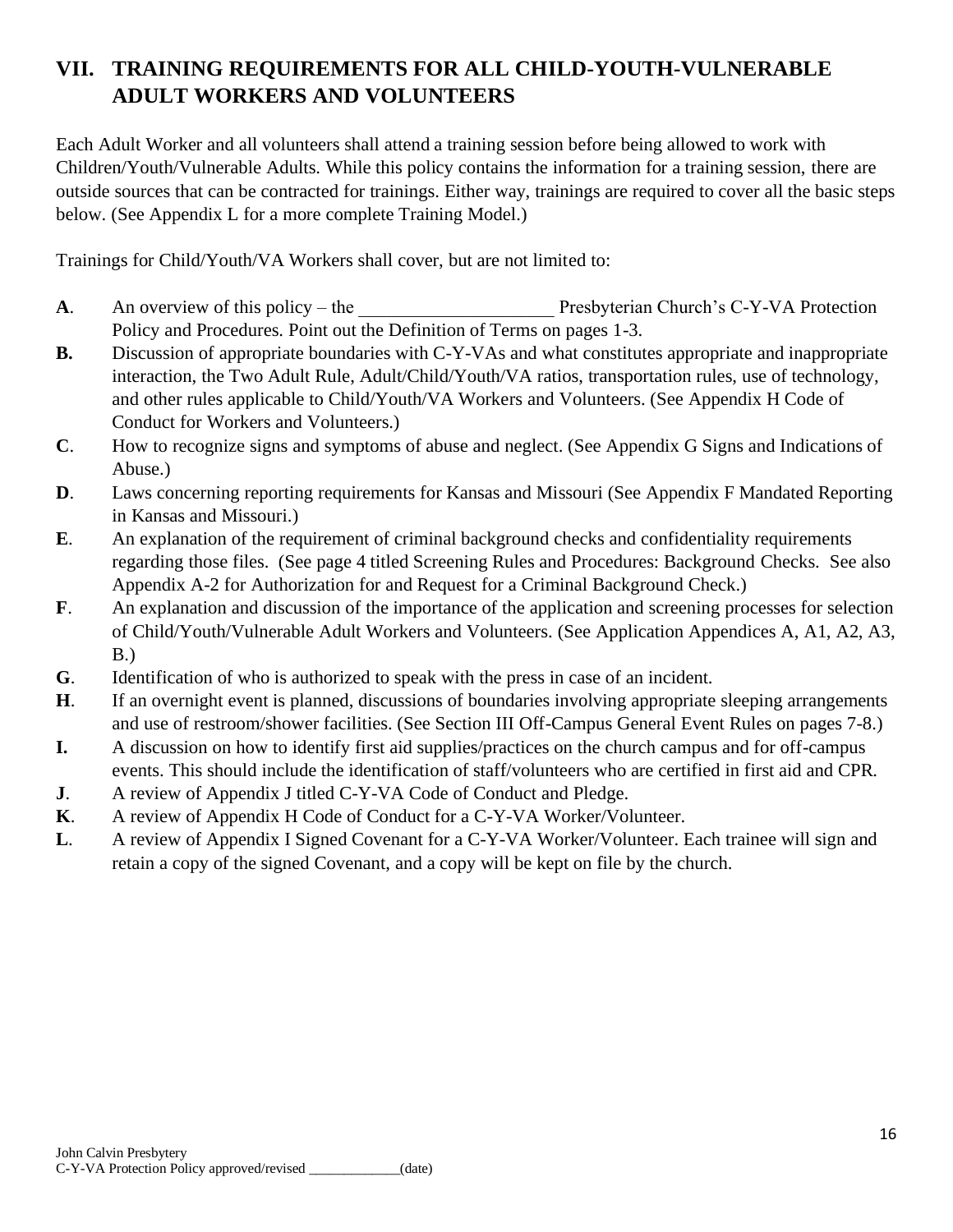## VII. TRAINING REQUIREMENTS FOR ALL CHILD-YOUTH-VULNERABLE ADULT WORKERS AND VOLUNTEERS

Each Adult Worker and all volunteers shall attend a training session before being allowed to work with Children/Youth/Vulnerable Adults. While this policy contains the information for a training session, there are outside sources that can be contracted for trainings. Either way, trainings are required to cover all the basic steps below. (See Appendix L for a more complete Training Model.)

Trainings for Child/Youth/VA Workers shall cover, but are not limited to:

**A**. An overview of this policy – the _____________________ Presbyterian Church's C-Y-VA Protection Policy and Procedures. Point out the Definition of Terms on pages 1-3.

**B.** Discussion of appropriate boundaries with C-Y-VAs and what constitutes appropriate and inappropriate interaction, the Two Adult Rule, Adult/Child/Youth/VA ratios, transportation rules, use of technology, and other rules applicable to Child/Youth/VA Workers and Volunteers. (See Appendix H Code of Conduct for Workers and Volunteers.)

**C**. How to recognize signs and symptoms of abuse and neglect. (See Appendix G Signs and Indications of Abuse.)

**D**. Laws concerning reporting requirements for Kansas and Missouri (See Appendix F Mandated Reporting in Kansas and Missouri.)

**E**. An explanation of the requirement of criminal background checks and confidentiality requirements regarding those files. (See page 4 titled Screening Rules and Procedures: Background Checks. See also Appendix A-2 for Authorization for and Request for a Criminal Background Check.)

**F**. An explanation and discussion of the importance of the application and screening processes for selection of Child/Youth/Vulnerable Adult Workers and Volunteers. (See Application Appendices A, A1, A2, A3, B.)

**G**. Identification of who is authorized to speak with the press in case of an incident.

**H**. If an overnight event is planned, discussions of boundaries involving appropriate sleeping arrangements and use of restroom/shower facilities. (See Section III Off-Campus General Event Rules on pages 7-8.)

**I.** A discussion on how to identify first aid supplies/practices on the church campus and for off-campus events. This should include the identification of staff/volunteers who are certified in first aid and CPR.

**J**. A review of Appendix J titled C-Y-VA Code of Conduct and Pledge.

**K**. A review of Appendix H Code of Conduct for a C-Y-VA Worker/Volunteer.

**L**. A review of Appendix I Signed Covenant for a C-Y-VA Worker/Volunteer. Each trainee will sign and retain a copy of the signed Covenant, and a copy will be kept on file by the church.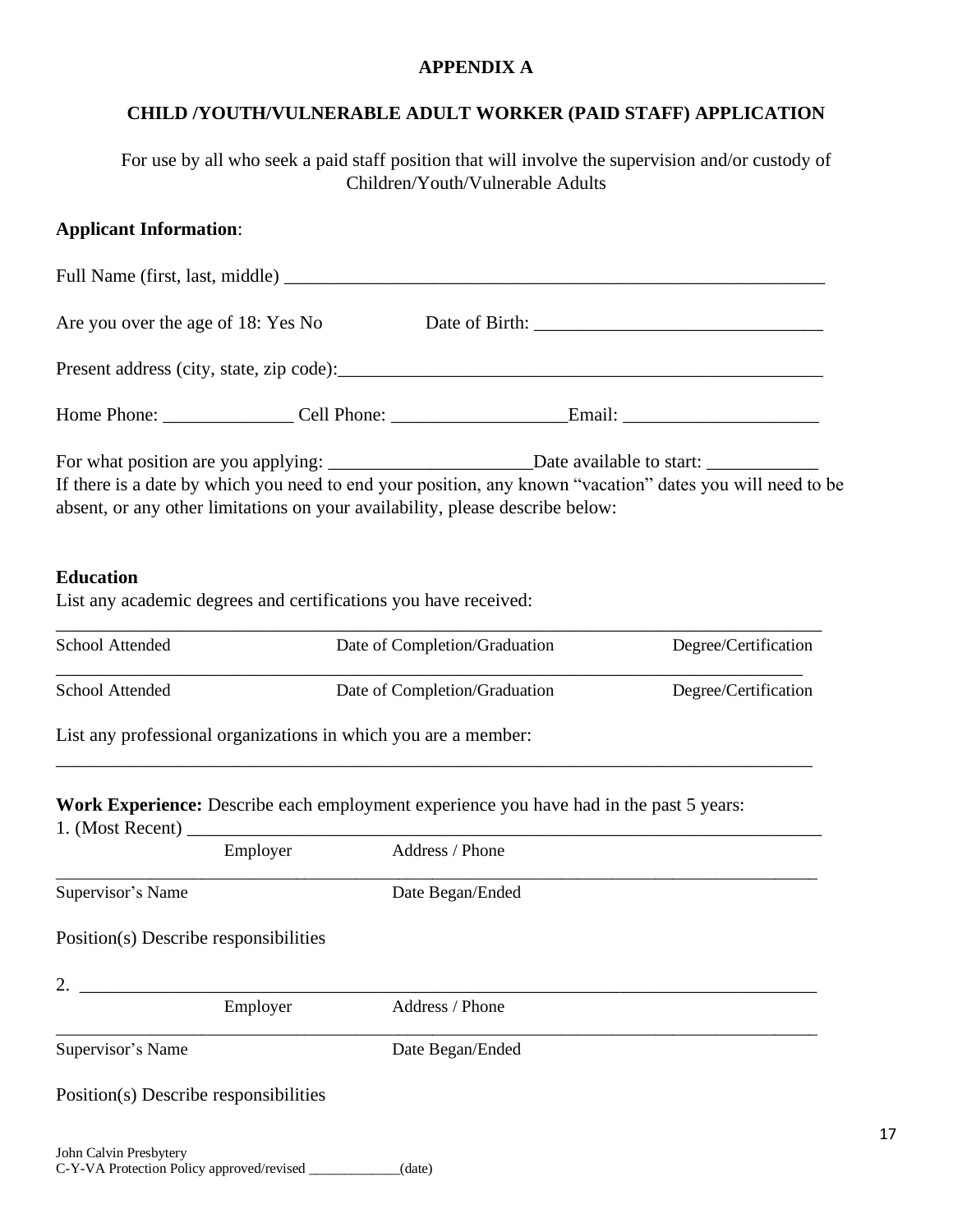**APPENDIX A**

**CHILD /YOUTH/VULNERABLE ADULT WORKER (PAID STAFF) APPLICATION**

For use by all who seek a paid staff position that will involve the supervision and/or custody of Children/Youth/Vulnerable Adults

**Applicant Information**:

Full Name (first, last, middle) ___________________________________________________________

Are you over the age of 18: Yes No Date of Birth: ______________________________

Present address (city, state, zip code):_____________________________________________________

Home Phone: ______________ Cell Phone: ___________________Email: _____________________

For what position are you applying: ______________________Date available to start: ____________

If there is a date by which you need to end your position, any known "vacation" dates you will need to be absent, or any other limitations on your availability, please describe below:

**Education**

List any academic degrees and certifications you have received:

_________________________________________________________________________________

School Attended Date of Completion/Graduation Degree/Certification

_________________________________________________________________________________

School Attended Date of Completion/Graduation Degree/Certification

List any professional organizations in which you are a member:

_________________________________________________________________________________

**Work Experience:** Describe each employment experience you have had in the past 5 years:

1. (Most Recent) ___________________________________________________________________

Employer Address / Phone

_________________________________________________________________________________

Supervisor's Name Date Began/Ended

Position(s) Describe responsibilities

2. _______________________________________________________________________________

Employer Address / Phone

_________________________________________________________________________________

Supervisor's Name Date Began/Ended

Position(s) Describe responsibilities

John Calvin Presbytery
C-Y-VA Protection Policy approved/revised _____________(date)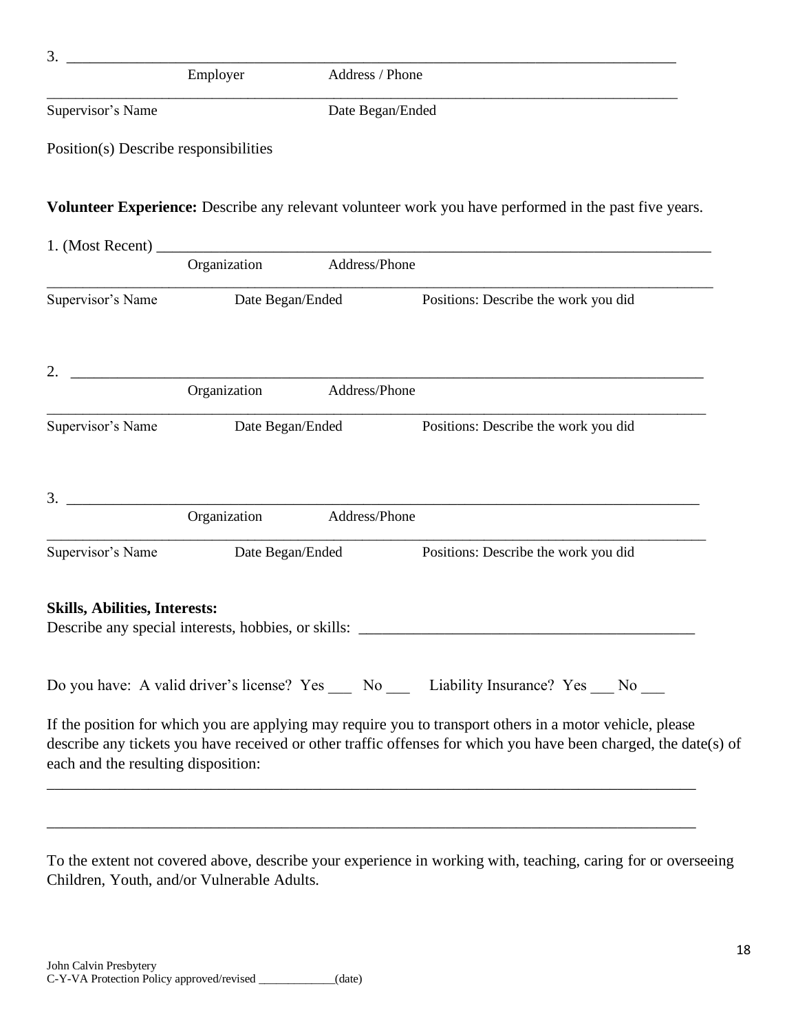3. ___________________________________________________________________________

Employer Address / Phone

___________________________________________________________________________

Supervisor's Name Date Began/Ended

Position(s) Describe responsibilities

**Volunteer Experience:** Describe any relevant volunteer work you have performed in the past five years.

1. (Most Recent) ___________________________________________________________________

Organization Address/Phone

___________________________________________________________________________

Supervisor's Name Date Began/Ended Positions: Describe the work you did

2. ___________________________________________________________________________

Organization Address/Phone

___________________________________________________________________________

Supervisor's Name Date Began/Ended Positions: Describe the work you did

3. ___________________________________________________________________________

Organization Address/Phone

___________________________________________________________________________

Supervisor's Name Date Began/Ended Positions: Describe the work you did

**Skills, Abilities, Interests:**

Describe any special interests, hobbies, or skills: ____________________________________

Do you have: A valid driver's license? Yes ___ No ___ Liability Insurance? Yes ___ No ___

If the position for which you are applying may require you to transport others in a motor vehicle, please describe any tickets you have received or other traffic offenses for which you have been charged, the date(s) of each and the resulting disposition:

___________________________________________________________________________

___________________________________________________________________________

To the extent not covered above, describe your experience in working with, teaching, caring for or overseeing Children, Youth, and/or Vulnerable Adults.

John Calvin Presbytery
C-Y-VA Protection Policy approved/revised _____________(date)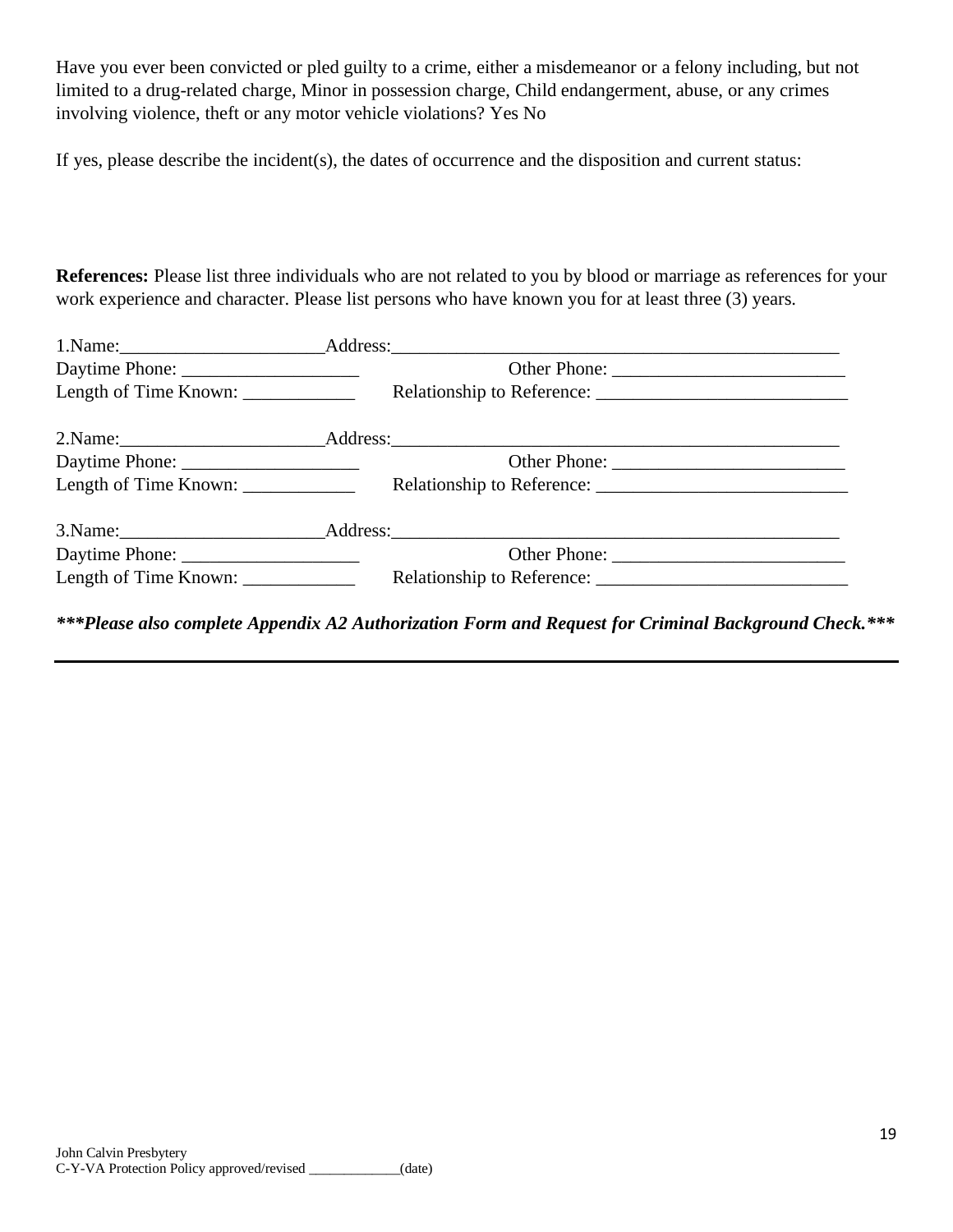Have you ever been convicted or pled guilty to a crime, either a misdemeanor or a felony including, but not limited to a drug-related charge, Minor in possession charge, Child endangerment, abuse, or any crimes involving violence, theft or any motor vehicle violations? Yes No

If yes, please describe the incident(s), the dates of occurrence and the disposition and current status:

**References:** Please list three individuals who are not related to you by blood or marriage as references for your work experience and character. Please list persons who have known you for at least three (3) years.

1.Name:______________________Address:_________________________________________________

Daytime Phone: ___________________ Other Phone: _________________________

Length of Time Known: ____________ Relationship to Reference: ___________________________

2.Name:______________________Address:_________________________________________________

Daytime Phone: ___________________ Other Phone: _________________________

Length of Time Known: ____________ Relationship to Reference: ___________________________

3.Name:______________________Address:_________________________________________________

Daytime Phone: ___________________ Other Phone: _________________________

Length of Time Known: ____________ Relationship to Reference: ___________________________

***\*\*\*Please also complete Appendix A2 Authorization Form and Request for Criminal Background Check.\*\*\****

---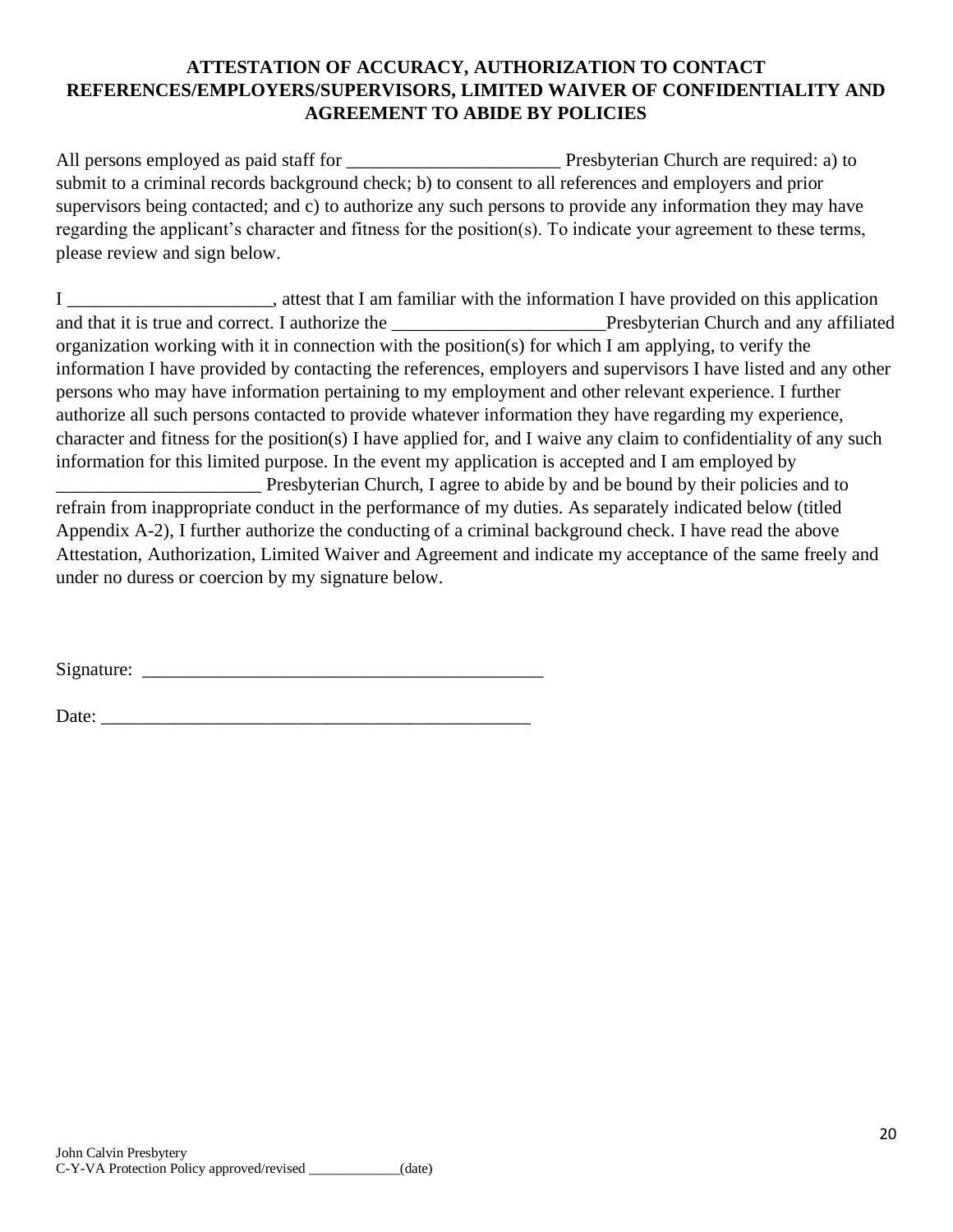## ATTESTATION OF ACCURACY, AUTHORIZATION TO CONTACT REFERENCES/EMPLOYERS/SUPERVISORS, LIMITED WAIVER OF CONFIDENTIALITY AND AGREEMENT TO ABIDE BY POLICIES

All persons employed as paid staff for _______________________ Presbyterian Church are required: a) to submit to a criminal records background check; b) to consent to all references and employers and prior supervisors being contacted; and c) to authorize any such persons to provide any information they may have regarding the applicant's character and fitness for the position(s). To indicate your agreement to these terms, please review and sign below.

I ______________________, attest that I am familiar with the information I have provided on this application and that it is true and correct. I authorize the _______________________Presbyterian Church and any affiliated organization working with it in connection with the position(s) for which I am applying, to verify the information I have provided by contacting the references, employers and supervisors I have listed and any other persons who may have information pertaining to my employment and other relevant experience. I further authorize all such persons contacted to provide whatever information they have regarding my experience, character and fitness for the position(s) I have applied for, and I waive any claim to confidentiality of any such information for this limited purpose. In the event my application is accepted and I am employed by ______________________ Presbyterian Church, I agree to abide by and be bound by their policies and to refrain from inappropriate conduct in the performance of my duties. As separately indicated below (titled Appendix A-2), I further authorize the conducting of a criminal background check. I have read the above Attestation, Authorization, Limited Waiver and Agreement and indicate my acceptance of the same freely and under no duress or coercion by my signature below.

Signature: ____________________________________________

Date: _______________________________________________

John Calvin Presbytery
C-Y-VA Protection Policy approved/revised _____________(date)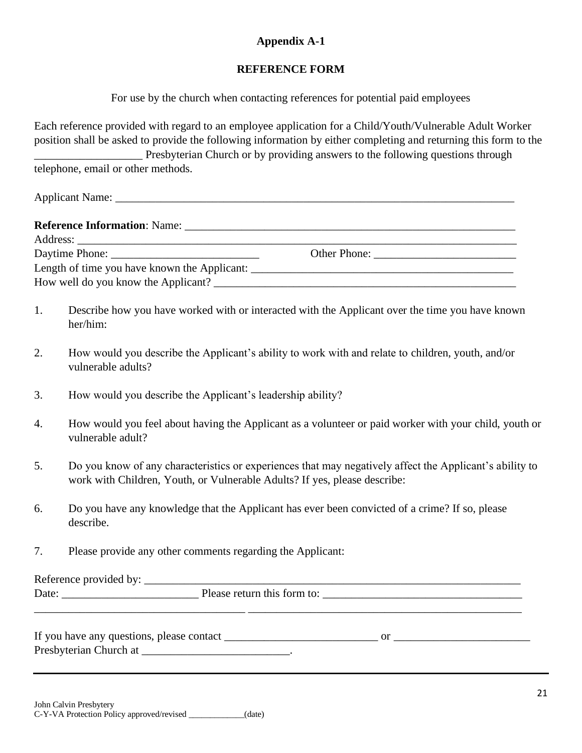**Appendix A-1**

**REFERENCE FORM**

For use by the church when contacting references for potential paid employees

Each reference provided with regard to an employee application for a Child/Youth/Vulnerable Adult Worker position shall be asked to provide the following information by either completing and returning this form to the ___________________ Presbyterian Church or by providing answers to the following questions through telephone, email or other methods.

Applicant Name: ___________________________________________________________________________

**Reference Information**: Name: ____________________________________________________________
Address: ___________________________________________________________________________________
Daytime Phone: __________________________ Other Phone: _________________________
Length of time you have known the Applicant: _______________________________________________
How well do you know the Applicant? _______________________________________________________

1. Describe how you have worked with or interacted with the Applicant over the time you have known her/him:

2. How would you describe the Applicant's ability to work with and relate to children, youth, and/or vulnerable adults?

3. How would you describe the Applicant's leadership ability?

4. How would you feel about having the Applicant as a volunteer or paid worker with your child, youth or vulnerable adult?

5. Do you know of any characteristics or experiences that may negatively affect the Applicant's ability to work with Children, Youth, or Vulnerable Adults? If yes, please describe:

6. Do you have any knowledge that the Applicant has ever been convicted of a crime? If so, please describe.

7. Please provide any other comments regarding the Applicant:

Reference provided by: ________________________________________________________________________
Date: ________________________ Please return this form to: ___________________________________
_____________________________________ _________________________________________________

If you have any questions, please contact ___________________________ or ________________________ Presbyterian Church at __________________________.

John Calvin Presbytery
C-Y-VA Protection Policy approved/revised _____________(date)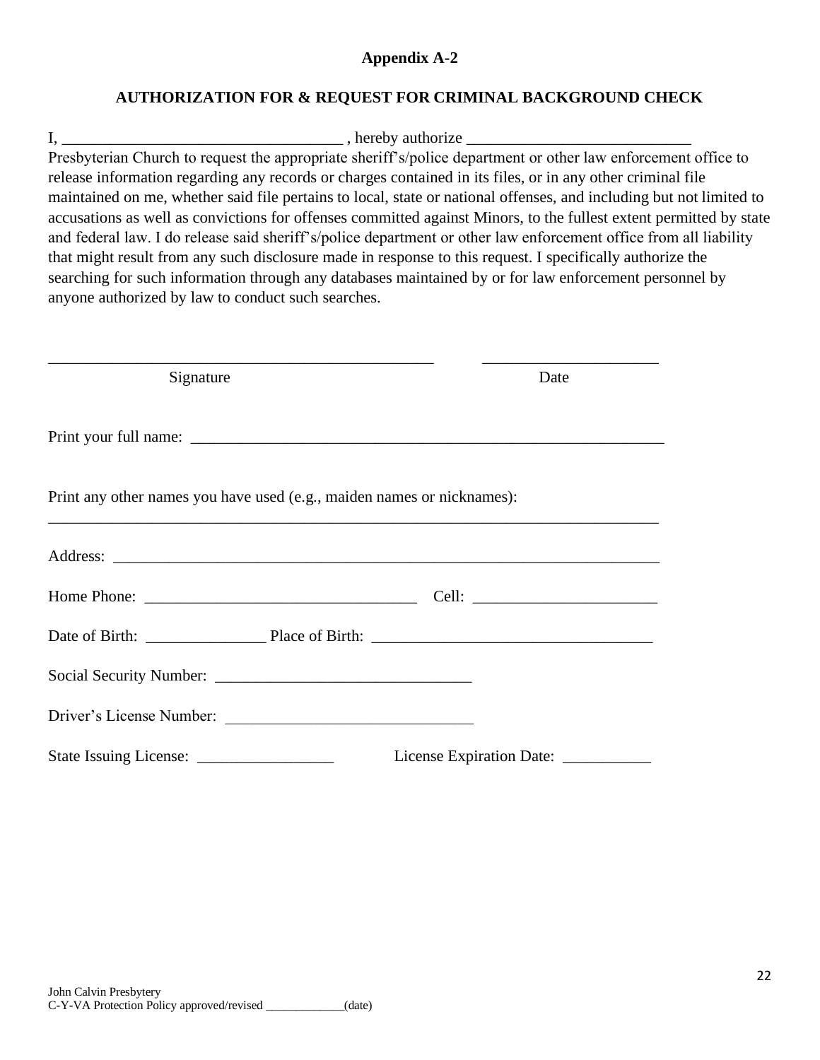**Appendix A-2**

**AUTHORIZATION FOR & REQUEST FOR CRIMINAL BACKGROUND CHECK**

I, ___________________________________ , hereby authorize ____________________________ Presbyterian Church to request the appropriate sheriff's/police department or other law enforcement office to release information regarding any records or charges contained in its files, or in any other criminal file maintained on me, whether said file pertains to local, state or national offenses, and including but not limited to accusations as well as convictions for offenses committed against Minors, to the fullest extent permitted by state and federal law. I do release said sheriff's/police department or other law enforcement office from all liability that might result from any such disclosure made in response to this request. I specifically authorize the searching for such information through any databases maintained by or for law enforcement personnel by anyone authorized by law to conduct such searches.

_________________________________________________ ______________________

Signature Date

Print your full name: ____________________________________________________________

Print any other names you have used (e.g., maiden names or nicknames):
_____________________________________________________________________________

Address: _____________________________________________________________________

Home Phone: __________________________________ Cell: _______________________

Date of Birth: _______________ Place of Birth: ___________________________________

Social Security Number: ________________________________

Driver's License Number: _______________________________

State Issuing License: _________________ License Expiration Date: ___________

John Calvin Presbytery
C-Y-VA Protection Policy approved/revised _____________(date)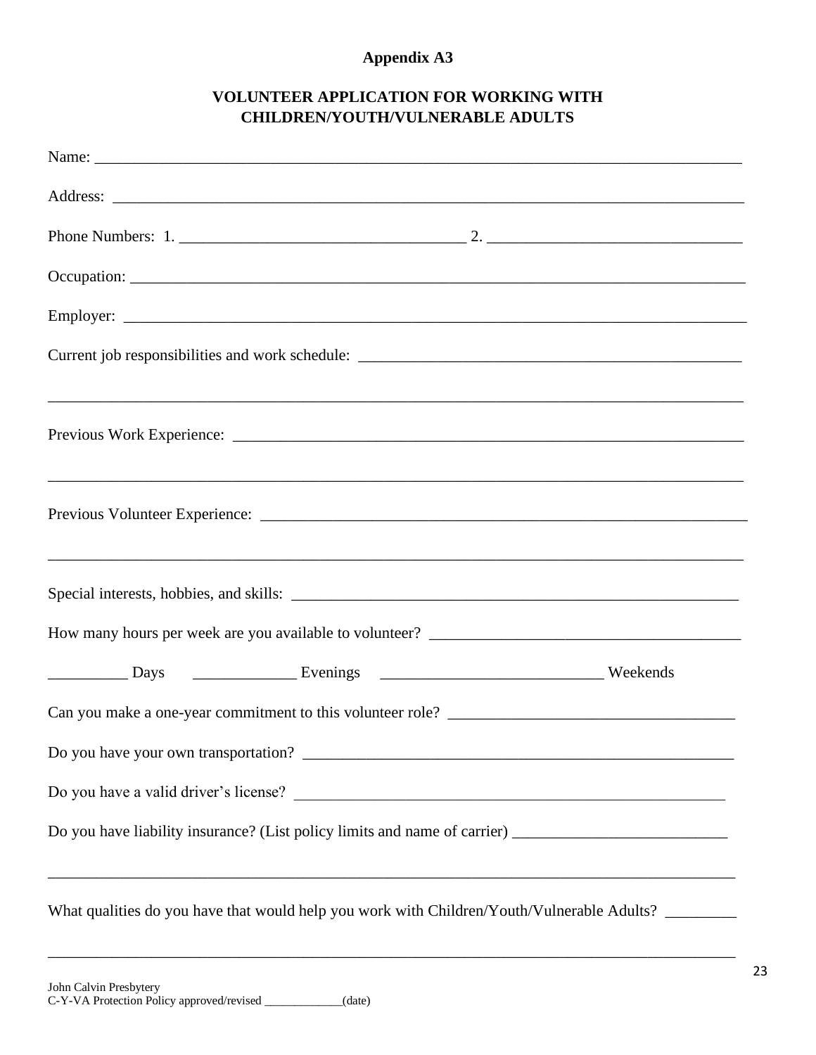**Appendix A3**

## VOLUNTEER APPLICATION FOR WORKING WITH CHILDREN/YOUTH/VULNERABLE ADULTS

Name: ___________________________________________________________________________

Address: _________________________________________________________________________

Phone Numbers: 1. ___________________________________ 2. _____________________________

Occupation: _______________________________________________________________________

Employer: _________________________________________________________________________

Current job responsibilities and work schedule: _______________________________________________

___________________________________________________________________________________

Previous Work Experience: _____________________________________________________________

___________________________________________________________________________________

Previous Volunteer Experience: __________________________________________________________

___________________________________________________________________________________

Special interests, hobbies, and skills: ______________________________________________________

How many hours per week are you available to volunteer? ____________________________________

__________ Days     _____________ Evenings     ___________________________ Weekends

Can you make a one-year commitment to this volunteer role? __________________________________

Do you have your own transportation? ____________________________________________________

Do you have a valid driver's license? _____________________________________________________

Do you have liability insurance? (List policy limits and name of carrier) __________________________

___________________________________________________________________________________

What qualities do you have that would help you work with Children/Youth/Vulnerable Adults? _________

___________________________________________________________________________________

John Calvin Presbytery
C-Y-VA Protection Policy approved/revised _____________(date)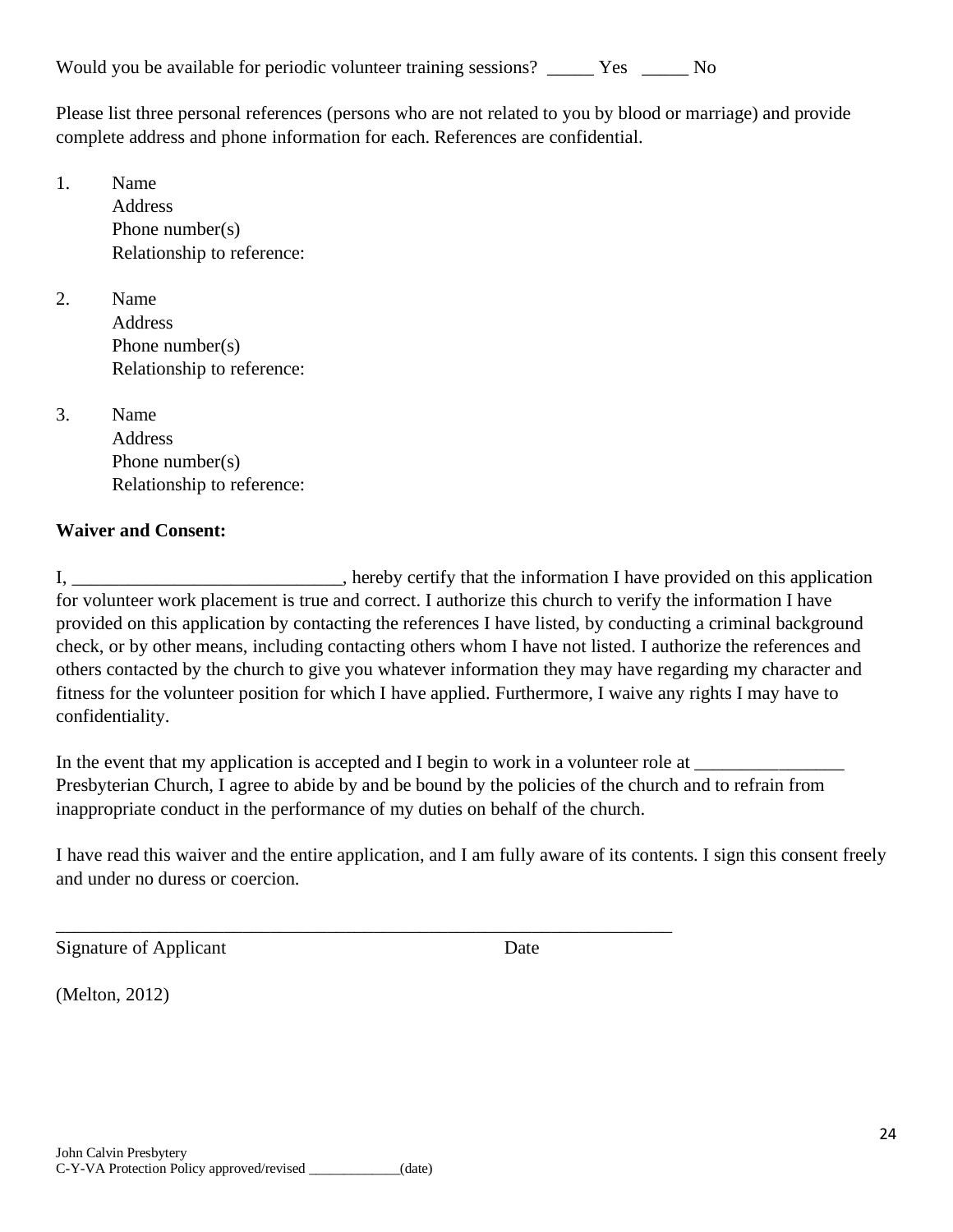Would you be available for periodic volunteer training sessions? _____ Yes _____ No

Please list three personal references (persons who are not related to you by blood or marriage) and provide complete address and phone information for each. References are confidential.

1. Name
   Address
   Phone number(s)
   Relationship to reference:

2. Name
   Address
   Phone number(s)
   Relationship to reference:

3. Name
   Address
   Phone number(s)
   Relationship to reference:

**Waiver and Consent:**

I, _____________________________, hereby certify that the information I have provided on this application for volunteer work placement is true and correct. I authorize this church to verify the information I have provided on this application by contacting the references I have listed, by conducting a criminal background check, or by other means, including contacting others whom I have not listed. I authorize the references and others contacted by the church to give you whatever information they may have regarding my character and fitness for the volunteer position for which I have applied. Furthermore, I waive any rights I may have to confidentiality.

In the event that my application is accepted and I begin to work in a volunteer role at ________________ Presbyterian Church, I agree to abide by and be bound by the policies of the church and to refrain from inappropriate conduct in the performance of my duties on behalf of the church.

I have read this waiver and the entire application, and I am fully aware of its contents. I sign this consent freely and under no duress or coercion.

_____________________________________________________________________

Signature of Applicant                                        Date

(Melton, 2012)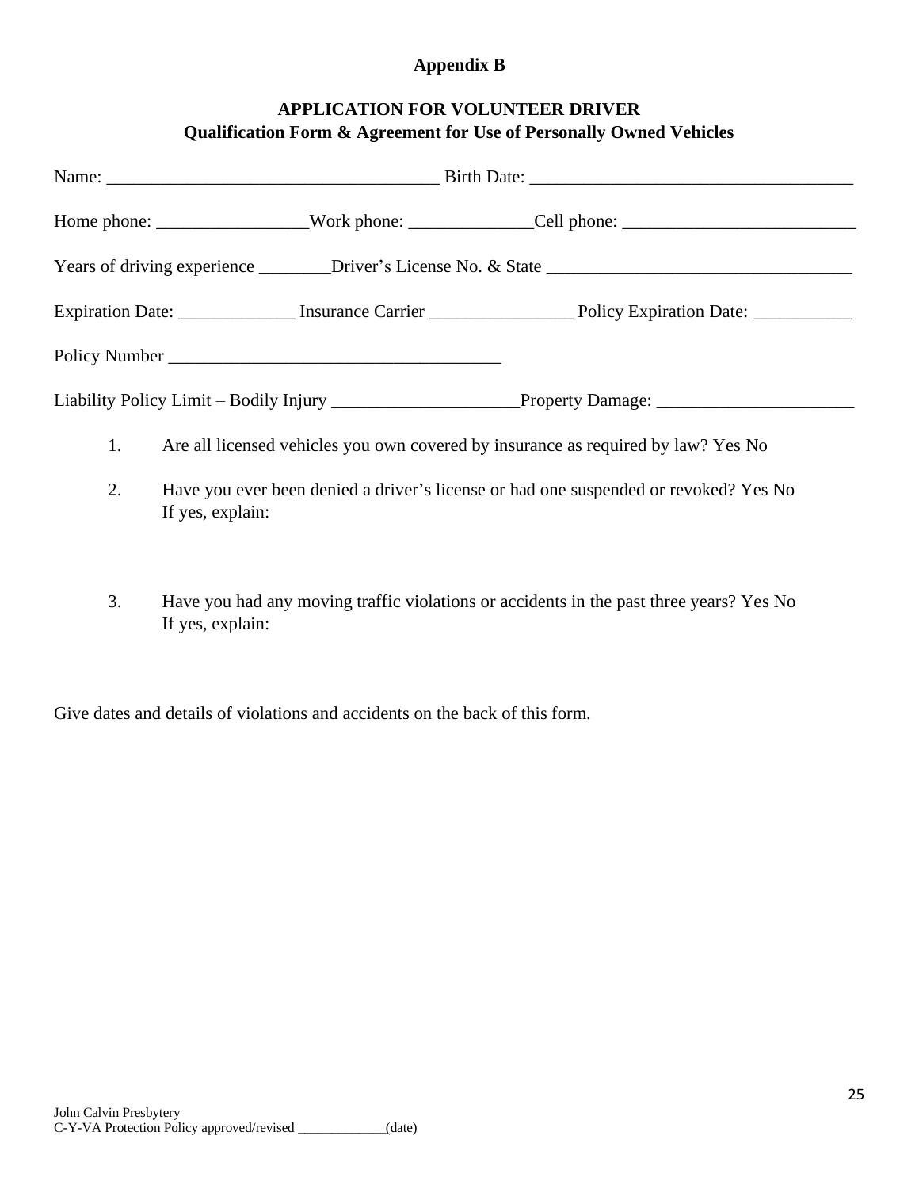**Appendix B**

## APPLICATION FOR VOLUNTEER DRIVER
### Qualification Form & Agreement for Use of Personally Owned Vehicles

Name: _____________________________________ Birth Date: ___________________________________

Home phone: ________________Work phone: _____________Cell phone: _________________________

Years of driving experience ________Driver's License No. & State _________________________________

Expiration Date: _____________ Insurance Carrier ________________ Policy Expiration Date: ___________

Policy Number ____________________________________

Liability Policy Limit – Bodily Injury ____________________Property Damage: ______________________

1. Are all licensed vehicles you own covered by insurance as required by law? Yes No

2. Have you ever been denied a driver's license or had one suspended or revoked? Yes No
   If yes, explain:

3. Have you had any moving traffic violations or accidents in the past three years? Yes No
   If yes, explain:

Give dates and details of violations and accidents on the back of this form.

John Calvin Presbytery
C-Y-VA Protection Policy approved/revised _____________(date)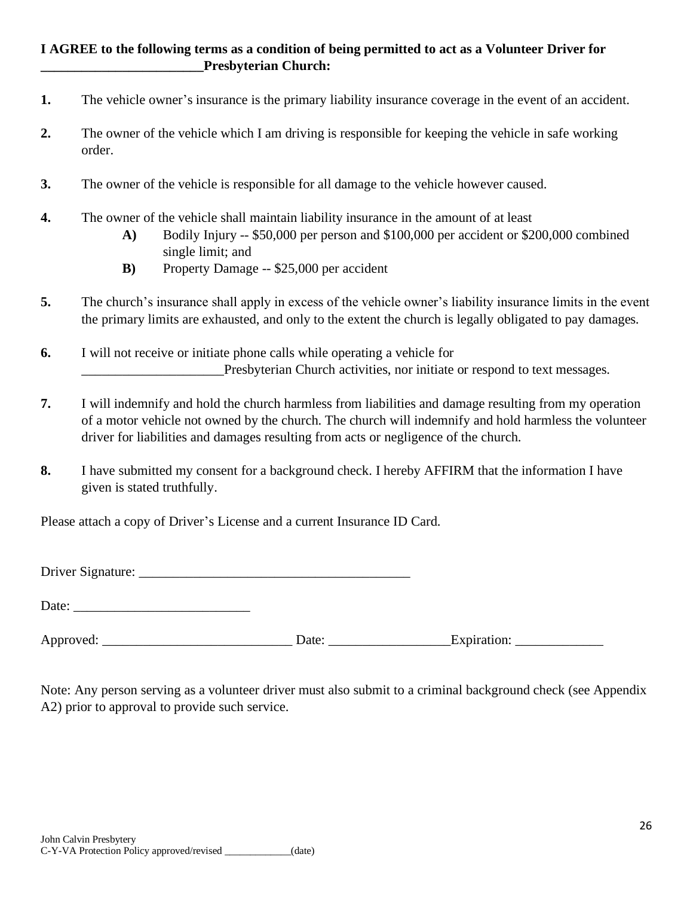**I AGREE to the following terms as a condition of being permitted to act as a Volunteer Driver for ________________________Presbyterian Church:**

1. The vehicle owner's insurance is the primary liability insurance coverage in the event of an accident.

2. The owner of the vehicle which I am driving is responsible for keeping the vehicle in safe working order.

3. The owner of the vehicle is responsible for all damage to the vehicle however caused.

4. The owner of the vehicle shall maintain liability insurance in the amount of at least
   - **A)** Bodily Injury -- $50,000 per person and $100,000 per accident or $200,000 combined single limit; and
   - **B)** Property Damage -- $25,000 per accident

5. The church's insurance shall apply in excess of the vehicle owner's liability insurance limits in the event the primary limits are exhausted, and only to the extent the church is legally obligated to pay damages.

6. I will not receive or initiate phone calls while operating a vehicle for _____________________Presbyterian Church activities, nor initiate or respond to text messages.

7. I will indemnify and hold the church harmless from liabilities and damage resulting from my operation of a motor vehicle not owned by the church. The church will indemnify and hold harmless the volunteer driver for liabilities and damages resulting from acts or negligence of the church.

8. I have submitted my consent for a background check. I hereby AFFIRM that the information I have given is stated truthfully.

Please attach a copy of Driver's License and a current Insurance ID Card.

Driver Signature: ________________________________________

Date: __________________________

Approved: ____________________________ Date: __________________Expiration: _____________

Note: Any person serving as a volunteer driver must also submit to a criminal background check (see Appendix A2) prior to approval to provide such service.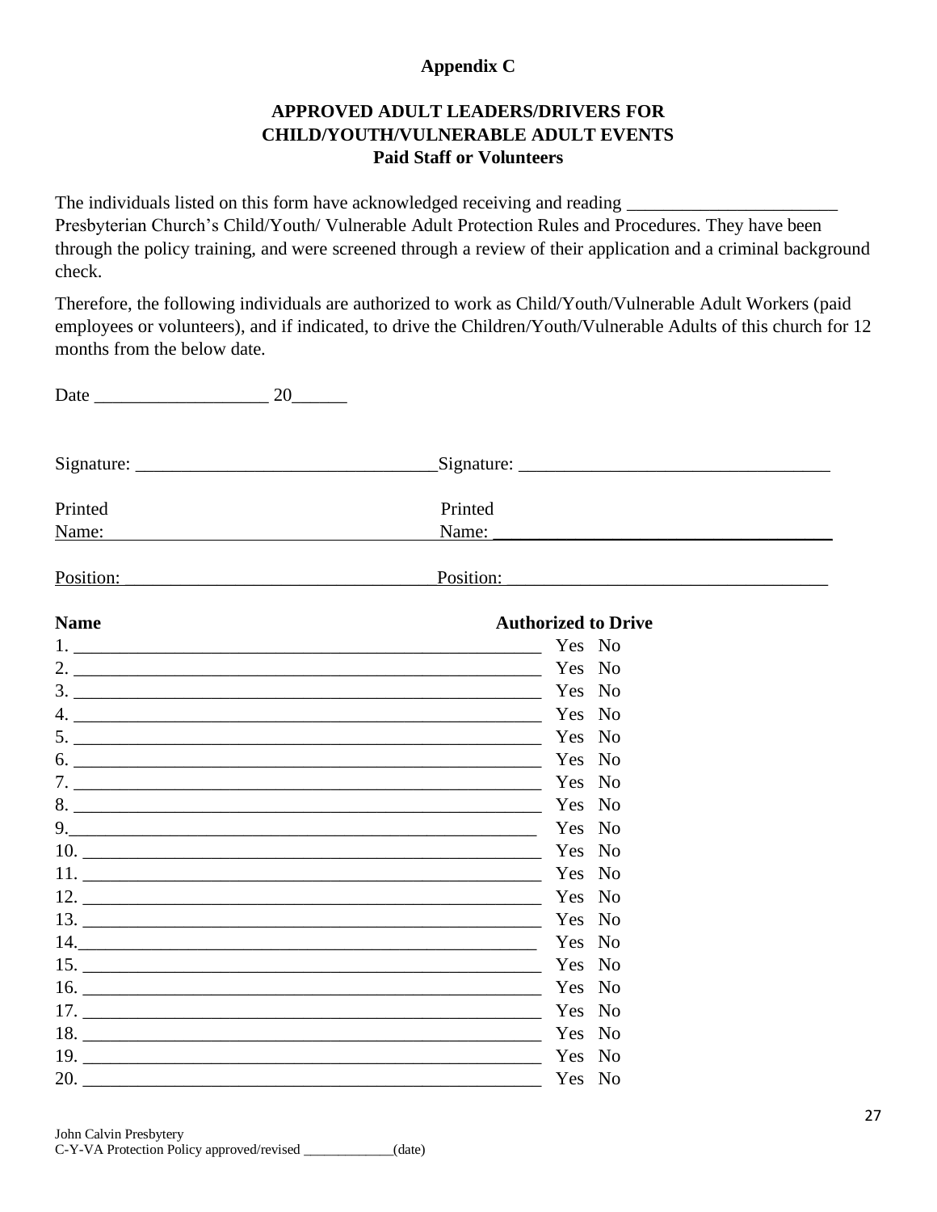**Appendix C**

**APPROVED ADULT LEADERS/DRIVERS FOR CHILD/YOUTH/VULNERABLE ADULT EVENTS**
**Paid Staff or Volunteers**

The individuals listed on this form have acknowledged receiving and reading ______________________ Presbyterian Church's Child/Youth/ Vulnerable Adult Protection Rules and Procedures. They have been through the policy training, and were screened through a review of their application and a criminal background check.

Therefore, the following individuals are authorized to work as Child/Youth/Vulnerable Adult Workers (paid employees or volunteers), and if indicated, to drive the Children/Youth/Vulnerable Adults of this church for 12 months from the below date.

Date __________________ 20______

Signature: ________________________________ Signature: ________________________________

Printed Name: ________________________________ Printed Name: ________________________________

Position: ________________________________ Position: ________________________________

| **Name** | **Authorized to Drive** |
|---|---|
| 1. ______________________________________________ | Yes No |
| 2. ______________________________________________ | Yes No |
| 3. ______________________________________________ | Yes No |
| 4. ______________________________________________ | Yes No |
| 5. ______________________________________________ | Yes No |
| 6. ______________________________________________ | Yes No |
| 7. ______________________________________________ | Yes No |
| 8. ______________________________________________ | Yes No |
| 9. ______________________________________________ | Yes No |
| 10. ______________________________________________ | Yes No |
| 11. ______________________________________________ | Yes No |
| 12. ______________________________________________ | Yes No |
| 13. ______________________________________________ | Yes No |
| 14. ______________________________________________ | Yes No |
| 15. ______________________________________________ | Yes No |
| 16. ______________________________________________ | Yes No |
| 17. ______________________________________________ | Yes No |
| 18. ______________________________________________ | Yes No |
| 19. ______________________________________________ | Yes No |
| 20. ______________________________________________ | Yes No |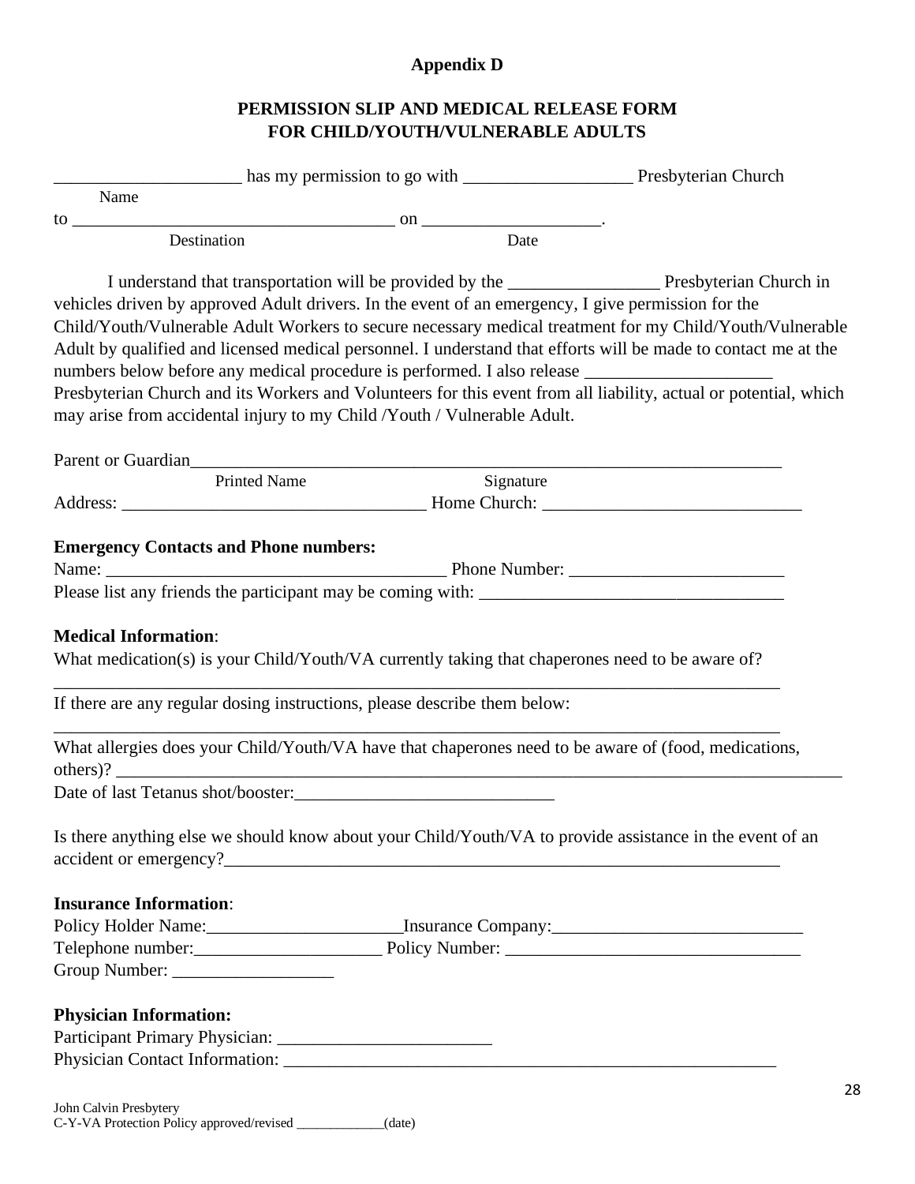**Appendix D**

**PERMISSION SLIP AND MEDICAL RELEASE FORM**
**FOR CHILD/YOUTH/VULNERABLE ADULTS**

_____________________ has my permission to go with ___________________ Presbyterian Church
Name
to ____________________________________ on ____________________.
Destination Date

I understand that transportation will be provided by the _________________ Presbyterian Church in vehicles driven by approved Adult drivers. In the event of an emergency, I give permission for the Child/Youth/Vulnerable Adult Workers to secure necessary medical treatment for my Child/Youth/Vulnerable Adult by qualified and licensed medical personnel. I understand that efforts will be made to contact me at the numbers below before any medical procedure is performed. I also release _____________________ Presbyterian Church and its Workers and Volunteers for this event from all liability, actual or potential, which may arise from accidental injury to my Child /Youth / Vulnerable Adult.

Parent or Guardian_____________________________________________________________________
Printed Name Signature
Address: __________________________________ Home Church: _____________________________

**Emergency Contacts and Phone numbers:**

Name: ______________________________________ Phone Number: ________________________
Please list any friends the participant may be coming with: __________________________________

**Medical Information**:

What medication(s) is your Child/Youth/VA currently taking that chaperones need to be aware of?
_________________________________________________________________________________
If there are any regular dosing instructions, please describe them below:
_________________________________________________________________________________
What allergies does your Child/Youth/VA have that chaperones need to be aware of (food, medications, others)? ________________________________________________________________________________
Date of last Tetanus shot/booster:_____________________________

Is there anything else we should know about your Child/Youth/VA to provide assistance in the event of an accident or emergency?_________________________________________________________________

**Insurance Information**:

Policy Holder Name:_____________________Insurance Company:___________________________
Telephone number:____________________ Policy Number: _________________________________
Group Number: _________________

**Physician Information:**

Participant Primary Physician: _______________________
Physician Contact Information: ________________________________________________________

John Calvin Presbytery
C-Y-VA Protection Policy approved/revised _____________(date)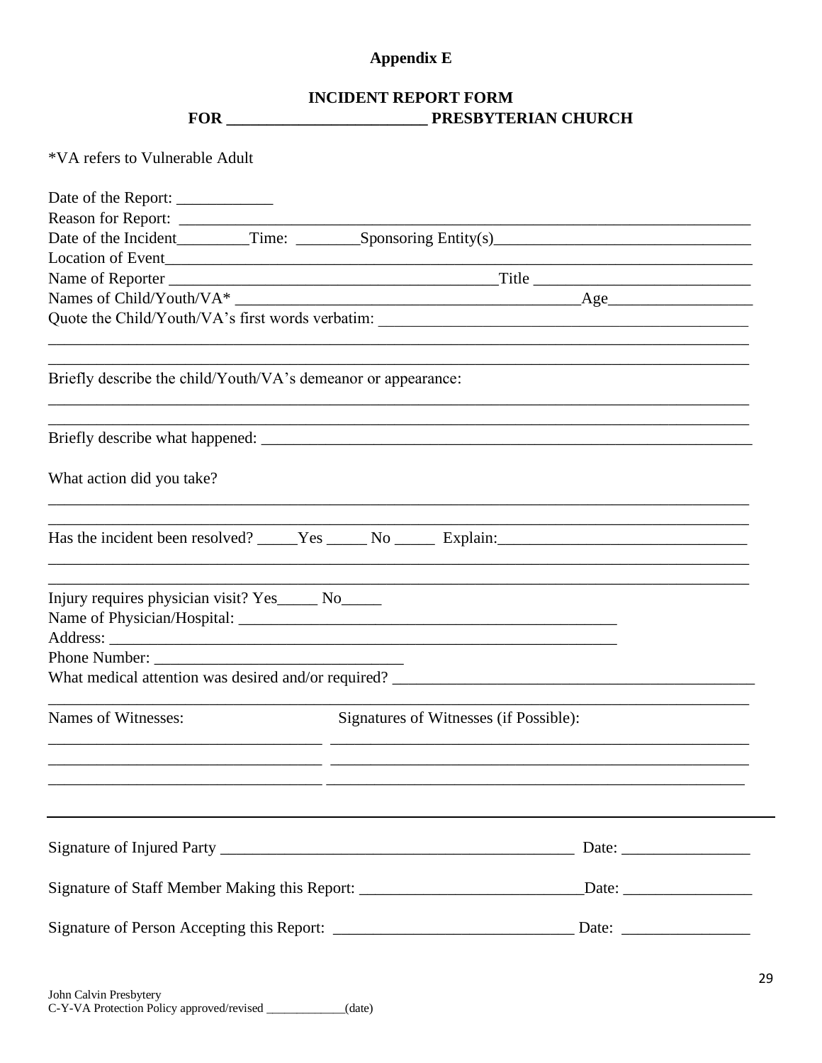**Appendix E**

**INCIDENT REPORT FORM**
**FOR ________________________ PRESBYTERIAN CHURCH**

*VA refers to Vulnerable Adult

Date of the Report: ____________

Reason for Report: ______________________________________________________________________

Date of the Incident_________Time: ________Sponsoring Entity(s)_______________________________

Location of Event_________________________________________________________________________

Name of Reporter ______________________________________Title ___________________________

Names of Child/Youth/VA* ___________________________________________Age__________________

Quote the Child/Youth/VA's first words verbatim: ______________________________________________

__________________________________________________________________________________________

__________________________________________________________________________________________

Briefly describe the child/Youth/VA's demeanor or appearance:

__________________________________________________________________________________________

__________________________________________________________________________________________

Briefly describe what happened: ______________________________________________________________

What action did you take?

__________________________________________________________________________________________

__________________________________________________________________________________________

Has the incident been resolved? _____Yes _____ No _____ Explain:______________________________

__________________________________________________________________________________________

__________________________________________________________________________________________

Injury requires physician visit? Yes_____ No_____

Name of Physician/Hospital: ________________________________________________

Address: ________________________________________________________________

Phone Number: _______________________________

What medical attention was desired and/or required? ____________________________________________

__________________________________________________________________________________________

Names of Witnesses: Signatures of Witnesses (if Possible):

_________________________________ ______________________________________________________

_________________________________ ______________________________________________________

_________________________________ ______________________________________________________

---

Signature of Injured Party _____________________________________________ Date: ________________

Signature of Staff Member Making this Report: ____________________________Date: ________________

Signature of Person Accepting this Report: _____________________________ Date: ________________

John Calvin Presbytery
C-Y-VA Protection Policy approved/revised _____________(date)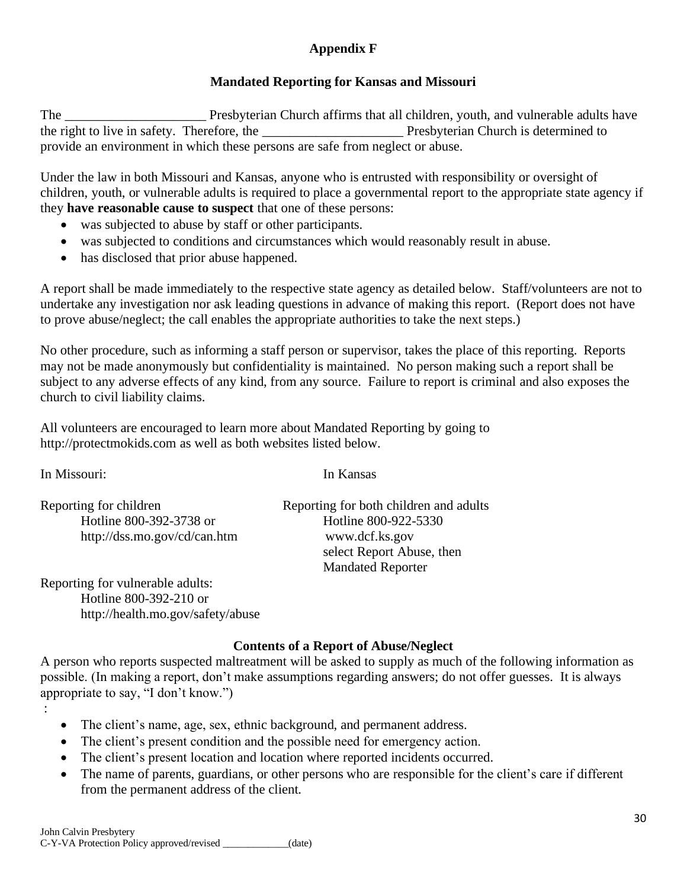# Appendix F

## Mandated Reporting for Kansas and Missouri

The _____________________ Presbyterian Church affirms that all children, youth, and vulnerable adults have the right to live in safety. Therefore, the _____________________ Presbyterian Church is determined to provide an environment in which these persons are safe from neglect or abuse.

Under the law in both Missouri and Kansas, anyone who is entrusted with responsibility or oversight of children, youth, or vulnerable adults is required to place a governmental report to the appropriate state agency if they **have reasonable cause to suspect** that one of these persons:

- was subjected to abuse by staff or other participants.
- was subjected to conditions and circumstances which would reasonably result in abuse.
- has disclosed that prior abuse happened.

A report shall be made immediately to the respective state agency as detailed below. Staff/volunteers are not to undertake any investigation nor ask leading questions in advance of making this report. (Report does not have to prove abuse/neglect; the call enables the appropriate authorities to take the next steps.)

No other procedure, such as informing a staff person or supervisor, takes the place of this reporting. Reports may not be made anonymously but confidentiality is maintained. No person making such a report shall be subject to any adverse effects of any kind, from any source. Failure to report is criminal and also exposes the church to civil liability claims.

All volunteers are encouraged to learn more about Mandated Reporting by going to http://protectmokids.com as well as both websites listed below.

In Missouri:

Reporting for children
Hotline 800-392-3738 or
http://dss.mo.gov/cd/can.htm

Reporting for vulnerable adults:
Hotline 800-392-210 or
http://health.mo.gov/safety/abuse

In Kansas

Reporting for both children and adults
Hotline 800-922-5330
www.dcf.ks.gov
select Report Abuse, then
Mandated Reporter

### Contents of a Report of Abuse/Neglect

A person who reports suspected maltreatment will be asked to supply as much of the following information as possible. (In making a report, don't make assumptions regarding answers; do not offer guesses. It is always appropriate to say, "I don't know.")
:

- The client's name, age, sex, ethnic background, and permanent address.
- The client's present condition and the possible need for emergency action.
- The client's present location and location where reported incidents occurred.
- The name of parents, guardians, or other persons who are responsible for the client's care if different from the permanent address of the client.

John Calvin Presbytery
C-Y-VA Protection Policy approved/revised _____________(date)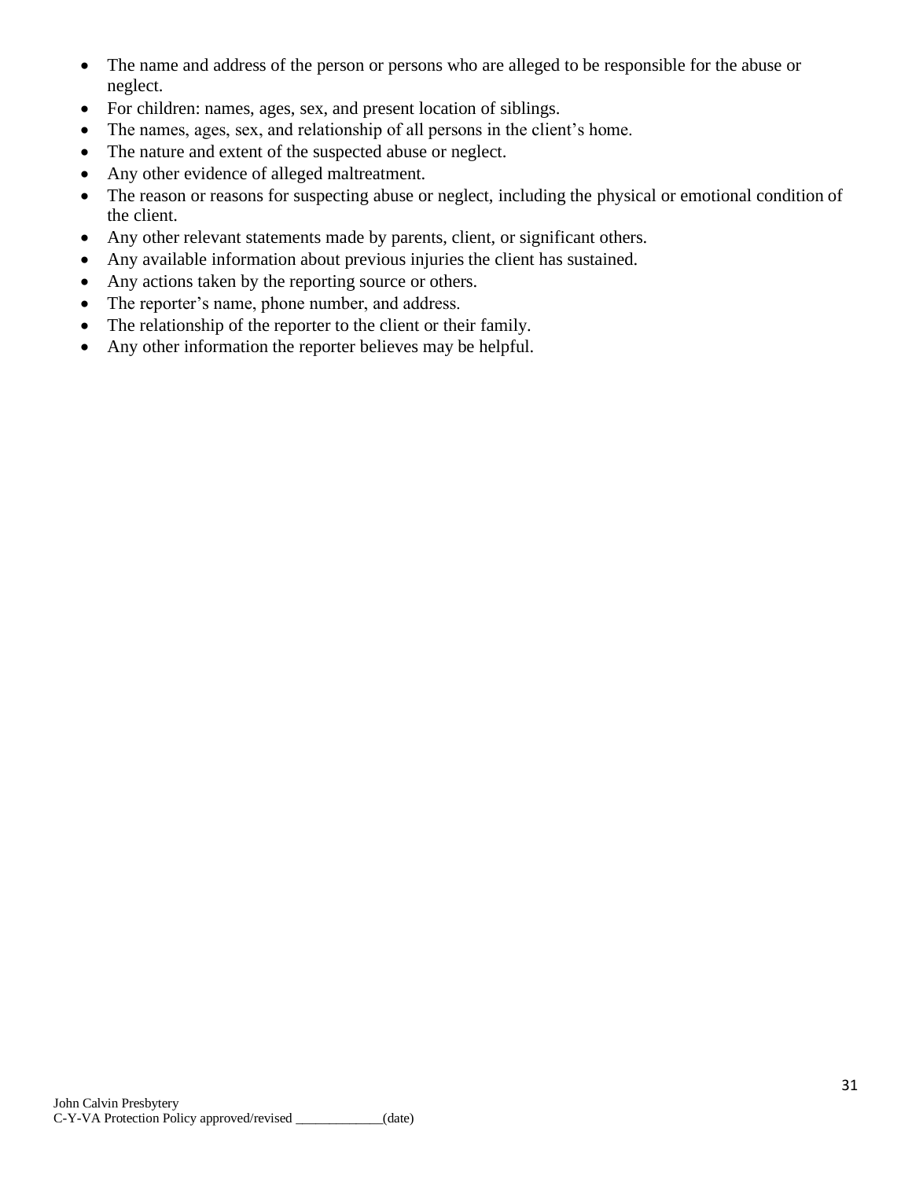- The name and address of the person or persons who are alleged to be responsible for the abuse or neglect.
- For children: names, ages, sex, and present location of siblings.
- The names, ages, sex, and relationship of all persons in the client's home.
- The nature and extent of the suspected abuse or neglect.
- Any other evidence of alleged maltreatment.
- The reason or reasons for suspecting abuse or neglect, including the physical or emotional condition of the client.
- Any other relevant statements made by parents, client, or significant others.
- Any available information about previous injuries the client has sustained.
- Any actions taken by the reporting source or others.
- The reporter's name, phone number, and address.
- The relationship of the reporter to the client or their family.
- Any other information the reporter believes may be helpful.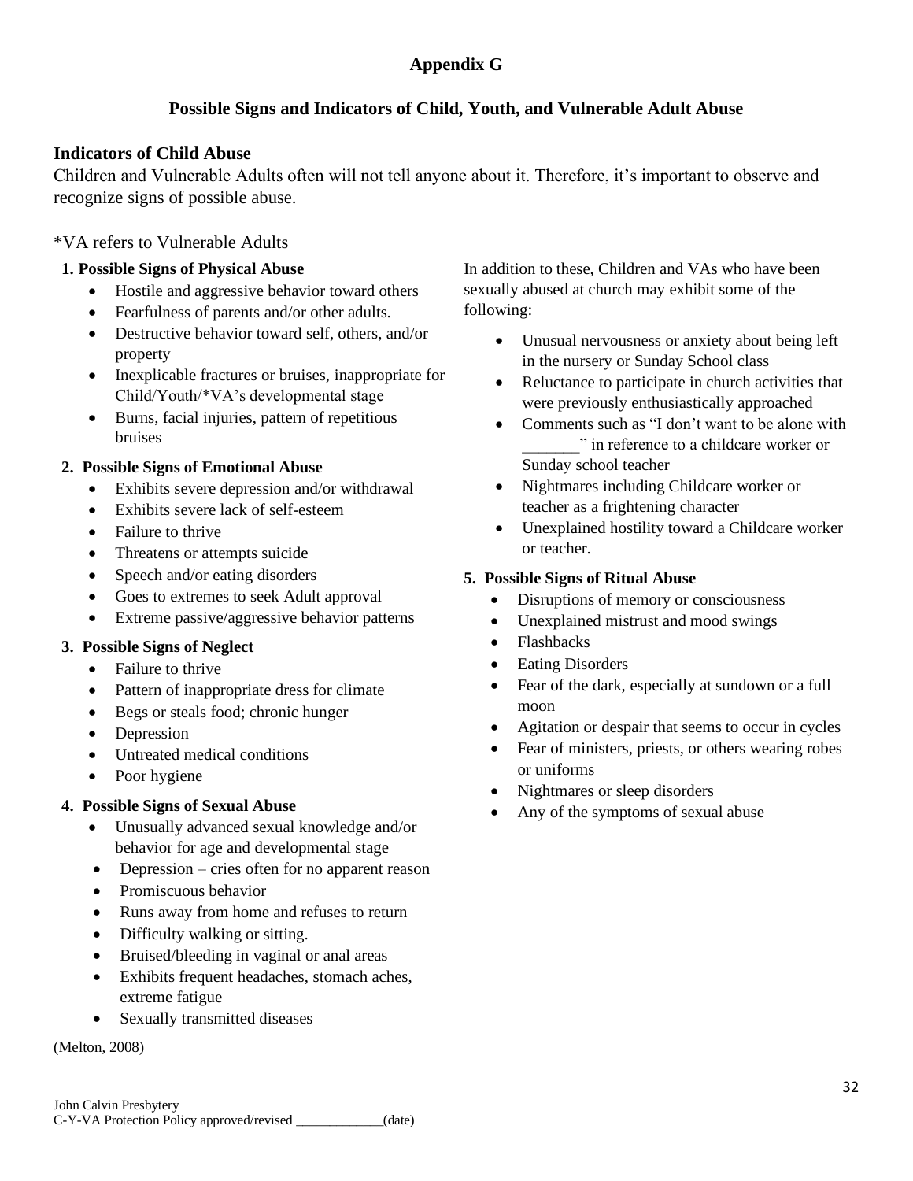## Appendix G

### Possible Signs and Indicators of Child, Youth, and Vulnerable Adult Abuse

### Indicators of Child Abuse

Children and Vulnerable Adults often will not tell anyone about it. Therefore, it's important to observe and recognize signs of possible abuse.

*VA refers to Vulnerable Adults

**1. Possible Signs of Physical Abuse**

- Hostile and aggressive behavior toward others
- Fearfulness of parents and/or other adults.
- Destructive behavior toward self, others, and/or property
- Inexplicable fractures or bruises, inappropriate for Child/Youth/*VA's developmental stage
- Burns, facial injuries, pattern of repetitious bruises

**2. Possible Signs of Emotional Abuse**

- Exhibits severe depression and/or withdrawal
- Exhibits severe lack of self-esteem
- Failure to thrive
- Threatens or attempts suicide
- Speech and/or eating disorders
- Goes to extremes to seek Adult approval
- Extreme passive/aggressive behavior patterns

**3. Possible Signs of Neglect**

- Failure to thrive
- Pattern of inappropriate dress for climate
- Begs or steals food; chronic hunger
- Depression
- Untreated medical conditions
- Poor hygiene

**4. Possible Signs of Sexual Abuse**

- Unusually advanced sexual knowledge and/or behavior for age and developmental stage
- Depression – cries often for no apparent reason
- Promiscuous behavior
- Runs away from home and refuses to return
- Difficulty walking or sitting.
- Bruised/bleeding in vaginal or anal areas
- Exhibits frequent headaches, stomach aches, extreme fatigue
- Sexually transmitted diseases

In addition to these, Children and VAs who have been sexually abused at church may exhibit some of the following:

- Unusual nervousness or anxiety about being left in the nursery or Sunday School class
- Reluctance to participate in church activities that were previously enthusiastically approached
- Comments such as "I don't want to be alone with _______" in reference to a childcare worker or Sunday school teacher
- Nightmares including Childcare worker or teacher as a frightening character
- Unexplained hostility toward a Childcare worker or teacher.

**5. Possible Signs of Ritual Abuse**

- Disruptions of memory or consciousness
- Unexplained mistrust and mood swings
- Flashbacks
- Eating Disorders
- Fear of the dark, especially at sundown or a full moon
- Agitation or despair that seems to occur in cycles
- Fear of ministers, priests, or others wearing robes or uniforms
- Nightmares or sleep disorders
- Any of the symptoms of sexual abuse

(Melton, 2008)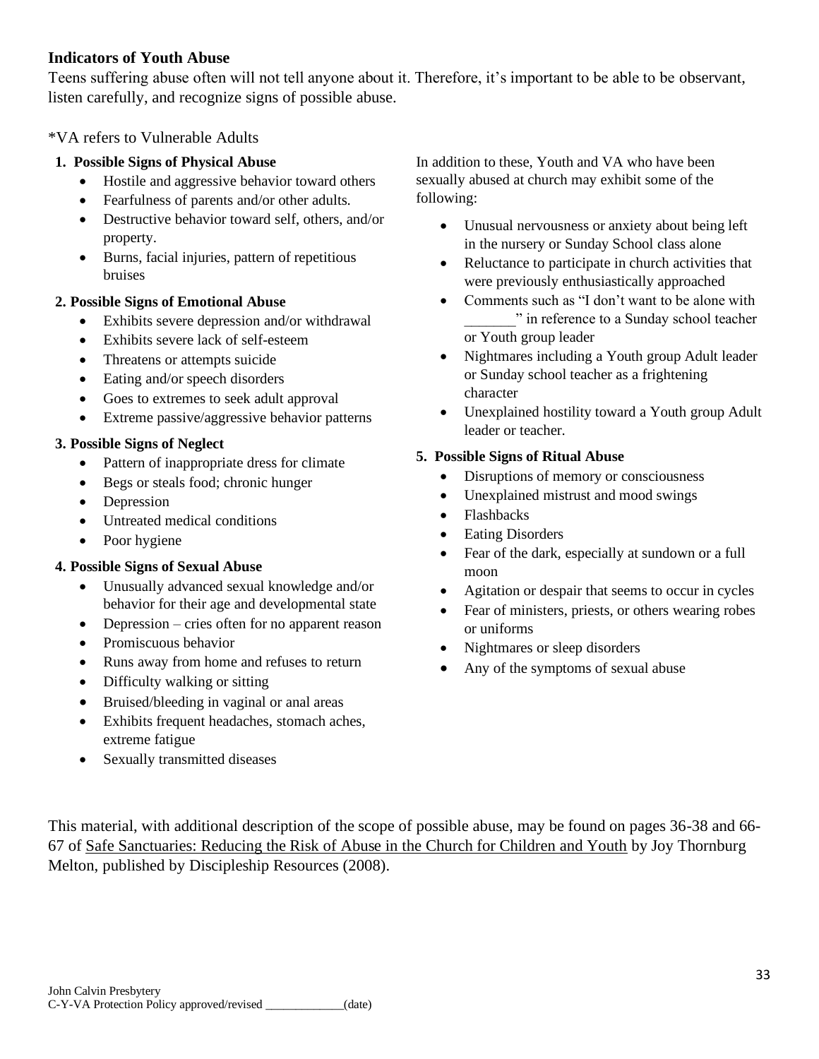## Indicators of Youth Abuse

Teens suffering abuse often will not tell anyone about it. Therefore, it's important to be able to be observant, listen carefully, and recognize signs of possible abuse.

*VA refers to Vulnerable Adults

**1. Possible Signs of Physical Abuse**

- Hostile and aggressive behavior toward others
- Fearfulness of parents and/or other adults.
- Destructive behavior toward self, others, and/or property.
- Burns, facial injuries, pattern of repetitious bruises

**2. Possible Signs of Emotional Abuse**

- Exhibits severe depression and/or withdrawal
- Exhibits severe lack of self-esteem
- Threatens or attempts suicide
- Eating and/or speech disorders
- Goes to extremes to seek adult approval
- Extreme passive/aggressive behavior patterns

**3. Possible Signs of Neglect**

- Pattern of inappropriate dress for climate
- Begs or steals food; chronic hunger
- Depression
- Untreated medical conditions
- Poor hygiene

**4. Possible Signs of Sexual Abuse**

- Unusually advanced sexual knowledge and/or behavior for their age and developmental state
- Depression – cries often for no apparent reason
- Promiscuous behavior
- Runs away from home and refuses to return
- Difficulty walking or sitting
- Bruised/bleeding in vaginal or anal areas
- Exhibits frequent headaches, stomach aches, extreme fatigue
- Sexually transmitted diseases

In addition to these, Youth and VA who have been sexually abused at church may exhibit some of the following:

- Unusual nervousness or anxiety about being left in the nursery or Sunday School class alone
- Reluctance to participate in church activities that were previously enthusiastically approached
- Comments such as "I don't want to be alone with _______" in reference to a Sunday school teacher or Youth group leader
- Nightmares including a Youth group Adult leader or Sunday school teacher as a frightening character
- Unexplained hostility toward a Youth group Adult leader or teacher.

**5. Possible Signs of Ritual Abuse**

- Disruptions of memory or consciousness
- Unexplained mistrust and mood swings
- Flashbacks
- Eating Disorders
- Fear of the dark, especially at sundown or a full moon
- Agitation or despair that seems to occur in cycles
- Fear of ministers, priests, or others wearing robes or uniforms
- Nightmares or sleep disorders
- Any of the symptoms of sexual abuse

This material, with additional description of the scope of possible abuse, may be found on pages 36-38 and 66-67 of Safe Sanctuaries: Reducing the Risk of Abuse in the Church for Children and Youth by Joy Thornburg Melton, published by Discipleship Resources (2008).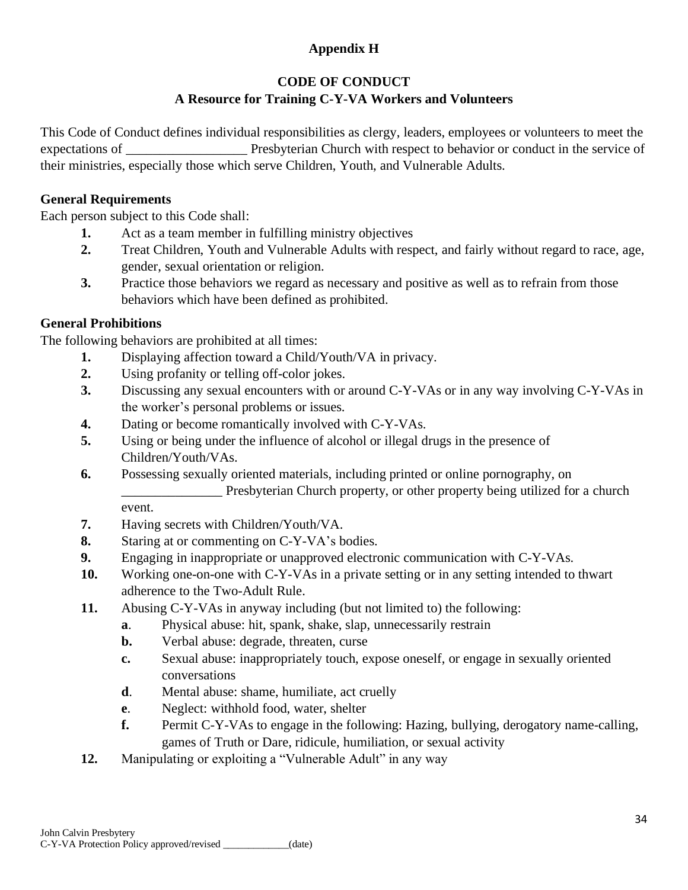**Appendix H**

**CODE OF CONDUCT**
**A Resource for Training C-Y-VA Workers and Volunteers**

This Code of Conduct defines individual responsibilities as clergy, leaders, employees or volunteers to meet the expectations of __________________ Presbyterian Church with respect to behavior or conduct in the service of their ministries, especially those which serve Children, Youth, and Vulnerable Adults.

**General Requirements**

Each person subject to this Code shall:

1. Act as a team member in fulfilling ministry objectives
2. Treat Children, Youth and Vulnerable Adults with respect, and fairly without regard to race, age, gender, sexual orientation or religion.
3. Practice those behaviors we regard as necessary and positive as well as to refrain from those behaviors which have been defined as prohibited.

**General Prohibitions**

The following behaviors are prohibited at all times:

1. Displaying affection toward a Child/Youth/VA in privacy.
2. Using profanity or telling off-color jokes.
3. Discussing any sexual encounters with or around C-Y-VAs or in any way involving C-Y-VAs in the worker's personal problems or issues.
4. Dating or become romantically involved with C-Y-VAs.
5. Using or being under the influence of alcohol or illegal drugs in the presence of Children/Youth/VAs.
6. Possessing sexually oriented materials, including printed or online pornography, on _______________ Presbyterian Church property, or other property being utilized for a church event.
7. Having secrets with Children/Youth/VA.
8. Staring at or commenting on C-Y-VA's bodies.
9. Engaging in inappropriate or unapproved electronic communication with C-Y-VAs.
10. Working one-on-one with C-Y-VAs in a private setting or in any setting intended to thwart adherence to the Two-Adult Rule.
11. Abusing C-Y-VAs in anyway including (but not limited to) the following:
    - **a**. Physical abuse: hit, spank, shake, slap, unnecessarily restrain
    - **b.** Verbal abuse: degrade, threaten, curse
    - **c.** Sexual abuse: inappropriately touch, expose oneself, or engage in sexually oriented conversations
    - **d**. Mental abuse: shame, humiliate, act cruelly
    - **e**. Neglect: withhold food, water, shelter
    - **f.** Permit C-Y-VAs to engage in the following: Hazing, bullying, derogatory name-calling, games of Truth or Dare, ridicule, humiliation, or sexual activity
12. Manipulating or exploiting a "Vulnerable Adult" in any way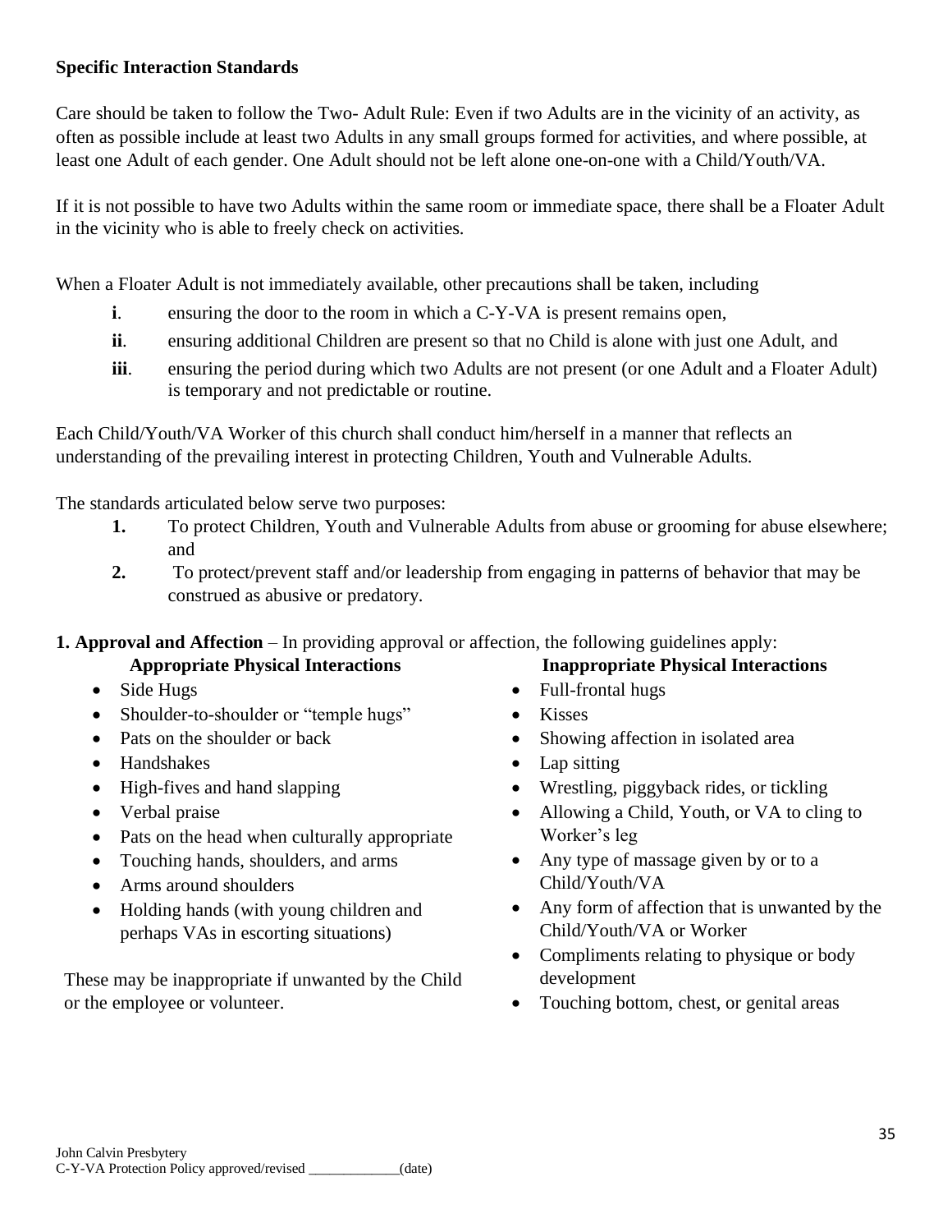**Specific Interaction Standards**

Care should be taken to follow the Two- Adult Rule: Even if two Adults are in the vicinity of an activity, as often as possible include at least two Adults in any small groups formed for activities, and where possible, at least one Adult of each gender. One Adult should not be left alone one-on-one with a Child/Youth/VA.

If it is not possible to have two Adults within the same room or immediate space, there shall be a Floater Adult in the vicinity who is able to freely check on activities.

When a Floater Adult is not immediately available, other precautions shall be taken, including

- **i**. ensuring the door to the room in which a C-Y-VA is present remains open,
- **ii**. ensuring additional Children are present so that no Child is alone with just one Adult, and
- **iii**. ensuring the period during which two Adults are not present (or one Adult and a Floater Adult) is temporary and not predictable or routine.

Each Child/Youth/VA Worker of this church shall conduct him/herself in a manner that reflects an understanding of the prevailing interest in protecting Children, Youth and Vulnerable Adults.

The standards articulated below serve two purposes:

1. To protect Children, Youth and Vulnerable Adults from abuse or grooming for abuse elsewhere; and
2. To protect/prevent staff and/or leadership from engaging in patterns of behavior that may be construed as abusive or predatory.

**1. Approval and Affection** – In providing approval or affection, the following guidelines apply:

**Appropriate Physical Interactions**

- Side Hugs
- Shoulder-to-shoulder or "temple hugs"
- Pats on the shoulder or back
- Handshakes
- High-fives and hand slapping
- Verbal praise
- Pats on the head when culturally appropriate
- Touching hands, shoulders, and arms
- Arms around shoulders
- Holding hands (with young children and perhaps VAs in escorting situations)

These may be inappropriate if unwanted by the Child or the employee or volunteer.

**Inappropriate Physical Interactions**

- Full-frontal hugs
- Kisses
- Showing affection in isolated area
- Lap sitting
- Wrestling, piggyback rides, or tickling
- Allowing a Child, Youth, or VA to cling to Worker's leg
- Any type of massage given by or to a Child/Youth/VA
- Any form of affection that is unwanted by the Child/Youth/VA or Worker
- Compliments relating to physique or body development
- Touching bottom, chest, or genital areas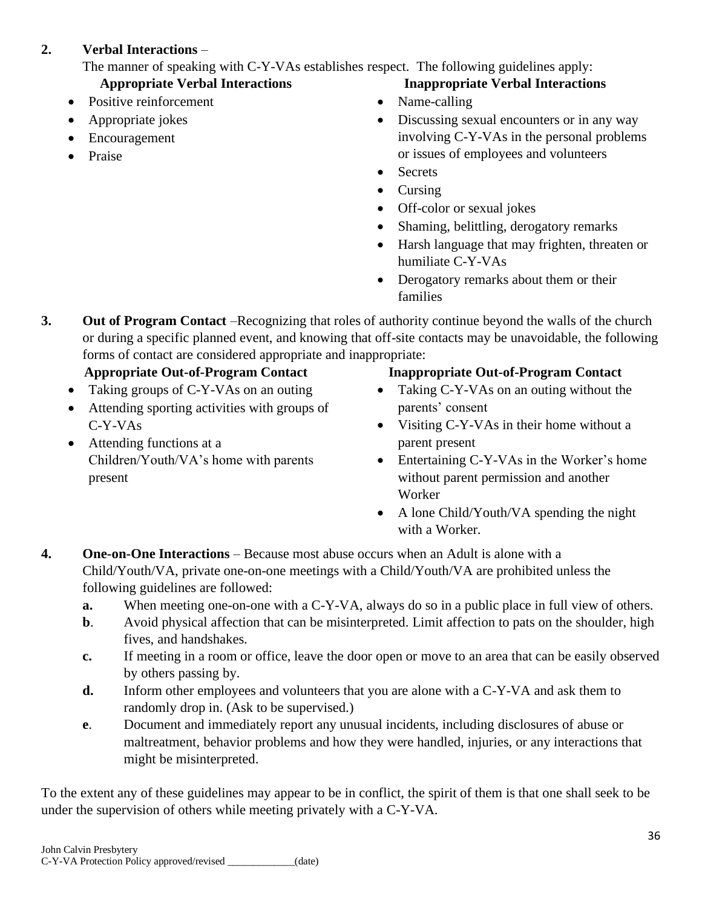**2. Verbal Interactions** –

The manner of speaking with C-Y-VAs establishes respect. The following guidelines apply:

**Appropriate Verbal Interactions**

- Positive reinforcement
- Appropriate jokes
- Encouragement
- Praise

**Inappropriate Verbal Interactions**

- Name-calling
- Discussing sexual encounters or in any way involving C-Y-VAs in the personal problems or issues of employees and volunteers
- Secrets
- Cursing
- Off-color or sexual jokes
- Shaming, belittling, derogatory remarks
- Harsh language that may frighten, threaten or humiliate C-Y-VAs
- Derogatory remarks about them or their families

**3. Out of Program Contact** –Recognizing that roles of authority continue beyond the walls of the church or during a specific planned event, and knowing that off-site contacts may be unavoidable, the following forms of contact are considered appropriate and inappropriate:

**Appropriate Out-of-Program Contact**

- Taking groups of C-Y-VAs on an outing
- Attending sporting activities with groups of C-Y-VAs
- Attending functions at a Children/Youth/VA's home with parents present

**Inappropriate Out-of-Program Contact**

- Taking C-Y-VAs on an outing without the parents' consent
- Visiting C-Y-VAs in their home without a parent present
- Entertaining C-Y-VAs in the Worker's home without parent permission and another Worker
- A lone Child/Youth/VA spending the night with a Worker.

**4. One-on-One Interactions** – Because most abuse occurs when an Adult is alone with a Child/Youth/VA, private one-on-one meetings with a Child/Youth/VA are prohibited unless the following guidelines are followed:

- **a.** When meeting one-on-one with a C-Y-VA, always do so in a public place in full view of others.
- **b**. Avoid physical affection that can be misinterpreted. Limit affection to pats on the shoulder, high fives, and handshakes.
- **c.** If meeting in a room or office, leave the door open or move to an area that can be easily observed by others passing by.
- **d.** Inform other employees and volunteers that you are alone with a C-Y-VA and ask them to randomly drop in. (Ask to be supervised.)
- **e**. Document and immediately report any unusual incidents, including disclosures of abuse or maltreatment, behavior problems and how they were handled, injuries, or any interactions that might be misinterpreted.

To the extent any of these guidelines may appear to be in conflict, the spirit of them is that one shall seek to be under the supervision of others while meeting privately with a C-Y-VA.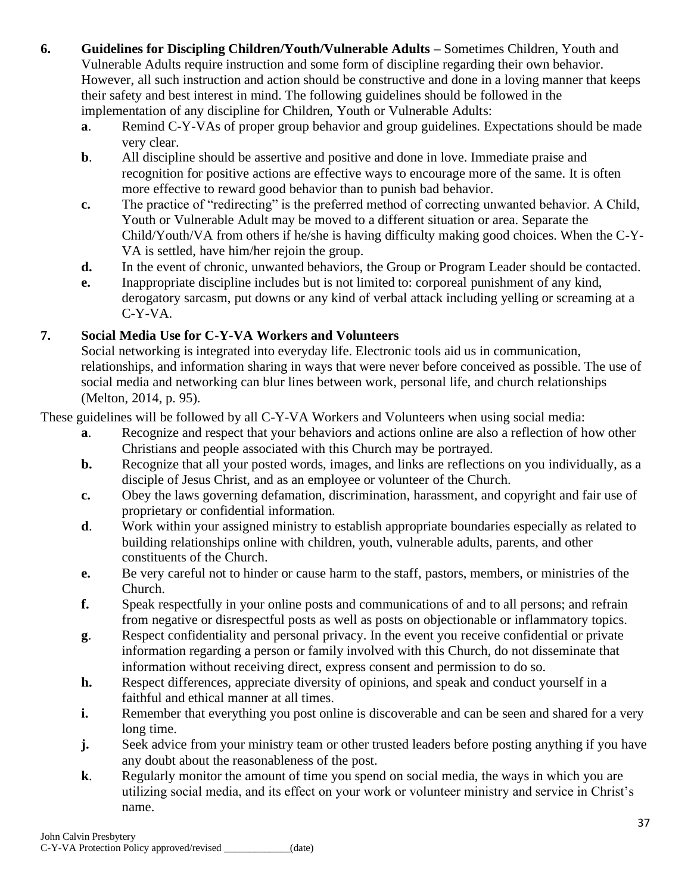6. **Guidelines for Discipling Children/Youth/Vulnerable Adults –** Sometimes Children, Youth and Vulnerable Adults require instruction and some form of discipline regarding their own behavior. However, all such instruction and action should be constructive and done in a loving manner that keeps their safety and best interest in mind. The following guidelines should be followed in the implementation of any discipline for Children, Youth or Vulnerable Adults:
   - **a**. Remind C-Y-VAs of proper group behavior and group guidelines. Expectations should be made very clear.
   - **b**. All discipline should be assertive and positive and done in love. Immediate praise and recognition for positive actions are effective ways to encourage more of the same. It is often more effective to reward good behavior than to punish bad behavior.
   - **c.** The practice of "redirecting" is the preferred method of correcting unwanted behavior. A Child, Youth or Vulnerable Adult may be moved to a different situation or area. Separate the Child/Youth/VA from others if he/she is having difficulty making good choices. When the C-Y-VA is settled, have him/her rejoin the group.
   - **d.** In the event of chronic, unwanted behaviors, the Group or Program Leader should be contacted.
   - **e.** Inappropriate discipline includes but is not limited to: corporeal punishment of any kind, derogatory sarcasm, put downs or any kind of verbal attack including yelling or screaming at a C-Y-VA.

7. **Social Media Use for C-Y-VA Workers and Volunteers**
   Social networking is integrated into everyday life. Electronic tools aid us in communication, relationships, and information sharing in ways that were never before conceived as possible. The use of social media and networking can blur lines between work, personal life, and church relationships (Melton, 2014, p. 95).

These guidelines will be followed by all C-Y-VA Workers and Volunteers when using social media:

- **a**. Recognize and respect that your behaviors and actions online are also a reflection of how other Christians and people associated with this Church may be portrayed.
- **b.** Recognize that all your posted words, images, and links are reflections on you individually, as a disciple of Jesus Christ, and as an employee or volunteer of the Church.
- **c.** Obey the laws governing defamation, discrimination, harassment, and copyright and fair use of proprietary or confidential information.
- **d**. Work within your assigned ministry to establish appropriate boundaries especially as related to building relationships online with children, youth, vulnerable adults, parents, and other constituents of the Church.
- **e.** Be very careful not to hinder or cause harm to the staff, pastors, members, or ministries of the Church.
- **f.** Speak respectfully in your online posts and communications of and to all persons; and refrain from negative or disrespectful posts as well as posts on objectionable or inflammatory topics.
- **g**. Respect confidentiality and personal privacy. In the event you receive confidential or private information regarding a person or family involved with this Church, do not disseminate that information without receiving direct, express consent and permission to do so.
- **h.** Respect differences, appreciate diversity of opinions, and speak and conduct yourself in a faithful and ethical manner at all times.
- **i.** Remember that everything you post online is discoverable and can be seen and shared for a very long time.
- **j.** Seek advice from your ministry team or other trusted leaders before posting anything if you have any doubt about the reasonableness of the post.
- **k**. Regularly monitor the amount of time you spend on social media, the ways in which you are utilizing social media, and its effect on your work or volunteer ministry and service in Christ's name.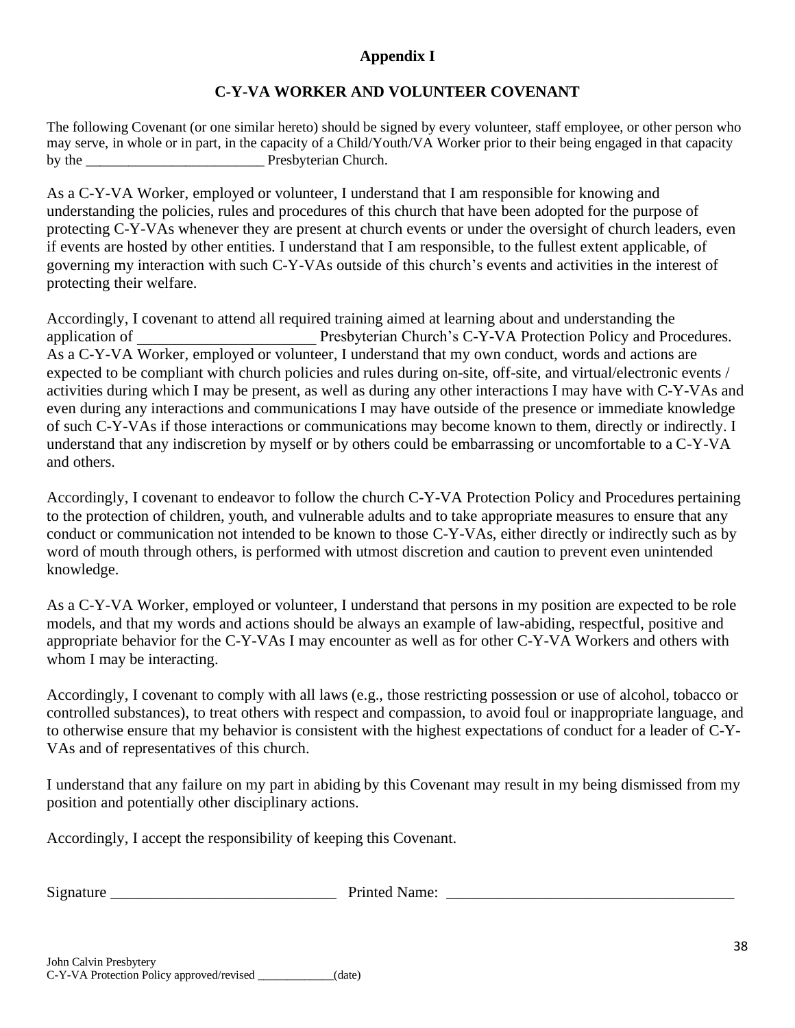## Appendix I

## C-Y-VA WORKER AND VOLUNTEER COVENANT

The following Covenant (or one similar hereto) should be signed by every volunteer, staff employee, or other person who may serve, in whole or in part, in the capacity of a Child/Youth/VA Worker prior to their being engaged in that capacity by the _________________________ Presbyterian Church.

As a C-Y-VA Worker, employed or volunteer, I understand that I am responsible for knowing and understanding the policies, rules and procedures of this church that have been adopted for the purpose of protecting C-Y-VAs whenever they are present at church events or under the oversight of church leaders, even if events are hosted by other entities. I understand that I am responsible, to the fullest extent applicable, of governing my interaction with such C-Y-VAs outside of this church's events and activities in the interest of protecting their welfare.

Accordingly, I covenant to attend all required training aimed at learning about and understanding the application of _______________________ Presbyterian Church's C-Y-VA Protection Policy and Procedures. As a C-Y-VA Worker, employed or volunteer, I understand that my own conduct, words and actions are expected to be compliant with church policies and rules during on-site, off-site, and virtual/electronic events / activities during which I may be present, as well as during any other interactions I may have with C-Y-VAs and even during any interactions and communications I may have outside of the presence or immediate knowledge of such C-Y-VAs if those interactions or communications may become known to them, directly or indirectly. I understand that any indiscretion by myself or by others could be embarrassing or uncomfortable to a C-Y-VA and others.

Accordingly, I covenant to endeavor to follow the church C-Y-VA Protection Policy and Procedures pertaining to the protection of children, youth, and vulnerable adults and to take appropriate measures to ensure that any conduct or communication not intended to be known to those C-Y-VAs, either directly or indirectly such as by word of mouth through others, is performed with utmost discretion and caution to prevent even unintended knowledge.

As a C-Y-VA Worker, employed or volunteer, I understand that persons in my position are expected to be role models, and that my words and actions should be always an example of law-abiding, respectful, positive and appropriate behavior for the C-Y-VAs I may encounter as well as for other C-Y-VA Workers and others with whom I may be interacting.

Accordingly, I covenant to comply with all laws (e.g., those restricting possession or use of alcohol, tobacco or controlled substances), to treat others with respect and compassion, to avoid foul or inappropriate language, and to otherwise ensure that my behavior is consistent with the highest expectations of conduct for a leader of C-Y-VAs and of representatives of this church.

I understand that any failure on my part in abiding by this Covenant may result in my being dismissed from my position and potentially other disciplinary actions.

Accordingly, I accept the responsibility of keeping this Covenant.

Signature _____________________________ Printed Name: _____________________________________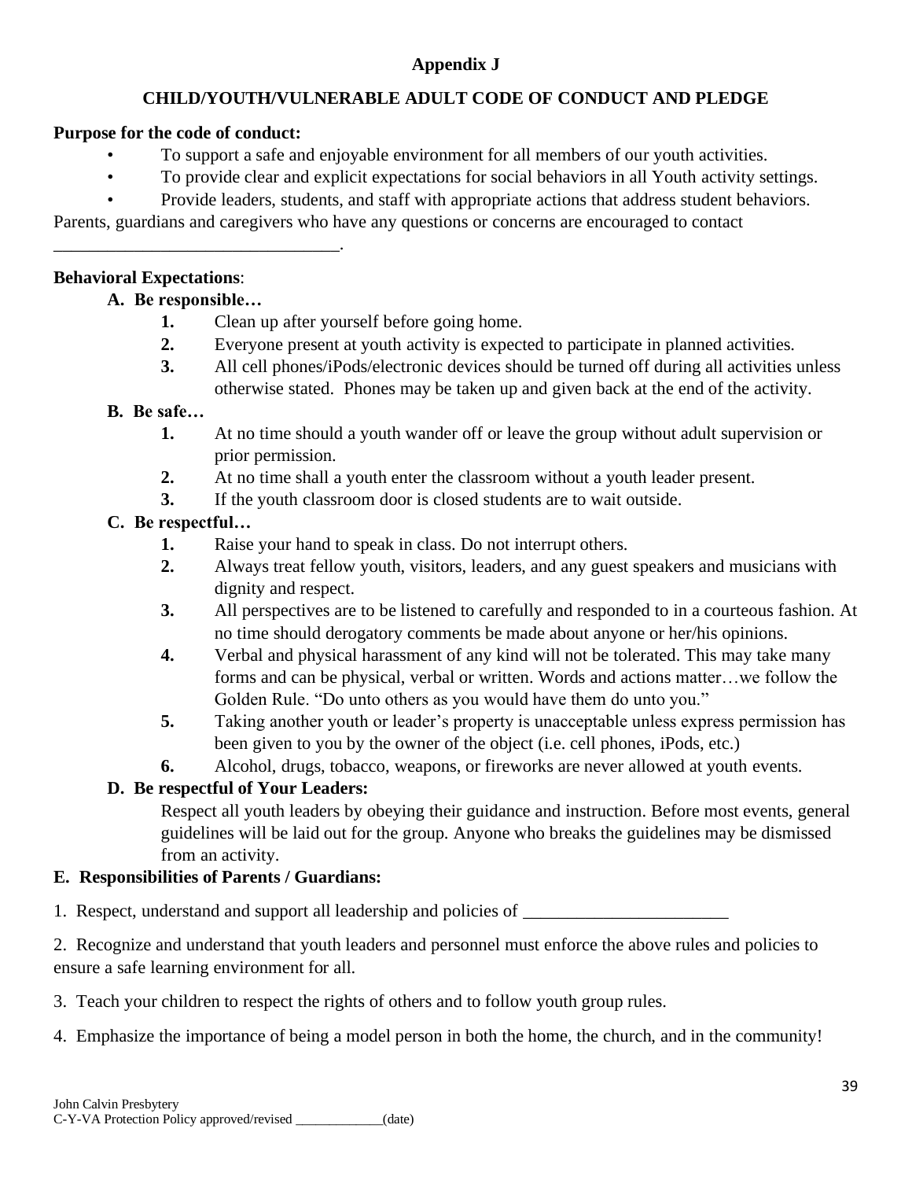**Appendix J**

**CHILD/YOUTH/VULNERABLE ADULT CODE OF CONDUCT AND PLEDGE**

**Purpose for the code of conduct:**

- To support a safe and enjoyable environment for all members of our youth activities.
- To provide clear and explicit expectations for social behaviors in all Youth activity settings.
- Provide leaders, students, and staff with appropriate actions that address student behaviors.

Parents, guardians and caregivers who have any questions or concerns are encouraged to contact ________________________________.

**Behavioral Expectations**:

**A. Be responsible…**

1. Clean up after yourself before going home.
2. Everyone present at youth activity is expected to participate in planned activities.
3. All cell phones/iPods/electronic devices should be turned off during all activities unless otherwise stated. Phones may be taken up and given back at the end of the activity.

**B. Be safe…**

1. At no time should a youth wander off or leave the group without adult supervision or prior permission.
2. At no time shall a youth enter the classroom without a youth leader present.
3. If the youth classroom door is closed students are to wait outside.

**C. Be respectful…**

1. Raise your hand to speak in class. Do not interrupt others.
2. Always treat fellow youth, visitors, leaders, and any guest speakers and musicians with dignity and respect.
3. All perspectives are to be listened to carefully and responded to in a courteous fashion. At no time should derogatory comments be made about anyone or her/his opinions.
4. Verbal and physical harassment of any kind will not be tolerated. This may take many forms and can be physical, verbal or written. Words and actions matter…we follow the Golden Rule. "Do unto others as you would have them do unto you."
5. Taking another youth or leader's property is unacceptable unless express permission has been given to you by the owner of the object (i.e. cell phones, iPods, etc.)
6. Alcohol, drugs, tobacco, weapons, or fireworks are never allowed at youth events.

**D. Be respectful of Your Leaders:**

Respect all youth leaders by obeying their guidance and instruction. Before most events, general guidelines will be laid out for the group. Anyone who breaks the guidelines may be dismissed from an activity.

**E. Responsibilities of Parents / Guardians:**

1. Respect, understand and support all leadership and policies of _______________________

2. Recognize and understand that youth leaders and personnel must enforce the above rules and policies to ensure a safe learning environment for all.

3. Teach your children to respect the rights of others and to follow youth group rules.

4. Emphasize the importance of being a model person in both the home, the church, and in the community!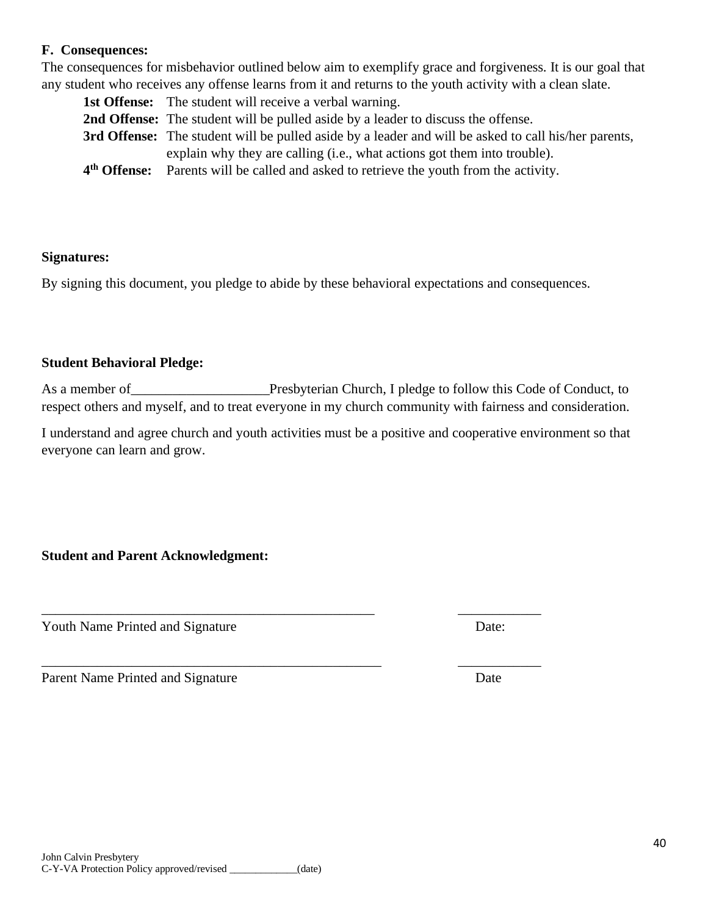**F. Consequences:**

The consequences for misbehavior outlined below aim to exemplify grace and forgiveness. It is our goal that any student who receives any offense learns from it and returns to the youth activity with a clean slate.

**1st Offense:** The student will receive a verbal warning.

**2nd Offense:** The student will be pulled aside by a leader to discuss the offense.

**3rd Offense:** The student will be pulled aside by a leader and will be asked to call his/her parents, explain why they are calling (i.e., what actions got them into trouble).

**4th Offense:** Parents will be called and asked to retrieve the youth from the activity.

**Signatures:**

By signing this document, you pledge to abide by these behavioral expectations and consequences.

**Student Behavioral Pledge:**

As a member of____________________Presbyterian Church, I pledge to follow this Code of Conduct, to respect others and myself, and to treat everyone in my church community with fairness and consideration.

I understand and agree church and youth activities must be a positive and cooperative environment so that everyone can learn and grow.

**Student and Parent Acknowledgment:**

__________________________________________________ ____________

Youth Name Printed and Signature Date:

__________________________________________________ ____________

Parent Name Printed and Signature Date

John Calvin Presbytery
C-Y-VA Protection Policy approved/revised _____________(date)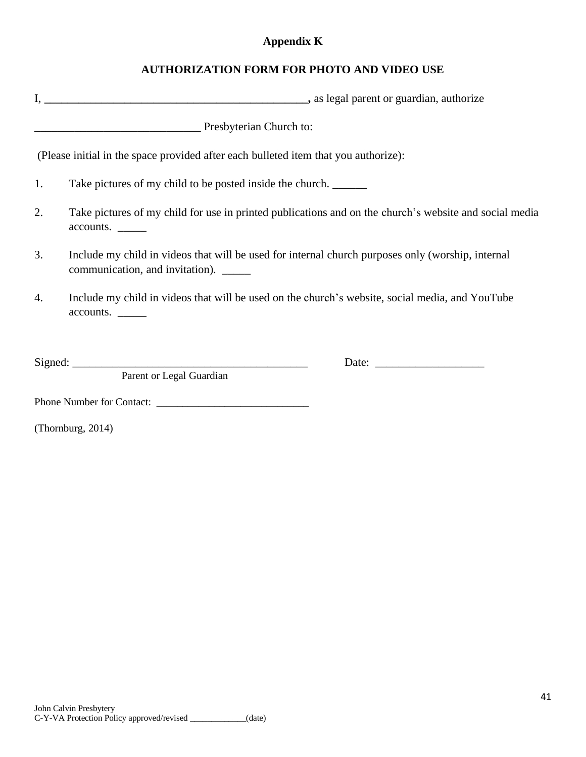**Appendix K**

**AUTHORIZATION FORM FOR PHOTO AND VIDEO USE**

I, **_______________________________________________,** as legal parent or guardian, authorize

_____________________________ Presbyterian Church to:

(Please initial in the space provided after each bulleted item that you authorize):

1. Take pictures of my child to be posted inside the church. ______

2. Take pictures of my child for use in printed publications and on the church's website and social media accounts. _____

3. Include my child in videos that will be used for internal church purposes only (worship, internal communication, and invitation). _____

4. Include my child in videos that will be used on the church's website, social media, and YouTube accounts. _____

Signed: _________________________________________ Date: ___________________
Parent or Legal Guardian

Phone Number for Contact: ____________________________

(Thornburg, 2014)

John Calvin Presbytery
C-Y-VA Protection Policy approved/revised _____________(date)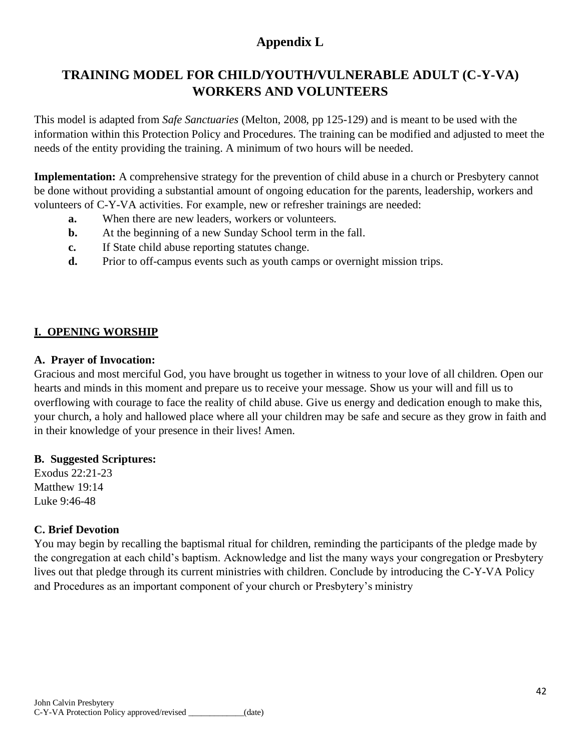# Appendix L

## TRAINING MODEL FOR CHILD/YOUTH/VULNERABLE ADULT (C-Y-VA) WORKERS AND VOLUNTEERS

This model is adapted from *Safe Sanctuaries* (Melton, 2008, pp 125-129) and is meant to be used with the information within this Protection Policy and Procedures. The training can be modified and adjusted to meet the needs of the entity providing the training. A minimum of two hours will be needed.

**Implementation:** A comprehensive strategy for the prevention of child abuse in a church or Presbytery cannot be done without providing a substantial amount of ongoing education for the parents, leadership, workers and volunteers of C-Y-VA activities. For example, new or refresher trainings are needed:

- **a.** When there are new leaders, workers or volunteers.
- **b.** At the beginning of a new Sunday School term in the fall.
- **c.** If State child abuse reporting statutes change.
- **d.** Prior to off-campus events such as youth camps or overnight mission trips.

### I. OPENING WORSHIP

#### A. Prayer of Invocation:

Gracious and most merciful God, you have brought us together in witness to your love of all children. Open our hearts and minds in this moment and prepare us to receive your message. Show us your will and fill us to overflowing with courage to face the reality of child abuse. Give us energy and dedication enough to make this, your church, a holy and hallowed place where all your children may be safe and secure as they grow in faith and in their knowledge of your presence in their lives! Amen.

#### B. Suggested Scriptures:

Exodus 22:21-23
Matthew 19:14
Luke 9:46-48

#### C. Brief Devotion

You may begin by recalling the baptismal ritual for children, reminding the participants of the pledge made by the congregation at each child's baptism. Acknowledge and list the many ways your congregation or Presbytery lives out that pledge through its current ministries with children. Conclude by introducing the C-Y-VA Policy and Procedures as an important component of your church or Presbytery's ministry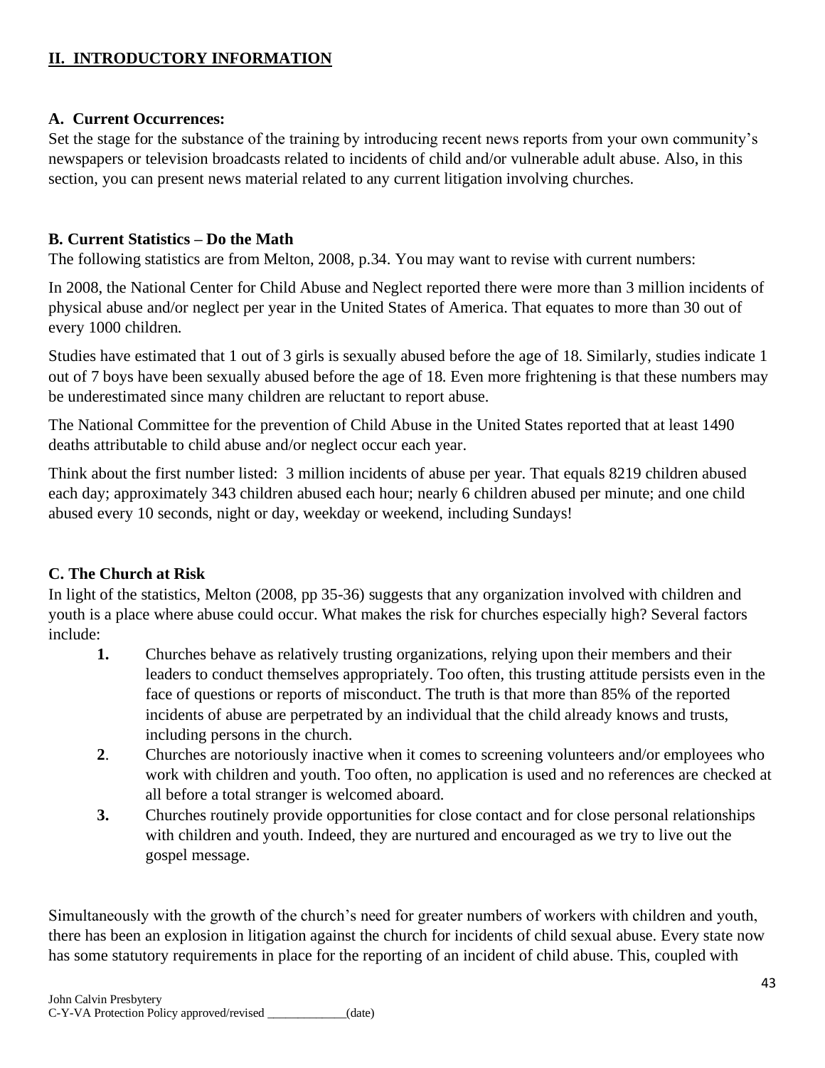## II. INTRODUCTORY INFORMATION

### A. Current Occurrences:

Set the stage for the substance of the training by introducing recent news reports from your own community's newspapers or television broadcasts related to incidents of child and/or vulnerable adult abuse. Also, in this section, you can present news material related to any current litigation involving churches.

### B. Current Statistics – Do the Math

The following statistics are from Melton, 2008, p.34. You may want to revise with current numbers:

In 2008, the National Center for Child Abuse and Neglect reported there were more than 3 million incidents of physical abuse and/or neglect per year in the United States of America. That equates to more than 30 out of every 1000 children.

Studies have estimated that 1 out of 3 girls is sexually abused before the age of 18. Similarly, studies indicate 1 out of 7 boys have been sexually abused before the age of 18. Even more frightening is that these numbers may be underestimated since many children are reluctant to report abuse.

The National Committee for the prevention of Child Abuse in the United States reported that at least 1490 deaths attributable to child abuse and/or neglect occur each year.

Think about the first number listed: 3 million incidents of abuse per year. That equals 8219 children abused each day; approximately 343 children abused each hour; nearly 6 children abused per minute; and one child abused every 10 seconds, night or day, weekday or weekend, including Sundays!

### C. The Church at Risk

In light of the statistics, Melton (2008, pp 35-36) suggests that any organization involved with children and youth is a place where abuse could occur. What makes the risk for churches especially high? Several factors include:

1. Churches behave as relatively trusting organizations, relying upon their members and their leaders to conduct themselves appropriately. Too often, this trusting attitude persists even in the face of questions or reports of misconduct. The truth is that more than 85% of the reported incidents of abuse are perpetrated by an individual that the child already knows and trusts, including persons in the church.
2. Churches are notoriously inactive when it comes to screening volunteers and/or employees who work with children and youth. Too often, no application is used and no references are checked at all before a total stranger is welcomed aboard.
3. Churches routinely provide opportunities for close contact and for close personal relationships with children and youth. Indeed, they are nurtured and encouraged as we try to live out the gospel message.

Simultaneously with the growth of the church's need for greater numbers of workers with children and youth, there has been an explosion in litigation against the church for incidents of child sexual abuse. Every state now has some statutory requirements in place for the reporting of an incident of child abuse. This, coupled with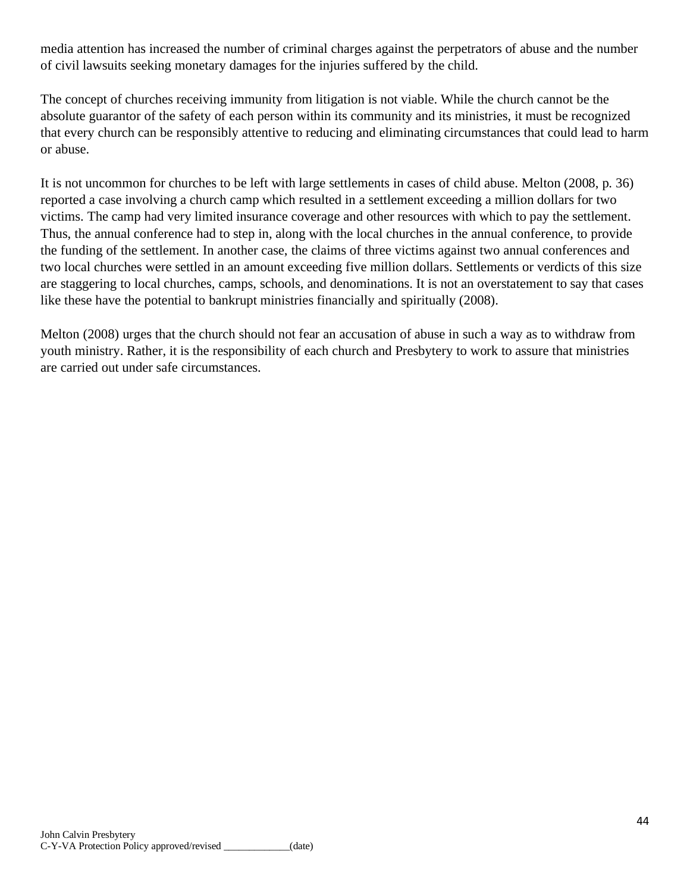media attention has increased the number of criminal charges against the perpetrators of abuse and the number of civil lawsuits seeking monetary damages for the injuries suffered by the child.

The concept of churches receiving immunity from litigation is not viable. While the church cannot be the absolute guarantor of the safety of each person within its community and its ministries, it must be recognized that every church can be responsibly attentive to reducing and eliminating circumstances that could lead to harm or abuse.

It is not uncommon for churches to be left with large settlements in cases of child abuse. Melton (2008, p. 36) reported a case involving a church camp which resulted in a settlement exceeding a million dollars for two victims. The camp had very limited insurance coverage and other resources with which to pay the settlement. Thus, the annual conference had to step in, along with the local churches in the annual conference, to provide the funding of the settlement. In another case, the claims of three victims against two annual conferences and two local churches were settled in an amount exceeding five million dollars. Settlements or verdicts of this size are staggering to local churches, camps, schools, and denominations. It is not an overstatement to say that cases like these have the potential to bankrupt ministries financially and spiritually (2008).

Melton (2008) urges that the church should not fear an accusation of abuse in such a way as to withdraw from youth ministry. Rather, it is the responsibility of each church and Presbytery to work to assure that ministries are carried out under safe circumstances.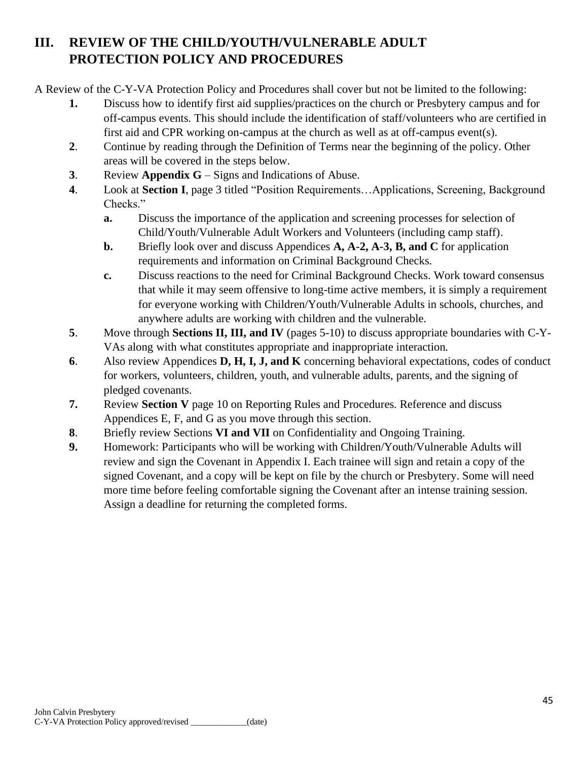## III. REVIEW OF THE CHILD/YOUTH/VULNERABLE ADULT PROTECTION POLICY AND PROCEDURES

A Review of the C-Y-VA Protection Policy and Procedures shall cover but not be limited to the following:

1. Discuss how to identify first aid supplies/practices on the church or Presbytery campus and for off-campus events. This should include the identification of staff/volunteers who are certified in first aid and CPR working on-campus at the church as well as at off-campus event(s).
2. Continue by reading through the Definition of Terms near the beginning of the policy. Other areas will be covered in the steps below.
3. Review **Appendix G** – Signs and Indications of Abuse.
4. Look at **Section I**, page 3 titled "Position Requirements…Applications, Screening, Background Checks."
   - **a.** Discuss the importance of the application and screening processes for selection of Child/Youth/Vulnerable Adult Workers and Volunteers (including camp staff).
   - **b.** Briefly look over and discuss Appendices **A, A-2, A-3, B, and C** for application requirements and information on Criminal Background Checks.
   - **c.** Discuss reactions to the need for Criminal Background Checks. Work toward consensus that while it may seem offensive to long-time active members, it is simply a requirement for everyone working with Children/Youth/Vulnerable Adults in schools, churches, and anywhere adults are working with children and the vulnerable.
5. Move through **Sections II, III, and IV** (pages 5-10) to discuss appropriate boundaries with C-Y-VAs along with what constitutes appropriate and inappropriate interaction.
6. Also review Appendices **D, H, I, J, and K** concerning behavioral expectations, codes of conduct for workers, volunteers, children, youth, and vulnerable adults, parents, and the signing of pledged covenants.
7. Review **Section V** page 10 on Reporting Rules and Procedures. Reference and discuss Appendices E, F, and G as you move through this section.
8. Briefly review Sections **VI and VII** on Confidentiality and Ongoing Training.
9. Homework: Participants who will be working with Children/Youth/Vulnerable Adults will review and sign the Covenant in Appendix I. Each trainee will sign and retain a copy of the signed Covenant, and a copy will be kept on file by the church or Presbytery. Some will need more time before feeling comfortable signing the Covenant after an intense training session. Assign a deadline for returning the completed forms.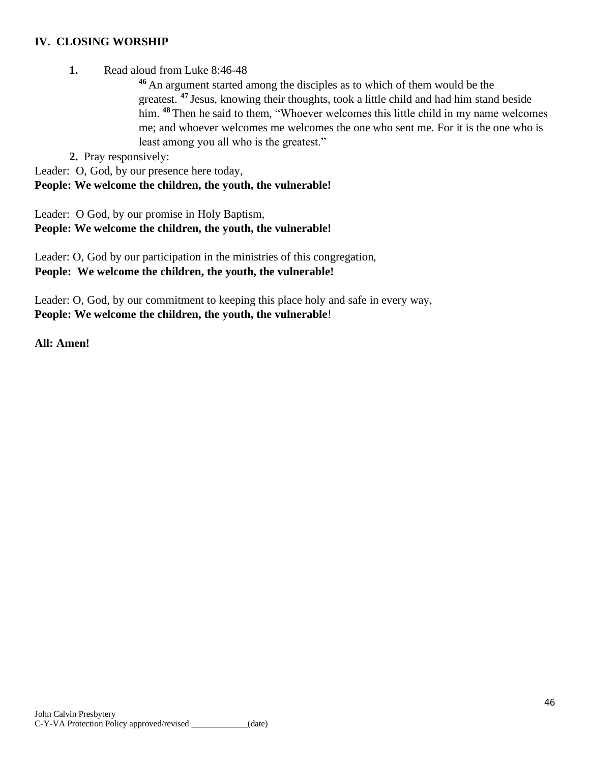## IV. CLOSING WORSHIP

**1.** Read aloud from Luke 8:46-48

> [46] An argument started among the disciples as to which of them would be the greatest. [47] Jesus, knowing their thoughts, took a little child and had him stand beside him. [48] Then he said to them, "Whoever welcomes this little child in my name welcomes me; and whoever welcomes me welcomes the one who sent me. For it is the one who is least among you all who is the greatest."

**2.** Pray responsively:

Leader: O, God, by our presence here today,
**People: We welcome the children, the youth, the vulnerable!**

Leader: O God, by our promise in Holy Baptism,
**People: We welcome the children, the youth, the vulnerable!**

Leader: O, God by our participation in the ministries of this congregation,
**People: We welcome the children, the youth, the vulnerable!**

Leader: O, God, by our commitment to keeping this place holy and safe in every way,
**People: We welcome the children, the youth, the vulnerable**!

**All: Amen!**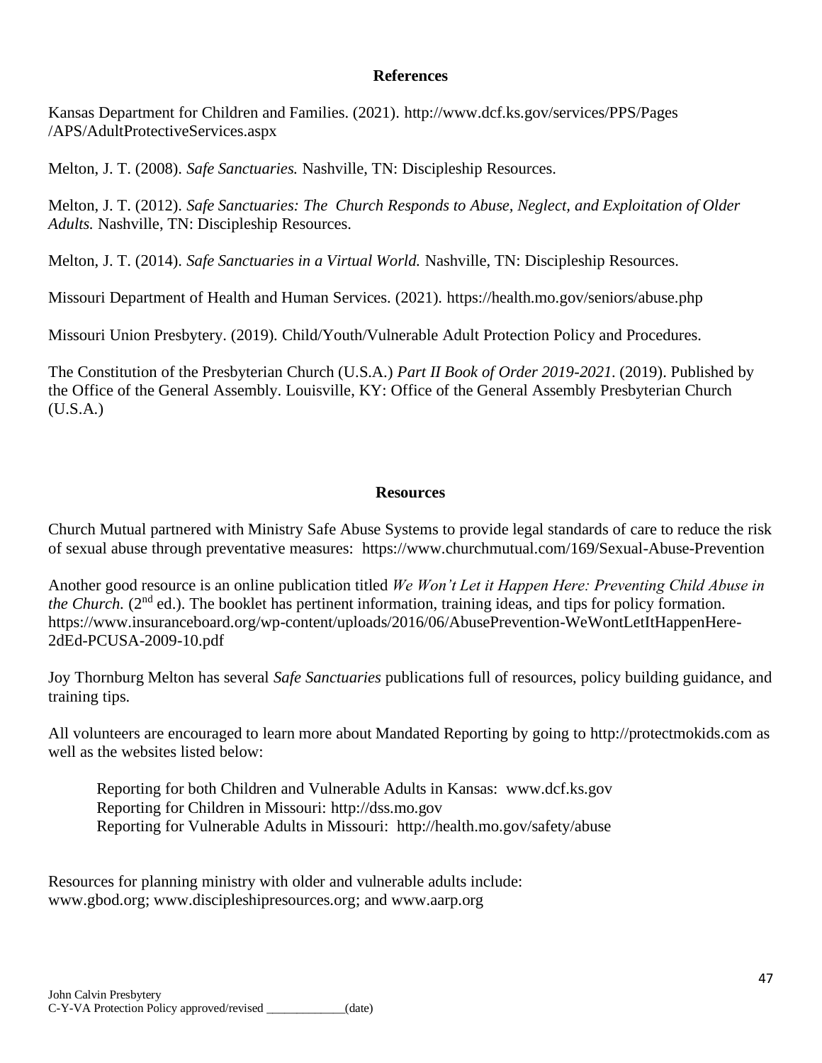## References

Kansas Department for Children and Families. (2021). http://www.dcf.ks.gov/services/PPS/Pages /APS/AdultProtectiveServices.aspx

Melton, J. T. (2008). *Safe Sanctuaries.* Nashville, TN: Discipleship Resources.

Melton, J. T. (2012). *Safe Sanctuaries: The Church Responds to Abuse, Neglect, and Exploitation of Older Adults.* Nashville, TN: Discipleship Resources.

Melton, J. T. (2014). *Safe Sanctuaries in a Virtual World.* Nashville, TN: Discipleship Resources.

Missouri Department of Health and Human Services. (2021). https://health.mo.gov/seniors/abuse.php

Missouri Union Presbytery. (2019). Child/Youth/Vulnerable Adult Protection Policy and Procedures.

The Constitution of the Presbyterian Church (U.S.A.) *Part II Book of Order 2019-2021*. (2019). Published by the Office of the General Assembly. Louisville, KY: Office of the General Assembly Presbyterian Church (U.S.A.)

## Resources

Church Mutual partnered with Ministry Safe Abuse Systems to provide legal standards of care to reduce the risk of sexual abuse through preventative measures: https://www.churchmutual.com/169/Sexual-Abuse-Prevention

Another good resource is an online publication titled *We Won't Let it Happen Here: Preventing Child Abuse in the Church.* (2nd ed.). The booklet has pertinent information, training ideas, and tips for policy formation. https://www.insuranceboard.org/wp-content/uploads/2016/06/AbusePrevention-WeWontLetItHappenHere-2dEd-PCUSA-2009-10.pdf

Joy Thornburg Melton has several *Safe Sanctuaries* publications full of resources, policy building guidance, and training tips.

All volunteers are encouraged to learn more about Mandated Reporting by going to http://protectmokids.com as well as the websites listed below:

Reporting for both Children and Vulnerable Adults in Kansas: www.dcf.ks.gov
Reporting for Children in Missouri: http://dss.mo.gov
Reporting for Vulnerable Adults in Missouri: http://health.mo.gov/safety/abuse

Resources for planning ministry with older and vulnerable adults include:
www.gbod.org; www.discipleshipresources.org; and www.aarp.org